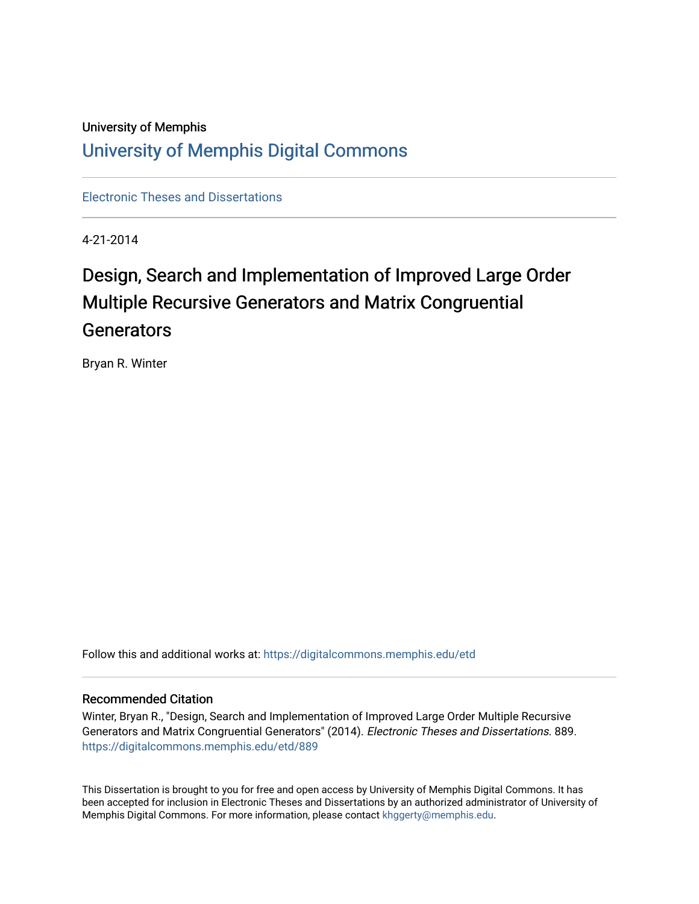University of Memphis

# University of Memphis Digital Commons

Electronic Theses and Dissertations

4-21-2014

# Design, Search and Implementation of Improved Large Order Multiple Recursive Generators and Matrix Congruential Generators

Bryan R. Winter

Follow this and additional works at: https://digitalcommons.memphis.edu/etd

## Recommended Citation

Winter, Bryan R., "Design, Search and Implementation of Improved Large Order Multiple Recursive Generators and Matrix Congruential Generators" (2014). *Electronic Theses and Dissertations*. 889.
https://digitalcommons.memphis.edu/etd/889

This Dissertation is brought to you for free and open access by University of Memphis Digital Commons. It has been accepted for inclusion in Electronic Theses and Dissertations by an authorized administrator of University of Memphis Digital Commons. For more information, please contact khggerty@memphis.edu.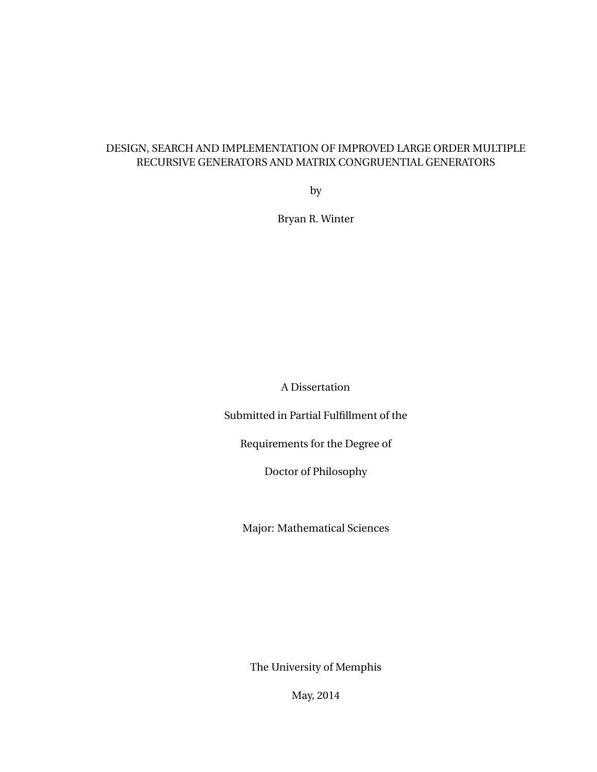# DESIGN, SEARCH AND IMPLEMENTATION OF IMPROVED LARGE ORDER MULTIPLE RECURSIVE GENERATORS AND MATRIX CONGRUENTIAL GENERATORS

by

Bryan R. Winter

A Dissertation

Submitted in Partial Fulfillment of the

Requirements for the Degree of

Doctor of Philosophy

Major: Mathematical Sciences

The University of Memphis

May, 2014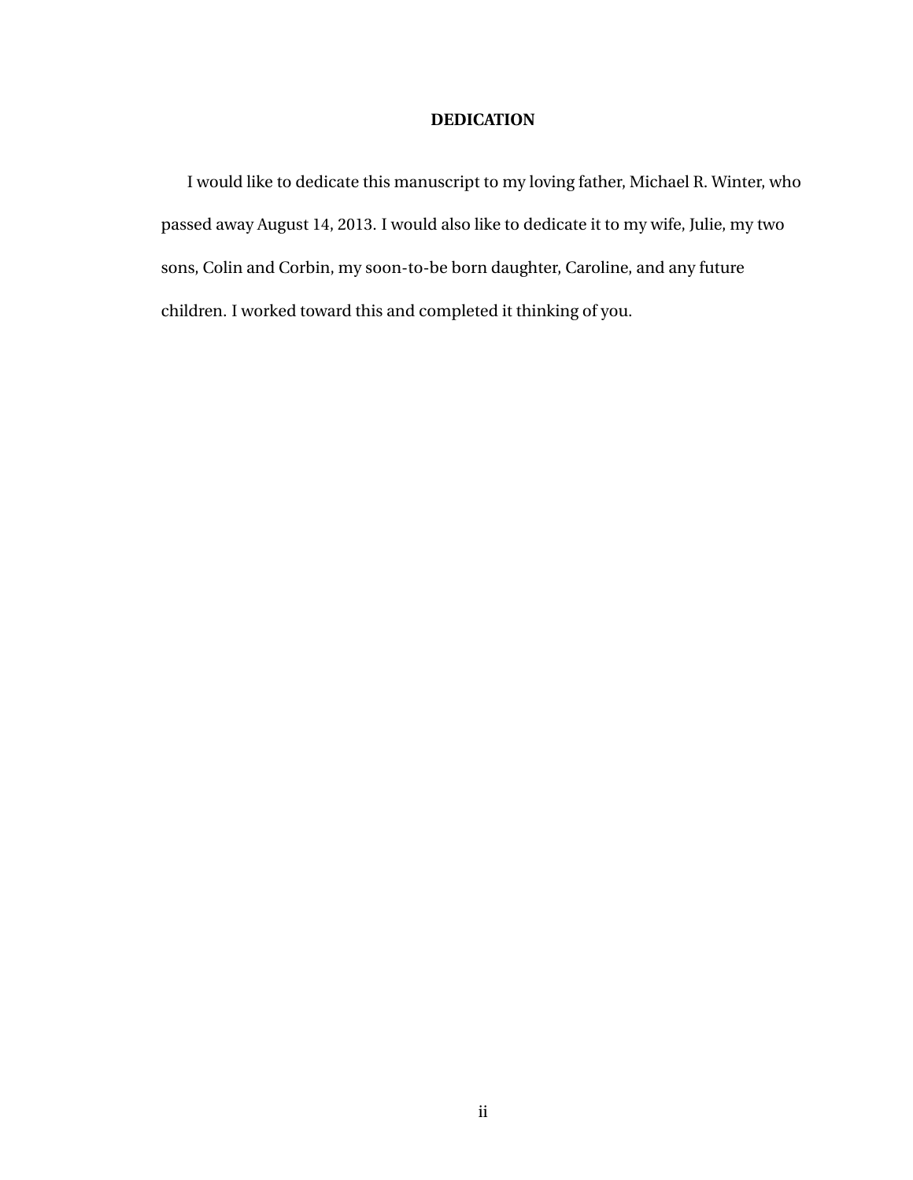# DEDICATION

I would like to dedicate this manuscript to my loving father, Michael R. Winter, who passed away August 14, 2013. I would also like to dedicate it to my wife, Julie, my two sons, Colin and Corbin, my soon-to-be born daughter, Caroline, and any future children. I worked toward this and completed it thinking of you.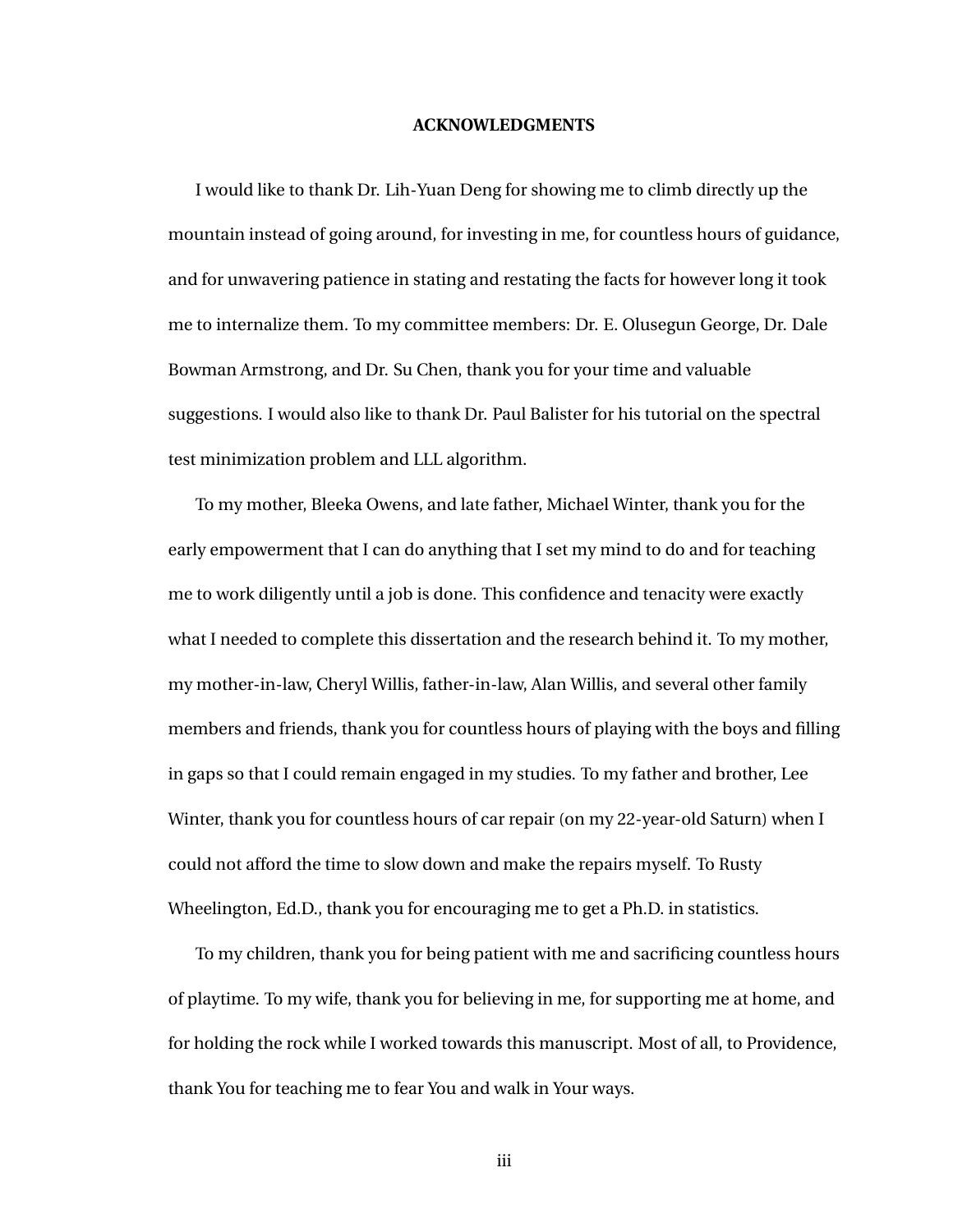# ACKNOWLEDGMENTS

I would like to thank Dr. Lih-Yuan Deng for showing me to climb directly up the mountain instead of going around, for investing in me, for countless hours of guidance, and for unwavering patience in stating and restating the facts for however long it took me to internalize them. To my committee members: Dr. E. Olusegun George, Dr. Dale Bowman Armstrong, and Dr. Su Chen, thank you for your time and valuable suggestions. I would also like to thank Dr. Paul Balister for his tutorial on the spectral test minimization problem and LLL algorithm.

To my mother, Bleeka Owens, and late father, Michael Winter, thank you for the early empowerment that I can do anything that I set my mind to do and for teaching me to work diligently until a job is done. This confidence and tenacity were exactly what I needed to complete this dissertation and the research behind it. To my mother, my mother-in-law, Cheryl Willis, father-in-law, Alan Willis, and several other family members and friends, thank you for countless hours of playing with the boys and filling in gaps so that I could remain engaged in my studies. To my father and brother, Lee Winter, thank you for countless hours of car repair (on my 22-year-old Saturn) when I could not afford the time to slow down and make the repairs myself. To Rusty Wheelington, Ed.D., thank you for encouraging me to get a Ph.D. in statistics.

To my children, thank you for being patient with me and sacrificing countless hours of playtime. To my wife, thank you for believing in me, for supporting me at home, and for holding the rock while I worked towards this manuscript. Most of all, to Providence, thank You for teaching me to fear You and walk in Your ways.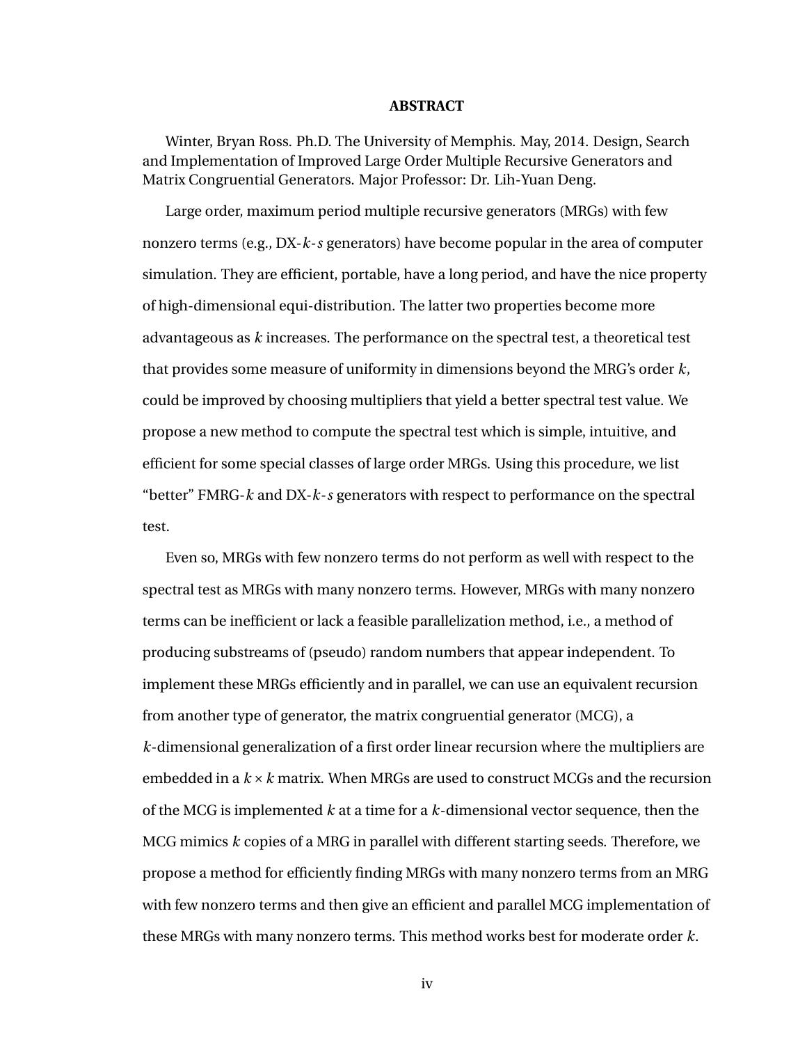# ABSTRACT

Winter, Bryan Ross. Ph.D. The University of Memphis. May, 2014. Design, Search and Implementation of Improved Large Order Multiple Recursive Generators and Matrix Congruential Generators. Major Professor: Dr. Lih-Yuan Deng.

Large order, maximum period multiple recursive generators (MRGs) with few nonzero terms (e.g., DX-$k$-$s$ generators) have become popular in the area of computer simulation. They are efficient, portable, have a long period, and have the nice property of high-dimensional equi-distribution. The latter two properties become more advantageous as $k$ increases. The performance on the spectral test, a theoretical test that provides some measure of uniformity in dimensions beyond the MRG's order $k$, could be improved by choosing multipliers that yield a better spectral test value. We propose a new method to compute the spectral test which is simple, intuitive, and efficient for some special classes of large order MRGs. Using this procedure, we list "better" FMRG-$k$ and DX-$k$-$s$ generators with respect to performance on the spectral test.

Even so, MRGs with few nonzero terms do not perform as well with respect to the spectral test as MRGs with many nonzero terms. However, MRGs with many nonzero terms can be inefficient or lack a feasible parallelization method, i.e., a method of producing substreams of (pseudo) random numbers that appear independent. To implement these MRGs efficiently and in parallel, we can use an equivalent recursion from another type of generator, the matrix congruential generator (MCG), a $k$-dimensional generalization of a first order linear recursion where the multipliers are embedded in a $k \times k$ matrix. When MRGs are used to construct MCGs and the recursion of the MCG is implemented $k$ at a time for a $k$-dimensional vector sequence, then the MCG mimics $k$ copies of a MRG in parallel with different starting seeds. Therefore, we propose a method for efficiently finding MRGs with many nonzero terms from an MRG with few nonzero terms and then give an efficient and parallel MCG implementation of these MRGs with many nonzero terms. This method works best for moderate order $k$.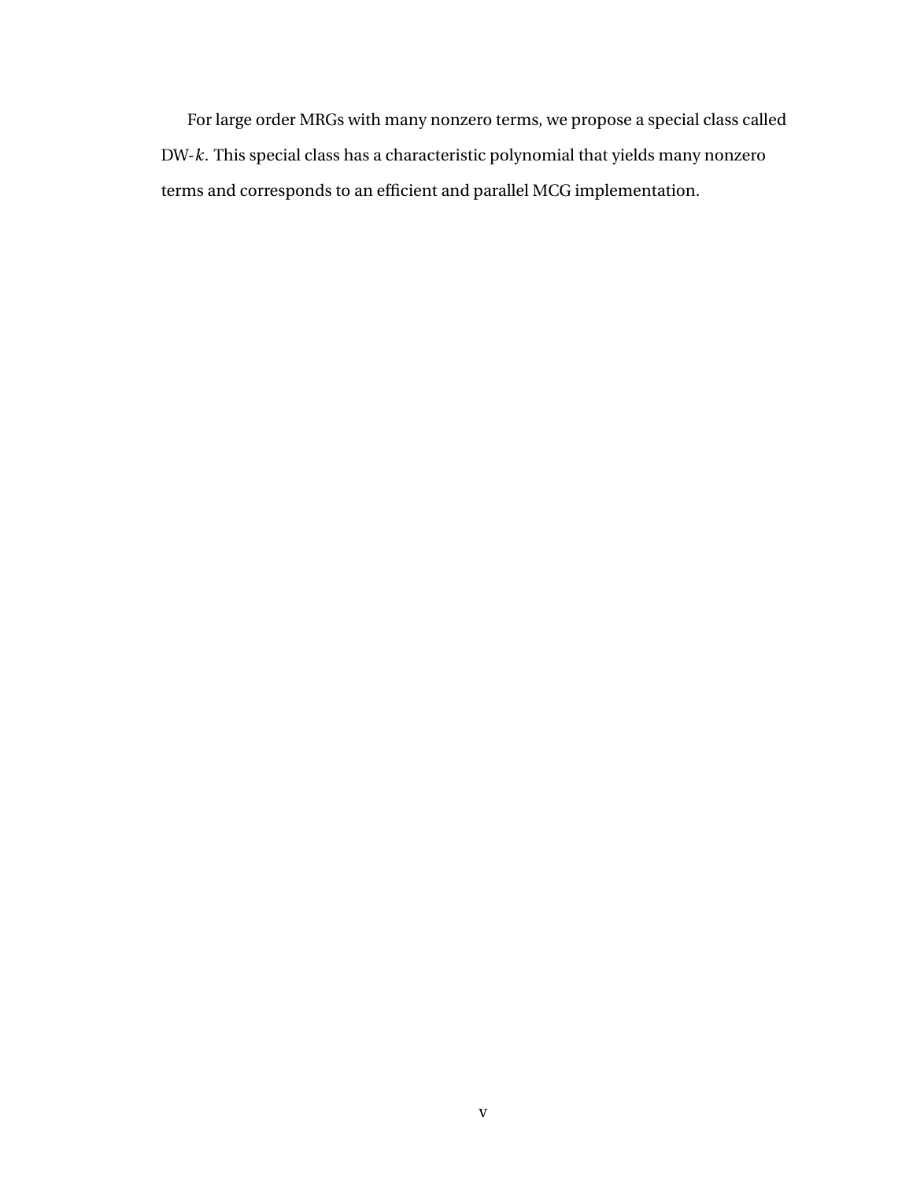For large order MRGs with many nonzero terms, we propose a special class called DW-$k$. This special class has a characteristic polynomial that yields many nonzero terms and corresponds to an efficient and parallel MCG implementation.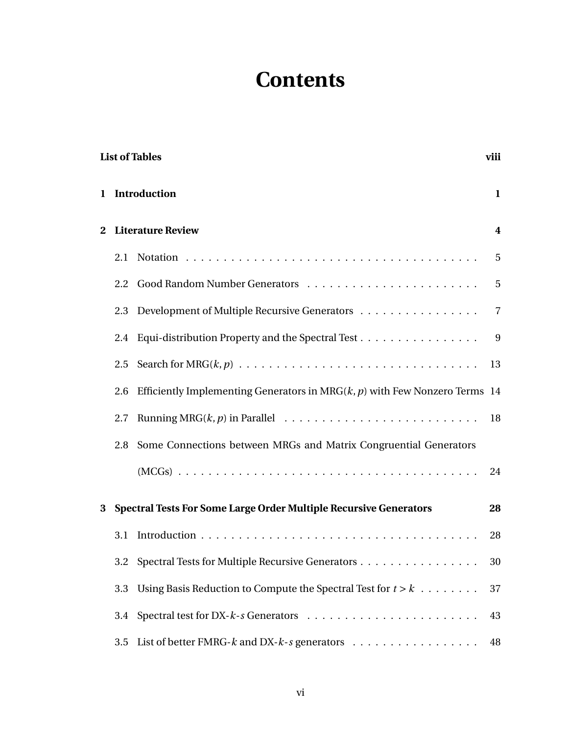# Contents

**List of Tables** **viii**

**1 Introduction** **1**

**2 Literature Review** **4**

2.1 Notation . . . . . . . . . . . . . . . . . . . . . . . . . . . . . . . . . . . . . . . . 5

2.2 Good Random Number Generators . . . . . . . . . . . . . . . . . . . . . . . 5

2.3 Development of Multiple Recursive Generators . . . . . . . . . . . . . . . . 7

2.4 Equi-distribution Property and the Spectral Test . . . . . . . . . . . . . . . . 9

2.5 Search for MRG($k, p$) . . . . . . . . . . . . . . . . . . . . . . . . . . . . . . . 13

2.6 Efficiently Implementing Generators in MRG($k, p$) with Few Nonzero Terms 14

2.7 Running MRG($k, p$) in Parallel . . . . . . . . . . . . . . . . . . . . . . . . . 18

2.8 Some Connections between MRGs and Matrix Congruential Generators (MCGs) . . . . . . . . . . . . . . . . . . . . . . . . . . . . . . . . . . . . . . . 24

**3 Spectral Tests For Some Large Order Multiple Recursive Generators** **28**

3.1 Introduction . . . . . . . . . . . . . . . . . . . . . . . . . . . . . . . . . . . . . 28

3.2 Spectral Tests for Multiple Recursive Generators . . . . . . . . . . . . . . . . 30

3.3 Using Basis Reduction to Compute the Spectral Test for $t > k$ . . . . . . . . 37

3.4 Spectral test for DX-$k$-$s$ Generators . . . . . . . . . . . . . . . . . . . . . . 43

3.5 List of better FMRG-$k$ and DX-$k$-$s$ generators . . . . . . . . . . . . . . . . . 48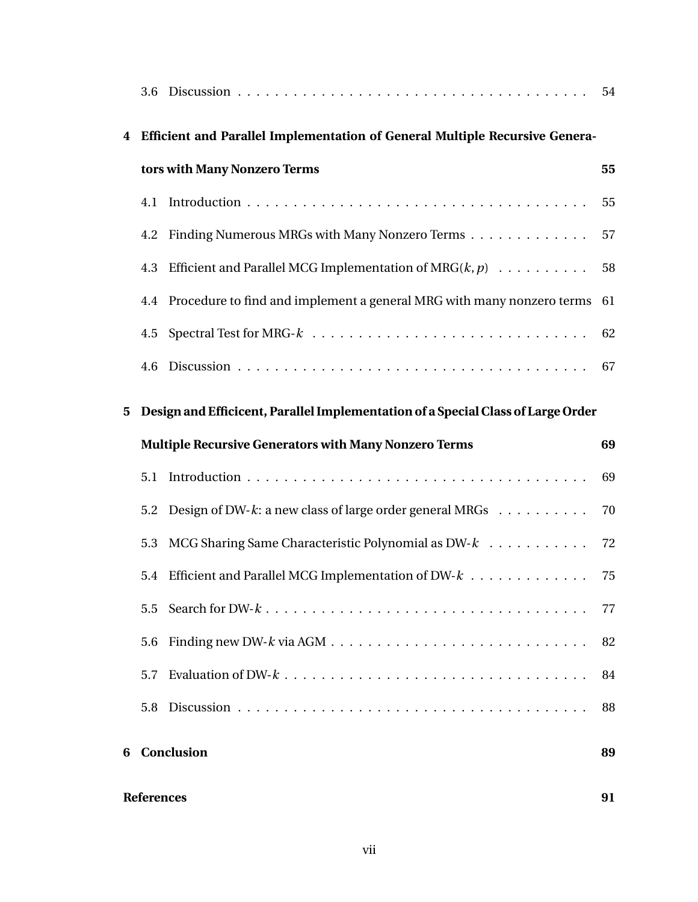3.6 Discussion . . . . . . . . . . . . . . . . . . . . . . . . . . . . . . . . . . . . . . 54

**4 Efficient and Parallel Implementation of General Multiple Recursive Generators with Many Nonzero Terms** **55**

4.1 Introduction . . . . . . . . . . . . . . . . . . . . . . . . . . . . . . . . . . . . . 55

4.2 Finding Numerous MRGs with Many Nonzero Terms . . . . . . . . . . . . . 57

4.3 Efficient and Parallel MCG Implementation of MRG$(k, p)$ . . . . . . . . . . 58

4.4 Procedure to find and implement a general MRG with many nonzero terms 61

4.5 Spectral Test for MRG-$k$ . . . . . . . . . . . . . . . . . . . . . . . . . . . . . 62

4.6 Discussion . . . . . . . . . . . . . . . . . . . . . . . . . . . . . . . . . . . . . . 67

**5 Design and Efficicent, Parallel Implementation of a Special Class of Large Order Multiple Recursive Generators with Many Nonzero Terms** **69**

5.1 Introduction . . . . . . . . . . . . . . . . . . . . . . . . . . . . . . . . . . . . . 69

5.2 Design of DW-$k$: a new class of large order general MRGs . . . . . . . . . . 70

5.3 MCG Sharing Same Characteristic Polynomial as DW-$k$ . . . . . . . . . . . 72

5.4 Efficient and Parallel MCG Implementation of DW-$k$ . . . . . . . . . . . . . 75

5.5 Search for DW-$k$ . . . . . . . . . . . . . . . . . . . . . . . . . . . . . . . . . . 77

5.6 Finding new DW-$k$ via AGM . . . . . . . . . . . . . . . . . . . . . . . . . . . 82

5.7 Evaluation of DW-$k$ . . . . . . . . . . . . . . . . . . . . . . . . . . . . . . . . 84

5.8 Discussion . . . . . . . . . . . . . . . . . . . . . . . . . . . . . . . . . . . . . . 88

**6 Conclusion** **89**

**References** **91**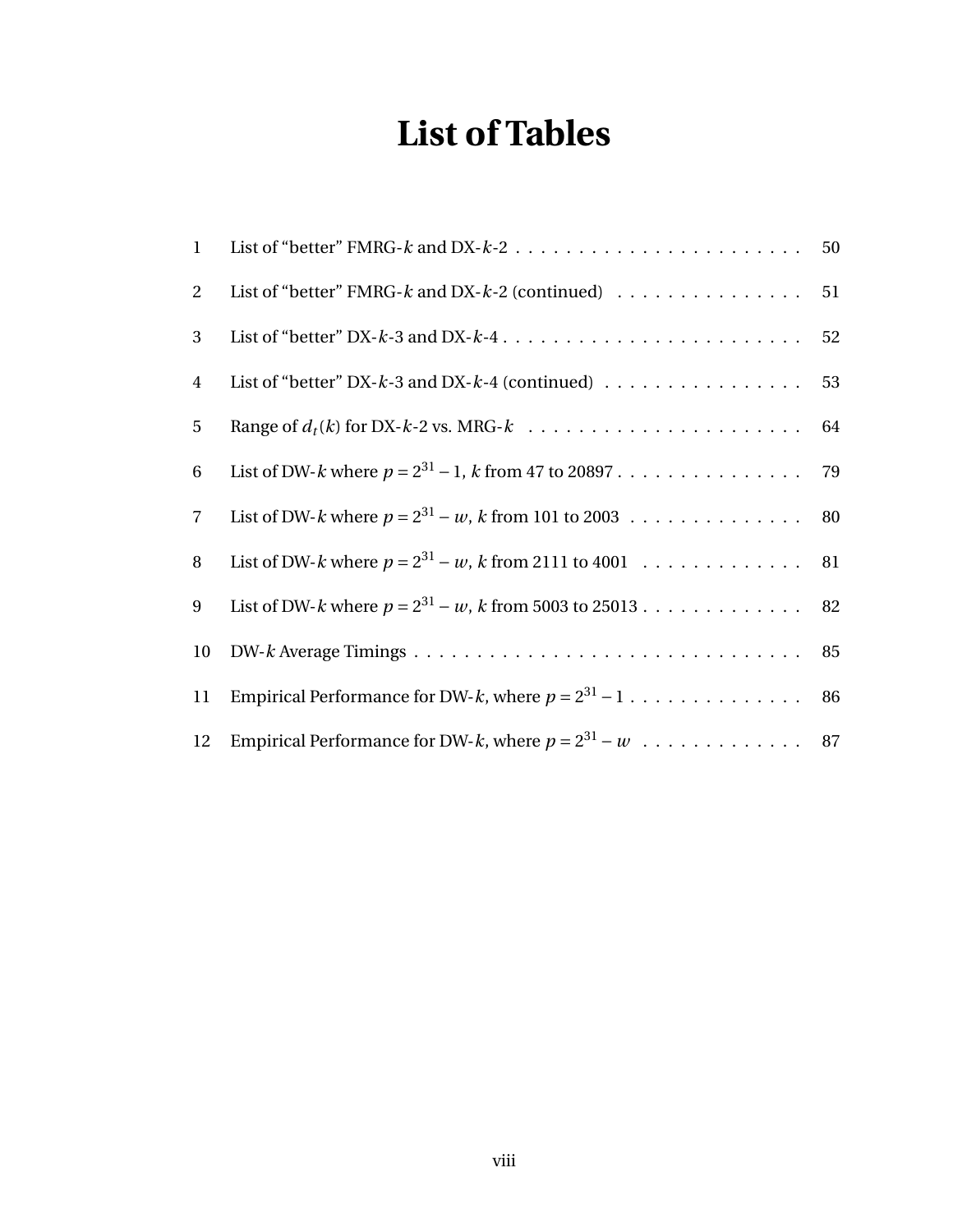# List of Tables

| | | |
|---|---|---|
| 1 | List of "better" FMRG-$k$ and DX-$k$-2 | 50 |
| 2 | List of "better" FMRG-$k$ and DX-$k$-2 (continued) | 51 |
| 3 | List of "better" DX-$k$-3 and DX-$k$-4 | 52 |
| 4 | List of "better" DX-$k$-3 and DX-$k$-4 (continued) | 53 |
| 5 | Range of $d_t(k)$ for DX-$k$-2 vs. MRG-$k$ | 64 |
| 6 | List of DW-$k$ where $p = 2^{31} - 1$, $k$ from 47 to 20897 | 79 |
| 7 | List of DW-$k$ where $p = 2^{31} - w$, $k$ from 101 to 2003 | 80 |
| 8 | List of DW-$k$ where $p = 2^{31} - w$, $k$ from 2111 to 4001 | 81 |
| 9 | List of DW-$k$ where $p = 2^{31} - w$, $k$ from 5003 to 25013 | 82 |
| 10 | DW-$k$ Average Timings | 85 |
| 11 | Empirical Performance for DW-$k$, where $p = 2^{31} - 1$ | 86 |
| 12 | Empirical Performance for DW-$k$, where $p = 2^{31} - w$ | 87 |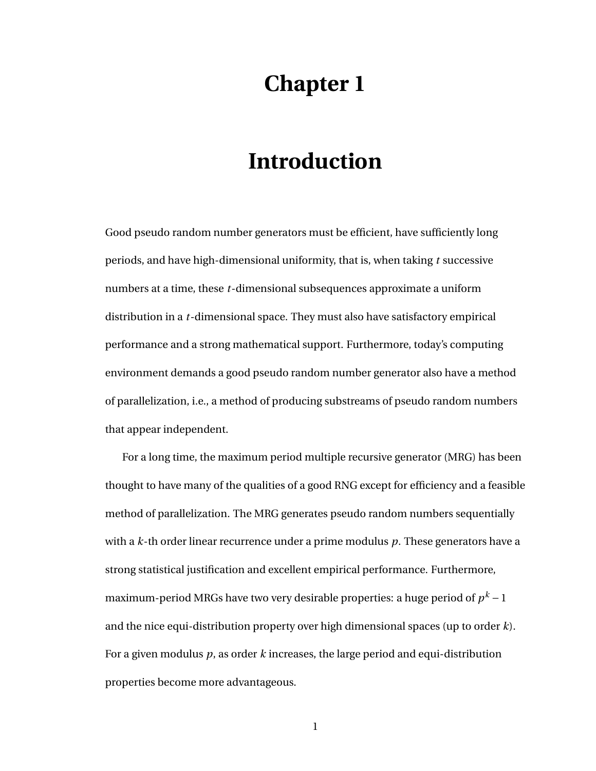# Chapter 1

# Introduction

Good pseudo random number generators must be efficient, have sufficiently long periods, and have high-dimensional uniformity, that is, when taking $t$ successive numbers at a time, these $t$-dimensional subsequences approximate a uniform distribution in a $t$-dimensional space. They must also have satisfactory empirical performance and a strong mathematical support. Furthermore, today's computing environment demands a good pseudo random number generator also have a method of parallelization, i.e., a method of producing substreams of pseudo random numbers that appear independent.

For a long time, the maximum period multiple recursive generator (MRG) has been thought to have many of the qualities of a good RNG except for efficiency and a feasible method of parallelization. The MRG generates pseudo random numbers sequentially with a $k$-th order linear recurrence under a prime modulus $p$. These generators have a strong statistical justification and excellent empirical performance. Furthermore, maximum-period MRGs have two very desirable properties: a huge period of $p^k - 1$ and the nice equi-distribution property over high dimensional spaces (up to order $k$). For a given modulus $p$, as order $k$ increases, the large period and equi-distribution properties become more advantageous.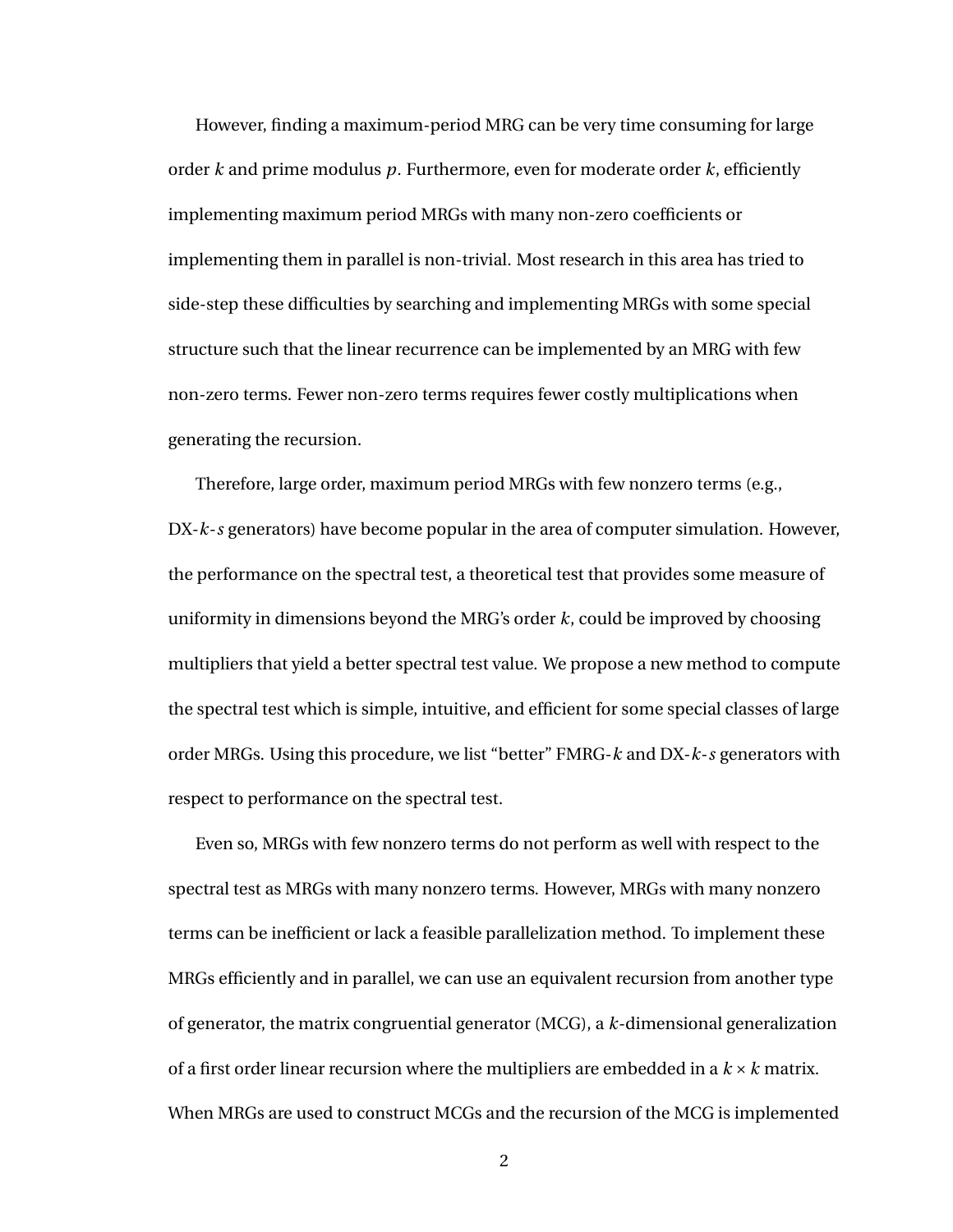However, finding a maximum-period MRG can be very time consuming for large order $k$ and prime modulus $p$. Furthermore, even for moderate order $k$, efficiently implementing maximum period MRGs with many non-zero coefficients or implementing them in parallel is non-trivial. Most research in this area has tried to side-step these difficulties by searching and implementing MRGs with some special structure such that the linear recurrence can be implemented by an MRG with few non-zero terms. Fewer non-zero terms requires fewer costly multiplications when generating the recursion.

Therefore, large order, maximum period MRGs with few nonzero terms (e.g., DX-$k$-$s$ generators) have become popular in the area of computer simulation. However, the performance on the spectral test, a theoretical test that provides some measure of uniformity in dimensions beyond the MRG's order $k$, could be improved by choosing multipliers that yield a better spectral test value. We propose a new method to compute the spectral test which is simple, intuitive, and efficient for some special classes of large order MRGs. Using this procedure, we list "better" FMRG-$k$ and DX-$k$-$s$ generators with respect to performance on the spectral test.

Even so, MRGs with few nonzero terms do not perform as well with respect to the spectral test as MRGs with many nonzero terms. However, MRGs with many nonzero terms can be inefficient or lack a feasible parallelization method. To implement these MRGs efficiently and in parallel, we can use an equivalent recursion from another type of generator, the matrix congruential generator (MCG), a $k$-dimensional generalization of a first order linear recursion where the multipliers are embedded in a $k \times k$ matrix. When MRGs are used to construct MCGs and the recursion of the MCG is implemented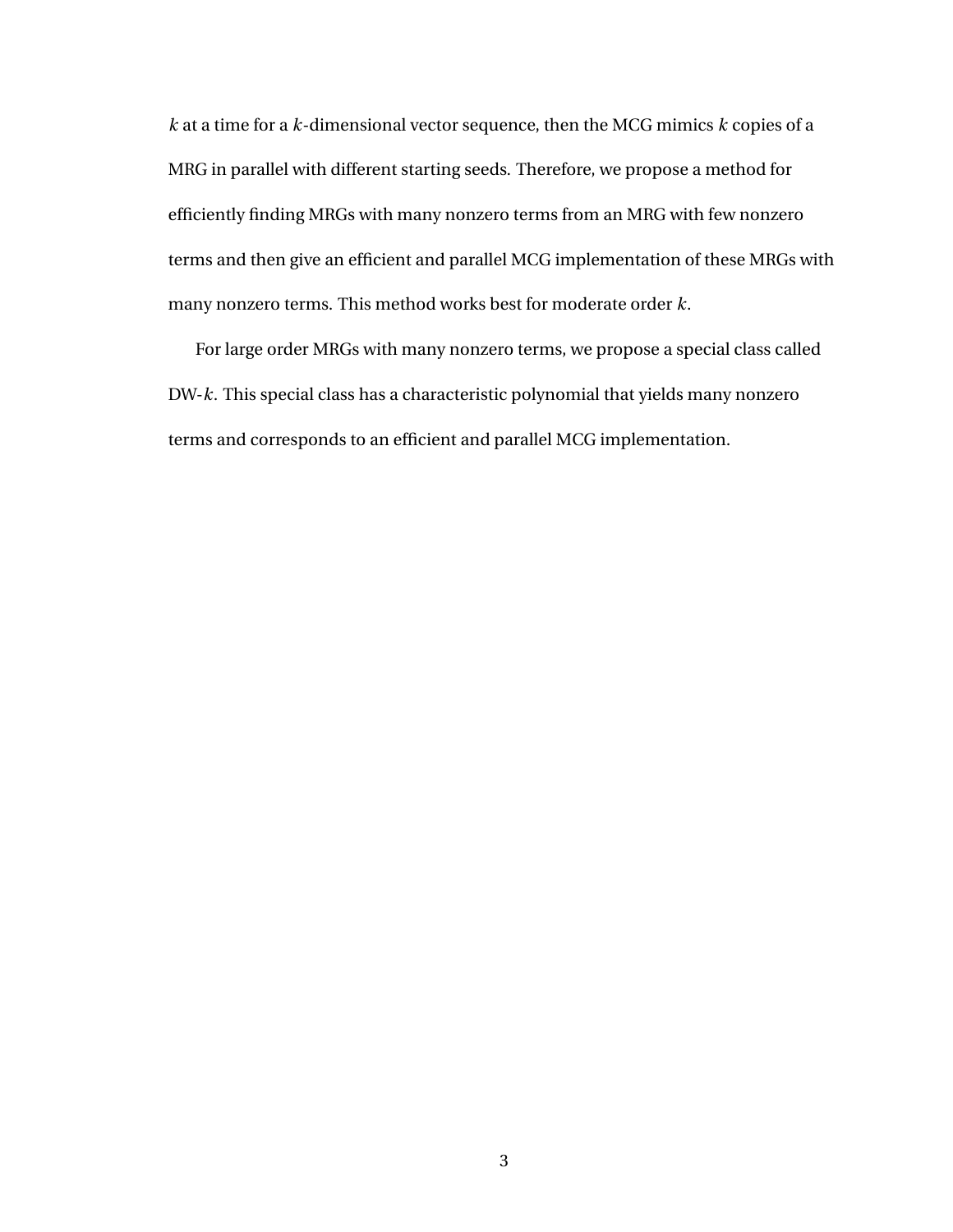$k$ at a time for a $k$-dimensional vector sequence, then the MCG mimics $k$ copies of a MRG in parallel with different starting seeds. Therefore, we propose a method for efficiently finding MRGs with many nonzero terms from an MRG with few nonzero terms and then give an efficient and parallel MCG implementation of these MRGs with many nonzero terms. This method works best for moderate order $k$.

For large order MRGs with many nonzero terms, we propose a special class called DW-$k$. This special class has a characteristic polynomial that yields many nonzero terms and corresponds to an efficient and parallel MCG implementation.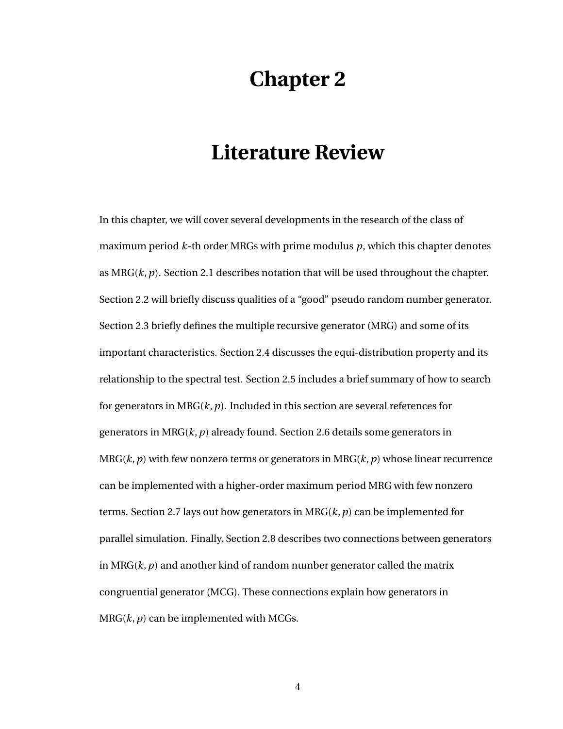# Chapter 2

# Literature Review

In this chapter, we will cover several developments in the research of the class of maximum period $k$-th order MRGs with prime modulus $p$, which this chapter denotes as MRG$(k, p)$. Section 2.1 describes notation that will be used throughout the chapter. Section 2.2 will briefly discuss qualities of a "good" pseudo random number generator. Section 2.3 briefly defines the multiple recursive generator (MRG) and some of its important characteristics. Section 2.4 discusses the equi-distribution property and its relationship to the spectral test. Section 2.5 includes a brief summary of how to search for generators in MRG$(k, p)$. Included in this section are several references for generators in MRG$(k, p)$ already found. Section 2.6 details some generators in MRG$(k, p)$ with few nonzero terms or generators in MRG$(k, p)$ whose linear recurrence can be implemented with a higher-order maximum period MRG with few nonzero terms. Section 2.7 lays out how generators in MRG$(k, p)$ can be implemented for parallel simulation. Finally, Section 2.8 describes two connections between generators in MRG$(k, p)$ and another kind of random number generator called the matrix congruential generator (MCG). These connections explain how generators in MRG$(k, p)$ can be implemented with MCGs.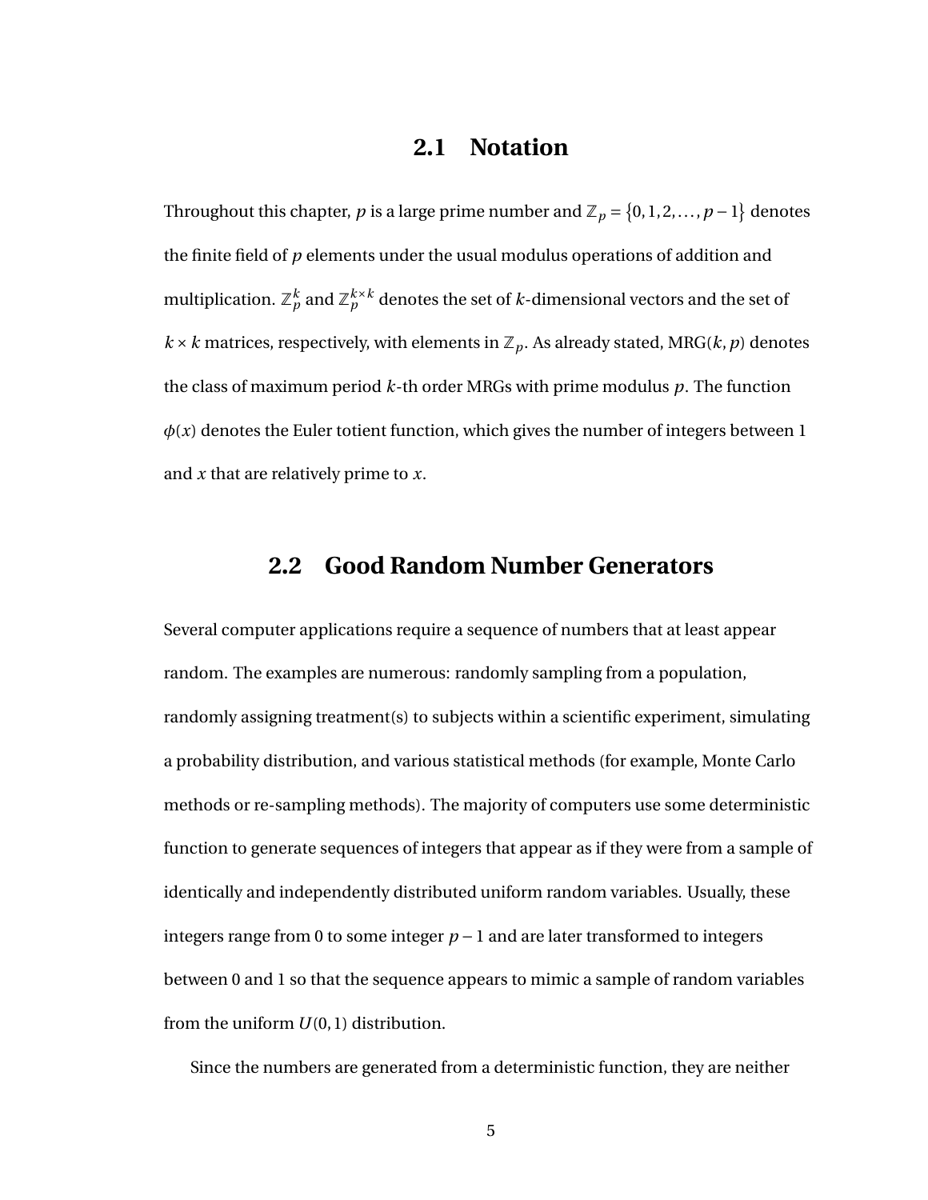## 2.1 Notation

Throughout this chapter, $p$ is a large prime number and $\mathbb{Z}_p = \{0, 1, 2, \ldots, p-1\}$ denotes the finite field of $p$ elements under the usual modulus operations of addition and multiplication. $\mathbb{Z}_p^k$ and $\mathbb{Z}_p^{k \times k}$ denotes the set of $k$-dimensional vectors and the set of $k \times k$ matrices, respectively, with elements in $\mathbb{Z}_p$. As already stated, MRG($k, p$) denotes the class of maximum period $k$-th order MRGs with prime modulus $p$. The function $\phi(x)$ denotes the Euler totient function, which gives the number of integers between 1 and $x$ that are relatively prime to $x$.

## 2.2 Good Random Number Generators

Several computer applications require a sequence of numbers that at least appear random. The examples are numerous: randomly sampling from a population, randomly assigning treatment(s) to subjects within a scientific experiment, simulating a probability distribution, and various statistical methods (for example, Monte Carlo methods or re-sampling methods). The majority of computers use some deterministic function to generate sequences of integers that appear as if they were from a sample of identically and independently distributed uniform random variables. Usually, these integers range from 0 to some integer $p-1$ and are later transformed to integers between 0 and 1 so that the sequence appears to mimic a sample of random variables from the uniform $U(0, 1)$ distribution.

Since the numbers are generated from a deterministic function, they are neither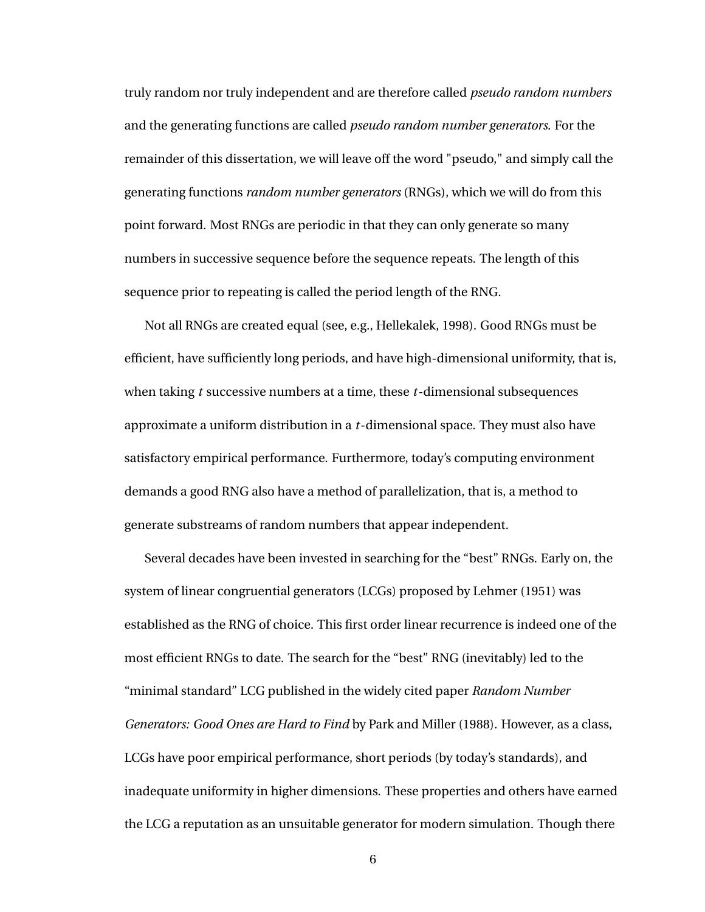truly random nor truly independent and are therefore called *pseudo random numbers* and the generating functions are called *pseudo random number generators*. For the remainder of this dissertation, we will leave off the word "pseudo," and simply call the generating functions *random number generators* (RNGs), which we will do from this point forward. Most RNGs are periodic in that they can only generate so many numbers in successive sequence before the sequence repeats. The length of this sequence prior to repeating is called the period length of the RNG.

Not all RNGs are created equal (see, e.g., Hellekalek, 1998). Good RNGs must be efficient, have sufficiently long periods, and have high-dimensional uniformity, that is, when taking $t$ successive numbers at a time, these $t$-dimensional subsequences approximate a uniform distribution in a $t$-dimensional space. They must also have satisfactory empirical performance. Furthermore, today's computing environment demands a good RNG also have a method of parallelization, that is, a method to generate substreams of random numbers that appear independent.

Several decades have been invested in searching for the "best" RNGs. Early on, the system of linear congruential generators (LCGs) proposed by Lehmer (1951) was established as the RNG of choice. This first order linear recurrence is indeed one of the most efficient RNGs to date. The search for the "best" RNG (inevitably) led to the "minimal standard" LCG published in the widely cited paper *Random Number Generators: Good Ones are Hard to Find* by Park and Miller (1988). However, as a class, LCGs have poor empirical performance, short periods (by today's standards), and inadequate uniformity in higher dimensions. These properties and others have earned the LCG a reputation as an unsuitable generator for modern simulation. Though there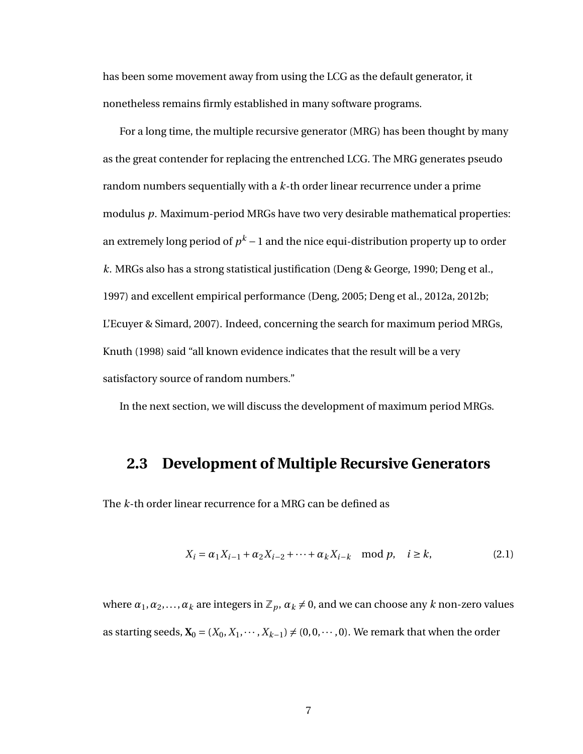has been some movement away from using the LCG as the default generator, it nonetheless remains firmly established in many software programs.

For a long time, the multiple recursive generator (MRG) has been thought by many as the great contender for replacing the entrenched LCG. The MRG generates pseudo random numbers sequentially with a $k$-th order linear recurrence under a prime modulus $p$. Maximum-period MRGs have two very desirable mathematical properties: an extremely long period of $p^k - 1$ and the nice equi-distribution property up to order $k$. MRGs also has a strong statistical justification (Deng & George, 1990; Deng et al., 1997) and excellent empirical performance (Deng, 2005; Deng et al., 2012a, 2012b; L'Ecuyer & Simard, 2007). Indeed, concerning the search for maximum period MRGs, Knuth (1998) said "all known evidence indicates that the result will be a very satisfactory source of random numbers."

In the next section, we will discuss the development of maximum period MRGs.

## 2.3 Development of Multiple Recursive Generators

The $k$-th order linear recurrence for a MRG can be defined as

$$X_i = \alpha_1 X_{i-1} + \alpha_2 X_{i-2} + \cdots + \alpha_k X_{i-k} \mod p, \quad i \geq k, \tag{2.1}$$

where $\alpha_1, \alpha_2, \ldots, \alpha_k$ are integers in $\mathbb{Z}_p$, $\alpha_k \neq 0$, and we can choose any $k$ non-zero values as starting seeds, $\mathbf{X}_0 = (X_0, X_1, \cdots, X_{k-1}) \neq (0, 0, \cdots, 0)$. We remark that when the order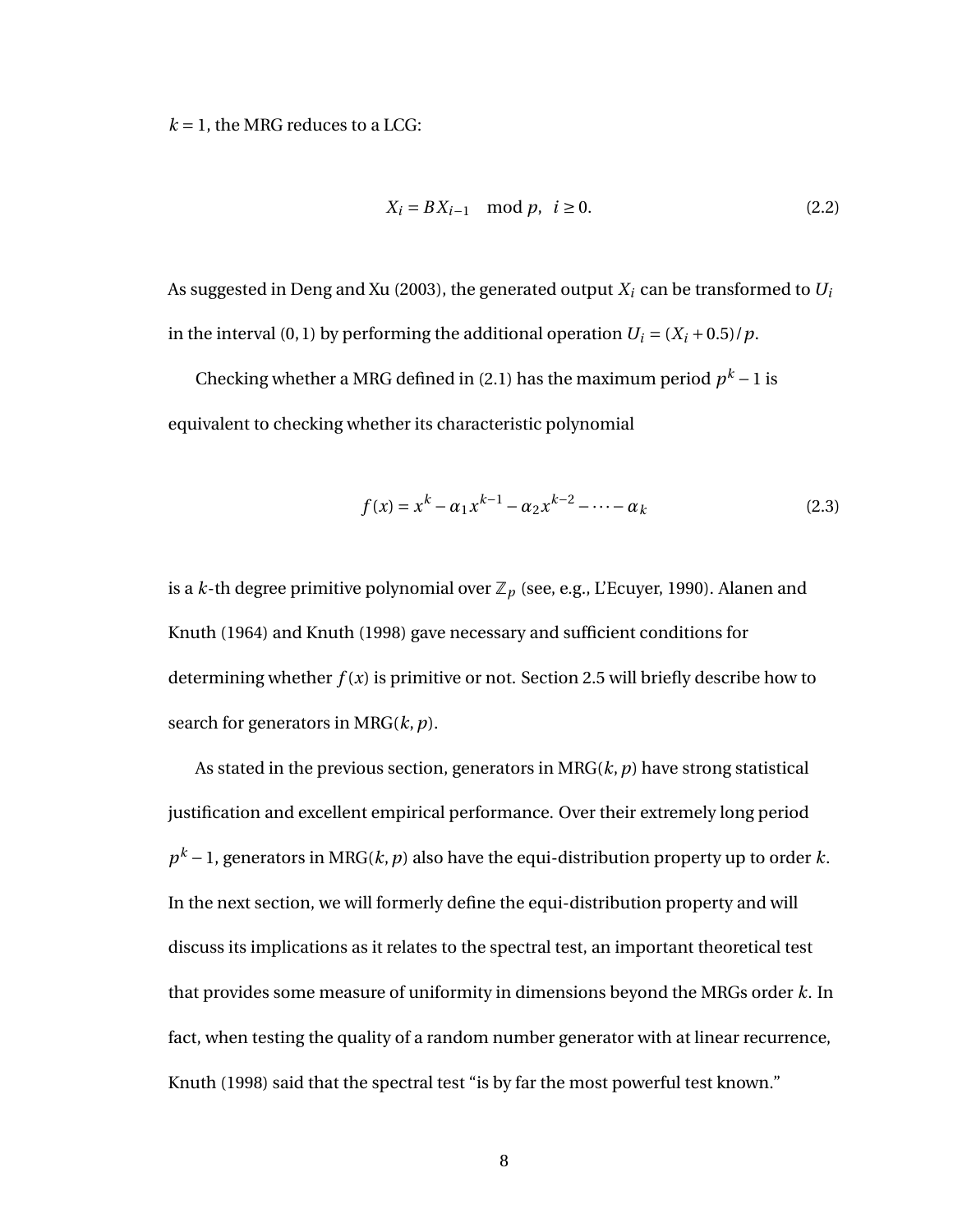$k = 1$, the MRG reduces to a LCG:

$$X_i = BX_{i-1} \mod p, \quad i \geq 0. \tag{2.2}$$

As suggested in Deng and Xu (2003), the generated output $X_i$ can be transformed to $U_i$ in the interval $(0,1)$ by performing the additional operation $U_i = (X_i + 0.5)/p$.

Checking whether a MRG defined in (2.1) has the maximum period $p^k - 1$ is equivalent to checking whether its characteristic polynomial

$$f(x) = x^k - \alpha_1 x^{k-1} - \alpha_2 x^{k-2} - \cdots - \alpha_k \tag{2.3}$$

is a $k$-th degree primitive polynomial over $\mathbb{Z}_p$ (see, e.g., L'Ecuyer, 1990). Alanen and Knuth (1964) and Knuth (1998) gave necessary and sufficient conditions for determining whether $f(x)$ is primitive or not. Section 2.5 will briefly describe how to search for generators in MRG$(k, p)$.

As stated in the previous section, generators in MRG$(k, p)$ have strong statistical justification and excellent empirical performance. Over their extremely long period $p^k - 1$, generators in MRG$(k, p)$ also have the equi-distribution property up to order $k$. In the next section, we will formerly define the equi-distribution property and will discuss its implications as it relates to the spectral test, an important theoretical test that provides some measure of uniformity in dimensions beyond the MRGs order $k$. In fact, when testing the quality of a random number generator with at linear recurrence, Knuth (1998) said that the spectral test "is by far the most powerful test known."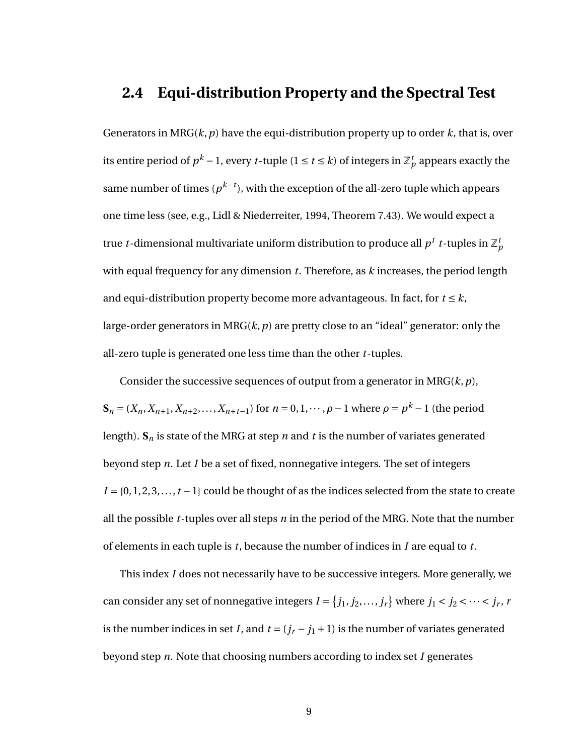## 2.4 Equi-distribution Property and the Spectral Test

Generators in MRG$(k, p)$ have the equi-distribution property up to order $k$, that is, over its entire period of $p^k - 1$, every $t$-tuple $(1 \le t \le k)$ of integers in $\mathbb{Z}_p^t$ appears exactly the same number of times $(p^{k-t})$, with the exception of the all-zero tuple which appears one time less (see, e.g., Lidl & Niederreiter, 1994, Theorem 7.43). We would expect a true $t$-dimensional multivariate uniform distribution to produce all $p^t$ $t$-tuples in $\mathbb{Z}_p^t$ with equal frequency for any dimension $t$. Therefore, as $k$ increases, the period length and equi-distribution property become more advantageous. In fact, for $t \le k$, large-order generators in MRG$(k, p)$ are pretty close to an "ideal" generator: only the all-zero tuple is generated one less time than the other $t$-tuples.

Consider the successive sequences of output from a generator in MRG$(k, p)$, $\mathbf{S}_n = (X_n, X_{n+1}, X_{n+2}, \ldots, X_{n+t-1})$ for $n = 0, 1, \cdots, \rho - 1$ where $\rho = p^k - 1$ (the period length). $\mathbf{S}_n$ is state of the MRG at step $n$ and $t$ is the number of variates generated beyond step $n$. Let $I$ be a set of fixed, nonnegative integers. The set of integers $I = \{0, 1, 2, 3, \ldots, t-1\}$ could be thought of as the indices selected from the state to create all the possible $t$-tuples over all steps $n$ in the period of the MRG. Note that the number of elements in each tuple is $t$, because the number of indices in $I$ are equal to $t$.

This index $I$ does not necessarily have to be successive integers. More generally, we can consider any set of nonnegative integers $I = \{j_1, j_2, \ldots, j_r\}$ where $j_1 < j_2 < \cdots < j_r$, $r$ is the number indices in set $I$, and $t = (j_r - j_1 + 1)$ is the number of variates generated beyond step $n$. Note that choosing numbers according to index set $I$ generates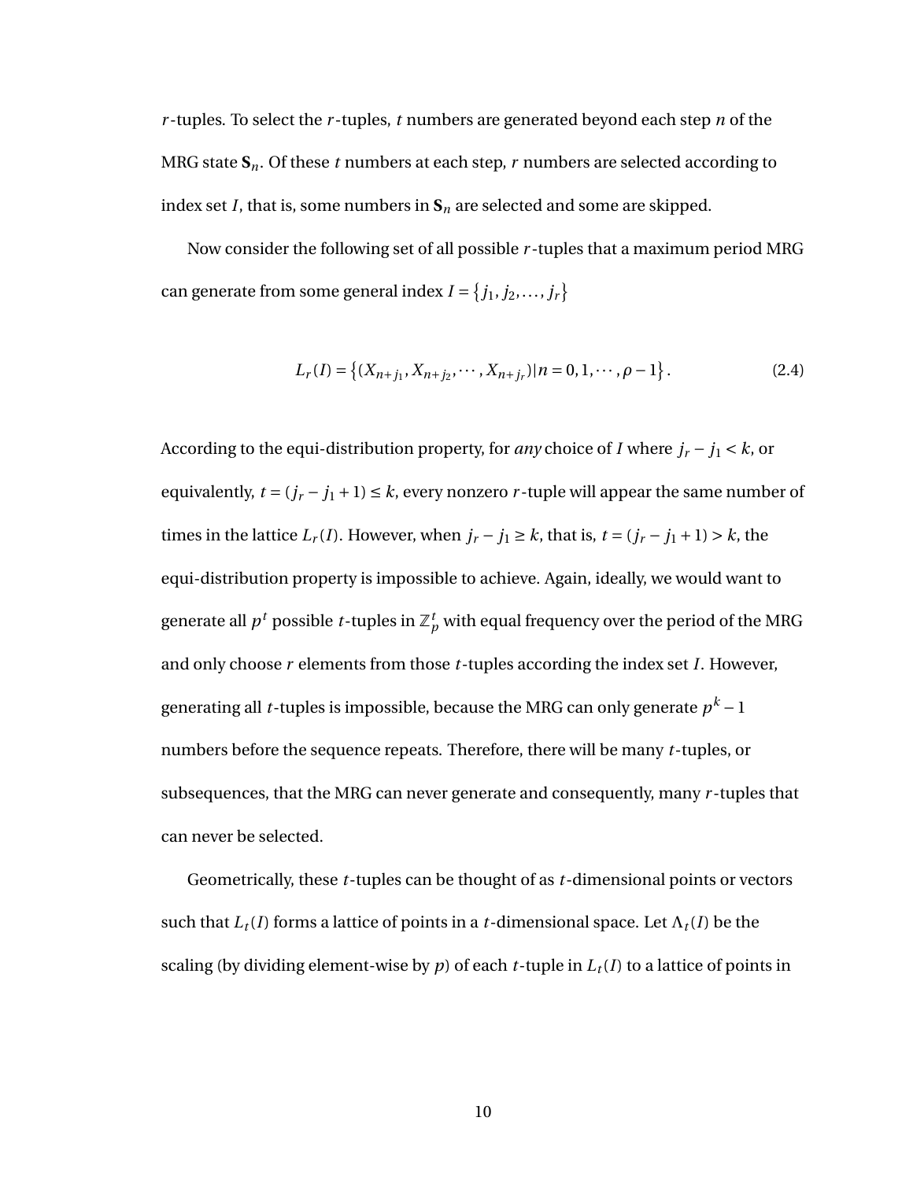$r$-tuples. To select the $r$-tuples, $t$ numbers are generated beyond each step $n$ of the MRG state $\mathbf{S}_n$. Of these $t$ numbers at each step, $r$ numbers are selected according to index set $I$, that is, some numbers in $\mathbf{S}_n$ are selected and some are skipped.

Now consider the following set of all possible $r$-tuples that a maximum period MRG can generate from some general index $I = \{j_1, j_2, \ldots, j_r\}$

$$L_r(I) = \left\{(X_{n+j_1}, X_{n+j_2}, \cdots, X_{n+j_r}) | n = 0, 1, \cdots, \rho - 1\right\}. \tag{2.4}$$

According to the equi-distribution property, for *any* choice of $I$ where $j_r - j_1 < k$, or equivalently, $t = (j_r - j_1 + 1) \leq k$, every nonzero $r$-tuple will appear the same number of times in the lattice $L_r(I)$. However, when $j_r - j_1 \geq k$, that is, $t = (j_r - j_1 + 1) > k$, the equi-distribution property is impossible to achieve. Again, ideally, we would want to generate all $p^t$ possible $t$-tuples in $\mathbb{Z}_p^t$ with equal frequency over the period of the MRG and only choose $r$ elements from those $t$-tuples according the index set $I$. However, generating all $t$-tuples is impossible, because the MRG can only generate $p^k - 1$ numbers before the sequence repeats. Therefore, there will be many $t$-tuples, or subsequences, that the MRG can never generate and consequently, many $r$-tuples that can never be selected.

Geometrically, these $t$-tuples can be thought of as $t$-dimensional points or vectors such that $L_t(I)$ forms a lattice of points in a $t$-dimensional space. Let $\Lambda_t(I)$ be the scaling (by dividing element-wise by $p$) of each $t$-tuple in $L_t(I)$ to a lattice of points in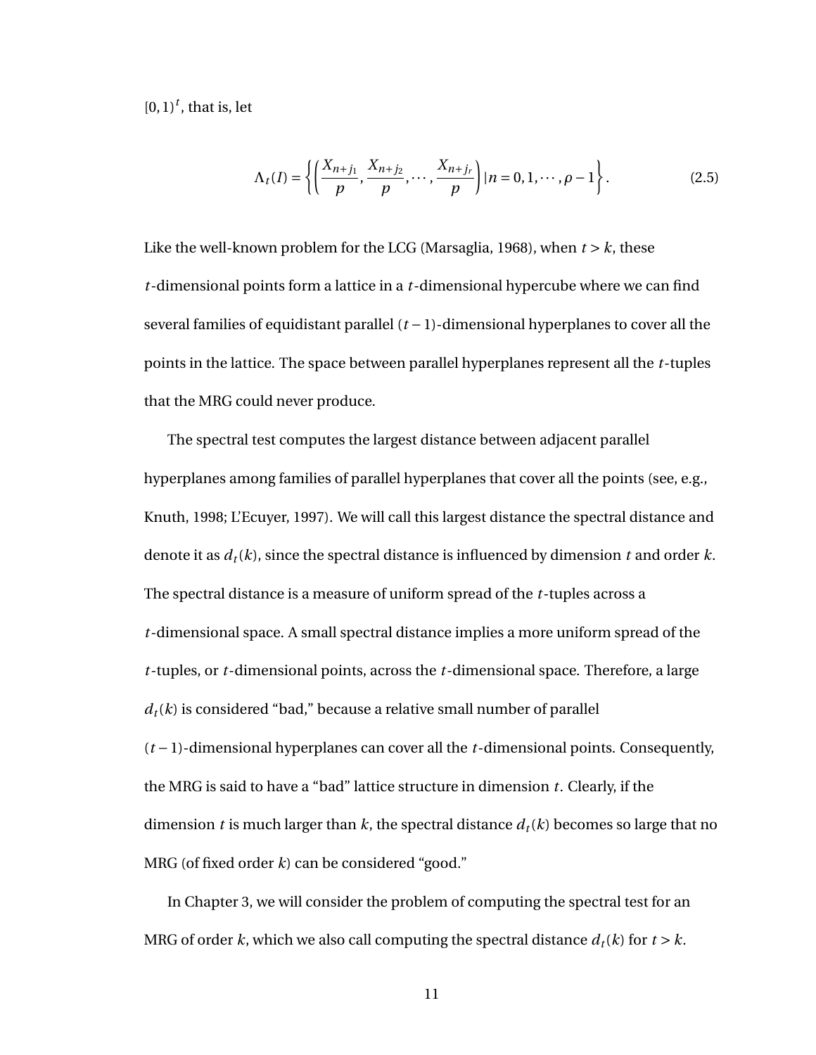$[0,1)^t$, that is, let

$$\Lambda_t(I) = \left\{ \left( \frac{X_{n+j_1}}{p}, \frac{X_{n+j_2}}{p}, \cdots, \frac{X_{n+j_r}}{p} \right) | n = 0, 1, \cdots, \rho - 1 \right\}. \tag{2.5}$$

Like the well-known problem for the LCG (Marsaglia, 1968), when $t > k$, these $t$-dimensional points form a lattice in a $t$-dimensional hypercube where we can find several families of equidistant parallel $(t-1)$-dimensional hyperplanes to cover all the points in the lattice. The space between parallel hyperplanes represent all the $t$-tuples that the MRG could never produce.

The spectral test computes the largest distance between adjacent parallel hyperplanes among families of parallel hyperplanes that cover all the points (see, e.g., Knuth, 1998; L'Ecuyer, 1997). We will call this largest distance the spectral distance and denote it as $d_t(k)$, since the spectral distance is influenced by dimension $t$ and order $k$. The spectral distance is a measure of uniform spread of the $t$-tuples across a $t$-dimensional space. A small spectral distance implies a more uniform spread of the $t$-tuples, or $t$-dimensional points, across the $t$-dimensional space. Therefore, a large $d_t(k)$ is considered "bad," because a relative small number of parallel $(t-1)$-dimensional hyperplanes can cover all the $t$-dimensional points. Consequently, the MRG is said to have a "bad" lattice structure in dimension $t$. Clearly, if the dimension $t$ is much larger than $k$, the spectral distance $d_t(k)$ becomes so large that no MRG (of fixed order $k$) can be considered "good."

In Chapter 3, we will consider the problem of computing the spectral test for an MRG of order $k$, which we also call computing the spectral distance $d_t(k)$ for $t > k$.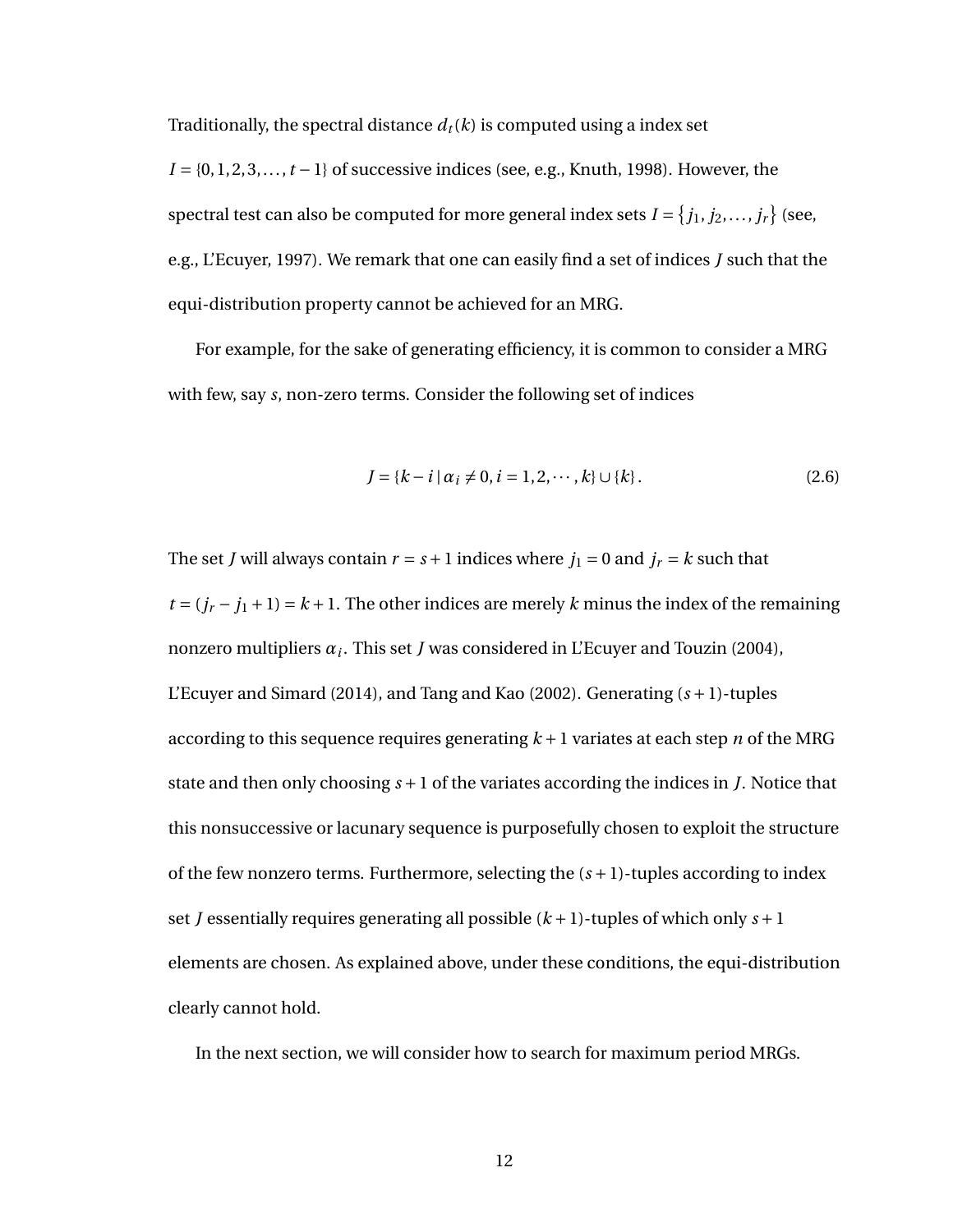Traditionally, the spectral distance $d_t(k)$ is computed using a index set $I = \{0, 1, 2, 3, \ldots, t-1\}$ of successive indices (see, e.g., Knuth, 1998). However, the spectral test can also be computed for more general index sets $I = \{j_1, j_2, \ldots, j_r\}$ (see, e.g., L'Ecuyer, 1997). We remark that one can easily find a set of indices $J$ such that the equi-distribution property cannot be achieved for an MRG.

For example, for the sake of generating efficiency, it is common to consider a MRG with few, say $s$, non-zero terms. Consider the following set of indices

$$J = \{k - i \mid \alpha_i \neq 0, i = 1, 2, \cdots, k\} \cup \{k\}. \tag{2.6}$$

The set $J$ will always contain $r = s + 1$ indices where $j_1 = 0$ and $j_r = k$ such that $t = (j_r - j_1 + 1) = k + 1$. The other indices are merely $k$ minus the index of the remaining nonzero multipliers $\alpha_i$. This set $J$ was considered in L'Ecuyer and Touzin (2004), L'Ecuyer and Simard (2014), and Tang and Kao (2002). Generating $(s+1)$-tuples according to this sequence requires generating $k+1$ variates at each step $n$ of the MRG state and then only choosing $s+1$ of the variates according the indices in $J$. Notice that this nonsuccessive or lacunary sequence is purposefully chosen to exploit the structure of the few nonzero terms. Furthermore, selecting the $(s+1)$-tuples according to index set $J$ essentially requires generating all possible $(k+1)$-tuples of which only $s+1$ elements are chosen. As explained above, under these conditions, the equi-distribution clearly cannot hold.

In the next section, we will consider how to search for maximum period MRGs.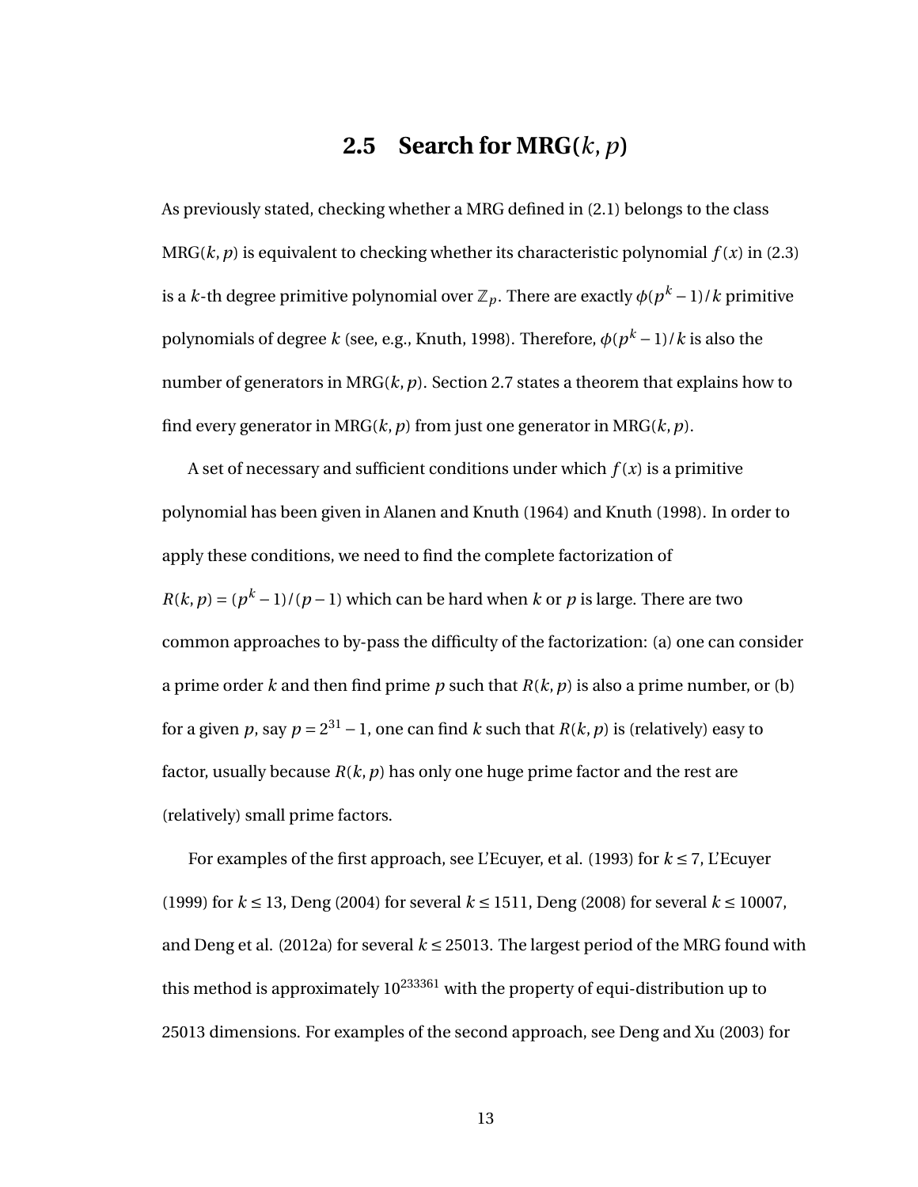## 2.5 Search for MRG($k$, $p$)

As previously stated, checking whether a MRG defined in (2.1) belongs to the class MRG($k$, $p$) is equivalent to checking whether its characteristic polynomial $f(x)$ in (2.3) is a $k$-th degree primitive polynomial over $\mathbb{Z}_p$. There are exactly $\phi(p^k - 1)/k$ primitive polynomials of degree $k$ (see, e.g., Knuth, 1998). Therefore, $\phi(p^k - 1)/k$ is also the number of generators in MRG($k$, $p$). Section 2.7 states a theorem that explains how to find every generator in MRG($k$, $p$) from just one generator in MRG($k$, $p$).

A set of necessary and sufficient conditions under which $f(x)$ is a primitive polynomial has been given in Alanen and Knuth (1964) and Knuth (1998). In order to apply these conditions, we need to find the complete factorization of $R(k, p) = (p^k - 1)/(p - 1)$ which can be hard when $k$ or $p$ is large. There are two common approaches to by-pass the difficulty of the factorization: (a) one can consider a prime order $k$ and then find prime $p$ such that $R(k, p)$ is also a prime number, or (b) for a given $p$, say $p = 2^{31} - 1$, one can find $k$ such that $R(k, p)$ is (relatively) easy to factor, usually because $R(k, p)$ has only one huge prime factor and the rest are (relatively) small prime factors.

For examples of the first approach, see L'Ecuyer, et al. (1993) for $k \leq 7$, L'Ecuyer (1999) for $k \leq 13$, Deng (2004) for several $k \leq 1511$, Deng (2008) for several $k \leq 10007$, and Deng et al. (2012a) for several $k \leq 25013$. The largest period of the MRG found with this method is approximately $10^{233361}$ with the property of equi-distribution up to 25013 dimensions. For examples of the second approach, see Deng and Xu (2003) for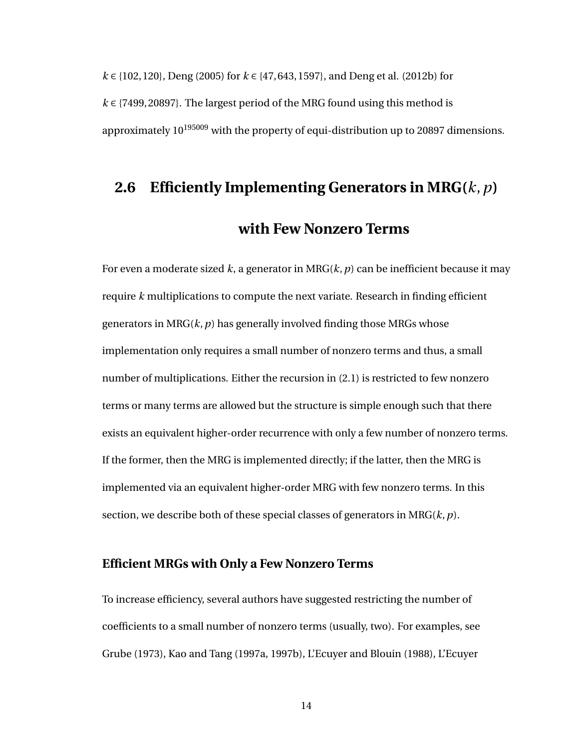$k \in \{102, 120\}$, Deng (2005) for $k \in \{47, 643, 1597\}$, and Deng et al. (2012b) for $k \in \{7499, 20897\}$. The largest period of the MRG found using this method is approximately $10^{195009}$ with the property of equi-distribution up to 20897 dimensions.

## 2.6 Efficiently Implementing Generators in MRG($k$, $p$) with Few Nonzero Terms

For even a moderate sized $k$, a generator in MRG($k, p$) can be inefficient because it may require $k$ multiplications to compute the next variate. Research in finding efficient generators in MRG($k, p$) has generally involved finding those MRGs whose implementation only requires a small number of nonzero terms and thus, a small number of multiplications. Either the recursion in (2.1) is restricted to few nonzero terms or many terms are allowed but the structure is simple enough such that there exists an equivalent higher-order recurrence with only a few number of nonzero terms. If the former, then the MRG is implemented directly; if the latter, then the MRG is implemented via an equivalent higher-order MRG with few nonzero terms. In this section, we describe both of these special classes of generators in MRG($k, p$).

### Efficient MRGs with Only a Few Nonzero Terms

To increase efficiency, several authors have suggested restricting the number of coefficients to a small number of nonzero terms (usually, two). For examples, see Grube (1973), Kao and Tang (1997a, 1997b), L'Ecuyer and Blouin (1988), L'Ecuyer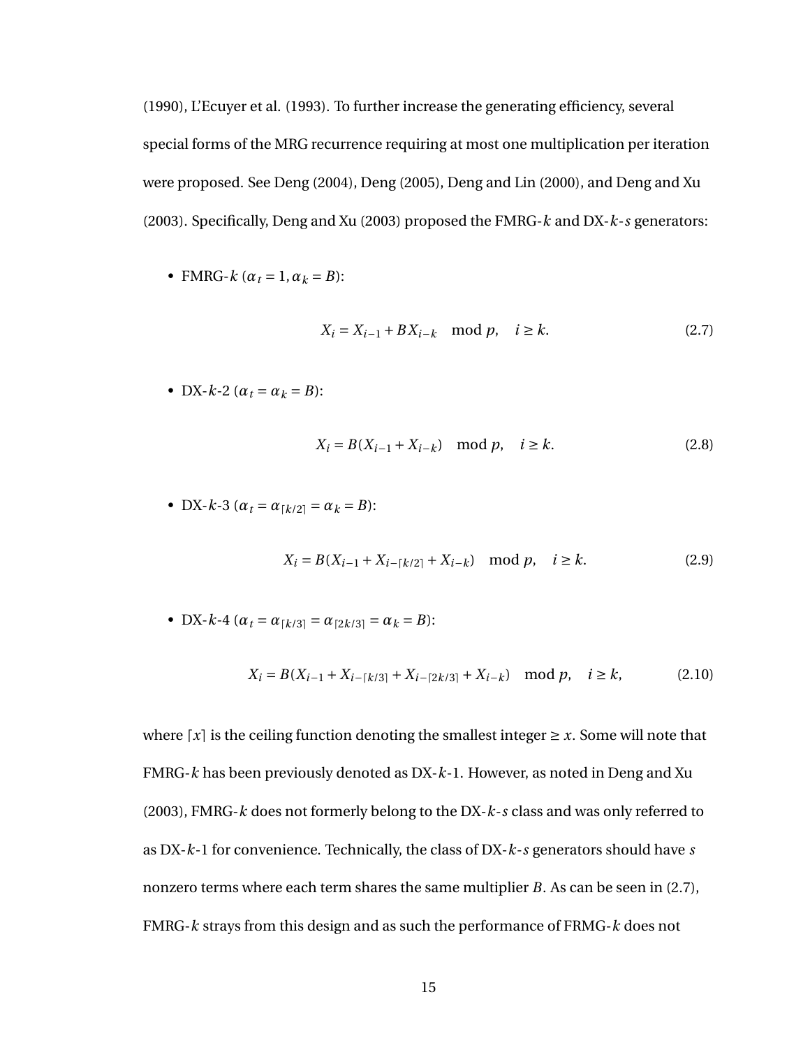(1990), L'Ecuyer et al. (1993). To further increase the generating efficiency, several special forms of the MRG recurrence requiring at most one multiplication per iteration were proposed. See Deng (2004), Deng (2005), Deng and Lin (2000), and Deng and Xu (2003). Specifically, Deng and Xu (2003) proposed the FMRG-$k$ and DX-$k$-$s$ generators:

- FMRG-$k$ ($\alpha_t = 1, \alpha_k = B$):

$$X_i = X_{i-1} + BX_{i-k} \mod p, \quad i \geq k. \tag{2.7}$$

- DX-$k$-2 ($\alpha_t = \alpha_k = B$):

$$X_i = B(X_{i-1} + X_{i-k}) \mod p, \quad i \geq k. \tag{2.8}$$

- DX-$k$-3 ($\alpha_t = \alpha_{\lceil k/2 \rceil} = \alpha_k = B$):

$$X_i = B(X_{i-1} + X_{i-\lceil k/2 \rceil} + X_{i-k}) \mod p, \quad i \geq k. \tag{2.9}$$

- DX-$k$-4 ($\alpha_t = \alpha_{\lceil k/3 \rceil} = \alpha_{\lceil 2k/3 \rceil} = \alpha_k = B$):

$$X_i = B(X_{i-1} + X_{i-\lceil k/3 \rceil} + X_{i-\lceil 2k/3 \rceil} + X_{i-k}) \mod p, \quad i \geq k, \tag{2.10}$$

where $\lceil x \rceil$ is the ceiling function denoting the smallest integer $\geq x$. Some will note that FMRG-$k$ has been previously denoted as DX-$k$-1. However, as noted in Deng and Xu (2003), FMRG-$k$ does not formerly belong to the DX-$k$-$s$ class and was only referred to as DX-$k$-1 for convenience. Technically, the class of DX-$k$-$s$ generators should have $s$ nonzero terms where each term shares the same multiplier $B$. As can be seen in (2.7), FMRG-$k$ strays from this design and as such the performance of FRMG-$k$ does not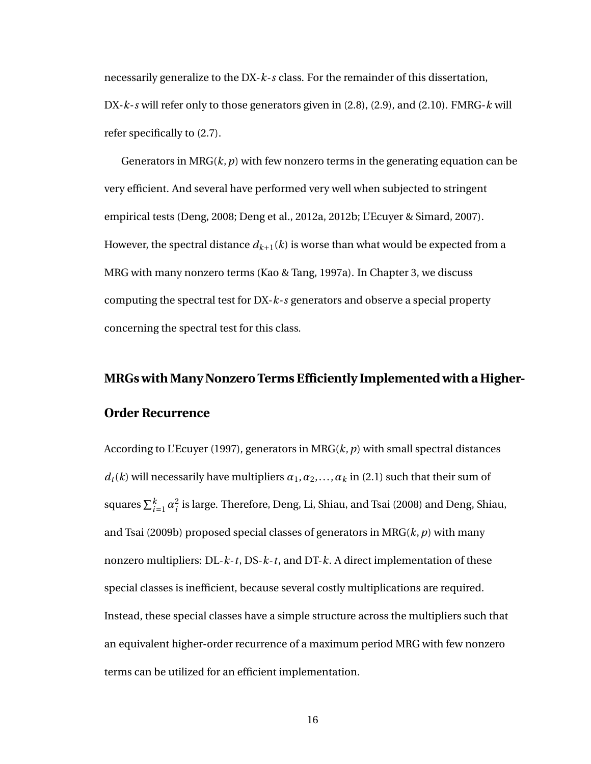necessarily generalize to the DX-$k$-$s$ class. For the remainder of this dissertation, DX-$k$-$s$ will refer only to those generators given in (2.8), (2.9), and (2.10). FMRG-$k$ will refer specifically to (2.7).

Generators in MRG($k, p$) with few nonzero terms in the generating equation can be very efficient. And several have performed very well when subjected to stringent empirical tests (Deng, 2008; Deng et al., 2012a, 2012b; L'Ecuyer & Simard, 2007). However, the spectral distance $d_{k+1}(k)$ is worse than what would be expected from a MRG with many nonzero terms (Kao & Tang, 1997a). In Chapter 3, we discuss computing the spectral test for DX-$k$-$s$ generators and observe a special property concerning the spectral test for this class.

## MRGs with Many Nonzero Terms Efficiently Implemented with a Higher-Order Recurrence

According to L'Ecuyer (1997), generators in MRG($k, p$) with small spectral distances $d_t(k)$ will necessarily have multipliers $\alpha_1, \alpha_2, \ldots, \alpha_k$ in (2.1) such that their sum of squares $\sum_{i=1}^{k} \alpha_i^2$ is large. Therefore, Deng, Li, Shiau, and Tsai (2008) and Deng, Shiau, and Tsai (2009b) proposed special classes of generators in MRG($k, p$) with many nonzero multipliers: DL-$k$-$t$, DS-$k$-$t$, and DT-$k$. A direct implementation of these special classes is inefficient, because several costly multiplications are required. Instead, these special classes have a simple structure across the multipliers such that an equivalent higher-order recurrence of a maximum period MRG with few nonzero terms can be utilized for an efficient implementation.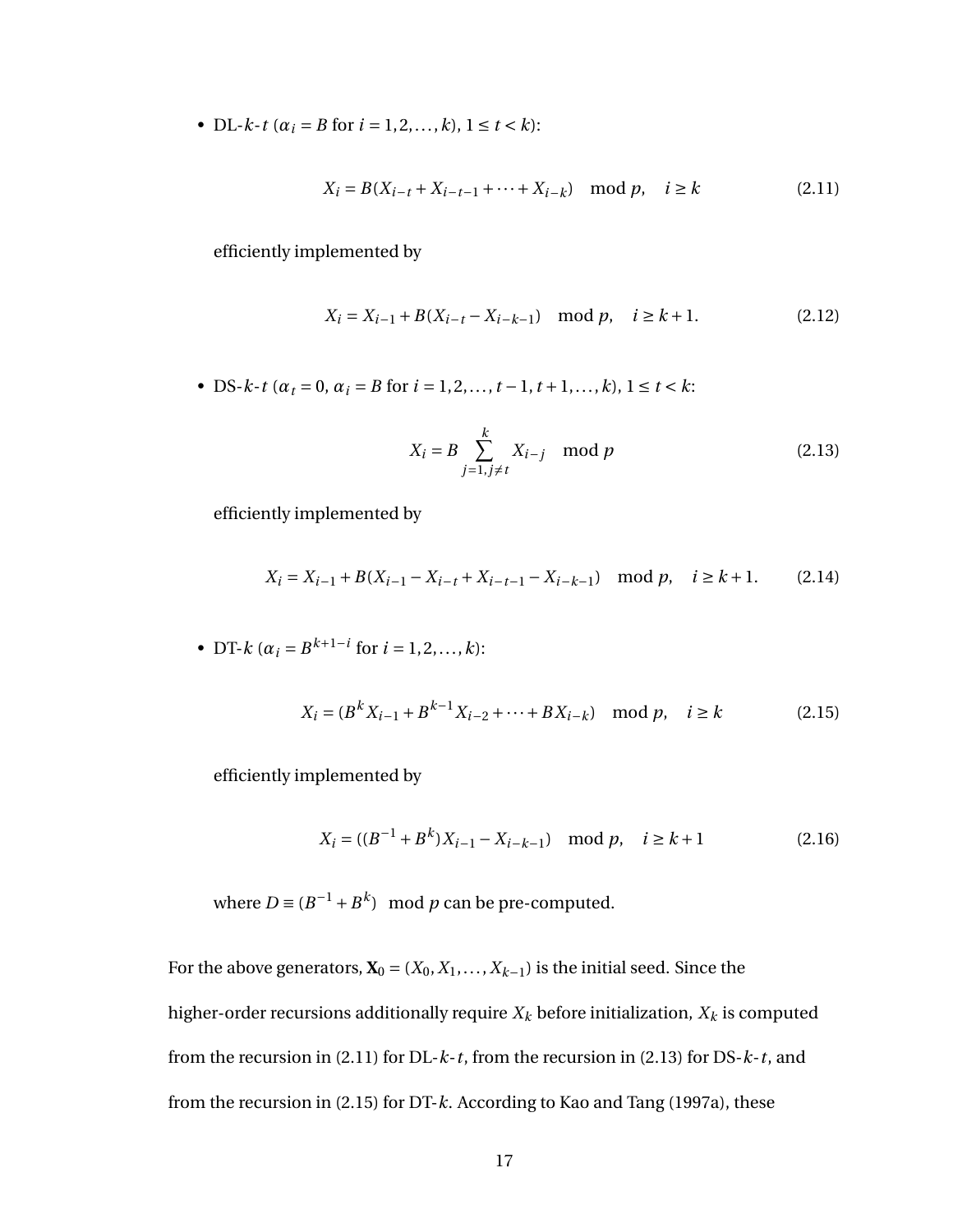- DL-$k$-$t$ ($\alpha_i = B$ for $i = 1, 2, \ldots, k$), $1 \leq t < k$):

$$X_i = B(X_{i-t} + X_{i-t-1} + \cdots + X_{i-k}) \mod p, \quad i \geq k \tag{2.11}$$

  efficiently implemented by

$$X_i = X_{i-1} + B(X_{i-t} - X_{i-k-1}) \mod p, \quad i \geq k+1. \tag{2.12}$$

- DS-$k$-$t$ ($\alpha_t = 0$, $\alpha_i = B$ for $i = 1, 2, \ldots, t-1, t+1, \ldots, k$), $1 \leq t < k$:

$$X_i = B \sum_{j=1, j \neq t}^{k} X_{i-j} \mod p \tag{2.13}$$

  efficiently implemented by

$$X_i = X_{i-1} + B(X_{i-1} - X_{i-t} + X_{i-t-1} - X_{i-k-1}) \mod p, \quad i \geq k+1. \tag{2.14}$$

- DT-$k$ ($\alpha_i = B^{k+1-i}$ for $i = 1, 2, \ldots, k$):

$$X_i = (B^k X_{i-1} + B^{k-1} X_{i-2} + \cdots + B X_{i-k}) \mod p, \quad i \geq k \tag{2.15}$$

  efficiently implemented by

$$X_i = ((B^{-1} + B^k) X_{i-1} - X_{i-k-1}) \mod p, \quad i \geq k+1 \tag{2.16}$$

  where $D \equiv (B^{-1} + B^k) \mod p$ can be pre-computed.

For the above generators, $\mathbf{X}_0 = (X_0, X_1, \ldots, X_{k-1})$ is the initial seed. Since the higher-order recursions additionally require $X_k$ before initialization, $X_k$ is computed from the recursion in (2.11) for DL-$k$-$t$, from the recursion in (2.13) for DS-$k$-$t$, and from the recursion in (2.15) for DT-$k$. According to Kao and Tang (1997a), these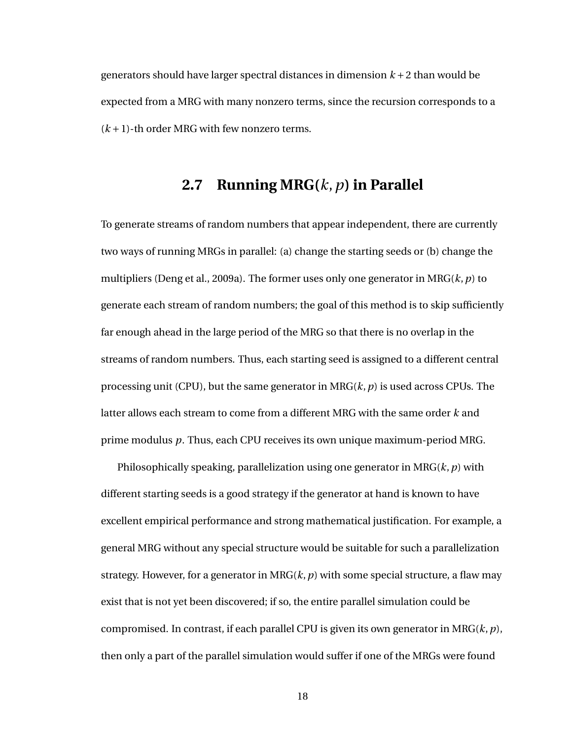generators should have larger spectral distances in dimension $k+2$ than would be expected from a MRG with many nonzero terms, since the recursion corresponds to a $(k+1)$-th order MRG with few nonzero terms.

## 2.7 Running MRG($k$, $p$) in Parallel

To generate streams of random numbers that appear independent, there are currently two ways of running MRGs in parallel: (a) change the starting seeds or (b) change the multipliers (Deng et al., 2009a). The former uses only one generator in MRG($k$, $p$) to generate each stream of random numbers; the goal of this method is to skip sufficiently far enough ahead in the large period of the MRG so that there is no overlap in the streams of random numbers. Thus, each starting seed is assigned to a different central processing unit (CPU), but the same generator in MRG($k$, $p$) is used across CPUs. The latter allows each stream to come from a different MRG with the same order $k$ and prime modulus $p$. Thus, each CPU receives its own unique maximum-period MRG.

Philosophically speaking, parallelization using one generator in MRG($k$, $p$) with different starting seeds is a good strategy if the generator at hand is known to have excellent empirical performance and strong mathematical justification. For example, a general MRG without any special structure would be suitable for such a parallelization strategy. However, for a generator in MRG($k$, $p$) with some special structure, a flaw may exist that is not yet been discovered; if so, the entire parallel simulation could be compromised. In contrast, if each parallel CPU is given its own generator in MRG($k$, $p$), then only a part of the parallel simulation would suffer if one of the MRGs were found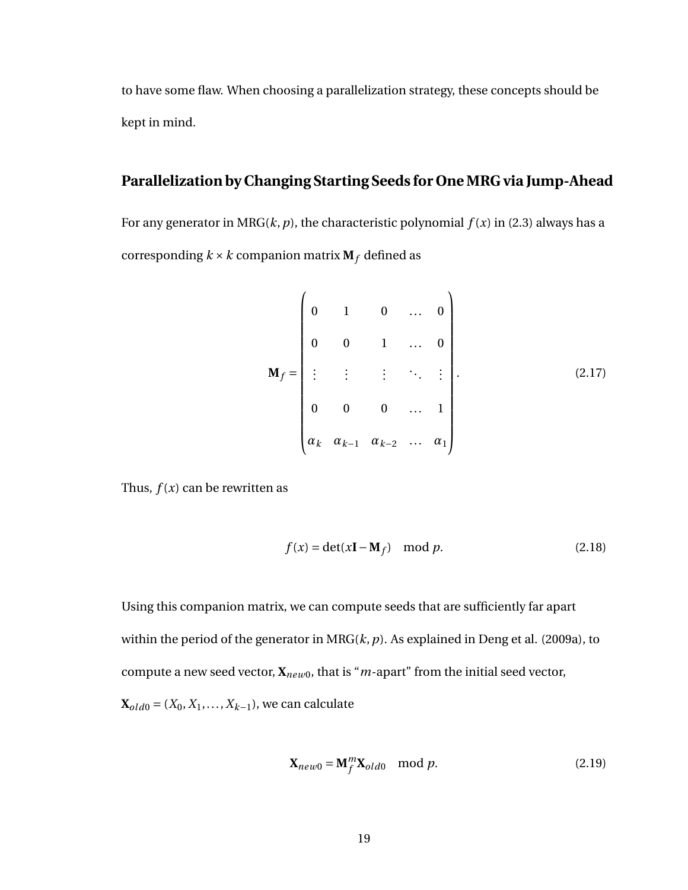to have some flaw. When choosing a parallelization strategy, these concepts should be kept in mind.

### Parallelization by Changing Starting Seeds for One MRG via Jump-Ahead

For any generator in MRG($k, p$), the characteristic polynomial $f(x)$ in (2.3) always has a corresponding $k \times k$ companion matrix $\mathbf{M}_f$ defined as

$$\mathbf{M}_f = \begin{pmatrix} 0 & 1 & 0 & \dots & 0 \\ 0 & 0 & 1 & \dots & 0 \\ \vdots & \vdots & \vdots & \ddots & \vdots \\ 0 & 0 & 0 & \dots & 1 \\ \alpha_k & \alpha_{k-1} & \alpha_{k-2} & \dots & \alpha_1 \end{pmatrix}. \tag{2.17}$$

Thus, $f(x)$ can be rewritten as

$$f(x) = \det(x\mathbf{I} - \mathbf{M}_f) \mod p. \tag{2.18}$$

Using this companion matrix, we can compute seeds that are sufficiently far apart within the period of the generator in MRG($k, p$). As explained in Deng et al. (2009a), to compute a new seed vector, $\mathbf{X}_{new0}$, that is "$m$-apart" from the initial seed vector, $\mathbf{X}_{old0} = (X_0, X_1, \dots, X_{k-1})$, we can calculate

$$\mathbf{X}_{new0} = \mathbf{M}_f^m \mathbf{X}_{old0} \mod p. \tag{2.19}$$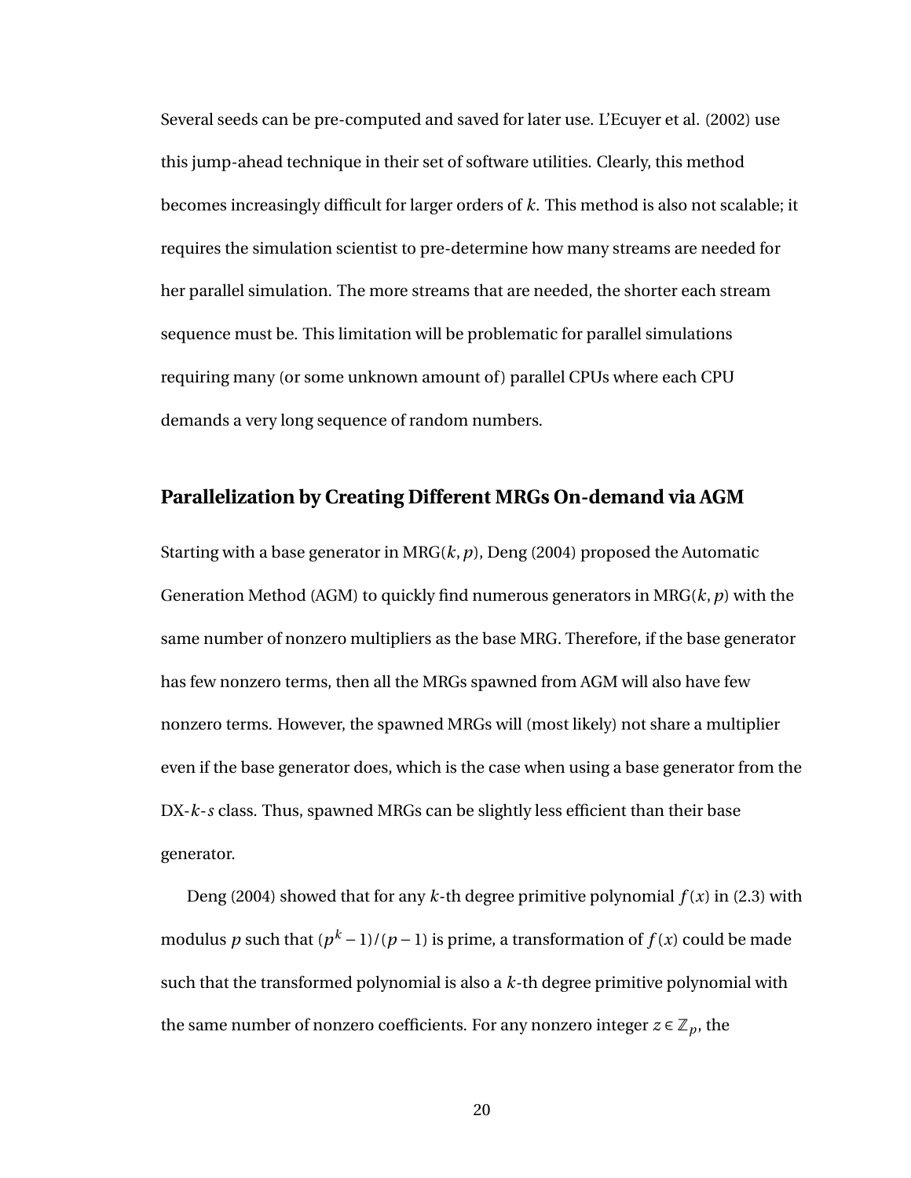Several seeds can be pre-computed and saved for later use. L'Ecuyer et al. (2002) use this jump-ahead technique in their set of software utilities. Clearly, this method becomes increasingly difficult for larger orders of $k$. This method is also not scalable; it requires the simulation scientist to pre-determine how many streams are needed for her parallel simulation. The more streams that are needed, the shorter each stream sequence must be. This limitation will be problematic for parallel simulations requiring many (or some unknown amount of) parallel CPUs where each CPU demands a very long sequence of random numbers.

## Parallelization by Creating Different MRGs On-demand via AGM

Starting with a base generator in MRG($k, p$), Deng (2004) proposed the Automatic Generation Method (AGM) to quickly find numerous generators in MRG($k, p$) with the same number of nonzero multipliers as the base MRG. Therefore, if the base generator has few nonzero terms, then all the MRGs spawned from AGM will also have few nonzero terms. However, the spawned MRGs will (most likely) not share a multiplier even if the base generator does, which is the case when using a base generator from the DX-$k$-$s$ class. Thus, spawned MRGs can be slightly less efficient than their base generator.

Deng (2004) showed that for any $k$-th degree primitive polynomial $f(x)$ in (2.3) with modulus $p$ such that $(p^k - 1)/(p - 1)$ is prime, a transformation of $f(x)$ could be made such that the transformed polynomial is also a $k$-th degree primitive polynomial with the same number of nonzero coefficients. For any nonzero integer $z \in \mathbb{Z}_p$, the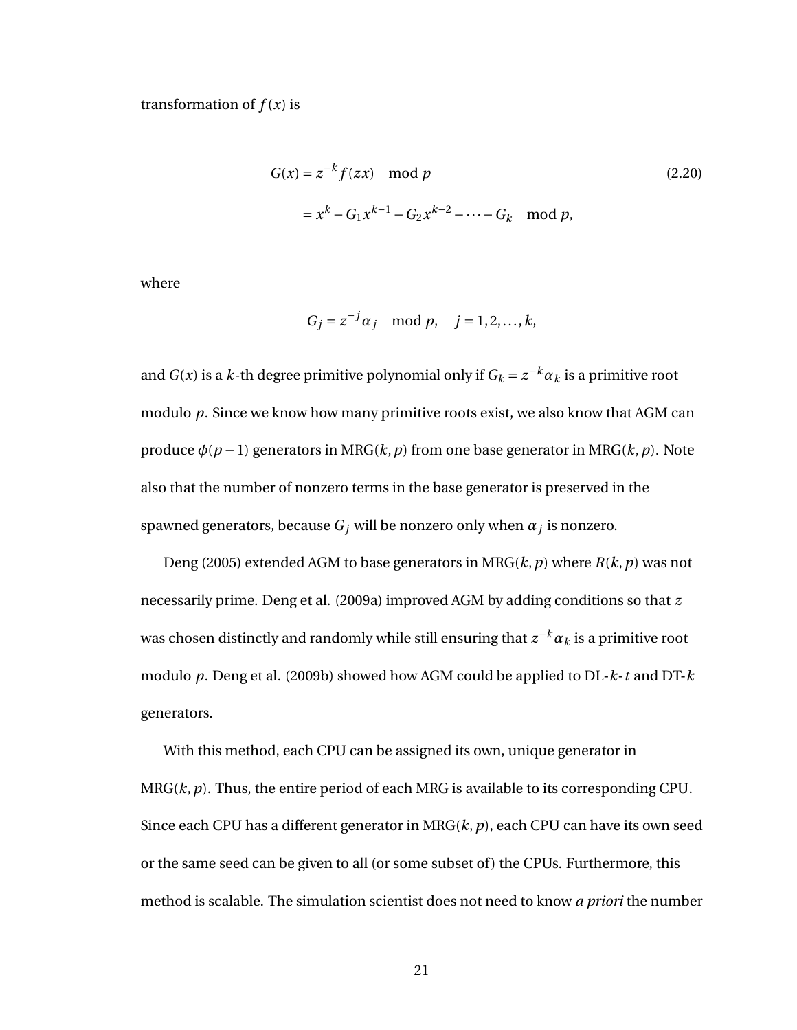transformation of $f(x)$ is

$$
\begin{aligned}
G(x) &= z^{-k} f(zx) \mod p \\
&= x^k - G_1 x^{k-1} - G_2 x^{k-2} - \cdots - G_k \mod p,
\end{aligned}
\tag{2.20}
$$

where

$$
G_j = z^{-j} \alpha_j \mod p, \quad j = 1, 2, \ldots, k,
$$

and $G(x)$ is a $k$-th degree primitive polynomial only if $G_k = z^{-k}\alpha_k$ is a primitive root modulo $p$. Since we know how many primitive roots exist, we also know that AGM can produce $\phi(p-1)$ generators in MRG$(k, p)$ from one base generator in MRG$(k, p)$. Note also that the number of nonzero terms in the base generator is preserved in the spawned generators, because $G_j$ will be nonzero only when $\alpha_j$ is nonzero.

Deng (2005) extended AGM to base generators in MRG$(k, p)$ where $R(k, p)$ was not necessarily prime. Deng et al. (2009a) improved AGM by adding conditions so that $z$ was chosen distinctly and randomly while still ensuring that $z^{-k}\alpha_k$ is a primitive root modulo $p$. Deng et al. (2009b) showed how AGM could be applied to DL-$k$-$t$ and DT-$k$ generators.

With this method, each CPU can be assigned its own, unique generator in MRG$(k, p)$. Thus, the entire period of each MRG is available to its corresponding CPU. Since each CPU has a different generator in MRG$(k, p)$, each CPU can have its own seed or the same seed can be given to all (or some subset of) the CPUs. Furthermore, this method is scalable. The simulation scientist does not need to know *a priori* the number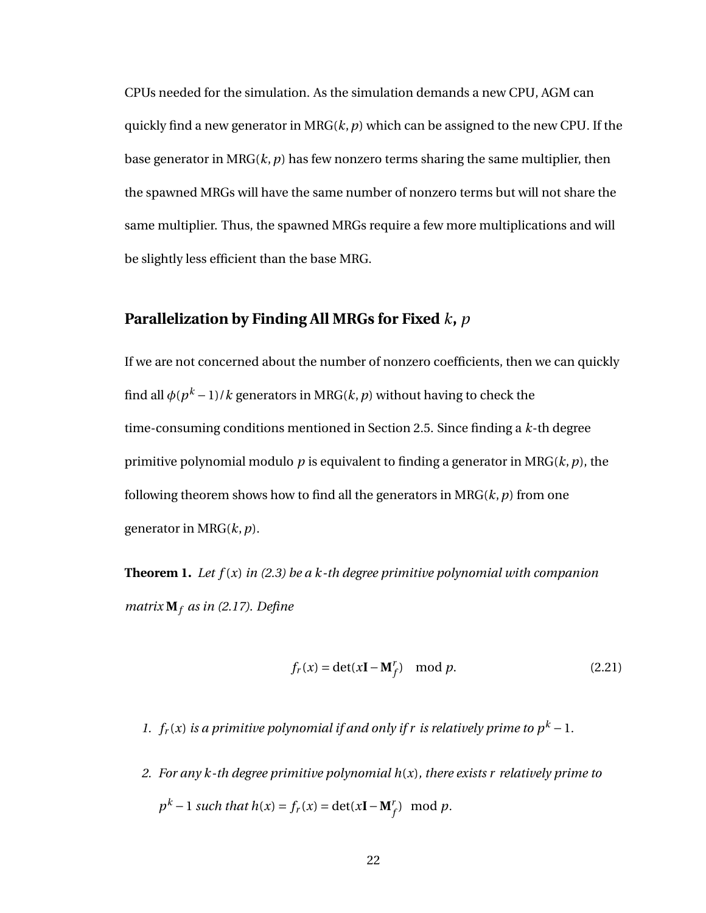CPUs needed for the simulation. As the simulation demands a new CPU, AGM can quickly find a new generator in MRG($k, p$) which can be assigned to the new CPU. If the base generator in MRG($k, p$) has few nonzero terms sharing the same multiplier, then the spawned MRGs will have the same number of nonzero terms but will not share the same multiplier. Thus, the spawned MRGs require a few more multiplications and will be slightly less efficient than the base MRG.

## Parallelization by Finding All MRGs for Fixed $k$, $p$

If we are not concerned about the number of nonzero coefficients, then we can quickly find all $\phi(p^k - 1)/k$ generators in MRG($k, p$) without having to check the time-consuming conditions mentioned in Section 2.5. Since finding a $k$-th degree primitive polynomial modulo $p$ is equivalent to finding a generator in MRG($k, p$), the following theorem shows how to find all the generators in MRG($k, p$) from one generator in MRG($k, p$).

**Theorem 1.** *Let $f(x)$ in (2.3) be a $k$-th degree primitive polynomial with companion matrix $\mathbf{M}_f$ as in (2.17). Define*

$$f_r(x) = \det(x\mathbf{I} - \mathbf{M}_f^r) \mod p. \tag{2.21}$$

1. *$f_r(x)$ is a primitive polynomial if and only if $r$ is relatively prime to $p^k - 1$.*
2. *For any $k$-th degree primitive polynomial $h(x)$, there exists $r$ relatively prime to $p^k - 1$ such that $h(x) = f_r(x) = \det(x\mathbf{I} - \mathbf{M}_f^r) \mod p$.*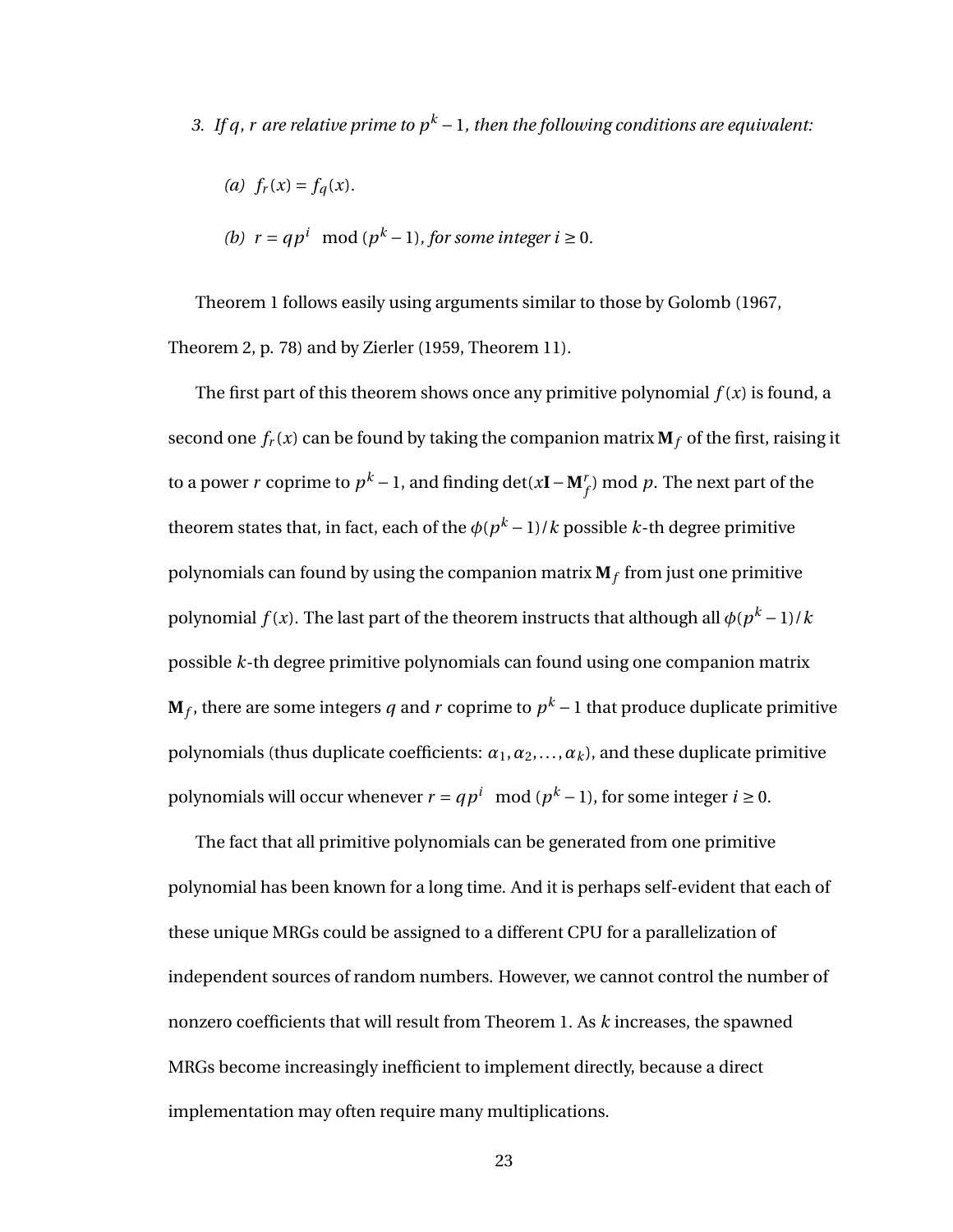3. *If $q$, $r$ are relative prime to $p^k - 1$, then the following conditions are equivalent:*

   (a) $f_r(x) = f_q(x)$.

   (b) $r = qp^i \mod (p^k - 1)$, *for some integer* $i \geq 0$.

Theorem 1 follows easily using arguments similar to those by Golomb (1967, Theorem 2, p. 78) and by Zierler (1959, Theorem 11).

The first part of this theorem shows once any primitive polynomial $f(x)$ is found, a second one $f_r(x)$ can be found by taking the companion matrix $\mathbf{M}_f$ of the first, raising it to a power $r$ coprime to $p^k - 1$, and finding $\det(x\mathbf{I} - \mathbf{M}_f^r) \bmod p$. The next part of the theorem states that, in fact, each of the $\phi(p^k - 1)/k$ possible $k$-th degree primitive polynomials can found by using the companion matrix $\mathbf{M}_f$ from just one primitive polynomial $f(x)$. The last part of the theorem instructs that although all $\phi(p^k - 1)/k$ possible $k$-th degree primitive polynomials can found using one companion matrix $\mathbf{M}_f$, there are some integers $q$ and $r$ coprime to $p^k - 1$ that produce duplicate primitive polynomials (thus duplicate coefficients: $\alpha_1, \alpha_2, \ldots, \alpha_k$), and these duplicate primitive polynomials will occur whenever $r = qp^i \mod (p^k - 1)$, for some integer $i \geq 0$.

The fact that all primitive polynomials can be generated from one primitive polynomial has been known for a long time. And it is perhaps self-evident that each of these unique MRGs could be assigned to a different CPU for a parallelization of independent sources of random numbers. However, we cannot control the number of nonzero coefficients that will result from Theorem 1. As $k$ increases, the spawned MRGs become increasingly inefficient to implement directly, because a direct implementation may often require many multiplications.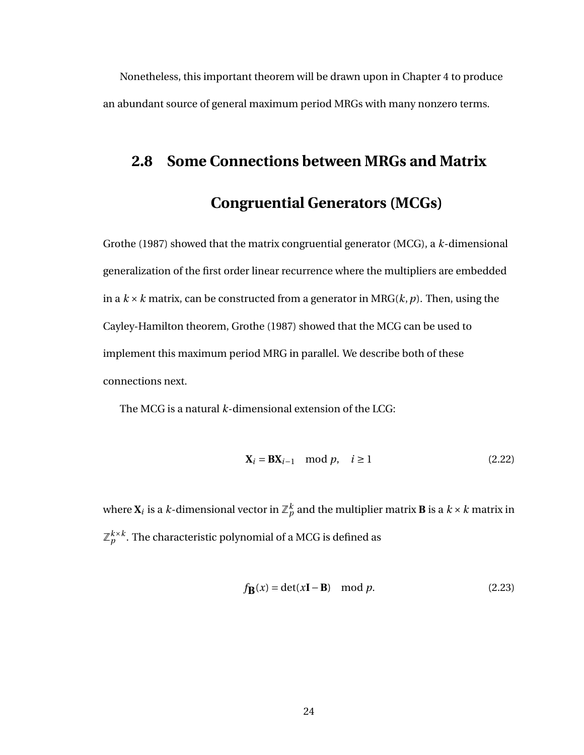Nonetheless, this important theorem will be drawn upon in Chapter 4 to produce an abundant source of general maximum period MRGs with many nonzero terms.

## 2.8 Some Connections between MRGs and Matrix Congruential Generators (MCGs)

Grothe (1987) showed that the matrix congruential generator (MCG), a $k$-dimensional generalization of the first order linear recurrence where the multipliers are embedded in a $k \times k$ matrix, can be constructed from a generator in MRG$(k, p)$. Then, using the Cayley-Hamilton theorem, Grothe (1987) showed that the MCG can be used to implement this maximum period MRG in parallel. We describe both of these connections next.

The MCG is a natural $k$-dimensional extension of the LCG:

$$\mathbf{X}_i = \mathbf{B}\mathbf{X}_{i-1} \mod p, \quad i \geq 1 \tag{2.22}$$

where $\mathbf{X}_i$ is a $k$-dimensional vector in $\mathbb{Z}_p^k$ and the multiplier matrix $\mathbf{B}$ is a $k \times k$ matrix in $\mathbb{Z}_p^{k \times k}$. The characteristic polynomial of a MCG is defined as

$$f_{\mathbf{B}}(x) = \det(x\mathbf{I} - \mathbf{B}) \mod p. \tag{2.23}$$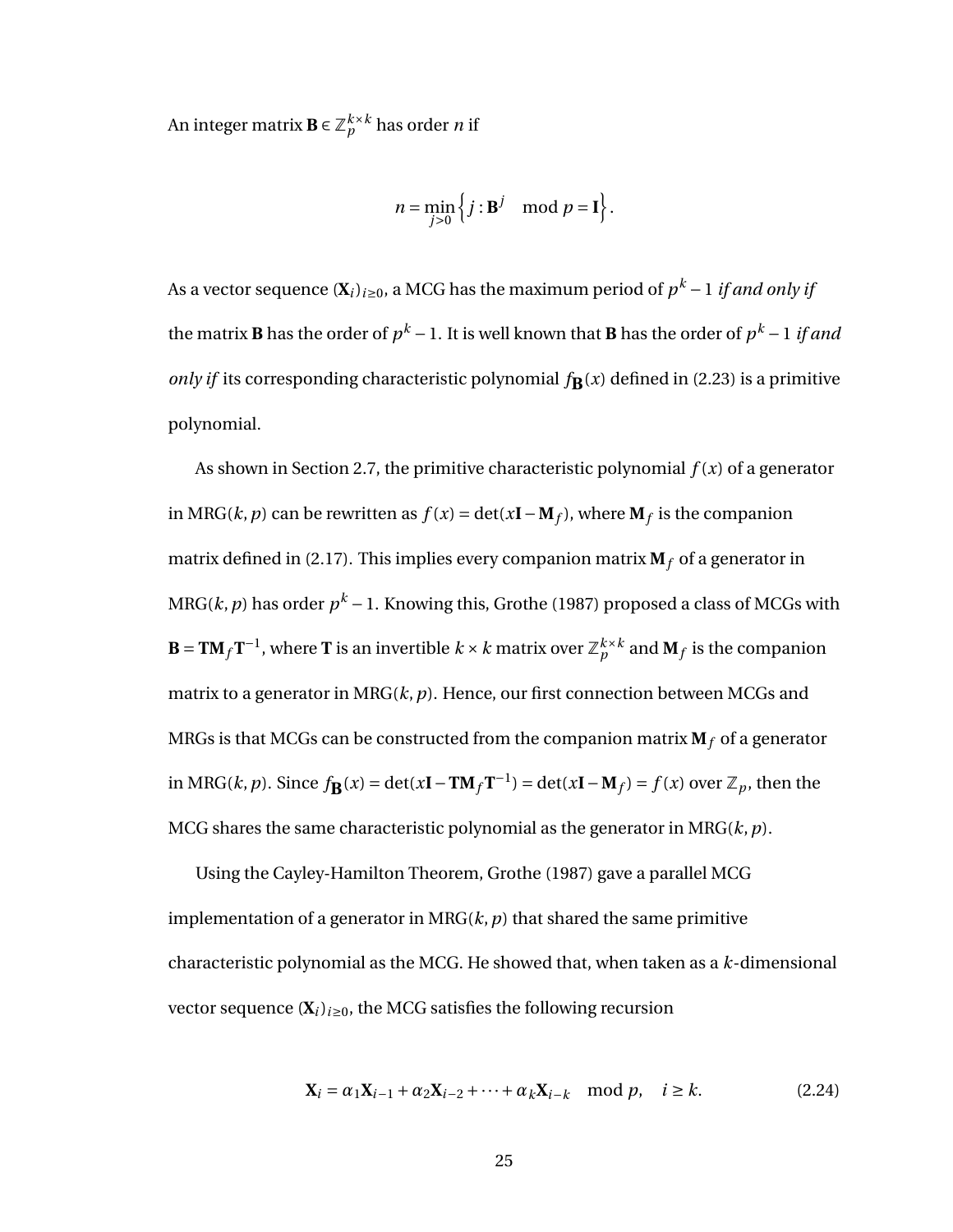An integer matrix $\mathbf{B} \in \mathbb{Z}_p^{k \times k}$ has order $n$ if

$$n = \min_{j>0} \left\{ j : \mathbf{B}^j \mod p = \mathbf{I} \right\}.$$

As a vector sequence $(\mathbf{X}_i)_{i \geq 0}$, a MCG has the maximum period of $p^k - 1$ *if and only if* the matrix $\mathbf{B}$ has the order of $p^k - 1$. It is well known that $\mathbf{B}$ has the order of $p^k - 1$ *if and only if* its corresponding characteristic polynomial $f_{\mathbf{B}}(x)$ defined in (2.23) is a primitive polynomial.

As shown in Section 2.7, the primitive characteristic polynomial $f(x)$ of a generator in MRG$(k, p)$ can be rewritten as $f(x) = \det(x\mathbf{I} - \mathbf{M}_f)$, where $\mathbf{M}_f$ is the companion matrix defined in (2.17). This implies every companion matrix $\mathbf{M}_f$ of a generator in MRG$(k, p)$ has order $p^k - 1$. Knowing this, Grothe (1987) proposed a class of MCGs with $\mathbf{B} = \mathbf{T}\mathbf{M}_f\mathbf{T}^{-1}$, where $\mathbf{T}$ is an invertible $k \times k$ matrix over $\mathbb{Z}_p^{k \times k}$ and $\mathbf{M}_f$ is the companion matrix to a generator in MRG$(k, p)$. Hence, our first connection between MCGs and MRGs is that MCGs can be constructed from the companion matrix $\mathbf{M}_f$ of a generator in MRG$(k, p)$. Since $f_{\mathbf{B}}(x) = \det(x\mathbf{I} - \mathbf{T}\mathbf{M}_f\mathbf{T}^{-1}) = \det(x\mathbf{I} - \mathbf{M}_f) = f(x)$ over $\mathbb{Z}_p$, then the MCG shares the same characteristic polynomial as the generator in MRG$(k, p)$.

Using the Cayley-Hamilton Theorem, Grothe (1987) gave a parallel MCG implementation of a generator in MRG$(k, p)$ that shared the same primitive characteristic polynomial as the MCG. He showed that, when taken as a $k$-dimensional vector sequence $(\mathbf{X}_i)_{i \geq 0}$, the MCG satisfies the following recursion

$$\mathbf{X}_i = \alpha_1 \mathbf{X}_{i-1} + \alpha_2 \mathbf{X}_{i-2} + \cdots + \alpha_k \mathbf{X}_{i-k} \mod p, \quad i \geq k. \tag{2.24}$$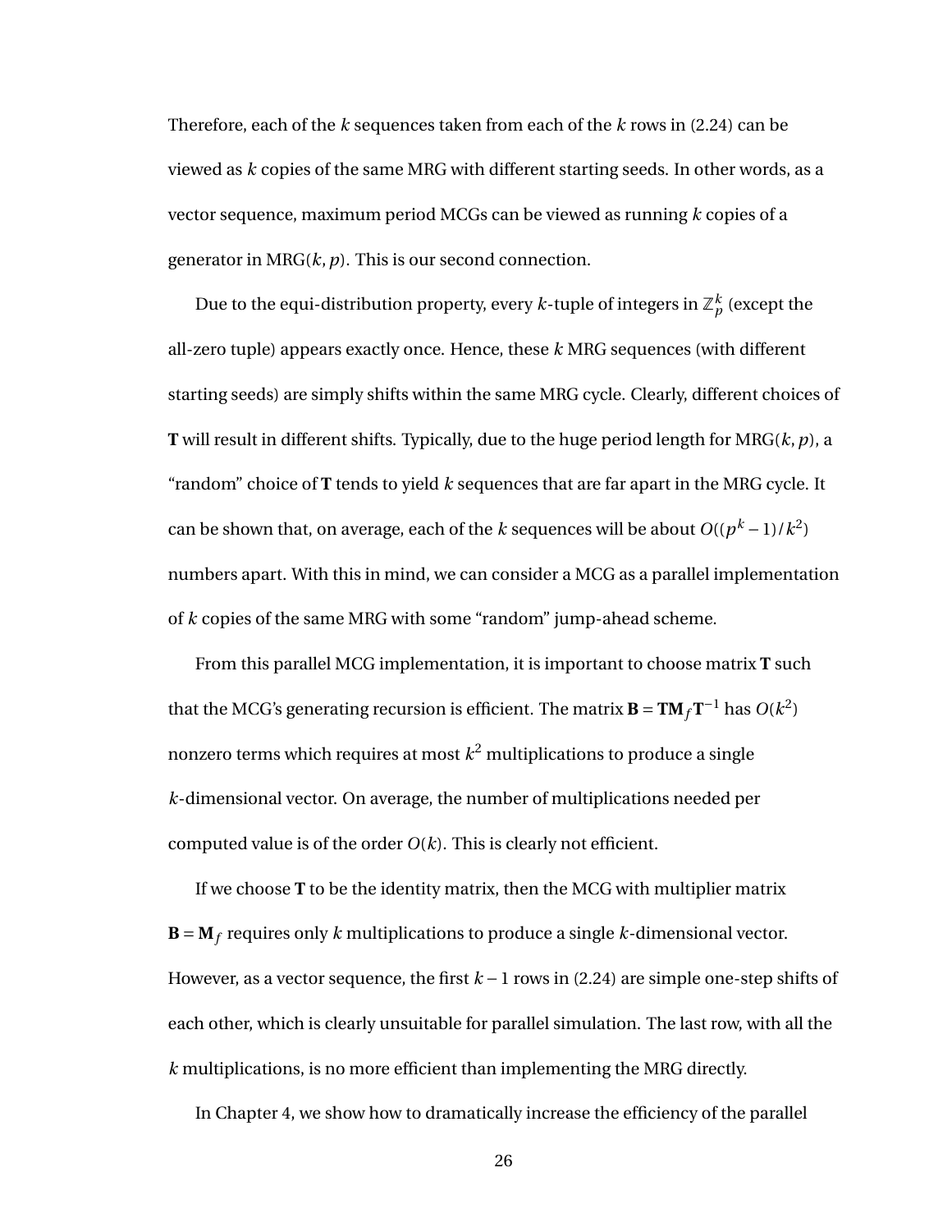Therefore, each of the $k$ sequences taken from each of the $k$ rows in (2.24) can be viewed as $k$ copies of the same MRG with different starting seeds. In other words, as a vector sequence, maximum period MCGs can be viewed as running $k$ copies of a generator in MRG$(k, p)$. This is our second connection.

Due to the equi-distribution property, every $k$-tuple of integers in $\mathbb{Z}_p^k$ (except the all-zero tuple) appears exactly once. Hence, these $k$ MRG sequences (with different starting seeds) are simply shifts within the same MRG cycle. Clearly, different choices of $\mathbf{T}$ will result in different shifts. Typically, due to the huge period length for MRG$(k, p)$, a "random" choice of $\mathbf{T}$ tends to yield $k$ sequences that are far apart in the MRG cycle. It can be shown that, on average, each of the $k$ sequences will be about $O((p^k - 1)/k^2)$ numbers apart. With this in mind, we can consider a MCG as a parallel implementation of $k$ copies of the same MRG with some "random" jump-ahead scheme.

From this parallel MCG implementation, it is important to choose matrix $\mathbf{T}$ such that the MCG's generating recursion is efficient. The matrix $\mathbf{B} = \mathbf{T}\mathbf{M}_f\mathbf{T}^{-1}$ has $O(k^2)$ nonzero terms which requires at most $k^2$ multiplications to produce a single $k$-dimensional vector. On average, the number of multiplications needed per computed value is of the order $O(k)$. This is clearly not efficient.

If we choose $\mathbf{T}$ to be the identity matrix, then the MCG with multiplier matrix $\mathbf{B} = \mathbf{M}_f$ requires only $k$ multiplications to produce a single $k$-dimensional vector. However, as a vector sequence, the first $k - 1$ rows in (2.24) are simple one-step shifts of each other, which is clearly unsuitable for parallel simulation. The last row, with all the $k$ multiplications, is no more efficient than implementing the MRG directly.

In Chapter 4, we show how to dramatically increase the efficiency of the parallel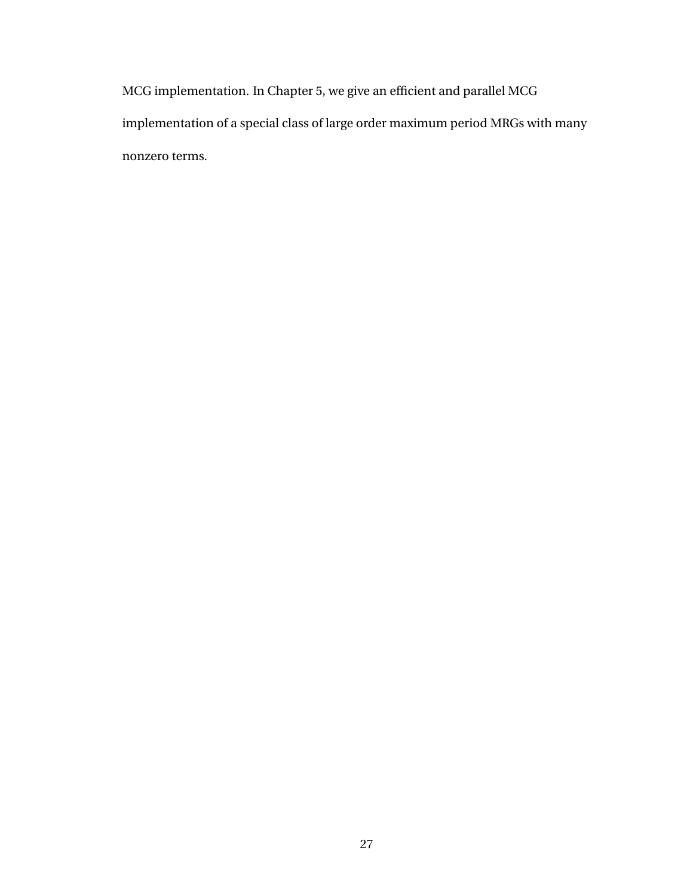MCG implementation. In Chapter 5, we give an efficient and parallel MCG implementation of a special class of large order maximum period MRGs with many nonzero terms.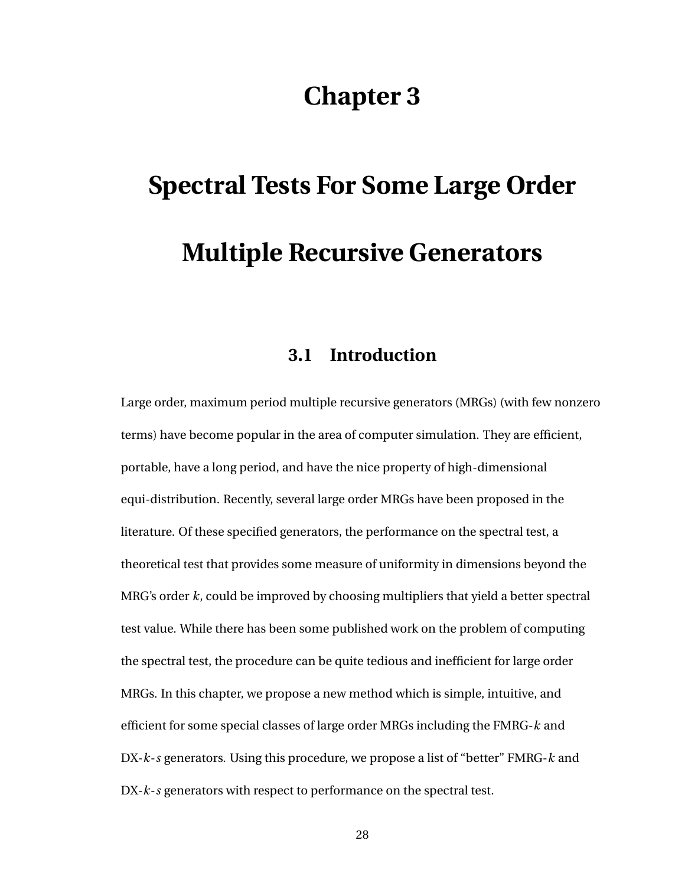# Chapter 3

# Spectral Tests For Some Large Order Multiple Recursive Generators

## 3.1 Introduction

Large order, maximum period multiple recursive generators (MRGs) (with few nonzero terms) have become popular in the area of computer simulation. They are efficient, portable, have a long period, and have the nice property of high-dimensional equi-distribution. Recently, several large order MRGs have been proposed in the literature. Of these specified generators, the performance on the spectral test, a theoretical test that provides some measure of uniformity in dimensions beyond the MRG's order $k$, could be improved by choosing multipliers that yield a better spectral test value. While there has been some published work on the problem of computing the spectral test, the procedure can be quite tedious and inefficient for large order MRGs. In this chapter, we propose a new method which is simple, intuitive, and efficient for some special classes of large order MRGs including the FMRG-$k$ and DX-$k$-$s$ generators. Using this procedure, we propose a list of "better" FMRG-$k$ and DX-$k$-$s$ generators with respect to performance on the spectral test.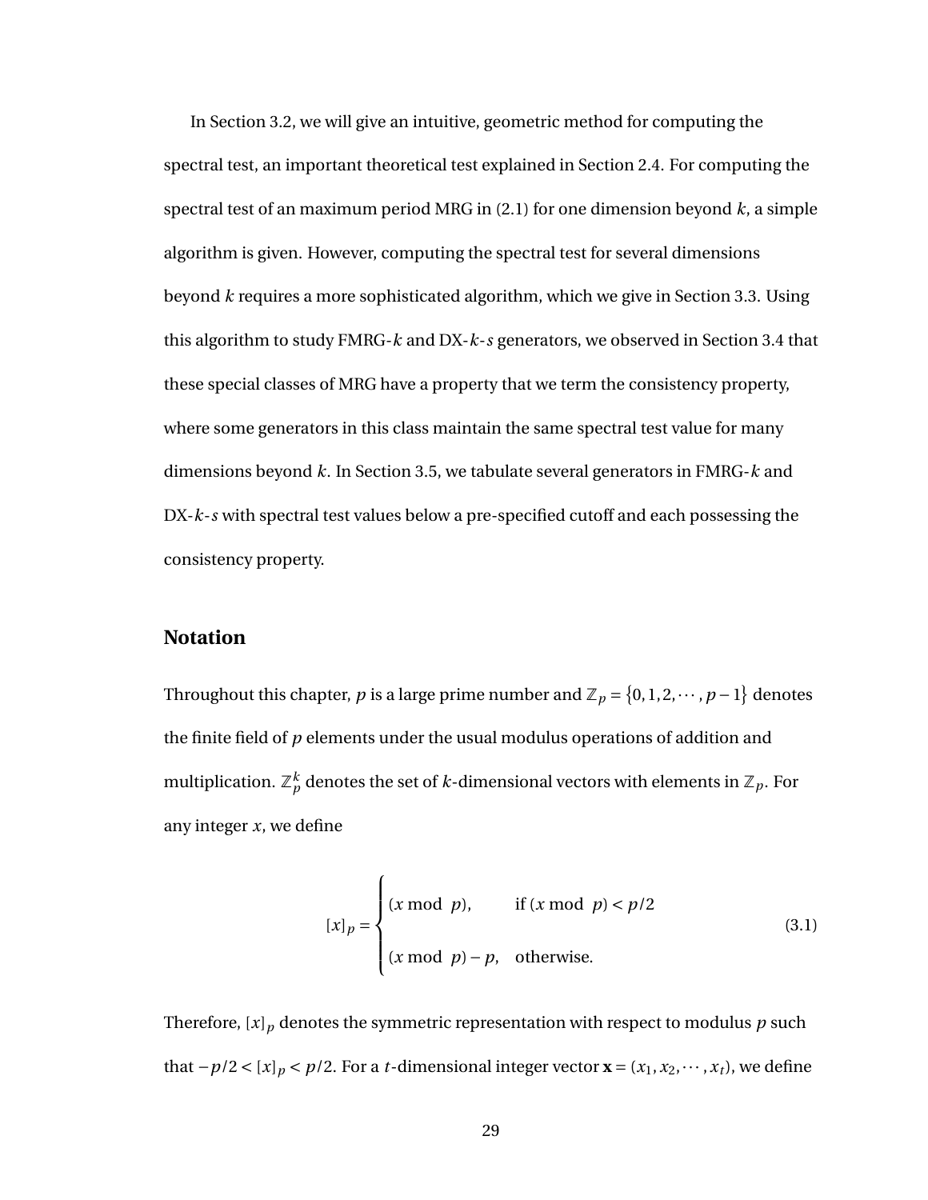In Section 3.2, we will give an intuitive, geometric method for computing the spectral test, an important theoretical test explained in Section 2.4. For computing the spectral test of an maximum period MRG in (2.1) for one dimension beyond $k$, a simple algorithm is given. However, computing the spectral test for several dimensions beyond $k$ requires a more sophisticated algorithm, which we give in Section 3.3. Using this algorithm to study FMRG-$k$ and DX-$k$-$s$ generators, we observed in Section 3.4 that these special classes of MRG have a property that we term the consistency property, where some generators in this class maintain the same spectral test value for many dimensions beyond $k$. In Section 3.5, we tabulate several generators in FMRG-$k$ and DX-$k$-$s$ with spectral test values below a pre-specified cutoff and each possessing the consistency property.

## Notation

Throughout this chapter, $p$ is a large prime number and $\mathbb{Z}_p = \{0, 1, 2, \cdots, p-1\}$ denotes the finite field of $p$ elements under the usual modulus operations of addition and multiplication. $\mathbb{Z}_p^k$ denotes the set of $k$-dimensional vectors with elements in $\mathbb{Z}_p$. For any integer $x$, we define

$$[x]_p = \begin{cases} (x \bmod p), & \text{if } (x \bmod p) < p/2 \\ (x \bmod p) - p, & \text{otherwise.} \end{cases} \tag{3.1}$$

Therefore, $[x]_p$ denotes the symmetric representation with respect to modulus $p$ such that $-p/2 < [x]_p < p/2$. For a $t$-dimensional integer vector $\mathbf{x} = (x_1, x_2, \cdots, x_t)$, we define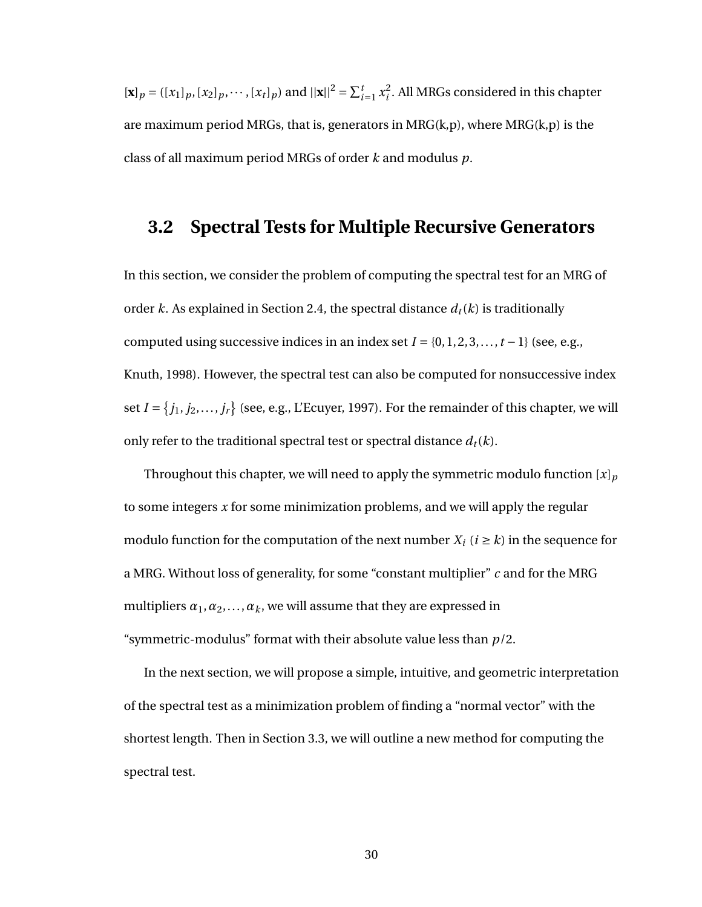$[\mathbf{x}]_p = ([x_1]_p, [x_2]_p, \cdots, [x_t]_p)$ and $||\mathbf{x}||^2 = \sum_{i=1}^{t} x_i^2$. All MRGs considered in this chapter are maximum period MRGs, that is, generators in MRG(k,p), where MRG(k,p) is the class of all maximum period MRGs of order $k$ and modulus $p$.

## 3.2 Spectral Tests for Multiple Recursive Generators

In this section, we consider the problem of computing the spectral test for an MRG of order $k$. As explained in Section 2.4, the spectral distance $d_t(k)$ is traditionally computed using successive indices in an index set $I = \{0, 1, 2, 3, \ldots, t-1\}$ (see, e.g., Knuth, 1998). However, the spectral test can also be computed for nonsuccessive index set $I = \{j_1, j_2, \ldots, j_r\}$ (see, e.g., L'Ecuyer, 1997). For the remainder of this chapter, we will only refer to the traditional spectral test or spectral distance $d_t(k)$.

Throughout this chapter, we will need to apply the symmetric modulo function $[x]_p$ to some integers $x$ for some minimization problems, and we will apply the regular modulo function for the computation of the next number $X_i$ $(i \geq k)$ in the sequence for a MRG. Without loss of generality, for some "constant multiplier" $c$ and for the MRG multipliers $\alpha_1, \alpha_2, \ldots, \alpha_k$, we will assume that they are expressed in "symmetric-modulus" format with their absolute value less than $p/2$.

In the next section, we will propose a simple, intuitive, and geometric interpretation of the spectral test as a minimization problem of finding a "normal vector" with the shortest length. Then in Section 3.3, we will outline a new method for computing the spectral test.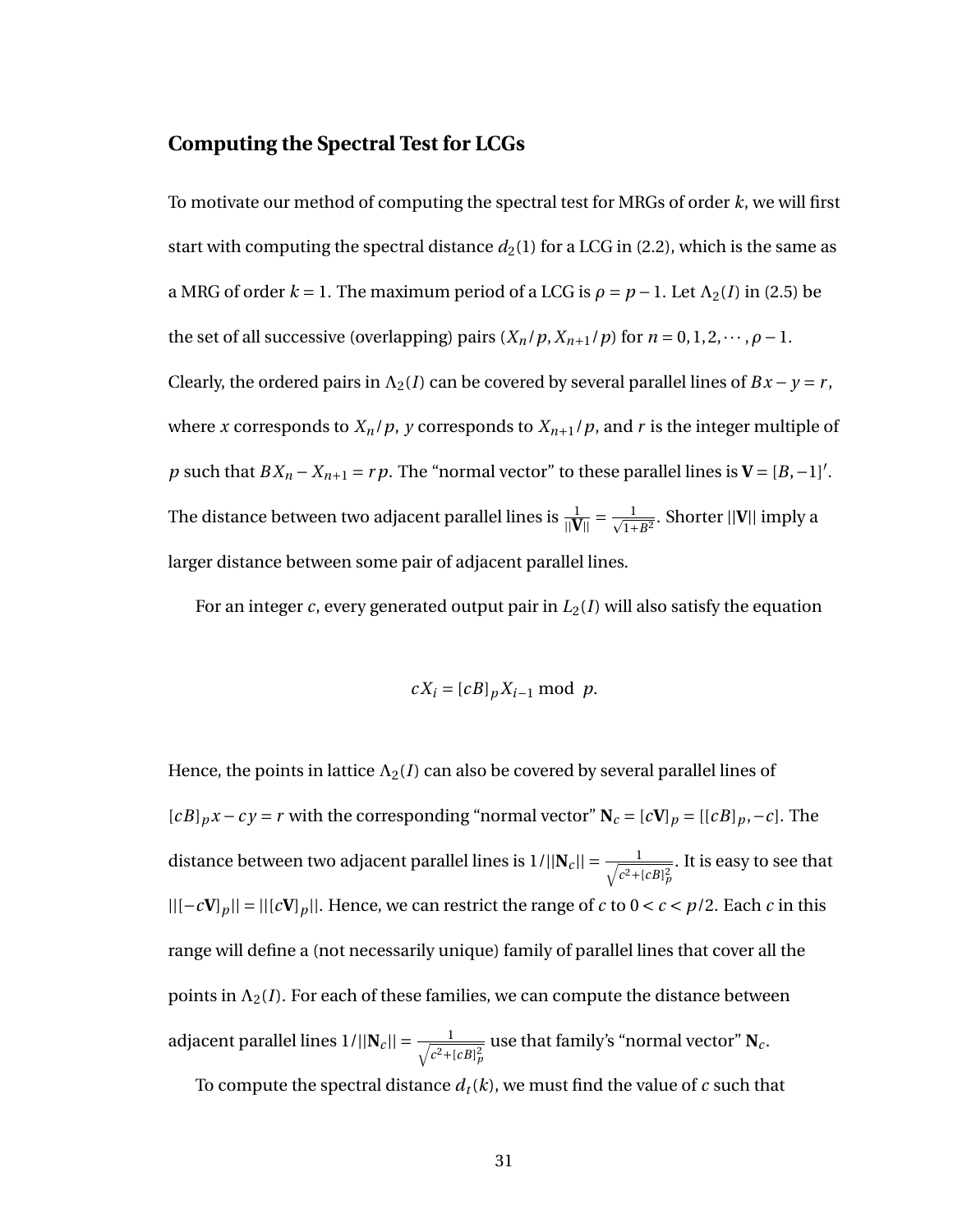## Computing the Spectral Test for LCGs

To motivate our method of computing the spectral test for MRGs of order $k$, we will first start with computing the spectral distance $d_2(1)$ for a LCG in (2.2), which is the same as a MRG of order $k = 1$. The maximum period of a LCG is $\rho = p - 1$. Let $\Lambda_2(I)$ in (2.5) be the set of all successive (overlapping) pairs $(X_n/p, X_{n+1}/p)$ for $n = 0, 1, 2, \cdots, \rho - 1$. Clearly, the ordered pairs in $\Lambda_2(I)$ can be covered by several parallel lines of $Bx - y = r$, where $x$ corresponds to $X_n/p$, $y$ corresponds to $X_{n+1}/p$, and $r$ is the integer multiple of $p$ such that $BX_n - X_{n+1} = rp$. The "normal vector" to these parallel lines is $\mathbf{V} = [B, -1]'$. The distance between two adjacent parallel lines is $\frac{1}{||\mathbf{V}||} = \frac{1}{\sqrt{1+B^2}}$. Shorter $||\mathbf{V}||$ imply a larger distance between some pair of adjacent parallel lines.

For an integer $c$, every generated output pair in $L_2(I)$ will also satisfy the equation

$$cX_i = [cB]_p X_{i-1} \bmod p.$$

Hence, the points in lattice $\Lambda_2(I)$ can also be covered by several parallel lines of $[cB]_p x - cy = r$ with the corresponding "normal vector" $\mathbf{N}_c = [c\mathbf{V}]_p = [[cB]_p, -c]$. The distance between two adjacent parallel lines is $1/||\mathbf{N}_c|| = \frac{1}{\sqrt{c^2+[cB]_p^2}}$. It is easy to see that $||[-c\mathbf{V}]_p|| = ||[c\mathbf{V}]_p||$. Hence, we can restrict the range of $c$ to $0 < c < p/2$. Each $c$ in this range will define a (not necessarily unique) family of parallel lines that cover all the points in $\Lambda_2(I)$. For each of these families, we can compute the distance between adjacent parallel lines $1/||\mathbf{N}_c|| = \frac{1}{\sqrt{c^2+[cB]_p^2}}$ use that family's "normal vector" $\mathbf{N}_c$.

To compute the spectral distance $d_t(k)$, we must find the value of $c$ such that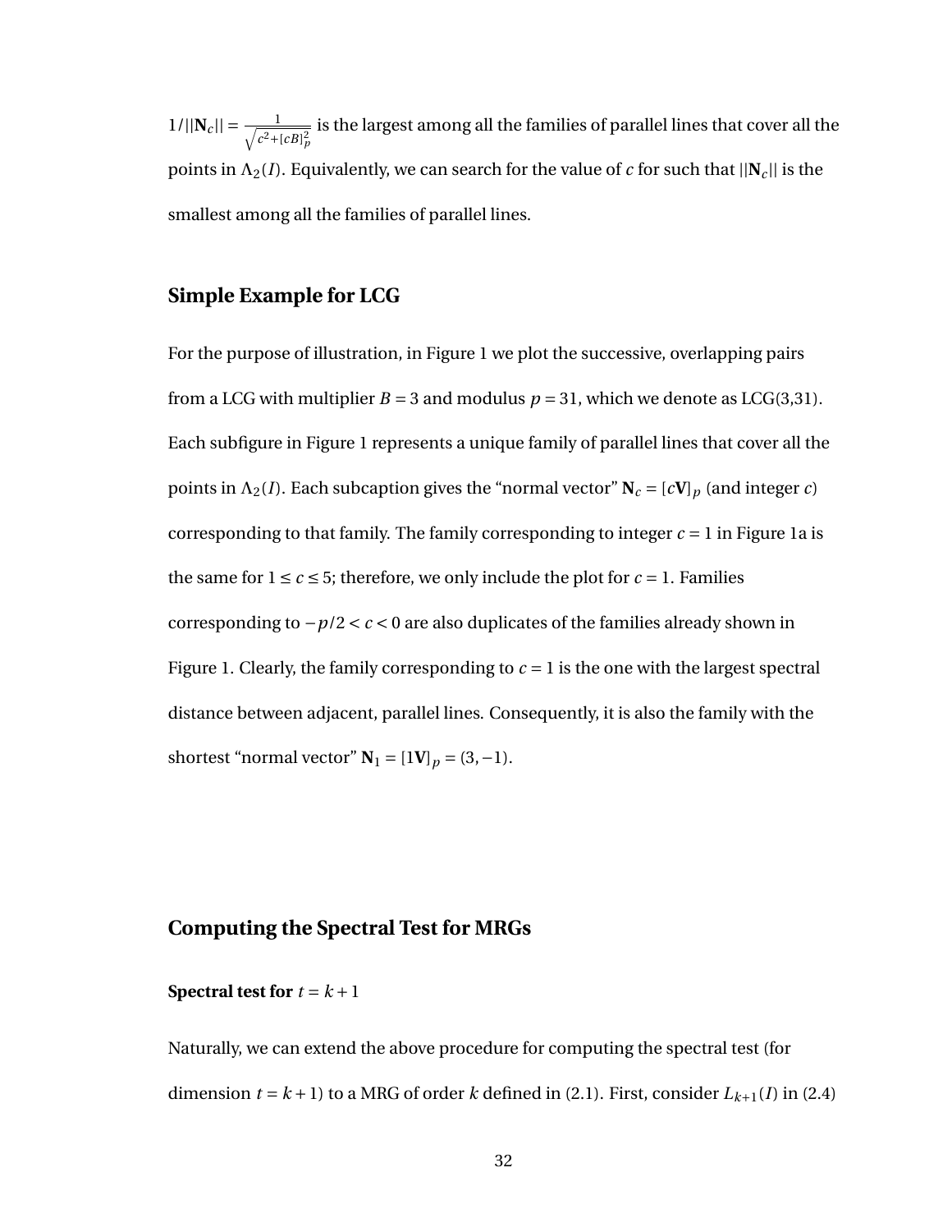$1/||\mathbf{N}_c|| = \frac{1}{\sqrt{c^2+[cB]_p^2}}$ is the largest among all the families of parallel lines that cover all the points in $\Lambda_2(I)$. Equivalently, we can search for the value of $c$ for such that $||\mathbf{N}_c||$ is the smallest among all the families of parallel lines.

### Simple Example for LCG

For the purpose of illustration, in Figure 1 we plot the successive, overlapping pairs from a LCG with multiplier $B = 3$ and modulus $p = 31$, which we denote as LCG(3,31). Each subfigure in Figure 1 represents a unique family of parallel lines that cover all the points in $\Lambda_2(I)$. Each subcaption gives the "normal vector" $\mathbf{N}_c = [c\mathbf{V}]_p$ (and integer $c$) corresponding to that family. The family corresponding to integer $c = 1$ in Figure 1a is the same for $1 \leq c \leq 5$; therefore, we only include the plot for $c = 1$. Families corresponding to $-p/2 < c < 0$ are also duplicates of the families already shown in Figure 1. Clearly, the family corresponding to $c = 1$ is the one with the largest spectral distance between adjacent, parallel lines. Consequently, it is also the family with the shortest "normal vector" $\mathbf{N}_1 = [1\mathbf{V}]_p = (3, -1)$.

## Computing the Spectral Test for MRGs

#### Spectral test for $t = k + 1$

Naturally, we can extend the above procedure for computing the spectral test (for dimension $t = k + 1$) to a MRG of order $k$ defined in (2.1). First, consider $L_{k+1}(I)$ in (2.4)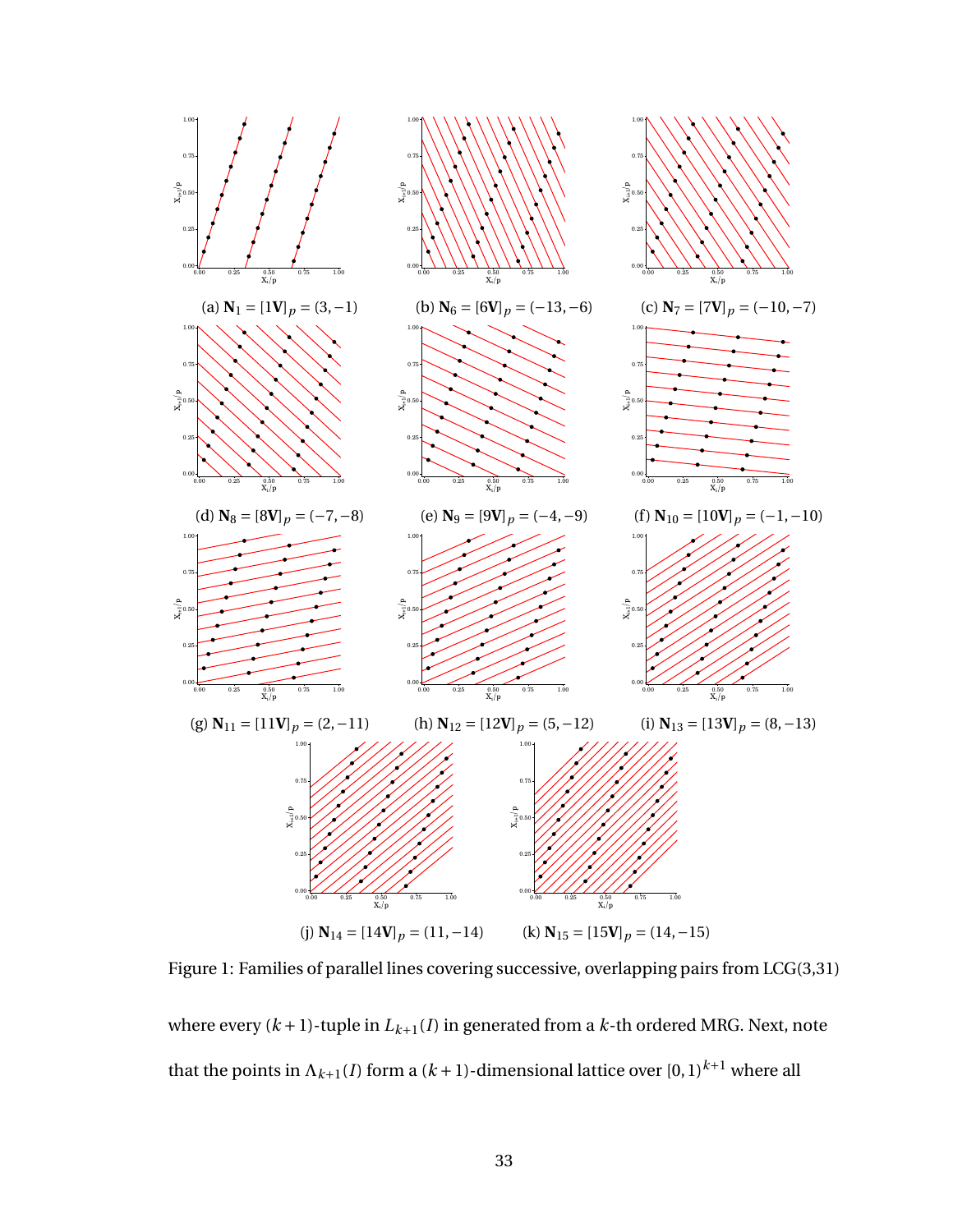(a) $\mathbf{N}_1 = [1\mathbf{V}]_p = (3, -1)$

(b) $\mathbf{N}_6 = [6\mathbf{V}]_p = (-13, -6)$

(c) $\mathbf{N}_7 = [7\mathbf{V}]_p = (-10, -7)$

(d) $\mathbf{N}_8 = [8\mathbf{V}]_p = (-7, -8)$

(e) $\mathbf{N}_9 = [9\mathbf{V}]_p = (-4, -9)$

(f) $\mathbf{N}_{10} = [10\mathbf{V}]_p = (-1, -10)$

(g) $\mathbf{N}_{11} = [11\mathbf{V}]_p = (2, -11)$

(h) $\mathbf{N}_{12} = [12\mathbf{V}]_p = (5, -12)$

(i) $\mathbf{N}_{13} = [13\mathbf{V}]_p = (8, -13)$

(j) $\mathbf{N}_{14} = [14\mathbf{V}]_p = (11, -14)$

(k) $\mathbf{N}_{15} = [15\mathbf{V}]_p = (14, -15)$

Figure 1: Families of parallel lines covering successive, overlapping pairs from LCG(3,31)

where every $(k+1)$-tuple in $L_{k+1}(I)$ in generated from a $k$-th ordered MRG. Next, note that the points in $\Lambda_{k+1}(I)$ form a $(k+1)$-dimensional lattice over $[0,1)^{k+1}$ where all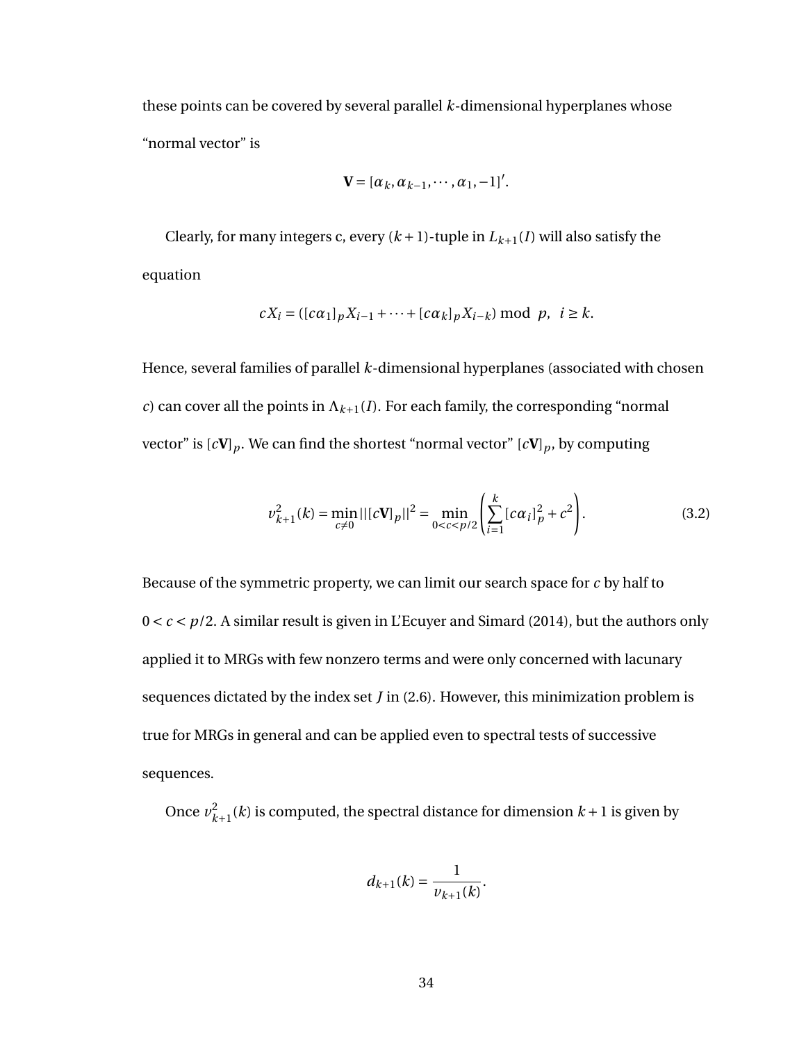these points can be covered by several parallel $k$-dimensional hyperplanes whose "normal vector" is

$$\mathbf{V} = [\alpha_k, \alpha_{k-1}, \cdots, \alpha_1, -1]'.$$

Clearly, for many integers c, every $(k+1)$-tuple in $L_{k+1}(I)$ will also satisfy the equation

$$cX_i = ([c\alpha_1]_p X_{i-1} + \cdots + [c\alpha_k]_p X_{i-k}) \bmod\ p, \quad i \geq k.$$

Hence, several families of parallel $k$-dimensional hyperplanes (associated with chosen $c$) can cover all the points in $\Lambda_{k+1}(I)$. For each family, the corresponding "normal vector" is $[c\mathbf{V}]_p$. We can find the shortest "normal vector" $[c\mathbf{V}]_p$, by computing

$$v_{k+1}^2(k) = \min_{c \neq 0} ||[c\mathbf{V}]_p||^2 = \min_{0<c<p/2} \left( \sum_{i=1}^{k} [c\alpha_i]_p^2 + c^2 \right). \tag{3.2}$$

Because of the symmetric property, we can limit our search space for $c$ by half to $0 < c < p/2$. A similar result is given in L'Ecuyer and Simard (2014), but the authors only applied it to MRGs with few nonzero terms and were only concerned with lacunary sequences dictated by the index set $J$ in (2.6). However, this minimization problem is true for MRGs in general and can be applied even to spectral tests of successive sequences.

Once $v_{k+1}^2(k)$ is computed, the spectral distance for dimension $k+1$ is given by

$$d_{k+1}(k) = \frac{1}{v_{k+1}(k)}.$$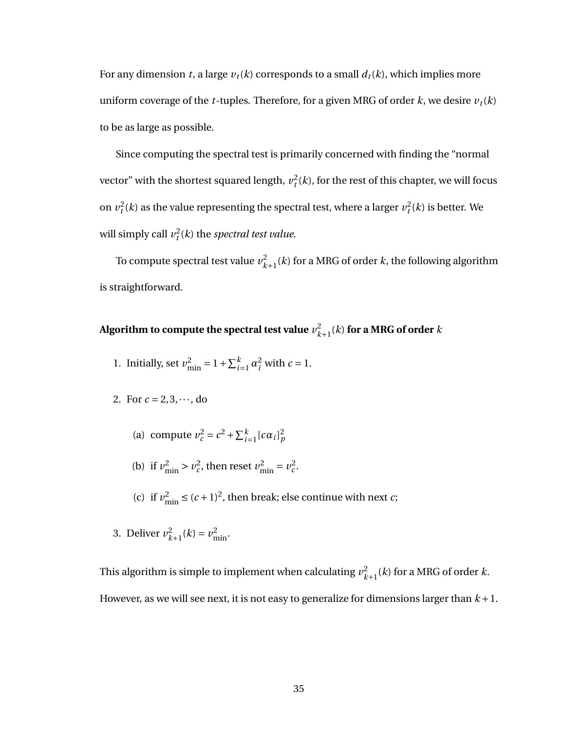For any dimension $t$, a large $v_t(k)$ corresponds to a small $d_t(k)$, which implies more uniform coverage of the $t$-tuples. Therefore, for a given MRG of order $k$, we desire $v_t(k)$ to be as large as possible.

Since computing the spectral test is primarily concerned with finding the "normal vector" with the shortest squared length, $v_t^2(k)$, for the rest of this chapter, we will focus on $v_t^2(k)$ as the value representing the spectral test, where a larger $v_t^2(k)$ is better. We will simply call $v_t^2(k)$ the *spectral test value*.

To compute spectral test value $v_{k+1}^2(k)$ for a MRG of order $k$, the following algorithm is straightforward.

**Algorithm to compute the spectral test value $v_{k+1}^2(k)$ for a MRG of order $k$**

1. Initially, set $v_{\min}^2 = 1 + \sum_{i=1}^{k} \alpha_i^2$ with $c = 1$.
2. For $c = 2, 3, \cdots$, do
   (a) compute $v_c^2 = c^2 + \sum_{i=1}^{k} [c\alpha_i]_p^2$
   (b) if $v_{\min}^2 > v_c^2$, then reset $v_{\min}^2 = v_c^2$.
   (c) if $v_{\min}^2 \leq (c+1)^2$, then break; else continue with next $c$;
3. Deliver $v_{k+1}^2(k) = v_{\min}^2$.

This algorithm is simple to implement when calculating $v_{k+1}^2(k)$ for a MRG of order $k$. However, as we will see next, it is not easy to generalize for dimensions larger than $k+1$.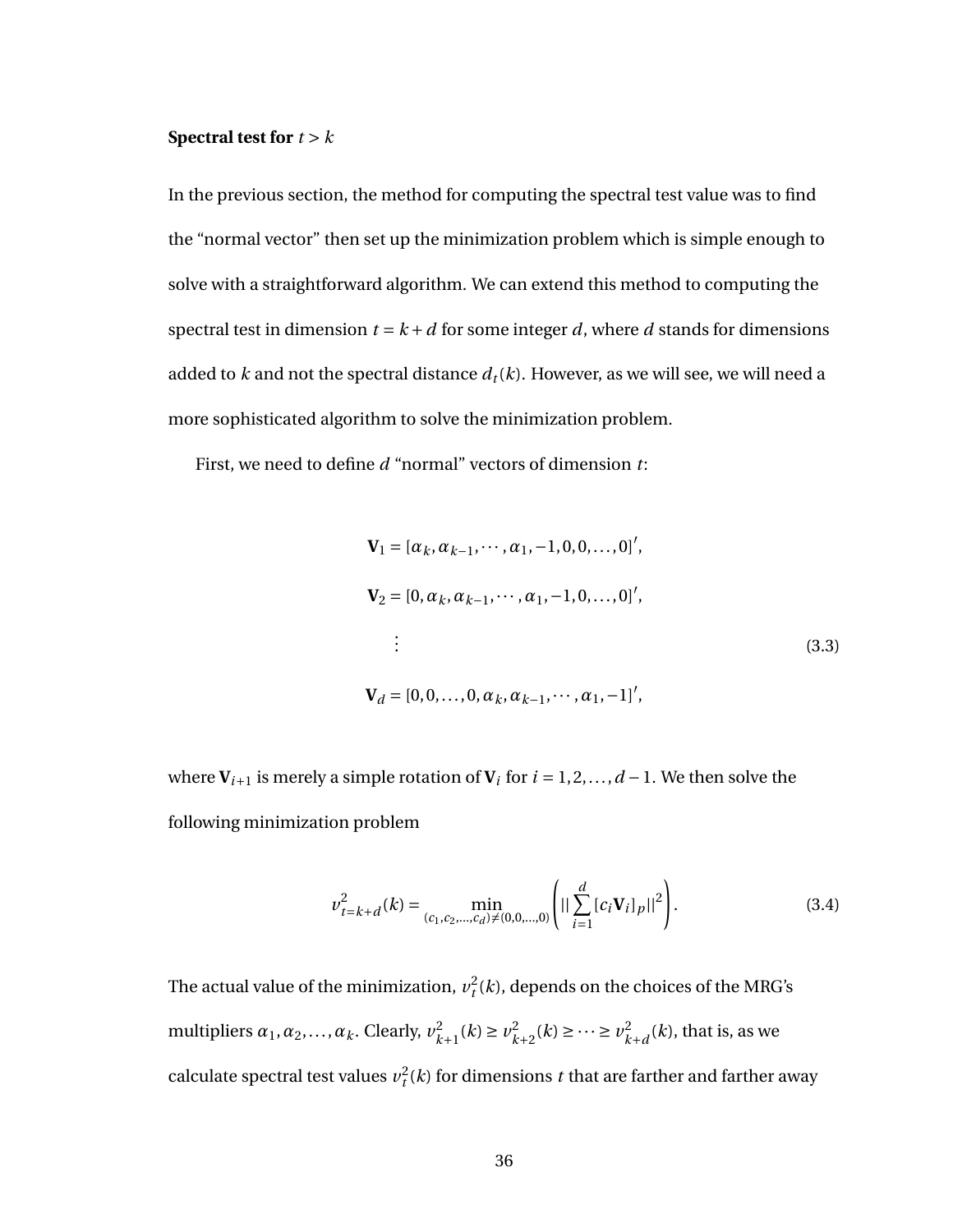**Spectral test for $t > k$**

In the previous section, the method for computing the spectral test value was to find the "normal vector" then set up the minimization problem which is simple enough to solve with a straightforward algorithm. We can extend this method to computing the spectral test in dimension $t = k + d$ for some integer $d$, where $d$ stands for dimensions added to $k$ and not the spectral distance $d_t(k)$. However, as we will see, we will need a more sophisticated algorithm to solve the minimization problem.

First, we need to define $d$ "normal" vectors of dimension $t$:

$$
\begin{aligned}
\mathbf{V}_1 &= [\alpha_k, \alpha_{k-1}, \cdots, \alpha_1, -1, 0, 0, \ldots, 0]', \\
\mathbf{V}_2 &= [0, \alpha_k, \alpha_{k-1}, \cdots, \alpha_1, -1, 0, \ldots, 0]', \\
&\vdots \\
\mathbf{V}_d &= [0, 0, \ldots, 0, \alpha_k, \alpha_{k-1}, \cdots, \alpha_1, -1]',
\end{aligned}
\tag{3.3}
$$

where $\mathbf{V}_{i+1}$ is merely a simple rotation of $\mathbf{V}_i$ for $i = 1, 2, \ldots, d-1$. We then solve the following minimization problem

$$
v^2_{t=k+d}(k) = \min_{(c_1, c_2, \ldots, c_d) \neq (0, 0, \ldots, 0)} \left( || \sum_{i=1}^{d} [c_i \mathbf{V}_i]_p ||^2 \right). \tag{3.4}
$$

The actual value of the minimization, $v^2_t(k)$, depends on the choices of the MRG's multipliers $\alpha_1, \alpha_2, \ldots, \alpha_k$. Clearly, $v^2_{k+1}(k) \geq v^2_{k+2}(k) \geq \cdots \geq v^2_{k+d}(k)$, that is, as we calculate spectral test values $v^2_t(k)$ for dimensions $t$ that are farther and farther away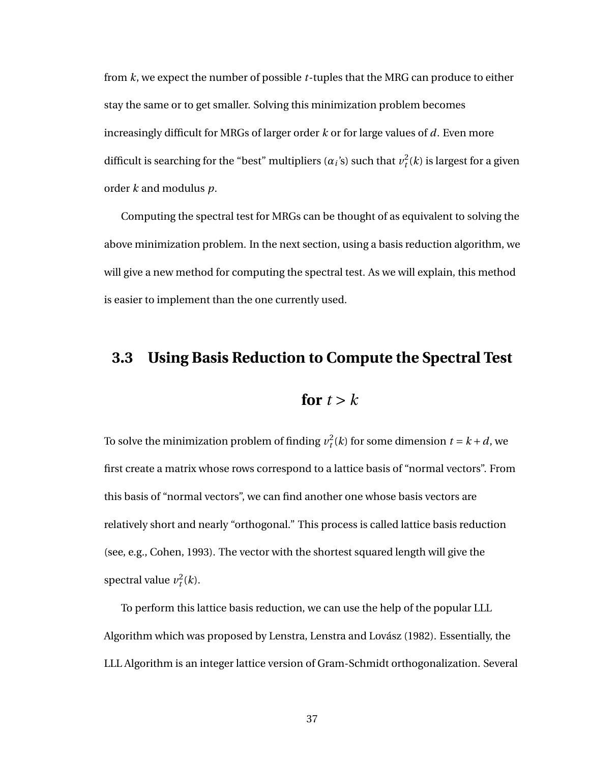from $k$, we expect the number of possible $t$-tuples that the MRG can produce to either stay the same or to get smaller. Solving this minimization problem becomes increasingly difficult for MRGs of larger order $k$ or for large values of $d$. Even more difficult is searching for the "best" multipliers ($\alpha_i$'s) such that $v_t^2(k)$ is largest for a given order $k$ and modulus $p$.

Computing the spectral test for MRGs can be thought of as equivalent to solving the above minimization problem. In the next section, using a basis reduction algorithm, we will give a new method for computing the spectral test. As we will explain, this method is easier to implement than the one currently used.

## 3.3 Using Basis Reduction to Compute the Spectral Test for $t > k$

To solve the minimization problem of finding $v_t^2(k)$ for some dimension $t = k + d$, we first create a matrix whose rows correspond to a lattice basis of "normal vectors". From this basis of "normal vectors", we can find another one whose basis vectors are relatively short and nearly "orthogonal." This process is called lattice basis reduction (see, e.g., Cohen, 1993). The vector with the shortest squared length will give the spectral value $v_t^2(k)$.

To perform this lattice basis reduction, we can use the help of the popular LLL Algorithm which was proposed by Lenstra, Lenstra and Lovász (1982). Essentially, the LLL Algorithm is an integer lattice version of Gram-Schmidt orthogonalization. Several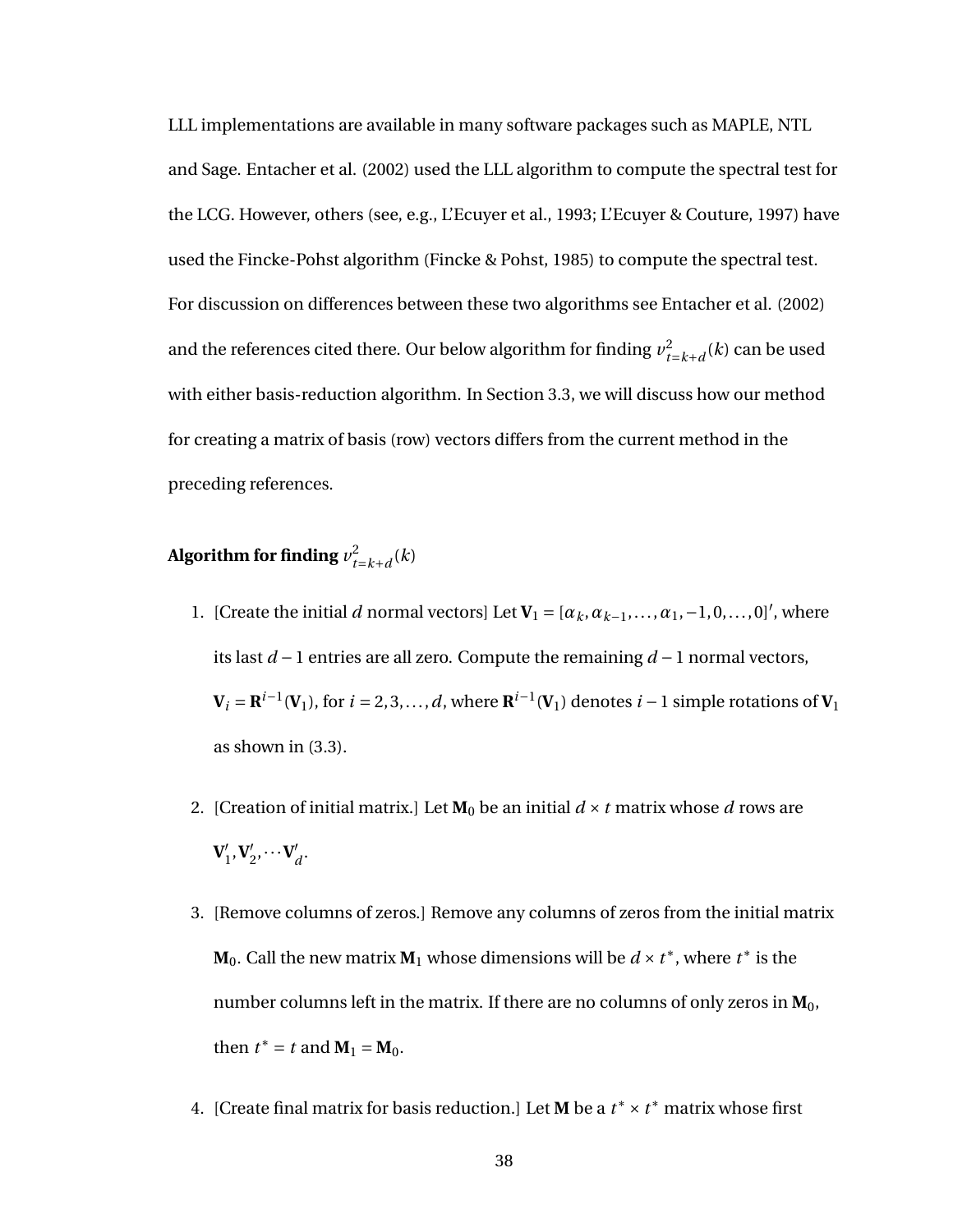LLL implementations are available in many software packages such as MAPLE, NTL and Sage. Entacher et al. (2002) used the LLL algorithm to compute the spectral test for the LCG. However, others (see, e.g., L'Ecuyer et al., 1993; L'Ecuyer & Couture, 1997) have used the Fincke-Pohst algorithm (Fincke & Pohst, 1985) to compute the spectral test. For discussion on differences between these two algorithms see Entacher et al. (2002) and the references cited there. Our below algorithm for finding $v^2_{t=k+d}(k)$ can be used with either basis-reduction algorithm. In Section 3.3, we will discuss how our method for creating a matrix of basis (row) vectors differs from the current method in the preceding references.

**Algorithm for finding $v^2_{t=k+d}(k)$**

1. [Create the initial $d$ normal vectors] Let $\mathbf{V}_1 = [\alpha_k, \alpha_{k-1}, \ldots, \alpha_1, -1, 0, \ldots, 0]'$, where its last $d-1$ entries are all zero. Compute the remaining $d-1$ normal vectors, $\mathbf{V}_i = \mathbf{R}^{i-1}(\mathbf{V}_1)$, for $i = 2, 3, \ldots, d$, where $\mathbf{R}^{i-1}(\mathbf{V}_1)$ denotes $i-1$ simple rotations of $\mathbf{V}_1$ as shown in (3.3).

2. [Creation of initial matrix.] Let $\mathbf{M}_0$ be an initial $d \times t$ matrix whose $d$ rows are $\mathbf{V}'_1, \mathbf{V}'_2, \cdots \mathbf{V}'_d$.

3. [Remove columns of zeros.] Remove any columns of zeros from the initial matrix $\mathbf{M}_0$. Call the new matrix $\mathbf{M}_1$ whose dimensions will be $d \times t^*$, where $t^*$ is the number columns left in the matrix. If there are no columns of only zeros in $\mathbf{M}_0$, then $t^* = t$ and $\mathbf{M}_1 = \mathbf{M}_0$.

4. [Create final matrix for basis reduction.] Let $\mathbf{M}$ be a $t^* \times t^*$ matrix whose first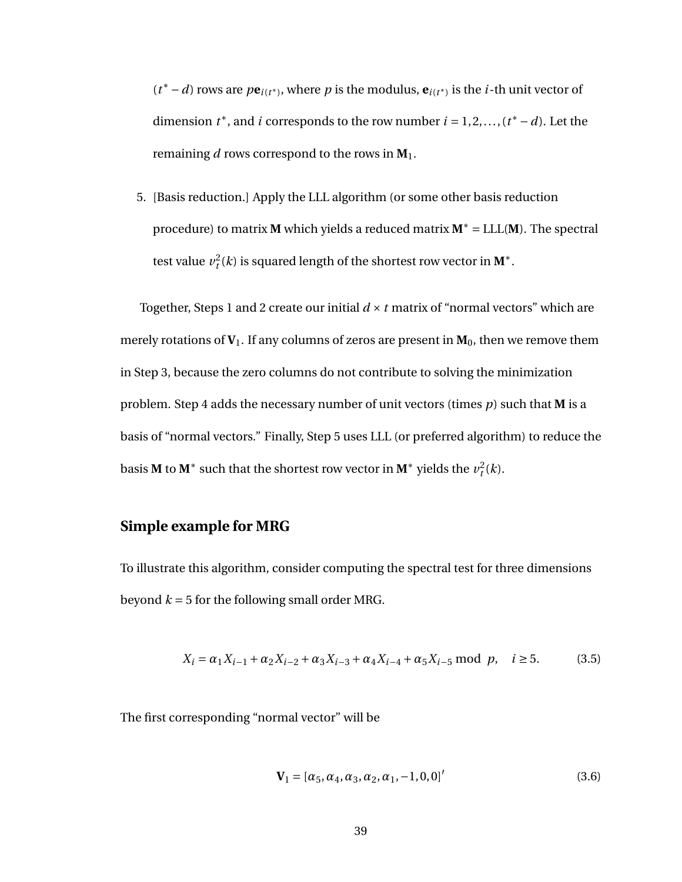$(t^* - d)$ rows are $p\mathbf{e}_{i(t^*)}$, where $p$ is the modulus, $\mathbf{e}_{i(t^*)}$ is the $i$-th unit vector of dimension $t^*$, and $i$ corresponds to the row number $i = 1, 2, \ldots, (t^* - d)$. Let the remaining $d$ rows correspond to the rows in $\mathbf{M}_1$.

5. [Basis reduction.] Apply the LLL algorithm (or some other basis reduction procedure) to matrix $\mathbf{M}$ which yields a reduced matrix $\mathbf{M}^* = \text{LLL}(\mathbf{M})$. The spectral test value $\nu_t^2(k)$ is squared length of the shortest row vector in $\mathbf{M}^*$.

Together, Steps 1 and 2 create our initial $d \times t$ matrix of "normal vectors" which are merely rotations of $\mathbf{V}_1$. If any columns of zeros are present in $\mathbf{M}_0$, then we remove them in Step 3, because the zero columns do not contribute to solving the minimization problem. Step 4 adds the necessary number of unit vectors (times $p$) such that $\mathbf{M}$ is a basis of "normal vectors." Finally, Step 5 uses LLL (or preferred algorithm) to reduce the basis $\mathbf{M}$ to $\mathbf{M}^*$ such that the shortest row vector in $\mathbf{M}^*$ yields the $\nu_t^2(k)$.

## Simple example for MRG

To illustrate this algorithm, consider computing the spectral test for three dimensions beyond $k = 5$ for the following small order MRG.

$$X_i = \alpha_1 X_{i-1} + \alpha_2 X_{i-2} + \alpha_3 X_{i-3} + \alpha_4 X_{i-4} + \alpha_5 X_{i-5} \bmod p, \quad i \geq 5. \tag{3.5}$$

The first corresponding "normal vector" will be

$$\mathbf{V}_1 = [\alpha_5, \alpha_4, \alpha_3, \alpha_2, \alpha_1, -1, 0, 0]' \tag{3.6}$$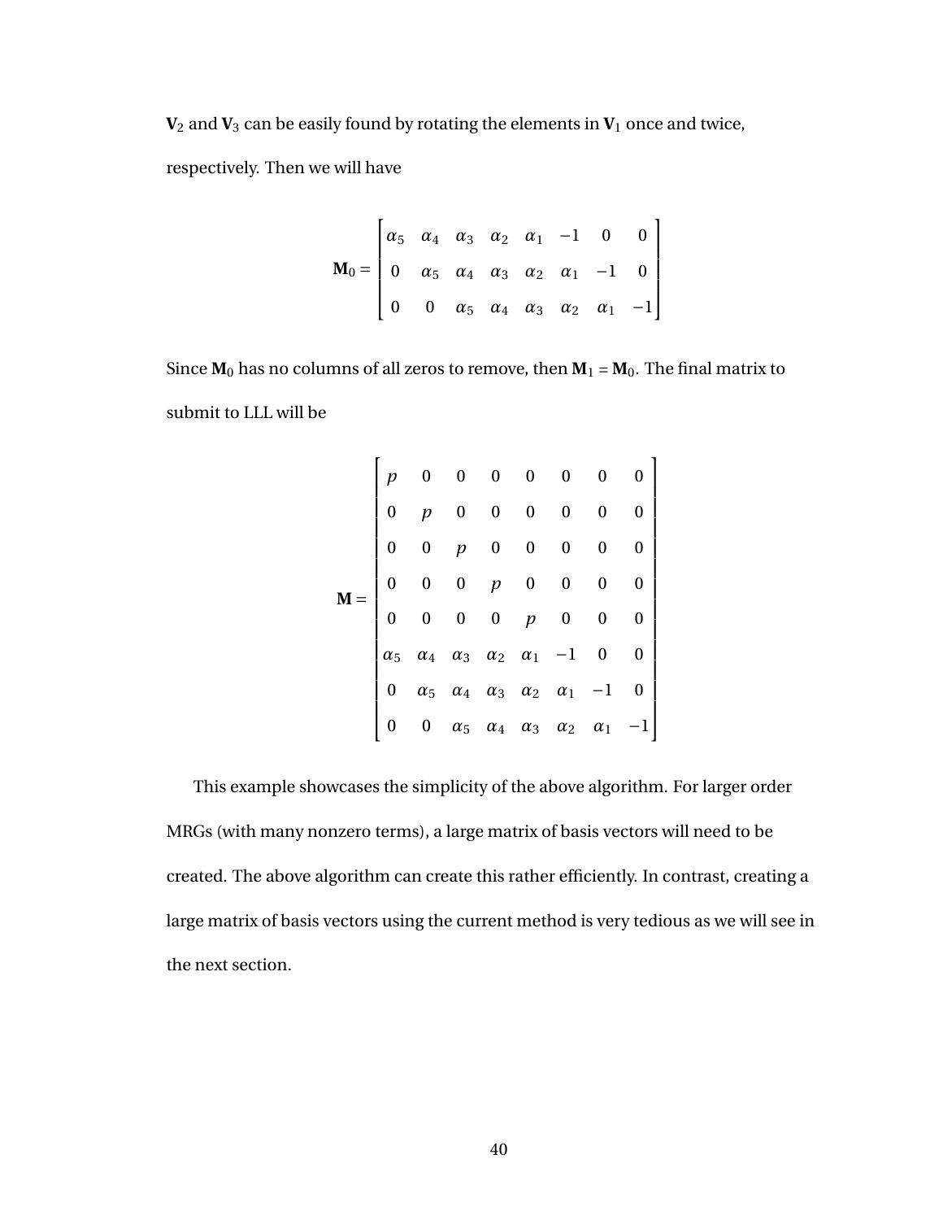$\mathbf{V}_2$ and $\mathbf{V}_3$ can be easily found by rotating the elements in $\mathbf{V}_1$ once and twice, respectively. Then we will have

$$
\mathbf{M}_0 = \begin{bmatrix} \alpha_5 & \alpha_4 & \alpha_3 & \alpha_2 & \alpha_1 & -1 & 0 & 0 \\ 0 & \alpha_5 & \alpha_4 & \alpha_3 & \alpha_2 & \alpha_1 & -1 & 0 \\ 0 & 0 & \alpha_5 & \alpha_4 & \alpha_3 & \alpha_2 & \alpha_1 & -1 \end{bmatrix}
$$

Since $\mathbf{M}_0$ has no columns of all zeros to remove, then $\mathbf{M}_1 = \mathbf{M}_0$. The final matrix to submit to LLL will be

$$
\mathbf{M} = \begin{bmatrix} p & 0 & 0 & 0 & 0 & 0 & 0 & 0 \\ 0 & p & 0 & 0 & 0 & 0 & 0 & 0 \\ 0 & 0 & p & 0 & 0 & 0 & 0 & 0 \\ 0 & 0 & 0 & p & 0 & 0 & 0 & 0 \\ 0 & 0 & 0 & 0 & p & 0 & 0 & 0 \\ \alpha_5 & \alpha_4 & \alpha_3 & \alpha_2 & \alpha_1 & -1 & 0 & 0 \\ 0 & \alpha_5 & \alpha_4 & \alpha_3 & \alpha_2 & \alpha_1 & -1 & 0 \\ 0 & 0 & \alpha_5 & \alpha_4 & \alpha_3 & \alpha_2 & \alpha_1 & -1 \end{bmatrix}
$$

This example showcases the simplicity of the above algorithm. For larger order MRGs (with many nonzero terms), a large matrix of basis vectors will need to be created. The above algorithm can create this rather efficiently. In contrast, creating a large matrix of basis vectors using the current method is very tedious as we will see in the next section.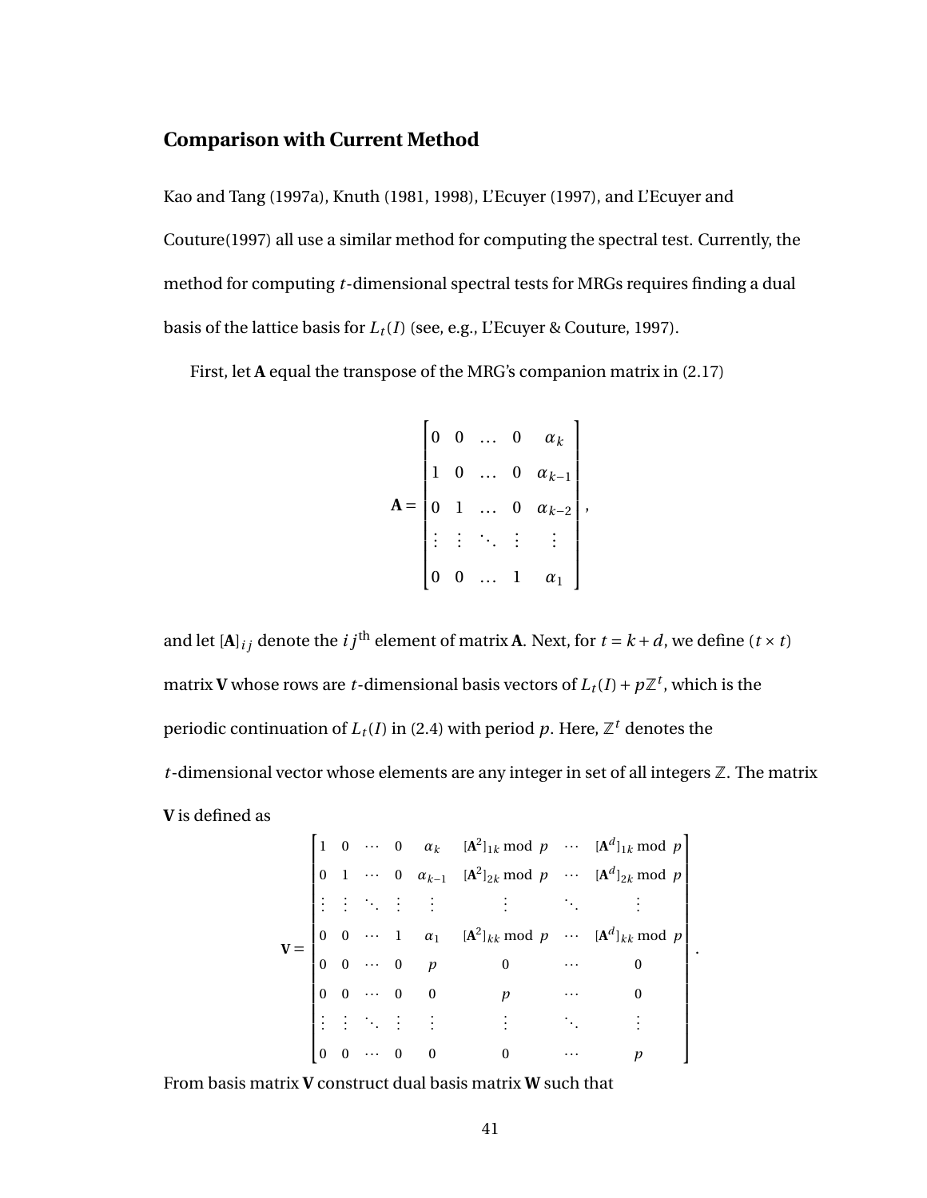## Comparison with Current Method

Kao and Tang (1997a), Knuth (1981, 1998), L'Ecuyer (1997), and L'Ecuyer and Couture(1997) all use a similar method for computing the spectral test. Currently, the method for computing $t$-dimensional spectral tests for MRGs requires finding a dual basis of the lattice basis for $L_t(I)$ (see, e.g., L'Ecuyer & Couture, 1997).

First, let $\mathbf{A}$ equal the transpose of the MRG's companion matrix in (2.17)

$$
\mathbf{A} = \begin{bmatrix} 0 & 0 & \dots & 0 & \alpha_k \\ 1 & 0 & \dots & 0 & \alpha_{k-1} \\ 0 & 1 & \dots & 0 & \alpha_{k-2} \\ \vdots & \vdots & \ddots & \vdots & \vdots \\ 0 & 0 & \dots & 1 & \alpha_1 \end{bmatrix},
$$

and let $[\mathbf{A}]_{ij}$ denote the $ij^{\text{th}}$ element of matrix $\mathbf{A}$. Next, for $t = k + d$, we define $(t \times t)$ matrix $\mathbf{V}$ whose rows are $t$-dimensional basis vectors of $L_t(I) + p\mathbb{Z}^t$, which is the periodic continuation of $L_t(I)$ in (2.4) with period $p$. Here, $\mathbb{Z}^t$ denotes the $t$-dimensional vector whose elements are any integer in set of all integers $\mathbb{Z}$. The matrix $\mathbf{V}$ is defined as

$$
\mathbf{V} = \begin{bmatrix} 1 & 0 & \cdots & 0 & \alpha_k & [\mathbf{A}^2]_{1k} \bmod p & \cdots & [\mathbf{A}^d]_{1k} \bmod p \\ 0 & 1 & \cdots & 0 & \alpha_{k-1} & [\mathbf{A}^2]_{2k} \bmod p & \cdots & [\mathbf{A}^d]_{2k} \bmod p \\ \vdots & \vdots & \ddots & \vdots & \vdots & \vdots & \ddots & \vdots \\ 0 & 0 & \cdots & 1 & \alpha_1 & [\mathbf{A}^2]_{kk} \bmod p & \cdots & [\mathbf{A}^d]_{kk} \bmod p \\ 0 & 0 & \cdots & 0 & p & 0 & \cdots & 0 \\ 0 & 0 & \cdots & 0 & 0 & p & \cdots & 0 \\ \vdots & \vdots & \ddots & \vdots & \vdots & \vdots & \ddots & \vdots \\ 0 & 0 & \cdots & 0 & 0 & 0 & \cdots & p \end{bmatrix}.
$$

From basis matrix $\mathbf{V}$ construct dual basis matrix $\mathbf{W}$ such that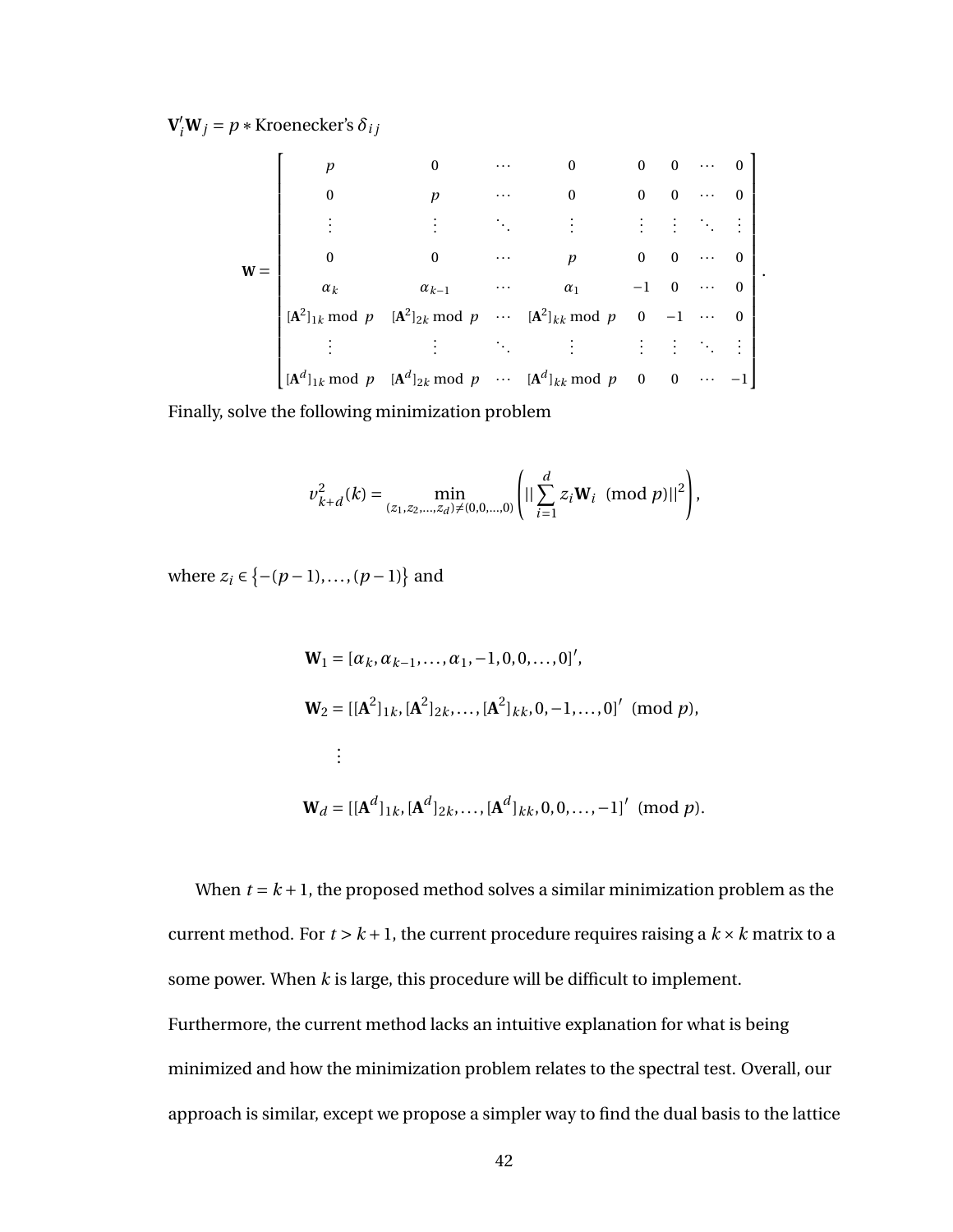$\mathbf{V}_i'\mathbf{W}_j = p *$ Kroenecker's $\delta_{ij}$

$$
\mathbf{W} = \begin{bmatrix}
p & 0 & \cdots & 0 & 0 & 0 & \cdots & 0 \\
0 & p & \cdots & 0 & 0 & 0 & \cdots & 0 \\
\vdots & \vdots & \ddots & \vdots & \vdots & \vdots & \ddots & \vdots \\
0 & 0 & \cdots & p & 0 & 0 & \cdots & 0 \\
\alpha_k & \alpha_{k-1} & \cdots & \alpha_1 & -1 & 0 & \cdots & 0 \\
[\mathbf{A}^2]_{1k} \bmod p & [\mathbf{A}^2]_{2k} \bmod p & \cdots & [\mathbf{A}^2]_{kk} \bmod p & 0 & -1 & \cdots & 0 \\
\vdots & \vdots & \ddots & \vdots & \vdots & \vdots & \ddots & \vdots \\
[\mathbf{A}^d]_{1k} \bmod p & [\mathbf{A}^d]_{2k} \bmod p & \cdots & [\mathbf{A}^d]_{kk} \bmod p & 0 & 0 & \cdots & -1
\end{bmatrix}.
$$

Finally, solve the following minimization problem

$$
\nu_{k+d}^2(k) = \min_{(z_1, z_2, \ldots, z_d) \neq (0,0,\ldots,0)} \left( || \sum_{i=1}^{d} z_i \mathbf{W}_i \pmod{p} ||^2 \right),
$$

where $z_i \in \{-(p-1), \ldots, (p-1)\}$ and

$$
\begin{aligned}
\mathbf{W}_1 &= [\alpha_k, \alpha_{k-1}, \ldots, \alpha_1, -1, 0, 0, \ldots, 0]', \\
\mathbf{W}_2 &= [[\mathbf{A}^2]_{1k}, [\mathbf{A}^2]_{2k}, \ldots, [\mathbf{A}^2]_{kk}, 0, -1, \ldots, 0]' \pmod{p}, \\
&\vdots \\
\mathbf{W}_d &= [[\mathbf{A}^d]_{1k}, [\mathbf{A}^d]_{2k}, \ldots, [\mathbf{A}^d]_{kk}, 0, 0, \ldots, -1]' \pmod{p}.
\end{aligned}
$$

When $t = k+1$, the proposed method solves a similar minimization problem as the current method. For $t > k+1$, the current procedure requires raising a $k \times k$ matrix to a some power. When $k$ is large, this procedure will be difficult to implement. Furthermore, the current method lacks an intuitive explanation for what is being minimized and how the minimization problem relates to the spectral test. Overall, our approach is similar, except we propose a simpler way to find the dual basis to the lattice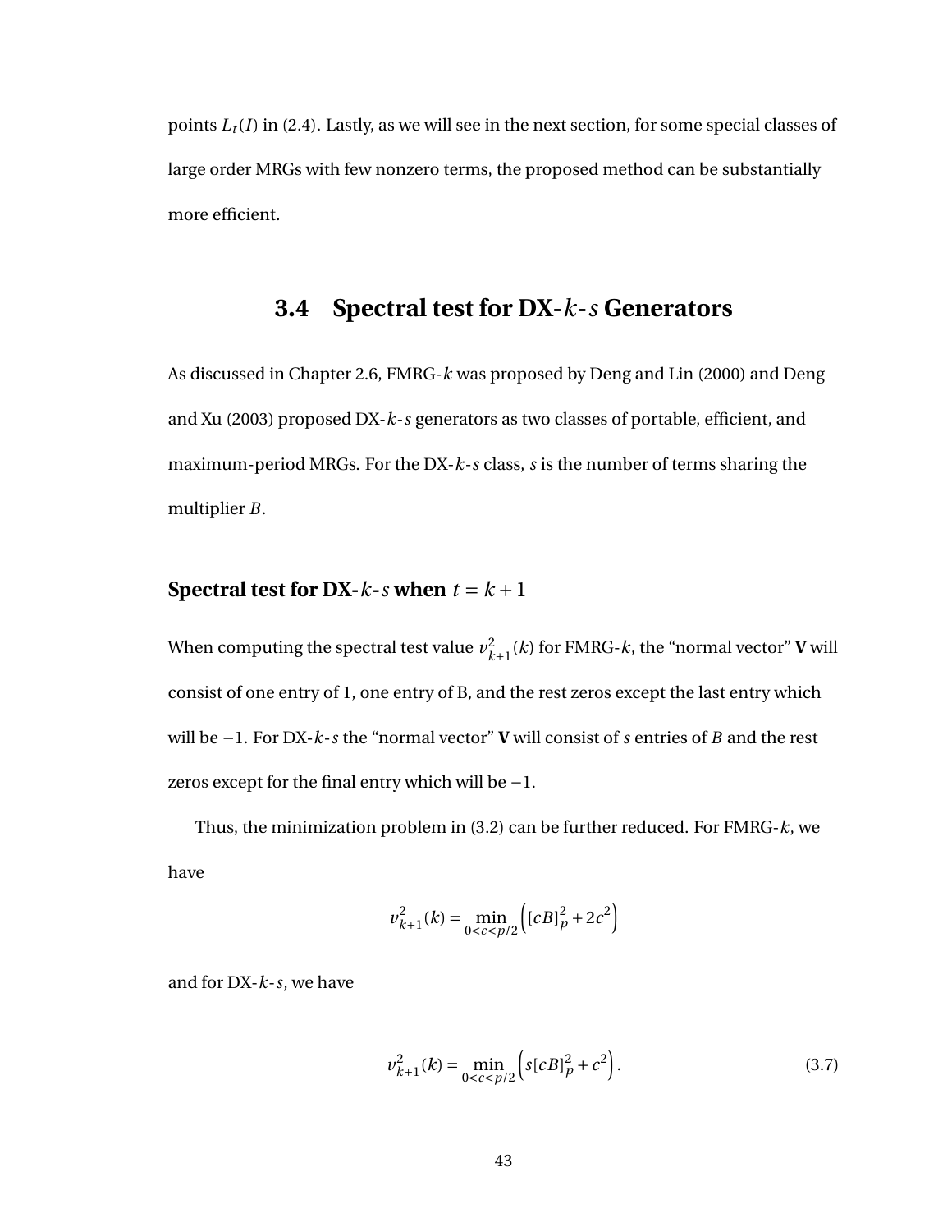points $L_t(I)$ in (2.4). Lastly, as we will see in the next section, for some special classes of large order MRGs with few nonzero terms, the proposed method can be substantially more efficient.

## 3.4 Spectral test for DX-$k$-$s$ Generators

As discussed in Chapter 2.6, FMRG-$k$ was proposed by Deng and Lin (2000) and Deng and Xu (2003) proposed DX-$k$-$s$ generators as two classes of portable, efficient, and maximum-period MRGs. For the DX-$k$-$s$ class, $s$ is the number of terms sharing the multiplier $B$.

### Spectral test for DX-$k$-$s$ when $t = k+1$

When computing the spectral test value $v_{k+1}^2(k)$ for FMRG-$k$, the "normal vector" **V** will consist of one entry of 1, one entry of B, and the rest zeros except the last entry which will be $-1$. For DX-$k$-$s$ the "normal vector" **V** will consist of $s$ entries of $B$ and the rest zeros except for the final entry which will be $-1$.

Thus, the minimization problem in (3.2) can be further reduced. For FMRG-$k$, we have

$$v_{k+1}^2(k) = \min_{0<c<p/2}\left([cB]_p^2 + 2c^2\right)$$

and for DX-$k$-$s$, we have

$$v_{k+1}^2(k) = \min_{0<c<p/2}\left(s[cB]_p^2 + c^2\right). \tag{3.7}$$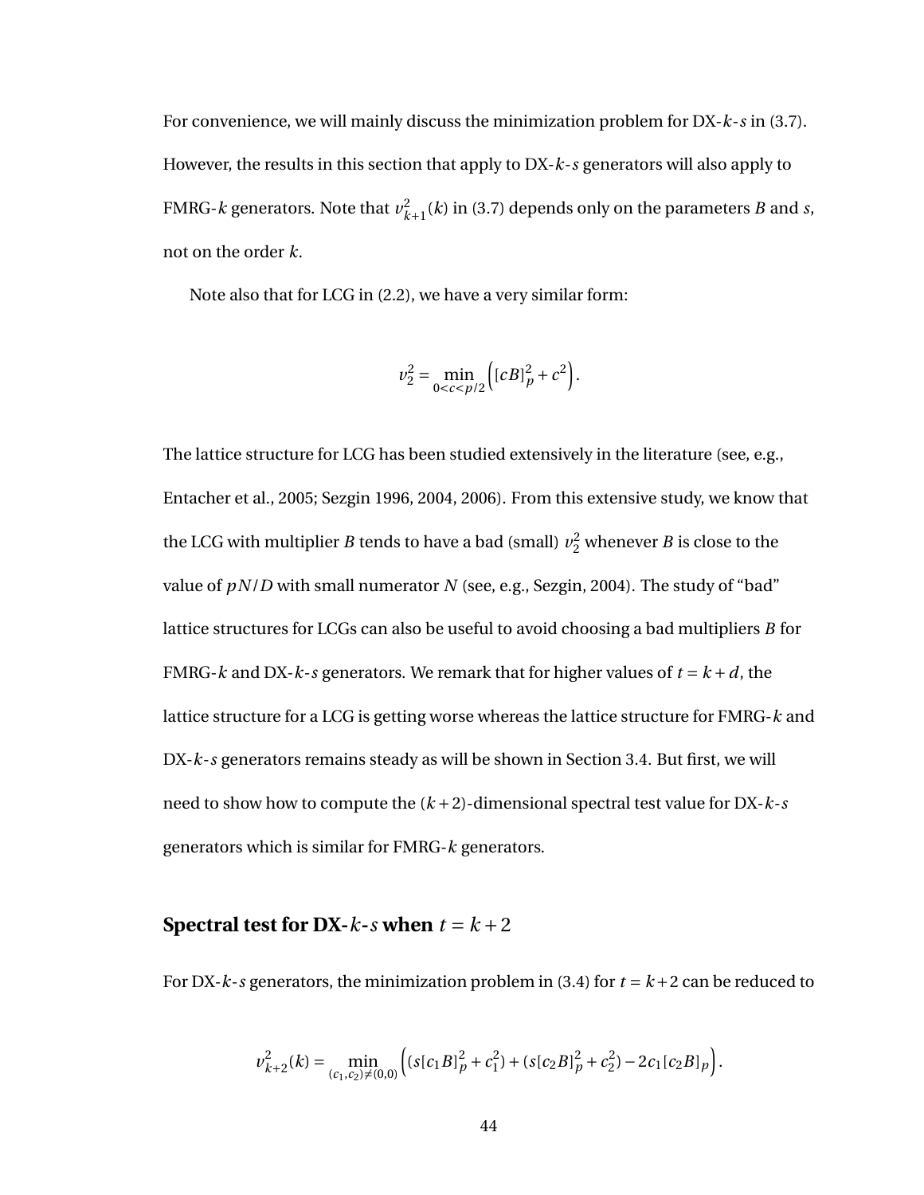For convenience, we will mainly discuss the minimization problem for DX-$k$-$s$ in (3.7). However, the results in this section that apply to DX-$k$-$s$ generators will also apply to FMRG-$k$ generators. Note that $v_{k+1}^2(k)$ in (3.7) depends only on the parameters $B$ and $s$, not on the order $k$.

Note also that for LCG in (2.2), we have a very similar form:

$$v_2^2 = \min_{0<c<p/2} \left( [cB]_p^2 + c^2 \right).$$

The lattice structure for LCG has been studied extensively in the literature (see, e.g., Entacher et al., 2005; Sezgin 1996, 2004, 2006). From this extensive study, we know that the LCG with multiplier $B$ tends to have a bad (small) $v_2^2$ whenever $B$ is close to the value of $pN/D$ with small numerator $N$ (see, e.g., Sezgin, 2004). The study of "bad" lattice structures for LCGs can also be useful to avoid choosing a bad multipliers $B$ for FMRG-$k$ and DX-$k$-$s$ generators. We remark that for higher values of $t = k + d$, the lattice structure for a LCG is getting worse whereas the lattice structure for FMRG-$k$ and DX-$k$-$s$ generators remains steady as will be shown in Section 3.4. But first, we will need to show how to compute the $(k+2)$-dimensional spectral test value for DX-$k$-$s$ generators which is similar for FMRG-$k$ generators.

## Spectral test for DX-$k$-$s$ when $t = k + 2$

For DX-$k$-$s$ generators, the minimization problem in (3.4) for $t = k+2$ can be reduced to

$$v_{k+2}^2(k) = \min_{(c_1,c_2)\neq(0,0)} \left( (s[c_1B]_p^2 + c_1^2) + (s[c_2B]_p^2 + c_2^2) - 2c_1[c_2B]_p \right).$$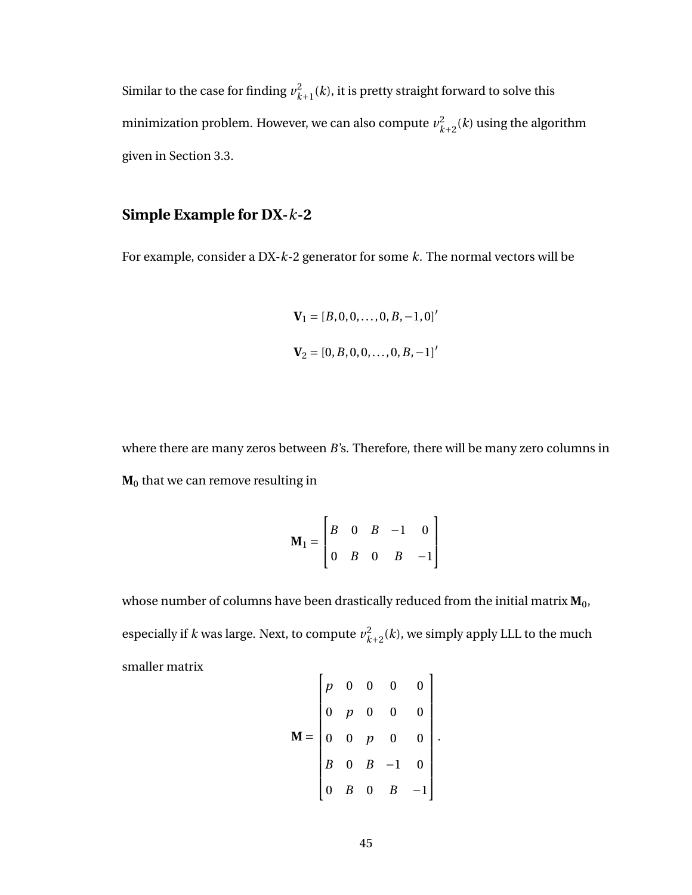Similar to the case for finding $v_{k+1}^2(k)$, it is pretty straight forward to solve this minimization problem. However, we can also compute $v_{k+2}^2(k)$ using the algorithm given in Section 3.3.

### Simple Example for DX-$k$-2

For example, consider a DX-$k$-2 generator for some $k$. The normal vectors will be

$$\mathbf{V}_1 = [B, 0, 0, \ldots, 0, B, -1, 0]'$$

$$\mathbf{V}_2 = [0, B, 0, 0, \ldots, 0, B, -1]'$$

where there are many zeros between $B$'s. Therefore, there will be many zero columns in $\mathbf{M}_0$ that we can remove resulting in

$$\mathbf{M}_1 = \begin{bmatrix} B & 0 & B & -1 & 0 \\ 0 & B & 0 & B & -1 \end{bmatrix}$$

whose number of columns have been drastically reduced from the initial matrix $\mathbf{M}_0$, especially if $k$ was large. Next, to compute $v_{k+2}^2(k)$, we simply apply LLL to the much smaller matrix

$$\mathbf{M} = \begin{bmatrix} p & 0 & 0 & 0 & 0 \\ 0 & p & 0 & 0 & 0 \\ 0 & 0 & p & 0 & 0 \\ B & 0 & B & -1 & 0 \\ 0 & B & 0 & B & -1 \end{bmatrix}.$$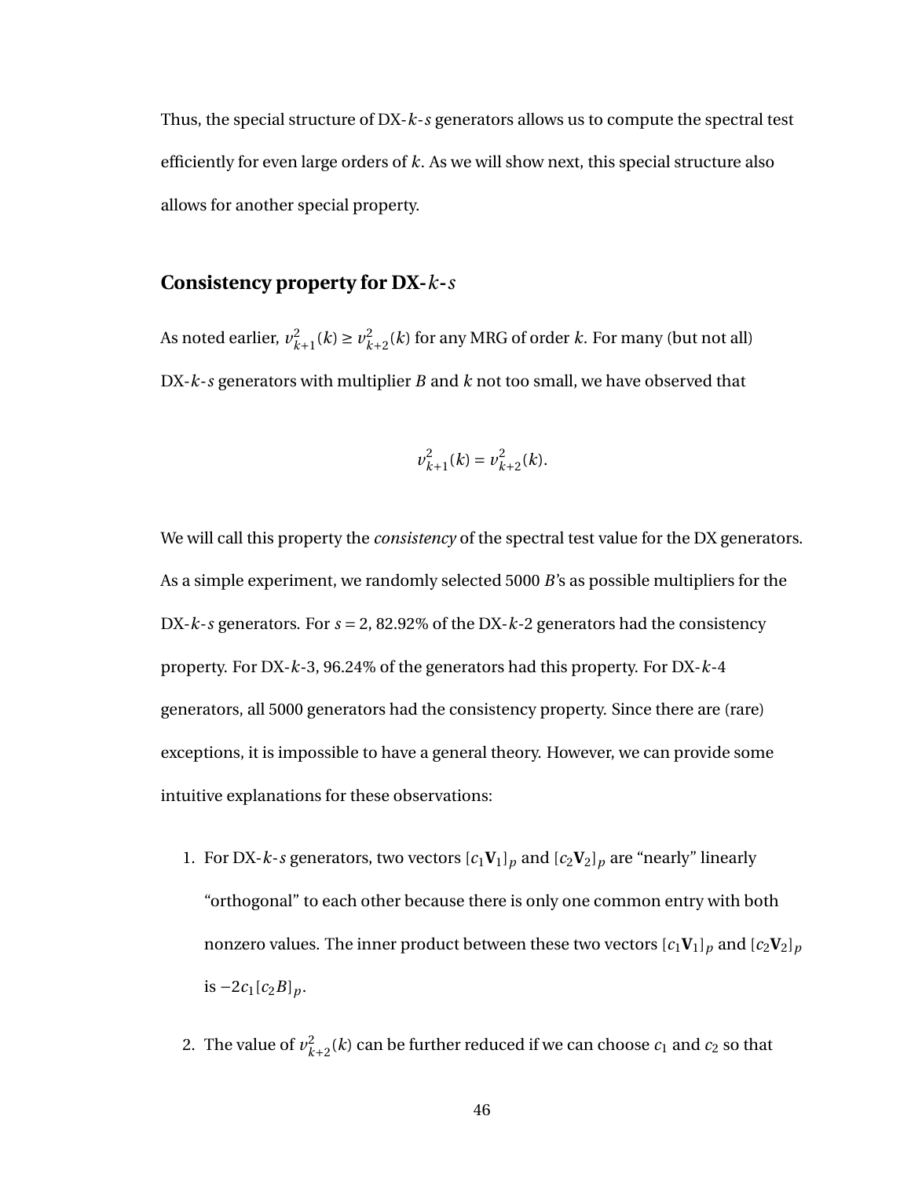Thus, the special structure of DX-$k$-$s$ generators allows us to compute the spectral test efficiently for even large orders of $k$. As we will show next, this special structure also allows for another special property.

## Consistency property for DX-$k$-$s$

As noted earlier, $v_{k+1}^2(k) \geq v_{k+2}^2(k)$ for any MRG of order $k$. For many (but not all) DX-$k$-$s$ generators with multiplier $B$ and $k$ not too small, we have observed that

$$v_{k+1}^2(k) = v_{k+2}^2(k).$$

We will call this property the *consistency* of the spectral test value for the DX generators. As a simple experiment, we randomly selected 5000 $B$'s as possible multipliers for the DX-$k$-$s$ generators. For $s = 2$, 82.92% of the DX-$k$-2 generators had the consistency property. For DX-$k$-3, 96.24% of the generators had this property. For DX-$k$-4 generators, all 5000 generators had the consistency property. Since there are (rare) exceptions, it is impossible to have a general theory. However, we can provide some intuitive explanations for these observations:

1. For DX-$k$-$s$ generators, two vectors $[c_1\mathbf{V}_1]_p$ and $[c_2\mathbf{V}_2]_p$ are "nearly" linearly "orthogonal" to each other because there is only one common entry with both nonzero values. The inner product between these two vectors $[c_1\mathbf{V}_1]_p$ and $[c_2\mathbf{V}_2]_p$ is $-2c_1[c_2B]_p$.

2. The value of $v_{k+2}^2(k)$ can be further reduced if we can choose $c_1$ and $c_2$ so that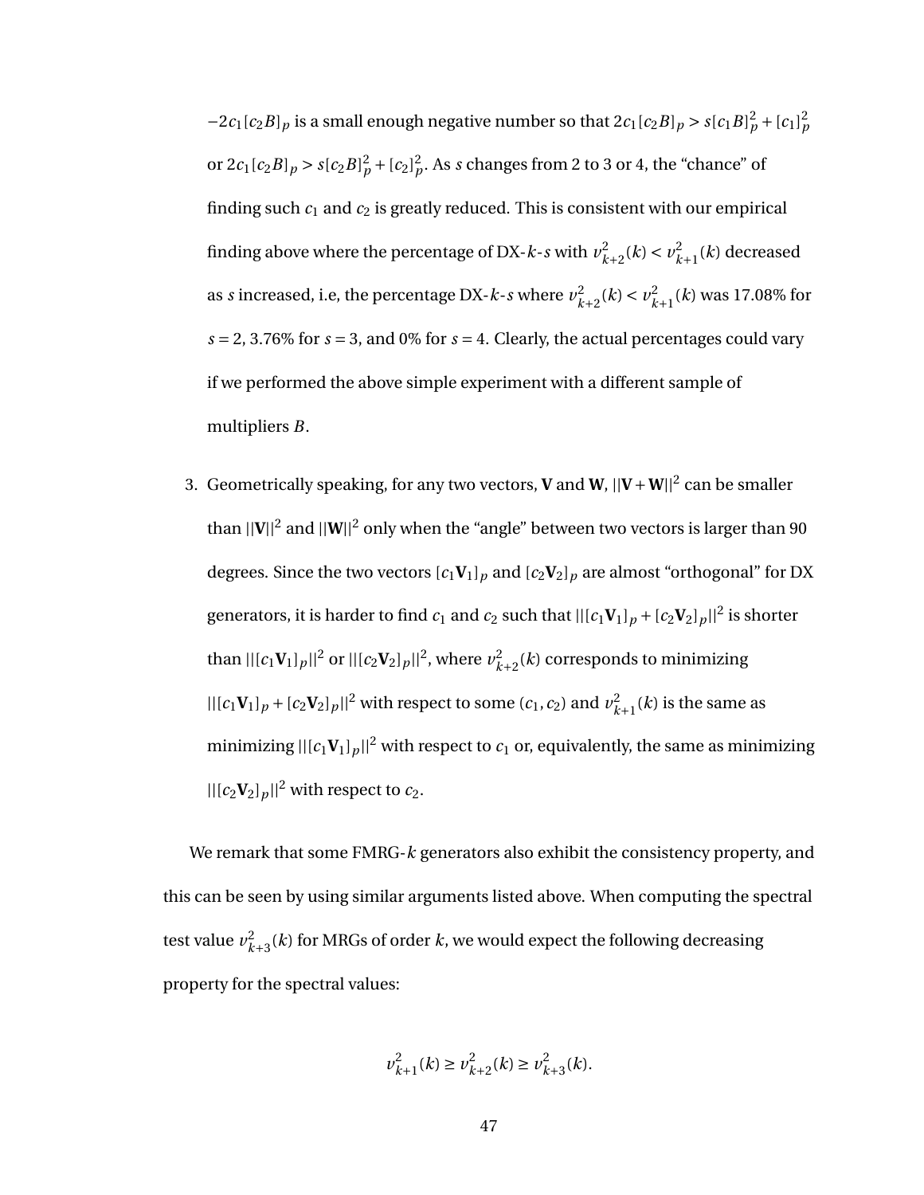$-2c_1[c_2B]_p$ is a small enough negative number so that $2c_1[c_2B]_p > s[c_1B]_p^2 + [c_1]_p^2$ or $2c_1[c_2B]_p > s[c_2B]_p^2 + [c_2]_p^2$. As $s$ changes from 2 to 3 or 4, the "chance" of finding such $c_1$ and $c_2$ is greatly reduced. This is consistent with our empirical finding above where the percentage of DX-$k$-$s$ with $v_{k+2}^2(k) < v_{k+1}^2(k)$ decreased as $s$ increased, i.e, the percentage DX-$k$-$s$ where $v_{k+2}^2(k) < v_{k+1}^2(k)$ was 17.08% for $s = 2$, 3.76% for $s = 3$, and 0% for $s = 4$. Clearly, the actual percentages could vary if we performed the above simple experiment with a different sample of multipliers $B$.

3. Geometrically speaking, for any two vectors, $\mathbf{V}$ and $\mathbf{W}$, $||\mathbf{V}+\mathbf{W}||^2$ can be smaller than $||\mathbf{V}||^2$ and $||\mathbf{W}||^2$ only when the "angle" between two vectors is larger than 90 degrees. Since the two vectors $[c_1\mathbf{V}_1]_p$ and $[c_2\mathbf{V}_2]_p$ are almost "orthogonal" for DX generators, it is harder to find $c_1$ and $c_2$ such that $||[c_1\mathbf{V}_1]_p + [c_2\mathbf{V}_2]_p||^2$ is shorter than $||[c_1\mathbf{V}_1]_p||^2$ or $||[c_2\mathbf{V}_2]_p||^2$, where $v_{k+2}^2(k)$ corresponds to minimizing $||[c_1\mathbf{V}_1]_p + [c_2\mathbf{V}_2]_p||^2$ with respect to some $(c_1, c_2)$ and $v_{k+1}^2(k)$ is the same as minimizing $||[c_1\mathbf{V}_1]_p||^2$ with respect to $c_1$ or, equivalently, the same as minimizing $||[c_2\mathbf{V}_2]_p||^2$ with respect to $c_2$.

We remark that some FMRG-$k$ generators also exhibit the consistency property, and this can be seen by using similar arguments listed above. When computing the spectral test value $v_{k+3}^2(k)$ for MRGs of order $k$, we would expect the following decreasing property for the spectral values:

$$v_{k+1}^2(k) \geq v_{k+2}^2(k) \geq v_{k+3}^2(k).$$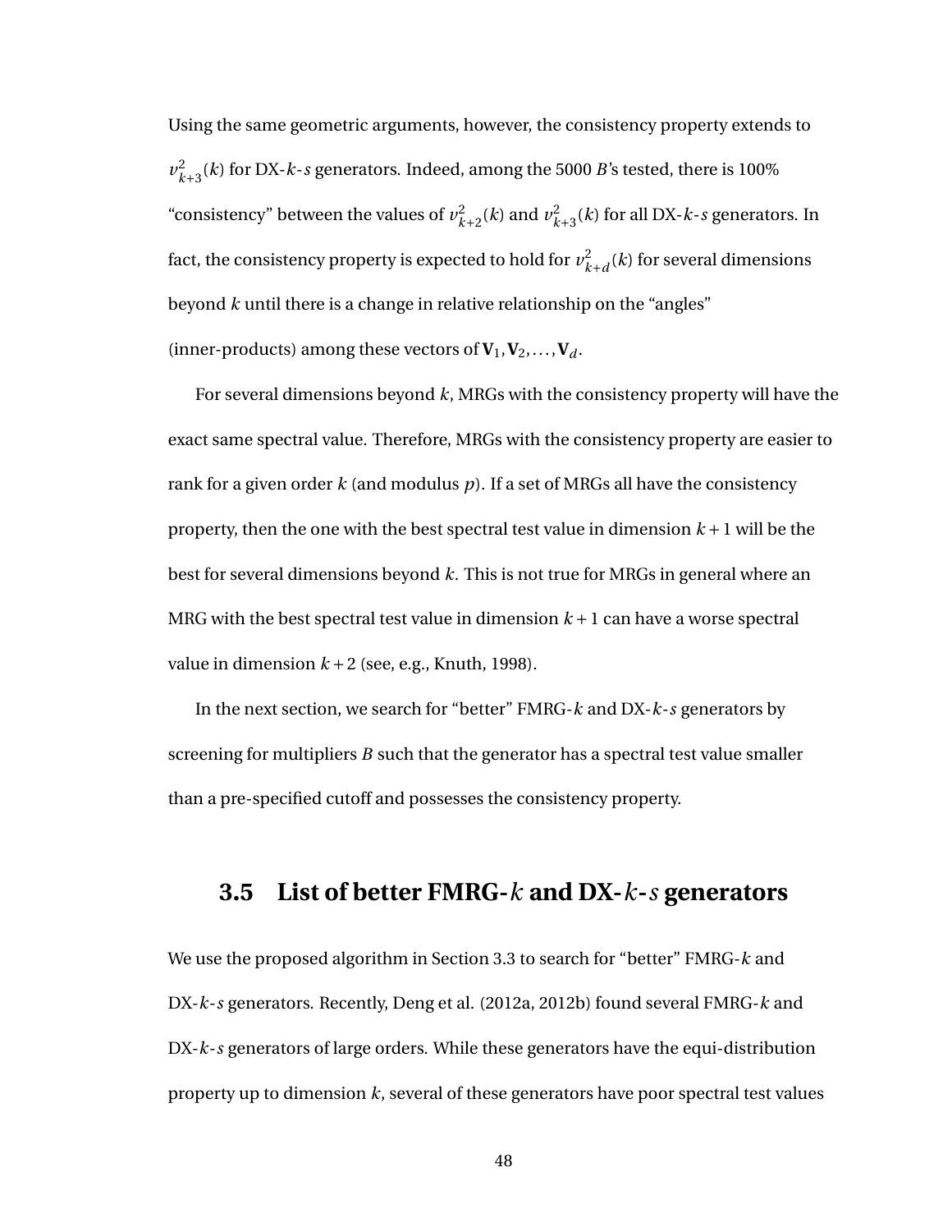Using the same geometric arguments, however, the consistency property extends to $v_{k+3}^2(k)$ for DX-$k$-$s$ generators. Indeed, among the 5000 $B$'s tested, there is 100% "consistency" between the values of $v_{k+2}^2(k)$ and $v_{k+3}^2(k)$ for all DX-$k$-$s$ generators. In fact, the consistency property is expected to hold for $v_{k+d}^2(k)$ for several dimensions beyond $k$ until there is a change in relative relationship on the "angles" (inner-products) among these vectors of $\mathbf{V}_1, \mathbf{V}_2, \ldots, \mathbf{V}_d$.

For several dimensions beyond $k$, MRGs with the consistency property will have the exact same spectral value. Therefore, MRGs with the consistency property are easier to rank for a given order $k$ (and modulus $p$). If a set of MRGs all have the consistency property, then the one with the best spectral test value in dimension $k+1$ will be the best for several dimensions beyond $k$. This is not true for MRGs in general where an MRG with the best spectral test value in dimension $k+1$ can have a worse spectral value in dimension $k+2$ (see, e.g., Knuth, 1998).

In the next section, we search for "better" FMRG-$k$ and DX-$k$-$s$ generators by screening for multipliers $B$ such that the generator has a spectral test value smaller than a pre-specified cutoff and possesses the consistency property.

## 3.5 List of better FMRG-$k$ and DX-$k$-$s$ generators

We use the proposed algorithm in Section 3.3 to search for "better" FMRG-$k$ and DX-$k$-$s$ generators. Recently, Deng et al. (2012a, 2012b) found several FMRG-$k$ and DX-$k$-$s$ generators of large orders. While these generators have the equi-distribution property up to dimension $k$, several of these generators have poor spectral test values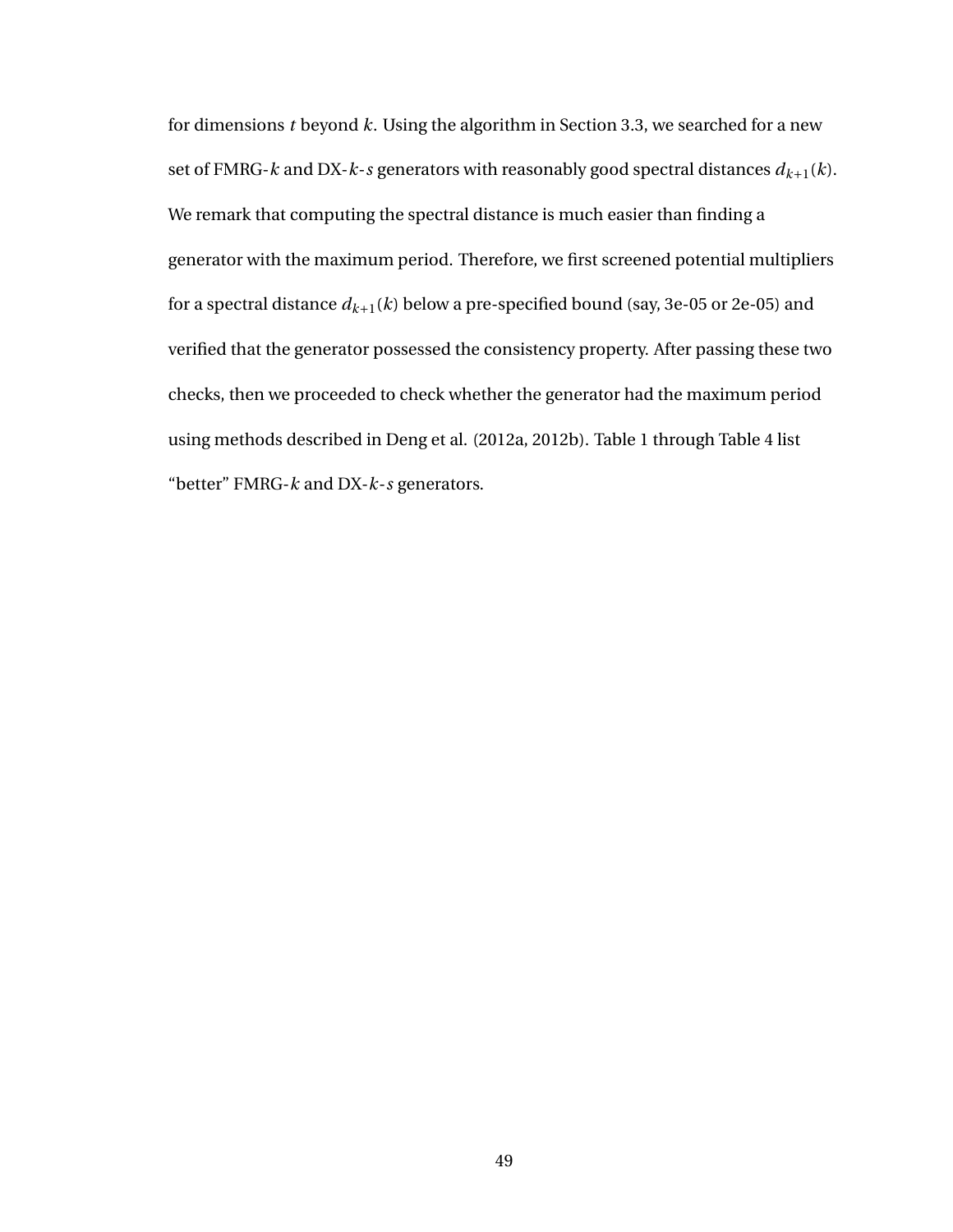for dimensions $t$ beyond $k$. Using the algorithm in Section 3.3, we searched for a new set of FMRG-$k$ and DX-$k$-$s$ generators with reasonably good spectral distances $d_{k+1}(k)$. We remark that computing the spectral distance is much easier than finding a generator with the maximum period. Therefore, we first screened potential multipliers for a spectral distance $d_{k+1}(k)$ below a pre-specified bound (say, 3e-05 or 2e-05) and verified that the generator possessed the consistency property. After passing these two checks, then we proceeded to check whether the generator had the maximum period using methods described in Deng et al. (2012a, 2012b). Table 1 through Table 4 list "better" FMRG-$k$ and DX-$k$-$s$ generators.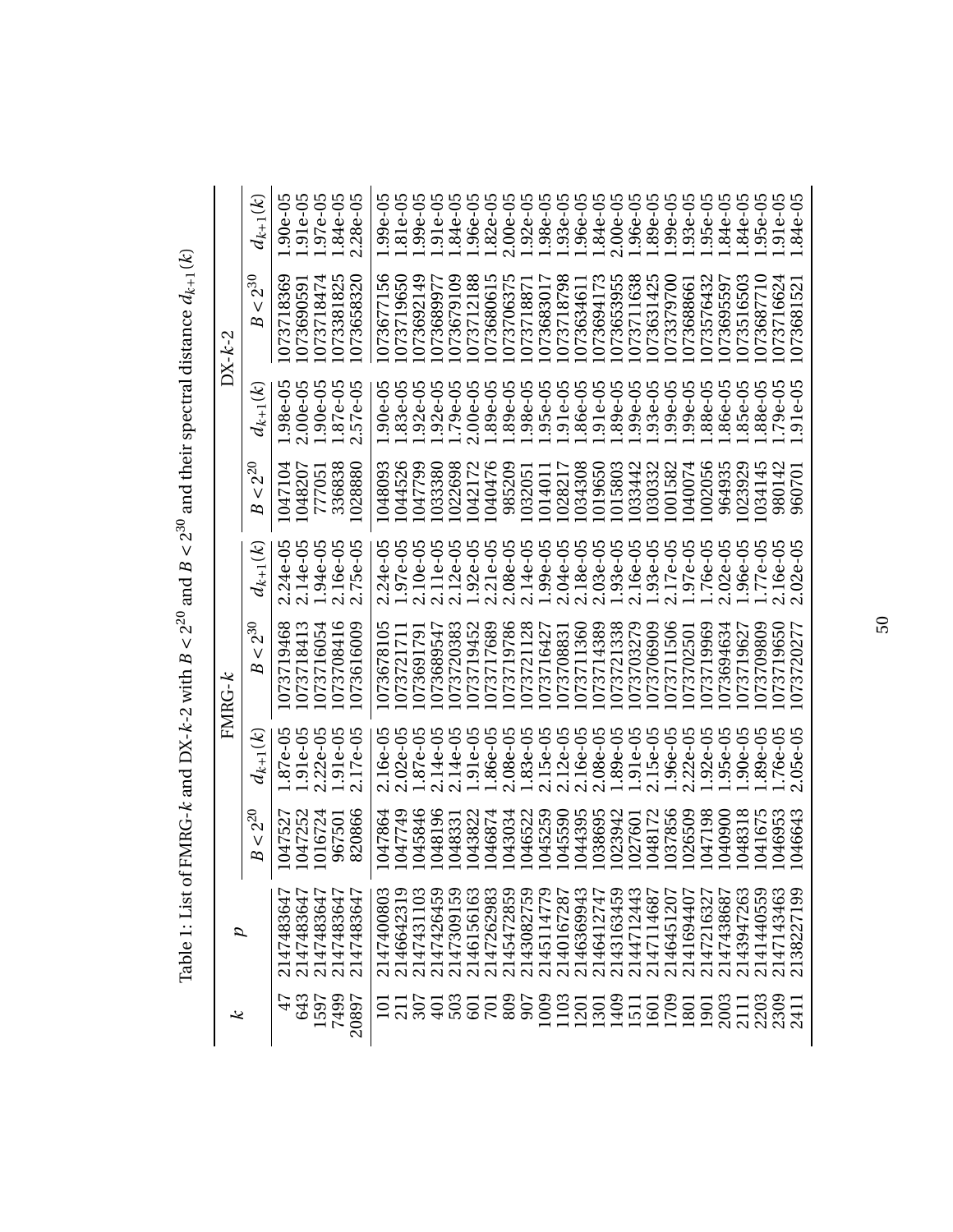Table 1: List of FMRG-$k$ and DX-$k$-2 with $B < 2^{20}$ and $B < 2^{30}$ and their spectral distance $d_{k+1}(k)$

| $k$ | $p$ | FMRG-$k$ | | | | DX-$k$-2 | | | |
|---|---|---|---|---|---|---|---|---|---|
| | | $B < 2^{20}$ | $d_{k+1}(k)$ | $B < 2^{30}$ | $d_{k+1}(k)$ | $B < 2^{20}$ | $d_{k+1}(k)$ | $B < 2^{30}$ | $d_{k+1}(k)$ |
| 47 | 2147483647 | 1047527 | 1.87e-05 | 1073719468 | 2.24e-05 | 1047104 | 1.98e-05 | 1073718369 | 1.90e-05 |
| 643 | 2147483647 | 1047252 | 1.91e-05 | 1073718413 | 2.14e-05 | 1048207 | 2.00e-05 | 1073690591 | 1.91e-05 |
| 1597 | 2147483647 | 1016724 | 2.22e-05 | 1073716054 | 1.94e-05 | 777051 | 1.90e-05 | 1073718474 | 1.97e-05 |
| 7499 | 2147483647 | 967501 | 1.91e-05 | 1073708416 | 2.16e-05 | 336838 | 1.87e-05 | 1073381825 | 1.84e-05 |
| 20897 | 2147483647 | 820866 | 2.17e-05 | 1073616009 | 2.75e-05 | 1028880 | 2.57e-05 | 1073658320 | 2.28e-05 |
| 101 | 2147400803 | 1047864 | 2.16e-05 | 1073678105 | 2.24e-05 | 1048093 | 1.90e-05 | 1073677156 | 1.99e-05 |
| 211 | 2146642319 | 1047749 | 2.02e-05 | 1073721711 | 1.97e-05 | 1044526 | 1.83e-05 | 1073719650 | 1.81e-05 |
| 307 | 2147431103 | 1045846 | 1.87e-05 | 1073691791 | 2.10e-05 | 1047799 | 1.92e-05 | 1073692149 | 1.99e-05 |
| 401 | 2147426459 | 1048196 | 2.14e-05 | 1073689547 | 2.11e-05 | 1033380 | 1.92e-05 | 1073689977 | 1.91e-05 |
| 503 | 2147309159 | 1048331 | 2.14e-05 | 1073720383 | 2.12e-05 | 1022698 | 1.79e-05 | 1073679109 | 1.84e-05 |
| 601 | 2146156163 | 1043822 | 1.91e-05 | 1073719452 | 1.92e-05 | 1042172 | 2.00e-05 | 1073712188 | 1.96e-05 |
| 701 | 2147262983 | 1046874 | 1.86e-05 | 1073717689 | 2.21e-05 | 1040476 | 1.89e-05 | 1073680615 | 1.82e-05 |
| 809 | 2145472859 | 1043034 | 2.08e-05 | 1073719786 | 2.08e-05 | 985209 | 1.89e-05 | 1073706375 | 2.00e-05 |
| 907 | 2143082759 | 1046522 | 1.83e-05 | 1073721128 | 2.14e-05 | 1032051 | 1.98e-05 | 1073718871 | 1.92e-05 |
| 1009 | 2145114779 | 1045259 | 2.15e-05 | 1073716427 | 1.99e-05 | 1014011 | 1.95e-05 | 1073683017 | 1.98e-05 |
| 1103 | 2140167287 | 1045590 | 2.12e-05 | 1073708831 | 2.04e-05 | 1028217 | 1.91e-05 | 1073718798 | 1.93e-05 |
| 1201 | 2146369943 | 1044395 | 2.16e-05 | 1073711360 | 2.18e-05 | 1034308 | 1.86e-05 | 1073634611 | 1.96e-05 |
| 1301 | 2146412747 | 1038695 | 2.08e-05 | 1073714389 | 2.03e-05 | 1019650 | 1.91e-05 | 1073694173 | 1.84e-05 |
| 1409 | 2143163459 | 1023942 | 1.89e-05 | 1073721338 | 1.93e-05 | 1015803 | 1.89e-05 | 1073653955 | 2.00e-05 |
| 1511 | 2144712443 | 1027601 | 1.91e-05 | 1073703279 | 2.16e-05 | 1033442 | 1.99e-05 | 1073711638 | 1.96e-05 |
| 1601 | 2147114687 | 1048172 | 2.15e-05 | 1073706909 | 1.93e-05 | 1030332 | 1.93e-05 | 1073631425 | 1.89e-05 |
| 1709 | 2146451207 | 1037856 | 1.96e-05 | 1073711506 | 2.17e-05 | 1001582 | 1.99e-05 | 1073379700 | 1.99e-05 |
| 1801 | 2141694407 | 1026509 | 2.22e-05 | 1073702501 | 1.97e-05 | 1040074 | 1.99e-05 | 1073688661 | 1.93e-05 |
| 1901 | 2147216327 | 1047198 | 1.92e-05 | 1073719969 | 1.76e-05 | 1002056 | 1.88e-05 | 1073576432 | 1.95e-05 |
| 2003 | 2147438687 | 1040900 | 1.95e-05 | 1073694634 | 2.02e-05 | 964935 | 1.86e-05 | 1073695597 | 1.84e-05 |
| 2111 | 2143947263 | 1048318 | 1.90e-05 | 1073719627 | 1.96e-05 | 1023929 | 1.85e-05 | 1073516503 | 1.84e-05 |
| 2203 | 2141440559 | 1041675 | 1.89e-05 | 1073709809 | 1.77e-05 | 1034145 | 1.88e-05 | 1073687710 | 1.95e-05 |
| 2309 | 2147143463 | 1046953 | 1.76e-05 | 1073719650 | 2.16e-05 | 980142 | 1.79e-05 | 1073716624 | 1.91e-05 |
| 2411 | 2138227199 | 1046643 | 2.05e-05 | 1073720277 | 2.02e-05 | 960701 | 1.91e-05 | 1073681521 | 1.84e-05 |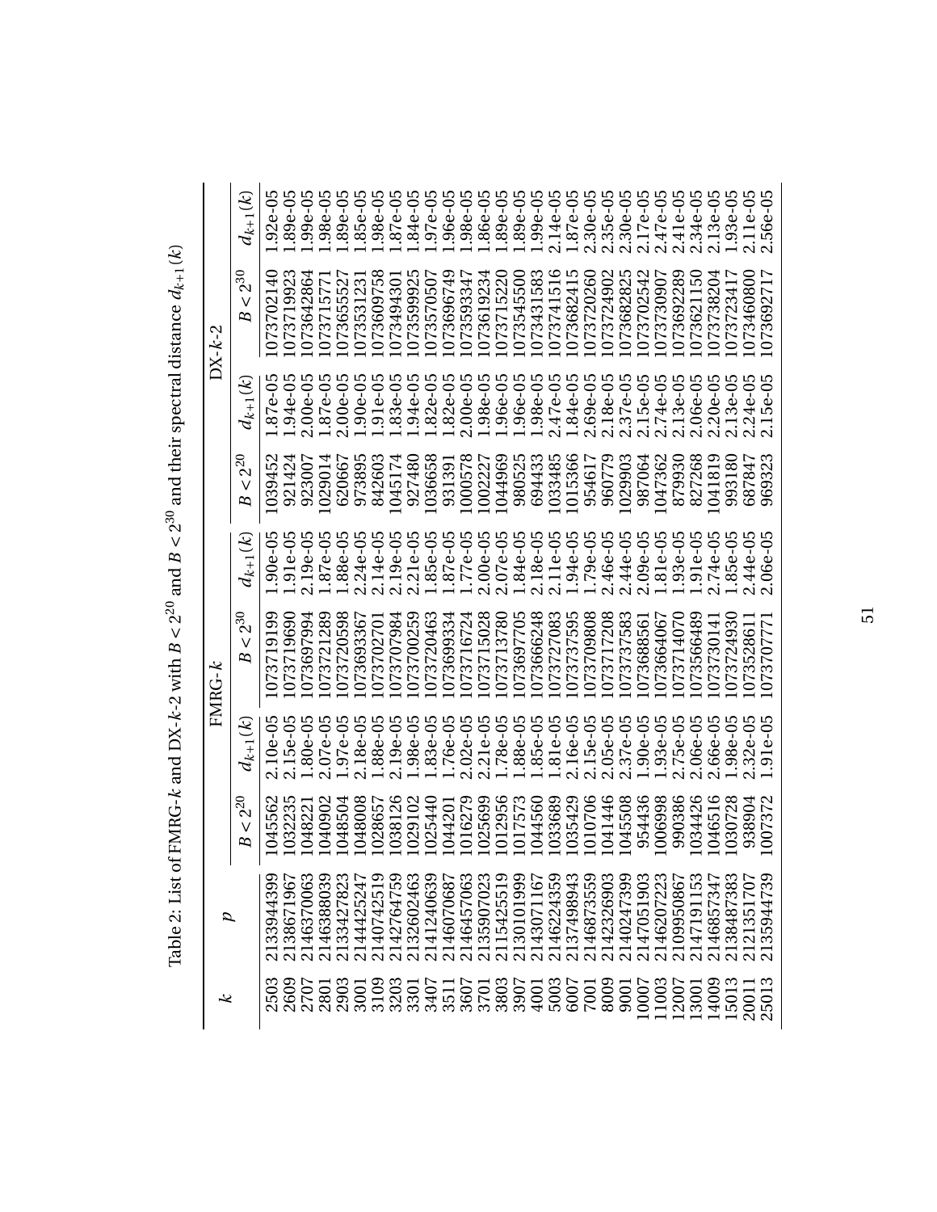Table 2: List of FMRG-$k$ and DX-$k$-2 with $B < 2^{20}$ and $B < 2^{30}$ and their spectral distance $d_{k+1}(k)$

| $k$ | $p$ | FMRG-$k$ | | | | DX-$k$-2 | | | |
|---|---|---|---|---|---|---|---|---|---|
| | | $B < 2^{20}$ | $d_{k+1}(k)$ | $B < 2^{30}$ | $d_{k+1}(k)$ | $B < 2^{20}$ | $d_{k+1}(k)$ | $B < 2^{30}$ | $d_{k+1}(k)$ |
| 2503 | 2133944399 | 1045562 | 2.10e-05 | 1073719199 | 1.90e-05 | 1039452 | 1.87e-05 | 1073702140 | 1.92e-05 |
| 2609 | 2138671967 | 1032235 | 2.15e-05 | 1073719690 | 1.91e-05 | 921424 | 1.94e-05 | 1073719923 | 1.89e-05 |
| 2707 | 2146370063 | 1048221 | 1.80e-05 | 1073697994 | 2.19e-05 | 923007 | 2.00e-05 | 1073642864 | 1.99e-05 |
| 2801 | 2146388039 | 1040902 | 2.07e-05 | 1073721289 | 1.87e-05 | 1029014 | 1.87e-05 | 1073715771 | 1.98e-05 |
| 2903 | 2133427823 | 1048504 | 1.97e-05 | 1073720598 | 1.88e-05 | 620667 | 2.00e-05 | 1073655527 | 1.89e-05 |
| 3001 | 2144425247 | 1048008 | 2.18e-05 | 1073693367 | 2.24e-05 | 973895 | 1.90e-05 | 1073531231 | 1.85e-05 |
| 3109 | 2140742519 | 1028657 | 1.88e-05 | 1073702701 | 2.14e-05 | 842603 | 1.91e-05 | 1073609758 | 1.98e-05 |
| 3203 | 2142764759 | 1038126 | 2.19e-05 | 1073707984 | 2.19e-05 | 1045174 | 1.83e-05 | 1073494301 | 1.87e-05 |
| 3301 | 2132602463 | 1029102 | 1.98e-05 | 1073700259 | 2.21e-05 | 927480 | 1.94e-05 | 1073599925 | 1.84e-05 |
| 3407 | 2141240639 | 1025440 | 1.83e-05 | 1073720463 | 1.85e-05 | 1036658 | 1.82e-05 | 1073570507 | 1.97e-05 |
| 3511 | 2146070687 | 1044201 | 1.76e-05 | 1073699334 | 1.87e-05 | 931391 | 1.82e-05 | 1073696749 | 1.96e-05 |
| 3607 | 2146457063 | 1016279 | 2.02e-05 | 1073716724 | 1.77e-05 | 1000578 | 2.00e-05 | 1073593347 | 1.98e-05 |
| 3701 | 2135907023 | 1025699 | 2.21e-05 | 1073715028 | 2.00e-05 | 1002227 | 1.98e-05 | 1073619234 | 1.86e-05 |
| 3803 | 2115425519 | 1012956 | 1.78e-05 | 1073713780 | 2.07e-05 | 1044969 | 1.96e-05 | 1073715220 | 1.89e-05 |
| 3907 | 2130101999 | 1017573 | 1.88e-05 | 1073697705 | 1.84e-05 | 980525 | 1.96e-05 | 1073545500 | 1.89e-05 |
| 4001 | 2143071167 | 1044560 | 1.85e-05 | 1073666248 | 2.18e-05 | 694433 | 1.98e-05 | 1073431583 | 1.99e-05 |
| 5003 | 2146224359 | 1033689 | 1.81e-05 | 1073727083 | 2.11e-05 | 1033485 | 2.47e-05 | 1073741516 | 2.14e-05 |
| 6007 | 2137498943 | 1035429 | 2.16e-05 | 1073737595 | 1.94e-05 | 1015366 | 1.84e-05 | 1073682415 | 1.87e-05 |
| 7001 | 2146873559 | 1010706 | 2.15e-05 | 1073709808 | 1.79e-05 | 954617 | 2.69e-05 | 1073720260 | 2.30e-05 |
| 8009 | 2142326903 | 1041446 | 2.05e-05 | 1073717208 | 2.46e-05 | 960779 | 2.18e-05 | 1073724902 | 2.35e-05 |
| 9001 | 2140247399 | 1045508 | 2.37e-05 | 1073737583 | 2.44e-05 | 1029903 | 2.37e-05 | 1073682825 | 2.30e-05 |
| 10007 | 2147051903 | 954436 | 1.90e-05 | 1073688561 | 2.09e-05 | 987064 | 2.15e-05 | 1073702542 | 2.17e-05 |
| 11003 | 2146207223 | 1006998 | 1.93e-05 | 1073664067 | 1.81e-05 | 1047362 | 2.74e-05 | 1073730907 | 2.47e-05 |
| 12007 | 2109950867 | 990386 | 2.75e-05 | 1073714070 | 1.93e-05 | 879930 | 2.13e-05 | 1073692289 | 2.41e-05 |
| 13001 | 2147191153 | 1034426 | 2.06e-05 | 1073566489 | 1.91e-05 | 827268 | 2.06e-05 | 1073621150 | 2.34e-05 |
| 14009 | 2146857347 | 1046516 | 2.66e-05 | 1073730141 | 2.74e-05 | 1041819 | 2.20e-05 | 1073738204 | 2.13e-05 |
| 15013 | 2138487383 | 1030728 | 1.98e-05 | 1073724930 | 1.85e-05 | 993180 | 2.13e-05 | 1073723417 | 1.93e-05 |
| 20011 | 2121351707 | 938904 | 2.32e-05 | 1073528611 | 2.44e-05 | 687847 | 2.24e-05 | 1073460800 | 2.11e-05 |
| 25013 | 2135944739 | 1007372 | 1.91e-05 | 1073707771 | 2.06e-05 | 969323 | 2.15e-05 | 1073692717 | 2.56e-05 |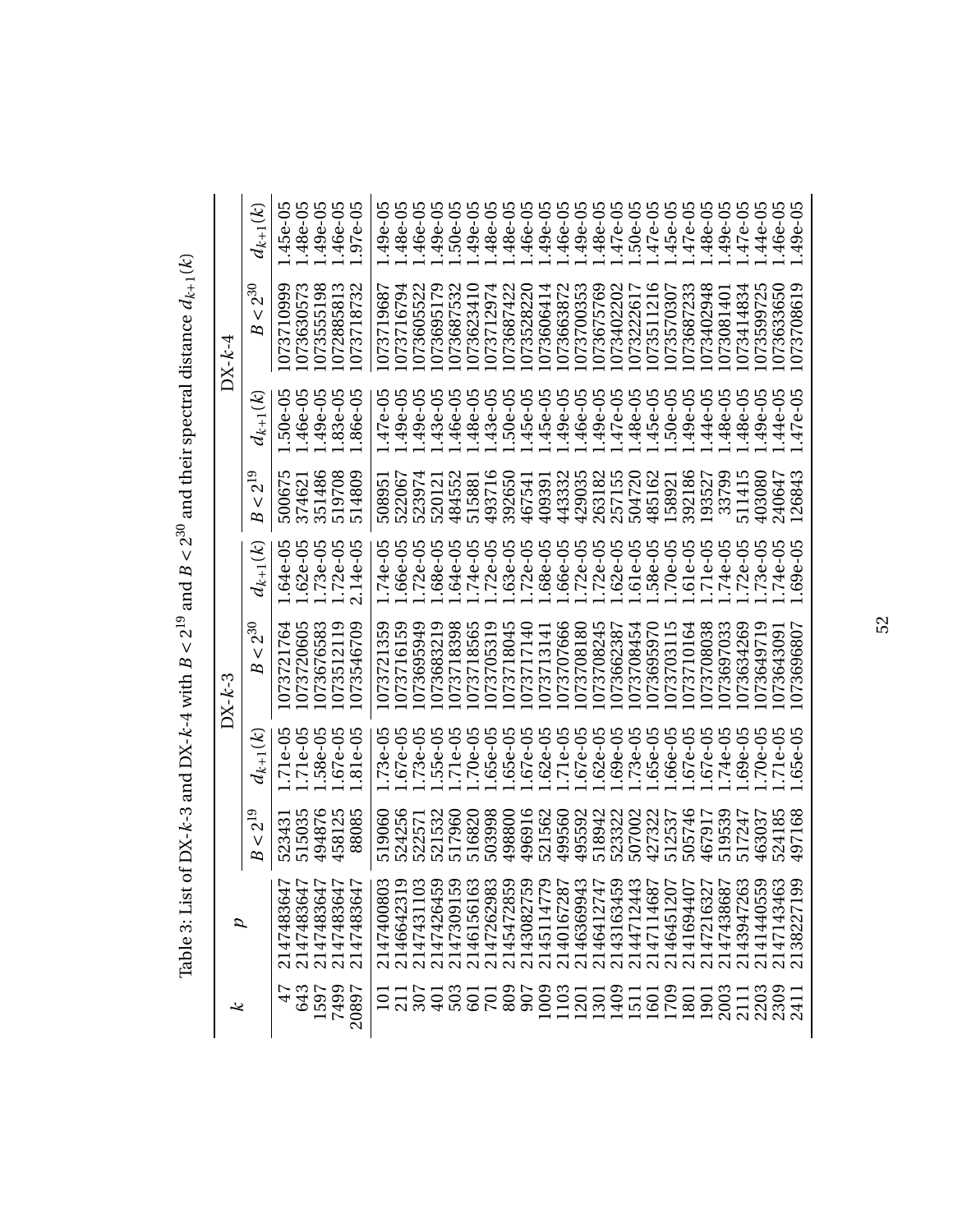Table 3: List of DX-$k$-3 and DX-$k$-4 with $B < 2^{19}$ and $B < 2^{30}$ and their spectral distance $d_{k+1}(k)$

| $k$ | $p$ | DX-$k$-3 | | | | DX-$k$-4 | | | |
|---|---|---|---|---|---|---|---|---|---|
| | | $B < 2^{19}$ | $d_{k+1}(k)$ | $B < 2^{30}$ | $d_{k+1}(k)$ | $B < 2^{19}$ | $d_{k+1}(k)$ | $B < 2^{30}$ | $d_{k+1}(k)$ |
| 47 | 2147483647 | 523431 | 1.71e-05 | 1073721764 | 1.64e-05 | 500675 | 1.50e-05 | 1073710999 | 1.45e-05 |
| 643 | 2147483647 | 515035 | 1.71e-05 | 1073720605 | 1.62e-05 | 374621 | 1.46e-05 | 1073630573 | 1.48e-05 |
| 1597 | 2147483647 | 494876 | 1.58e-05 | 1073676583 | 1.73e-05 | 351486 | 1.49e-05 | 1073555198 | 1.49e-05 |
| 7499 | 2147483647 | 458125 | 1.67e-05 | 1073512119 | 1.72e-05 | 519708 | 1.83e-05 | 1072885813 | 1.46e-05 |
| 20897 | 2147483647 | 88085 | 1.81e-05 | 1073546709 | 2.14e-05 | 514809 | 1.86e-05 | 1073718732 | 1.97e-05 |
| 101 | 2147400803 | 519060 | 1.73e-05 | 1073721359 | 1.74e-05 | 508951 | 1.47e-05 | 1073719687 | 1.49e-05 |
| 211 | 2146642319 | 524256 | 1.67e-05 | 1073716159 | 1.66e-05 | 522067 | 1.49e-05 | 1073716794 | 1.48e-05 |
| 307 | 2147431103 | 522571 | 1.73e-05 | 1073695949 | 1.72e-05 | 523974 | 1.49e-05 | 1073605522 | 1.46e-05 |
| 401 | 2147426459 | 521532 | 1.55e-05 | 1073683219 | 1.68e-05 | 520121 | 1.43e-05 | 1073695179 | 1.49e-05 |
| 503 | 2147309159 | 517960 | 1.71e-05 | 1073718398 | 1.64e-05 | 484552 | 1.46e-05 | 1073687532 | 1.50e-05 |
| 601 | 2146156163 | 516820 | 1.70e-05 | 1073718565 | 1.74e-05 | 515881 | 1.48e-05 | 1073623410 | 1.49e-05 |
| 701 | 2147262983 | 503998 | 1.65e-05 | 1073705319 | 1.72e-05 | 493716 | 1.43e-05 | 1073712974 | 1.48e-05 |
| 809 | 2145472859 | 498800 | 1.65e-05 | 1073718045 | 1.63e-05 | 392650 | 1.50e-05 | 1073687422 | 1.48e-05 |
| 907 | 2143082759 | 496916 | 1.67e-05 | 1073717140 | 1.72e-05 | 467541 | 1.45e-05 | 1073528220 | 1.46e-05 |
| 1009 | 2145114779 | 521562 | 1.62e-05 | 1073713141 | 1.68e-05 | 409391 | 1.45e-05 | 1073606414 | 1.49e-05 |
| 1103 | 2140167287 | 499560 | 1.71e-05 | 1073707666 | 1.66e-05 | 443332 | 1.49e-05 | 1073663872 | 1.46e-05 |
| 1201 | 2146369943 | 495592 | 1.67e-05 | 1073708180 | 1.72e-05 | 429035 | 1.46e-05 | 1073700353 | 1.49e-05 |
| 1301 | 2146412747 | 518942 | 1.62e-05 | 1073708245 | 1.72e-05 | 263182 | 1.49e-05 | 1073675769 | 1.48e-05 |
| 1409 | 2143163459 | 523322 | 1.69e-05 | 1073662387 | 1.62e-05 | 257155 | 1.47e-05 | 1073402202 | 1.47e-05 |
| 1511 | 2144712443 | 507002 | 1.73e-05 | 1073708454 | 1.61e-05 | 504720 | 1.48e-05 | 1073222617 | 1.50e-05 |
| 1601 | 2147114687 | 427322 | 1.65e-05 | 1073695970 | 1.58e-05 | 485162 | 1.45e-05 | 1073511216 | 1.47e-05 |
| 1709 | 2146451207 | 512537 | 1.66e-05 | 1073703115 | 1.70e-05 | 158921 | 1.50e-05 | 1073570307 | 1.45e-05 |
| 1801 | 2141694407 | 505746 | 1.67e-05 | 1073710164 | 1.61e-05 | 392186 | 1.49e-05 | 1073687233 | 1.47e-05 |
| 1901 | 2147216327 | 467917 | 1.67e-05 | 1073708038 | 1.71e-05 | 193527 | 1.44e-05 | 1073402948 | 1.48e-05 |
| 2003 | 2147438687 | 519539 | 1.74e-05 | 1073697033 | 1.74e-05 | 33799 | 1.48e-05 | 1073081401 | 1.49e-05 |
| 2111 | 2143947263 | 517247 | 1.69e-05 | 1073634269 | 1.72e-05 | 511415 | 1.48e-05 | 1073414834 | 1.47e-05 |
| 2203 | 2141440559 | 463037 | 1.70e-05 | 1073649719 | 1.73e-05 | 403080 | 1.49e-05 | 1073599725 | 1.44e-05 |
| 2309 | 2147143463 | 524185 | 1.71e-05 | 1073643091 | 1.74e-05 | 240647 | 1.44e-05 | 1073633650 | 1.46e-05 |
| 2411 | 2138227199 | 497168 | 1.65e-05 | 1073696807 | 1.69e-05 | 126843 | 1.47e-05 | 1073708619 | 1.49e-05 |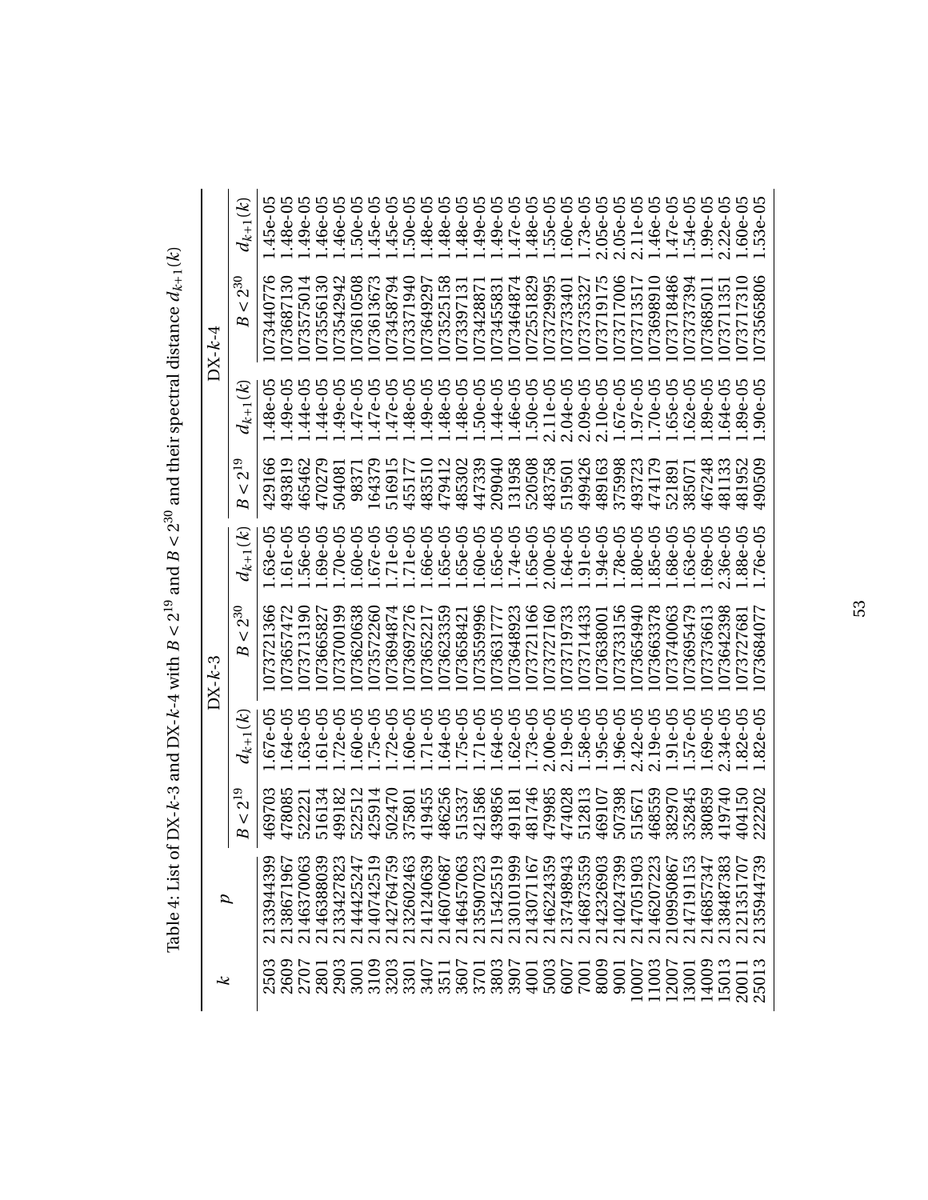Table 4: List of DX-$k$-3 and DX-$k$-4 with $B < 2^{19}$ and $B < 2^{30}$ and their spectral distance $d_{k+1}(k)$

| $k$ | $p$ | DX-$k$-3 | | | | DX-$k$-4 | | | |
|---|---|---|---|---|---|---|---|---|---|
| | | $B < 2^{19}$ | $d_{k+1}(k)$ | $B < 2^{30}$ | $d_{k+1}(k)$ | $B < 2^{19}$ | $d_{k+1}(k)$ | $B < 2^{30}$ | $d_{k+1}(k)$ |
| 2503 | 2133944399 | 469703 | 1.67e-05 | 1073721366 | 1.63e-05 | 429166 | 1.48e-05 | 1073440776 | 1.45e-05 |
| 2609 | 2138671967 | 478085 | 1.64e-05 | 1073657472 | 1.61e-05 | 493819 | 1.49e-05 | 1073687130 | 1.48e-05 |
| 2707 | 2146370063 | 522221 | 1.63e-05 | 1073713190 | 1.56e-05 | 465462 | 1.44e-05 | 1073575014 | 1.49e-05 |
| 2801 | 2146388039 | 516134 | 1.61e-05 | 1073665827 | 1.69e-05 | 470279 | 1.44e-05 | 1073556130 | 1.46e-05 |
| 2903 | 2133427823 | 499182 | 1.72e-05 | 1073700199 | 1.70e-05 | 504081 | 1.49e-05 | 1073542942 | 1.46e-05 |
| 3001 | 2144425247 | 522512 | 1.60e-05 | 1073620638 | 1.60e-05 | 98371 | 1.47e-05 | 1073610508 | 1.50e-05 |
| 3109 | 2140742519 | 425914 | 1.75e-05 | 1073572260 | 1.67e-05 | 164379 | 1.47e-05 | 1073613673 | 1.45e-05 |
| 3203 | 2142764759 | 502470 | 1.72e-05 | 1073694874 | 1.71e-05 | 516915 | 1.47e-05 | 1073458794 | 1.45e-05 |
| 3301 | 2132602463 | 375801 | 1.60e-05 | 1073697276 | 1.71e-05 | 455177 | 1.48e-05 | 1073371940 | 1.50e-05 |
| 3407 | 2141240639 | 419455 | 1.71e-05 | 1073652217 | 1.66e-05 | 483510 | 1.49e-05 | 1073649297 | 1.48e-05 |
| 3511 | 2146070687 | 486256 | 1.64e-05 | 1073623359 | 1.65e-05 | 479412 | 1.48e-05 | 1073525158 | 1.48e-05 |
| 3607 | 2146457063 | 515337 | 1.75e-05 | 1073658421 | 1.65e-05 | 485302 | 1.48e-05 | 1073397131 | 1.48e-05 |
| 3701 | 2135907023 | 421586 | 1.71e-05 | 1073559996 | 1.60e-05 | 447339 | 1.50e-05 | 1073428871 | 1.49e-05 |
| 3803 | 2115425519 | 439856 | 1.64e-05 | 1073631777 | 1.65e-05 | 209040 | 1.44e-05 | 1073455831 | 1.49e-05 |
| 3907 | 2130101999 | 491181 | 1.62e-05 | 1073648923 | 1.74e-05 | 131958 | 1.46e-05 | 1073464874 | 1.47e-05 |
| 4001 | 2143071167 | 481746 | 1.73e-05 | 1073721166 | 1.65e-05 | 520508 | 1.50e-05 | 1072551829 | 1.48e-05 |
| 5003 | 2146224359 | 479985 | 2.00e-05 | 1073727160 | 2.00e-05 | 483758 | 2.11e-05 | 1073729995 | 1.55e-05 |
| 6007 | 2137498943 | 474028 | 2.19e-05 | 1073719733 | 1.64e-05 | 519501 | 2.04e-05 | 1073733401 | 1.60e-05 |
| 7001 | 2146873559 | 512813 | 1.58e-05 | 1073714433 | 1.91e-05 | 499426 | 2.09e-05 | 1073735327 | 1.73e-05 |
| 8009 | 2142326903 | 469107 | 1.95e-05 | 1073638001 | 1.94e-05 | 489163 | 2.10e-05 | 1073719175 | 2.05e-05 |
| 9001 | 2140247399 | 507398 | 1.96e-05 | 1073733156 | 1.78e-05 | 375998 | 1.67e-05 | 1073717006 | 2.05e-05 |
| 10007 | 2147051903 | 515671 | 2.42e-05 | 1073654940 | 1.80e-05 | 493723 | 1.97e-05 | 1073713517 | 2.11e-05 |
| 11003 | 2146207223 | 468559 | 2.19e-05 | 1073663378 | 1.85e-05 | 474179 | 1.70e-05 | 1073698910 | 1.46e-05 |
| 12007 | 2109950867 | 382970 | 1.91e-05 | 1073740063 | 1.68e-05 | 521891 | 1.65e-05 | 1073718486 | 1.47e-05 |
| 13001 | 2147191153 | 352845 | 1.57e-05 | 1073695479 | 1.63e-05 | 385071 | 1.62e-05 | 1073737394 | 1.54e-05 |
| 14009 | 2146857347 | 380859 | 1.69e-05 | 1073736613 | 1.69e-05 | 467248 | 1.89e-05 | 1073685011 | 1.99e-05 |
| 15013 | 2138487383 | 419740 | 2.34e-05 | 1073642398 | 2.36e-05 | 481133 | 1.64e-05 | 1073711351 | 2.22e-05 |
| 20011 | 2121351707 | 404150 | 1.82e-05 | 1073727681 | 1.88e-05 | 481952 | 1.89e-05 | 1073717310 | 1.60e-05 |
| 25013 | 2135944739 | 222202 | 1.82e-05 | 1073684077 | 1.76e-05 | 490509 | 1.90e-05 | 1073565806 | 1.53e-05 |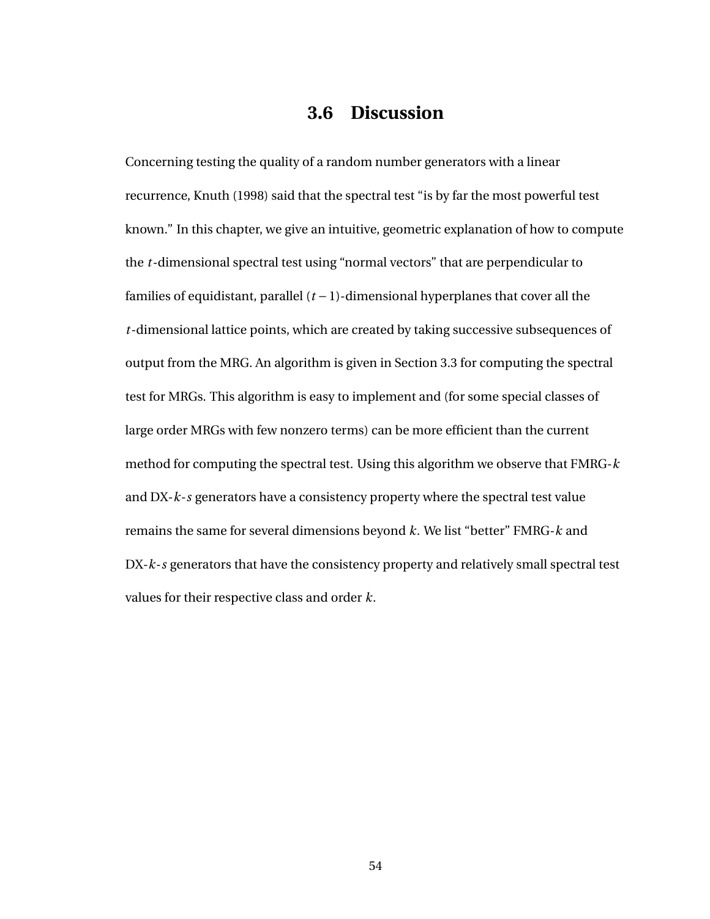## 3.6 Discussion

Concerning testing the quality of a random number generators with a linear recurrence, Knuth (1998) said that the spectral test "is by far the most powerful test known." In this chapter, we give an intuitive, geometric explanation of how to compute the $t$-dimensional spectral test using "normal vectors" that are perpendicular to families of equidistant, parallel $(t-1)$-dimensional hyperplanes that cover all the $t$-dimensional lattice points, which are created by taking successive subsequences of output from the MRG. An algorithm is given in Section 3.3 for computing the spectral test for MRGs. This algorithm is easy to implement and (for some special classes of large order MRGs with few nonzero terms) can be more efficient than the current method for computing the spectral test. Using this algorithm we observe that FMRG-$k$ and DX-$k$-$s$ generators have a consistency property where the spectral test value remains the same for several dimensions beyond $k$. We list "better" FMRG-$k$ and DX-$k$-$s$ generators that have the consistency property and relatively small spectral test values for their respective class and order $k$.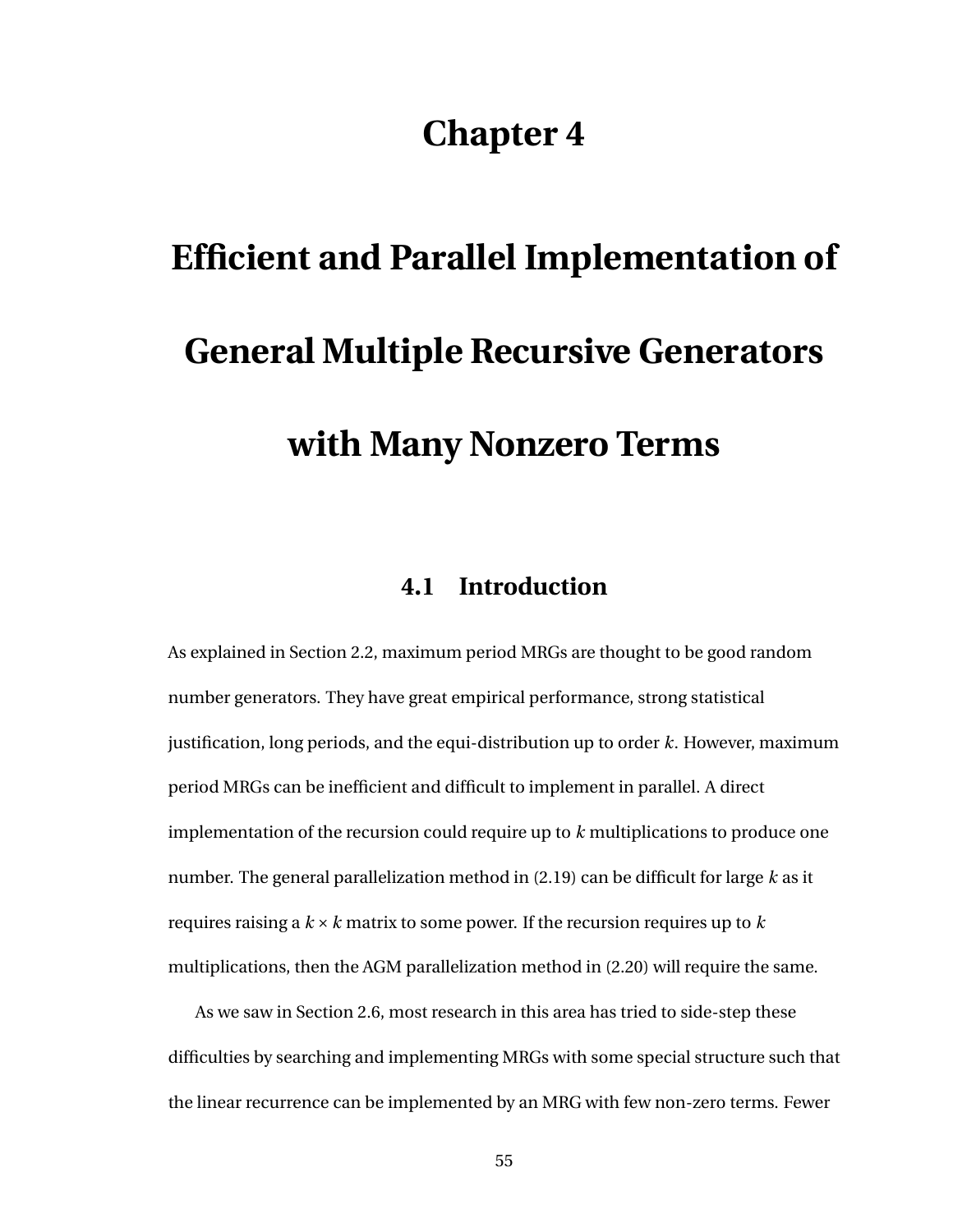# Chapter 4

# Efficient and Parallel Implementation of General Multiple Recursive Generators with Many Nonzero Terms

## 4.1 Introduction

As explained in Section 2.2, maximum period MRGs are thought to be good random number generators. They have great empirical performance, strong statistical justification, long periods, and the equi-distribution up to order $k$. However, maximum period MRGs can be inefficient and difficult to implement in parallel. A direct implementation of the recursion could require up to $k$ multiplications to produce one number. The general parallelization method in (2.19) can be difficult for large $k$ as it requires raising a $k \times k$ matrix to some power. If the recursion requires up to $k$ multiplications, then the AGM parallelization method in (2.20) will require the same.

As we saw in Section 2.6, most research in this area has tried to side-step these difficulties by searching and implementing MRGs with some special structure such that the linear recurrence can be implemented by an MRG with few non-zero terms. Fewer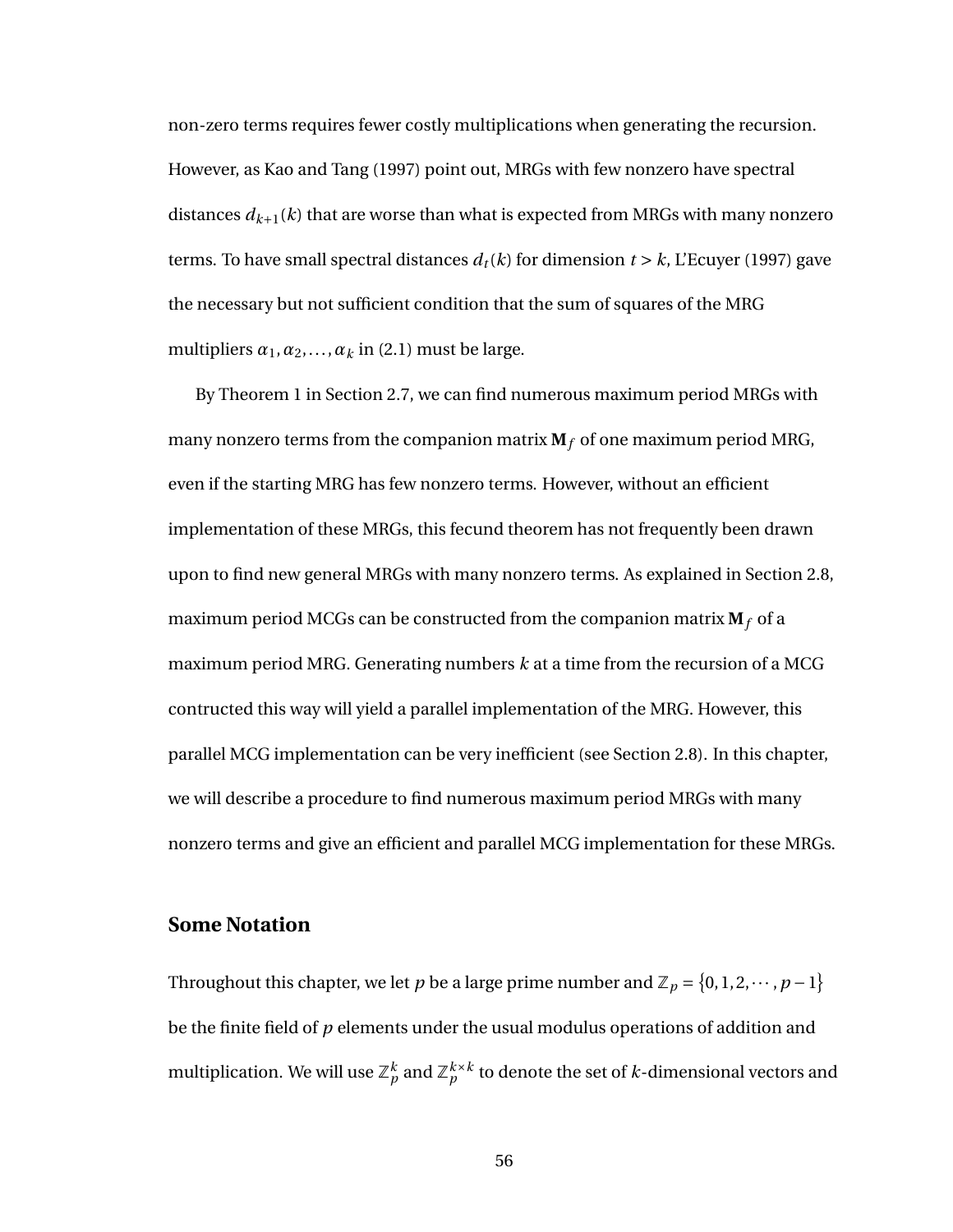non-zero terms requires fewer costly multiplications when generating the recursion. However, as Kao and Tang (1997) point out, MRGs with few nonzero have spectral distances $d_{k+1}(k)$ that are worse than what is expected from MRGs with many nonzero terms. To have small spectral distances $d_t(k)$ for dimension $t > k$, L'Ecuyer (1997) gave the necessary but not sufficient condition that the sum of squares of the MRG multipliers $\alpha_1, \alpha_2, \ldots, \alpha_k$ in (2.1) must be large.

By Theorem 1 in Section 2.7, we can find numerous maximum period MRGs with many nonzero terms from the companion matrix $\mathbf{M}_f$ of one maximum period MRG, even if the starting MRG has few nonzero terms. However, without an efficient implementation of these MRGs, this fecund theorem has not frequently been drawn upon to find new general MRGs with many nonzero terms. As explained in Section 2.8, maximum period MCGs can be constructed from the companion matrix $\mathbf{M}_f$ of a maximum period MRG. Generating numbers $k$ at a time from the recursion of a MCG contructed this way will yield a parallel implementation of the MRG. However, this parallel MCG implementation can be very inefficient (see Section 2.8). In this chapter, we will describe a procedure to find numerous maximum period MRGs with many nonzero terms and give an efficient and parallel MCG implementation for these MRGs.

## Some Notation

Throughout this chapter, we let $p$ be a large prime number and $\mathbb{Z}_p = \{0, 1, 2, \cdots, p-1\}$ be the finite field of $p$ elements under the usual modulus operations of addition and multiplication. We will use $\mathbb{Z}_p^k$ and $\mathbb{Z}_p^{k \times k}$ to denote the set of $k$-dimensional vectors and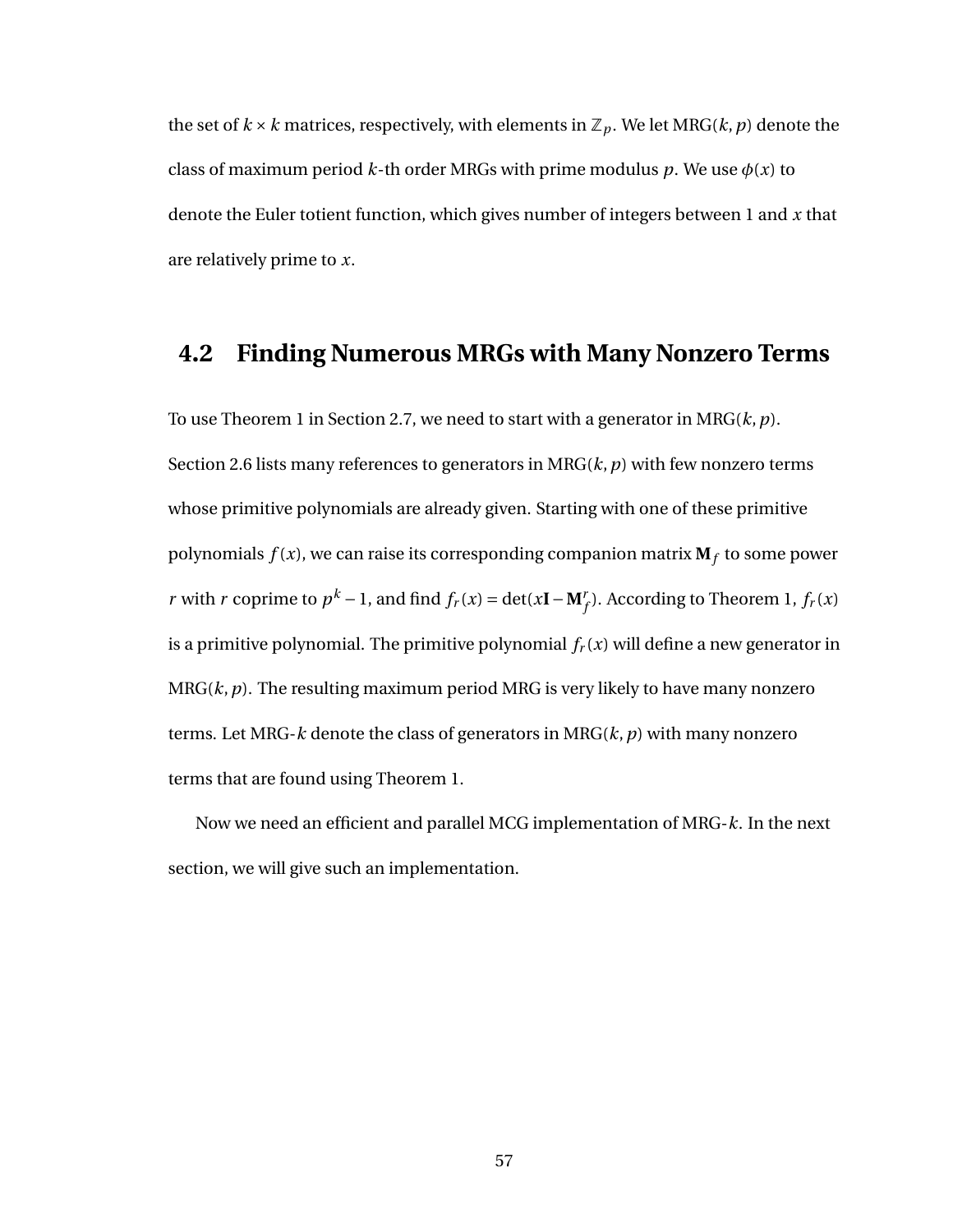the set of $k \times k$ matrices, respectively, with elements in $\mathbb{Z}_p$. We let MRG($k, p$) denote the class of maximum period $k$-th order MRGs with prime modulus $p$. We use $\phi(x)$ to denote the Euler totient function, which gives number of integers between 1 and $x$ that are relatively prime to $x$.

## 4.2 Finding Numerous MRGs with Many Nonzero Terms

To use Theorem 1 in Section 2.7, we need to start with a generator in MRG($k, p$). Section 2.6 lists many references to generators in MRG($k, p$) with few nonzero terms whose primitive polynomials are already given. Starting with one of these primitive polynomials $f(x)$, we can raise its corresponding companion matrix $\mathbf{M}_f$ to some power $r$ with $r$ coprime to $p^k - 1$, and find $f_r(x) = \det(x\mathbf{I} - \mathbf{M}_f^r)$. According to Theorem 1, $f_r(x)$ is a primitive polynomial. The primitive polynomial $f_r(x)$ will define a new generator in MRG($k, p$). The resulting maximum period MRG is very likely to have many nonzero terms. Let MRG-$k$ denote the class of generators in MRG($k, p$) with many nonzero terms that are found using Theorem 1.

Now we need an efficient and parallel MCG implementation of MRG-$k$. In the next section, we will give such an implementation.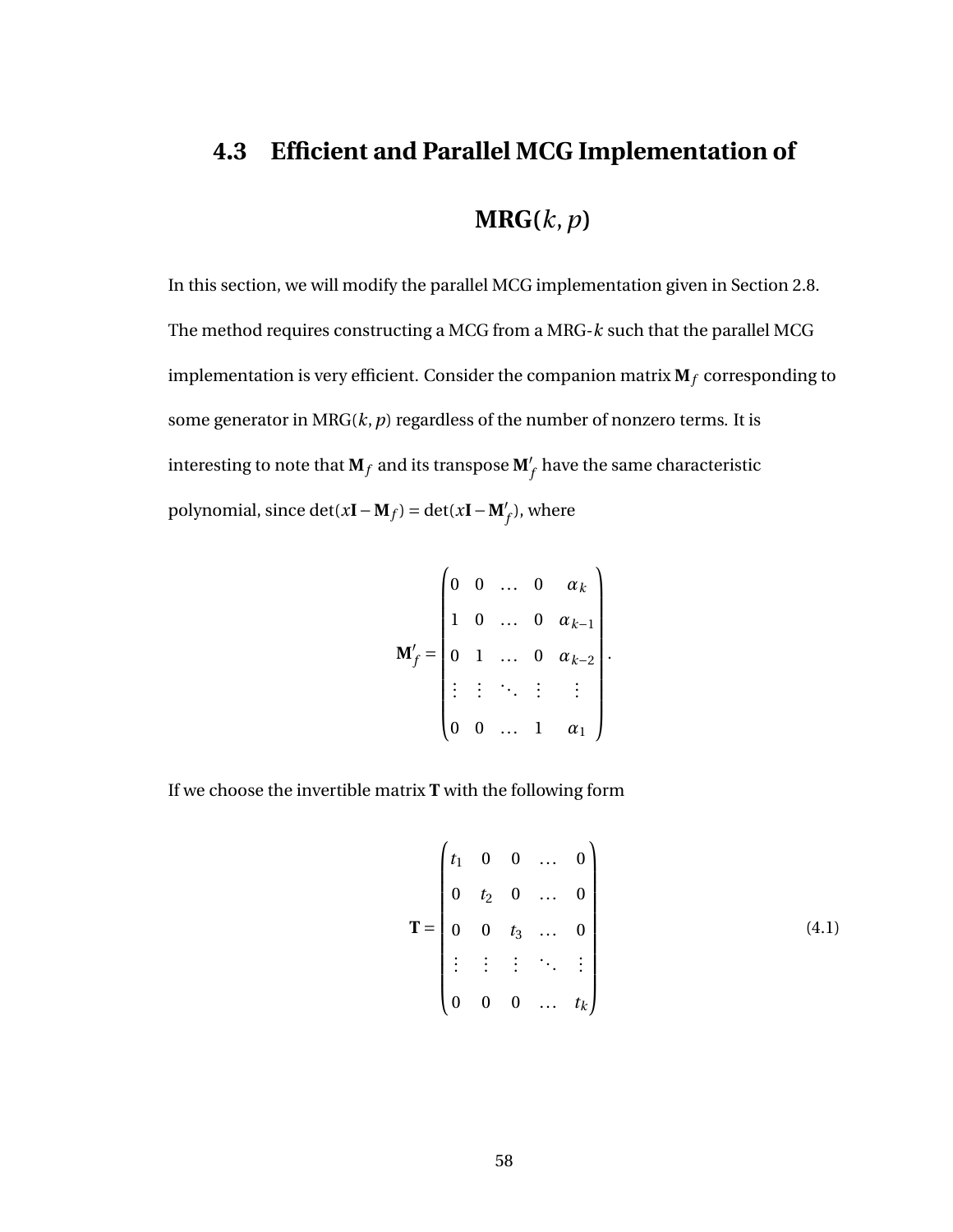## 4.3 Efficient and Parallel MCG Implementation of MRG($k, p$)

In this section, we will modify the parallel MCG implementation given in Section 2.8. The method requires constructing a MCG from a MRG-$k$ such that the parallel MCG implementation is very efficient. Consider the companion matrix $\mathbf{M}_f$ corresponding to some generator in MRG($k, p$) regardless of the number of nonzero terms. It is interesting to note that $\mathbf{M}_f$ and its transpose $\mathbf{M}'_f$ have the same characteristic polynomial, since $\det(x\mathbf{I} - \mathbf{M}_f) = \det(x\mathbf{I} - \mathbf{M}'_f)$, where

$$\mathbf{M}'_f = \begin{pmatrix} 0 & 0 & \dots & 0 & \alpha_k \\ 1 & 0 & \dots & 0 & \alpha_{k-1} \\ 0 & 1 & \dots & 0 & \alpha_{k-2} \\ \vdots & \vdots & \ddots & \vdots & \vdots \\ 0 & 0 & \dots & 1 & \alpha_1 \end{pmatrix}.$$

If we choose the invertible matrix $\mathbf{T}$ with the following form

$$\mathbf{T} = \begin{pmatrix} t_1 & 0 & 0 & \dots & 0 \\ 0 & t_2 & 0 & \dots & 0 \\ 0 & 0 & t_3 & \dots & 0 \\ \vdots & \vdots & \vdots & \ddots & \vdots \\ 0 & 0 & 0 & \dots & t_k \end{pmatrix} \tag{4.1}$$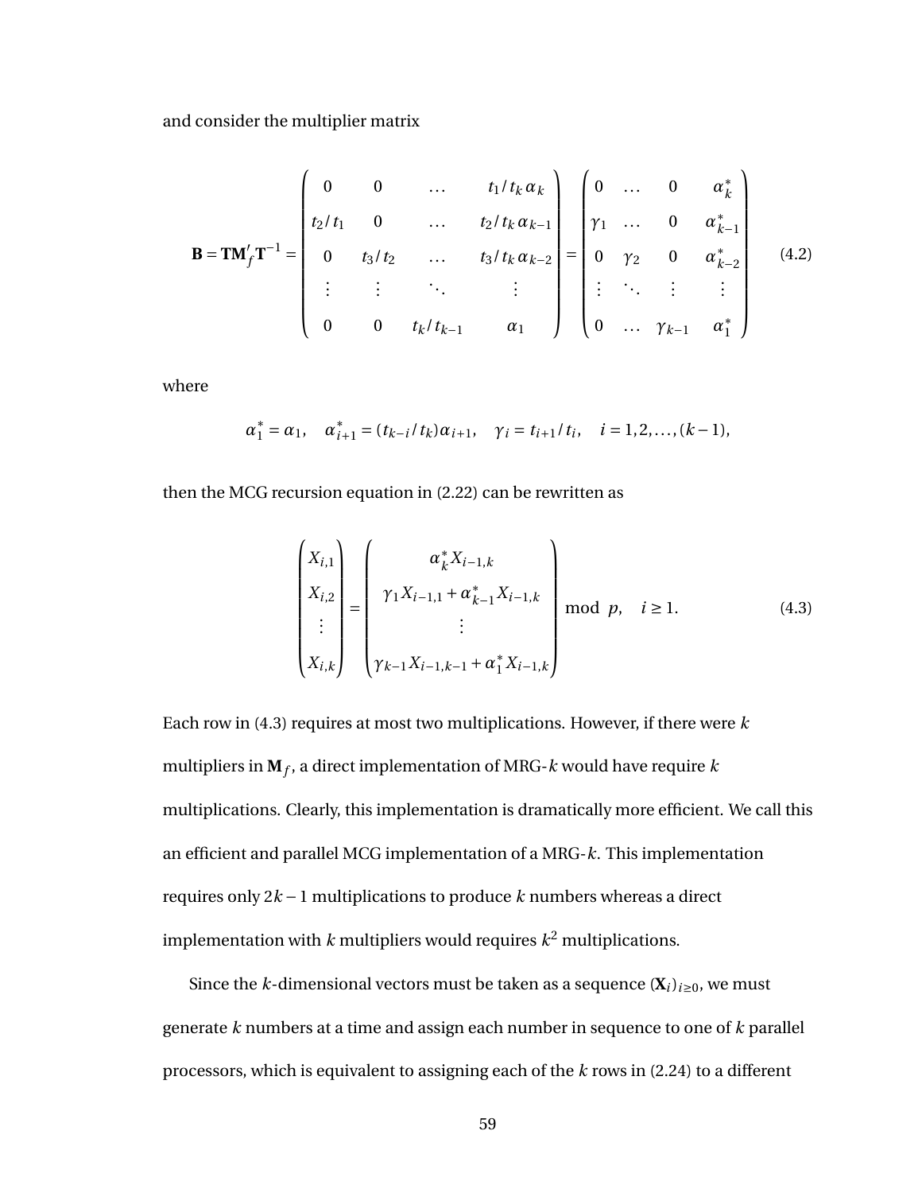and consider the multiplier matrix

$$
\mathbf{B} = \mathbf{T}\mathbf{M}_f'\mathbf{T}^{-1} = \begin{pmatrix} 0 & 0 & \dots & t_1/t_k\,\alpha_k \\ t_2/t_1 & 0 & \dots & t_2/t_k\,\alpha_{k-1} \\ 0 & t_3/t_2 & \dots & t_3/t_k\,\alpha_{k-2} \\ \vdots & \vdots & \ddots & \vdots \\ 0 & 0 & t_k/t_{k-1} & \alpha_1 \end{pmatrix} = \begin{pmatrix} 0 & \dots & 0 & \alpha_k^* \\ \gamma_1 & \dots & 0 & \alpha_{k-1}^* \\ 0 & \gamma_2 & 0 & \alpha_{k-2}^* \\ \vdots & \ddots & \vdots & \vdots \\ 0 & \dots & \gamma_{k-1} & \alpha_1^* \end{pmatrix} \tag{4.2}
$$

where

$$
\alpha_1^* = \alpha_1, \quad \alpha_{i+1}^* = (t_{k-i}/t_k)\alpha_{i+1}, \quad \gamma_i = t_{i+1}/t_i, \quad i = 1, 2, \dots, (k-1),
$$

then the MCG recursion equation in (2.22) can be rewritten as

$$
\begin{pmatrix} X_{i,1} \\ X_{i,2} \\ \vdots \\ X_{i,k} \end{pmatrix} = \begin{pmatrix} \alpha_k^* X_{i-1,k} \\ \gamma_1 X_{i-1,1} + \alpha_{k-1}^* X_{i-1,k} \\ \vdots \\ \gamma_{k-1} X_{i-1,k-1} + \alpha_1^* X_{i-1,k} \end{pmatrix} \bmod p, \quad i \geq 1. \tag{4.3}
$$

Each row in (4.3) requires at most two multiplications. However, if there were $k$ multipliers in $\mathbf{M}_f$, a direct implementation of MRG-$k$ would have require $k$ multiplications. Clearly, this implementation is dramatically more efficient. We call this an efficient and parallel MCG implementation of a MRG-$k$. This implementation requires only $2k-1$ multiplications to produce $k$ numbers whereas a direct implementation with $k$ multipliers would requires $k^2$ multiplications.

Since the $k$-dimensional vectors must be taken as a sequence $(\mathbf{X}_i)_{i\geq 0}$, we must generate $k$ numbers at a time and assign each number in sequence to one of $k$ parallel processors, which is equivalent to assigning each of the $k$ rows in (2.24) to a different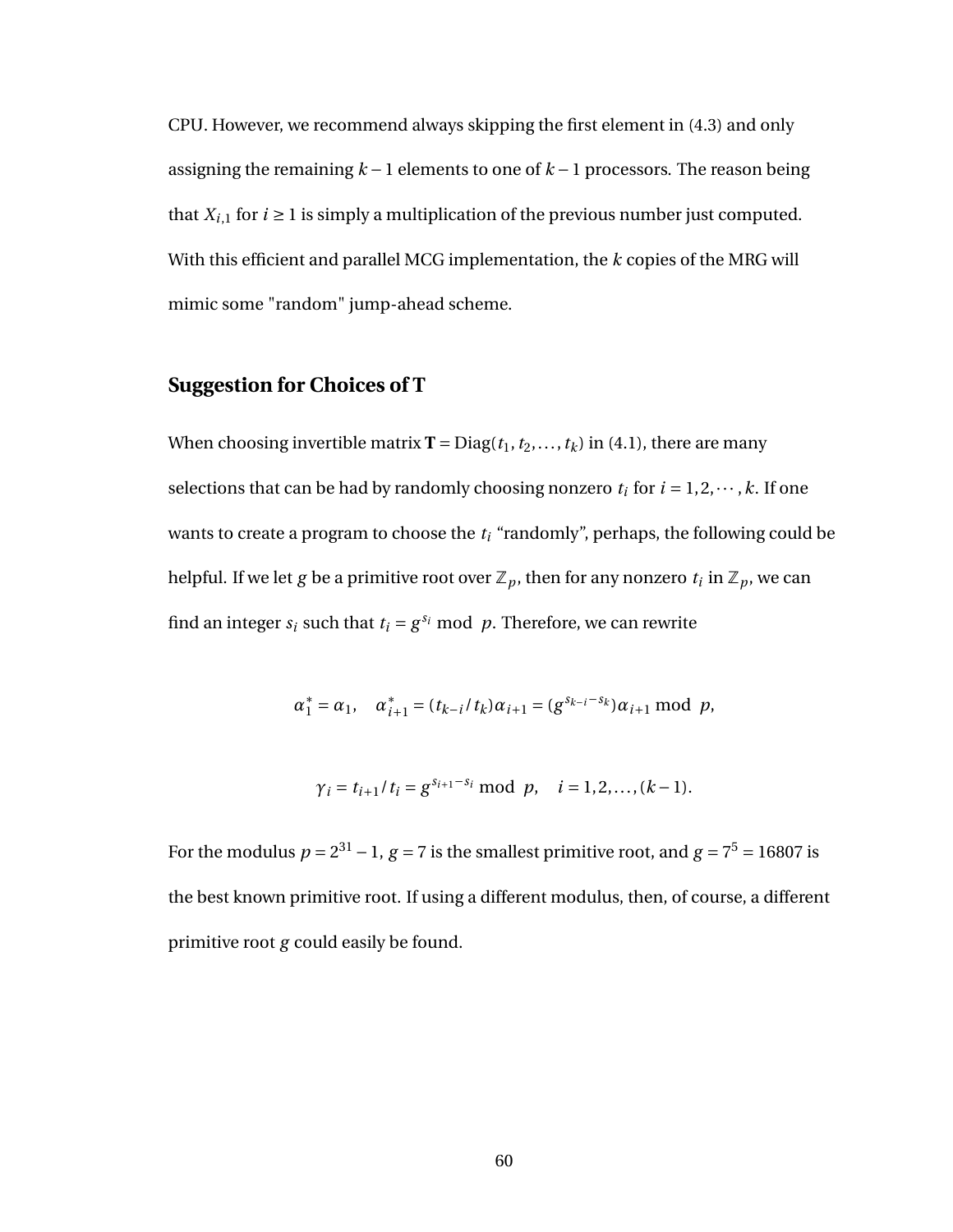CPU. However, we recommend always skipping the first element in (4.3) and only assigning the remaining $k-1$ elements to one of $k-1$ processors. The reason being that $X_{i,1}$ for $i \geq 1$ is simply a multiplication of the previous number just computed. With this efficient and parallel MCG implementation, the $k$ copies of the MRG will mimic some "random" jump-ahead scheme.

## Suggestion for Choices of T

When choosing invertible matrix $\mathbf{T} = \text{Diag}(t_1, t_2, \ldots, t_k)$ in (4.1), there are many selections that can be had by randomly choosing nonzero $t_i$ for $i = 1, 2, \cdots, k$. If one wants to create a program to choose the $t_i$ "randomly", perhaps, the following could be helpful. If we let $g$ be a primitive root over $\mathbb{Z}_p$, then for any nonzero $t_i$ in $\mathbb{Z}_p$, we can find an integer $s_i$ such that $t_i = g^{s_i} \mod p$. Therefore, we can rewrite

$$\alpha_1^* = \alpha_1, \quad \alpha_{i+1}^* = (t_{k-i}/t_k)\alpha_{i+1} = (g^{s_{k-i}-s_k})\alpha_{i+1} \mod p,$$

$$\gamma_i = t_{i+1}/t_i = g^{s_{i+1}-s_i} \mod p, \quad i = 1, 2, \ldots, (k-1).$$

For the modulus $p = 2^{31} - 1$, $g = 7$ is the smallest primitive root, and $g = 7^5 = 16807$ is the best known primitive root. If using a different modulus, then, of course, a different primitive root $g$ could easily be found.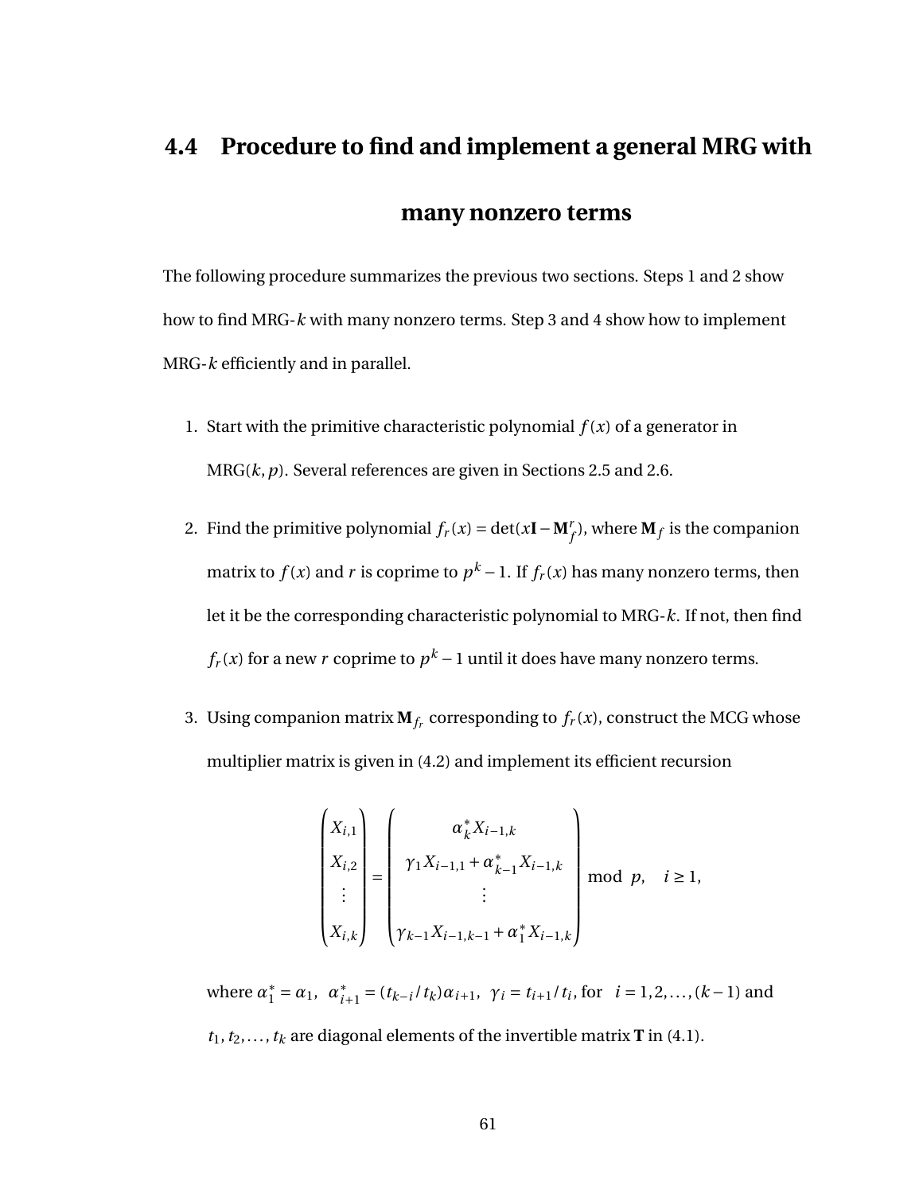## 4.4 Procedure to find and implement a general MRG with many nonzero terms

The following procedure summarizes the previous two sections. Steps 1 and 2 show how to find MRG-$k$ with many nonzero terms. Step 3 and 4 show how to implement MRG-$k$ efficiently and in parallel.

1. Start with the primitive characteristic polynomial $f(x)$ of a generator in MRG$(k, p)$. Several references are given in Sections 2.5 and 2.6.

2. Find the primitive polynomial $f_r(x) = \det(x\mathbf{I} - \mathbf{M}_f^r)$, where $\mathbf{M}_f$ is the companion matrix to $f(x)$ and $r$ is coprime to $p^k - 1$. If $f_r(x)$ has many nonzero terms, then let it be the corresponding characteristic polynomial to MRG-$k$. If not, then find $f_r(x)$ for a new $r$ coprime to $p^k - 1$ until it does have many nonzero terms.

3. Using companion matrix $\mathbf{M}_{f_r}$ corresponding to $f_r(x)$, construct the MCG whose multiplier matrix is given in (4.2) and implement its efficient recursion

$$
\begin{pmatrix} X_{i,1} \\ X_{i,2} \\ \vdots \\ X_{i,k} \end{pmatrix} = \begin{pmatrix} \alpha_k^* X_{i-1,k} \\ \gamma_1 X_{i-1,1} + \alpha_{k-1}^* X_{i-1,k} \\ \vdots \\ \gamma_{k-1} X_{i-1,k-1} + \alpha_1^* X_{i-1,k} \end{pmatrix} \bmod \ p, \quad i \geq 1,
$$

   where $\alpha_1^* = \alpha_1$, $\alpha_{i+1}^* = (t_{k-i}/t_k)\alpha_{i+1}$, $\gamma_i = t_{i+1}/t_i$, for $i = 1, 2, \ldots, (k-1)$ and $t_1, t_2, \ldots, t_k$ are diagonal elements of the invertible matrix $\mathbf{T}$ in (4.1).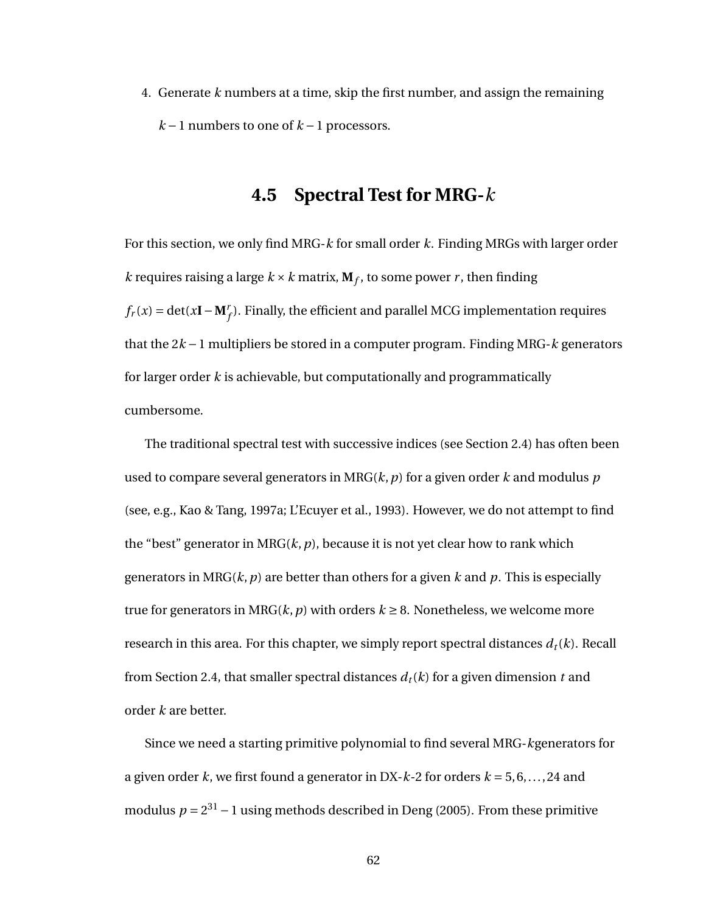4. Generate $k$ numbers at a time, skip the first number, and assign the remaining $k-1$ numbers to one of $k-1$ processors.

## 4.5 Spectral Test for MRG-$k$

For this section, we only find MRG-$k$ for small order $k$. Finding MRGs with larger order $k$ requires raising a large $k \times k$ matrix, $\mathbf{M}_f$, to some power $r$, then finding $f_r(x) = \det(x\mathbf{I} - \mathbf{M}_f^r)$. Finally, the efficient and parallel MCG implementation requires that the $2k-1$ multipliers be stored in a computer program. Finding MRG-$k$ generators for larger order $k$ is achievable, but computationally and programmatically cumbersome.

The traditional spectral test with successive indices (see Section 2.4) has often been used to compare several generators in MRG$(k, p)$ for a given order $k$ and modulus $p$ (see, e.g., Kao & Tang, 1997a; L'Ecuyer et al., 1993). However, we do not attempt to find the "best" generator in MRG$(k, p)$, because it is not yet clear how to rank which generators in MRG$(k, p)$ are better than others for a given $k$ and $p$. This is especially true for generators in MRG$(k, p)$ with orders $k \geq 8$. Nonetheless, we welcome more research in this area. For this chapter, we simply report spectral distances $d_t(k)$. Recall from Section 2.4, that smaller spectral distances $d_t(k)$ for a given dimension $t$ and order $k$ are better.

Since we need a starting primitive polynomial to find several MRG-$k$generators for a given order $k$, we first found a generator in DX-$k$-2 for orders $k = 5, 6, \ldots, 24$ and modulus $p = 2^{31} - 1$ using methods described in Deng (2005). From these primitive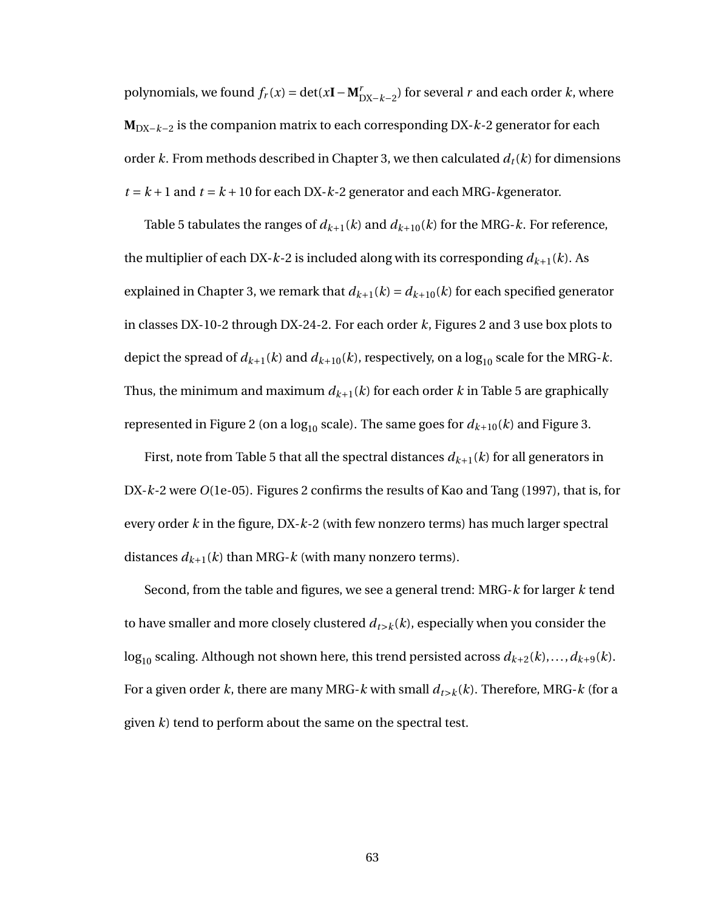polynomials, we found $f_r(x) = \det(x\mathbf{I} - \mathbf{M}^r_{\text{DX}-k-2})$ for several $r$ and each order $k$, where $\mathbf{M}_{\text{DX}-k-2}$ is the companion matrix to each corresponding DX-$k$-2 generator for each order $k$. From methods described in Chapter 3, we then calculated $d_t(k)$ for dimensions $t = k+1$ and $t = k+10$ for each DX-$k$-2 generator and each MRG-$k$generator.

Table 5 tabulates the ranges of $d_{k+1}(k)$ and $d_{k+10}(k)$ for the MRG-$k$. For reference, the multiplier of each DX-$k$-2 is included along with its corresponding $d_{k+1}(k)$. As explained in Chapter 3, we remark that $d_{k+1}(k) = d_{k+10}(k)$ for each specified generator in classes DX-10-2 through DX-24-2. For each order $k$, Figures 2 and 3 use box plots to depict the spread of $d_{k+1}(k)$ and $d_{k+10}(k)$, respectively, on a $\log_{10}$ scale for the MRG-$k$. Thus, the minimum and maximum $d_{k+1}(k)$ for each order $k$ in Table 5 are graphically represented in Figure 2 (on a $\log_{10}$ scale). The same goes for $d_{k+10}(k)$ and Figure 3.

First, note from Table 5 that all the spectral distances $d_{k+1}(k)$ for all generators in DX-$k$-2 were $O$(1e-05). Figures 2 confirms the results of Kao and Tang (1997), that is, for every order $k$ in the figure, DX-$k$-2 (with few nonzero terms) has much larger spectral distances $d_{k+1}(k)$ than MRG-$k$ (with many nonzero terms).

Second, from the table and figures, we see a general trend: MRG-$k$ for larger $k$ tend to have smaller and more closely clustered $d_{t>k}(k)$, especially when you consider the $\log_{10}$ scaling. Although not shown here, this trend persisted across $d_{k+2}(k), \ldots, d_{k+9}(k)$. For a given order $k$, there are many MRG-$k$ with small $d_{t>k}(k)$. Therefore, MRG-$k$ (for a given $k$) tend to perform about the same on the spectral test.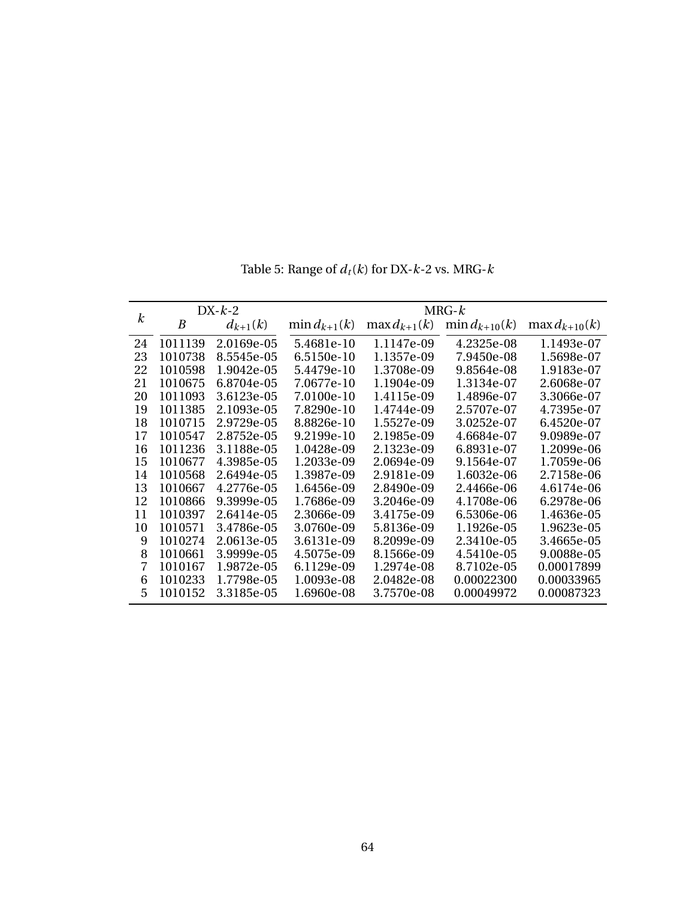Table 5: Range of $d_t(k)$ for DX-$k$-2 vs. MRG-$k$

| $k$ | DX-$k$-2 | | MRG-$k$ | | | |
|---|---|---|---|---|---|---|
| | $B$ | $d_{k+1}(k)$ | $\min d_{k+1}(k)$ | $\max d_{k+1}(k)$ | $\min d_{k+10}(k)$ | $\max d_{k+10}(k)$ |
| 24 | 1011139 | 2.0169e-05 | 5.4681e-10 | 1.1147e-09 | 4.2325e-08 | 1.1493e-07 |
| 23 | 1010738 | 8.5545e-05 | 6.5150e-10 | 1.1357e-09 | 7.9450e-08 | 1.5698e-07 |
| 22 | 1010598 | 1.9042e-05 | 5.4479e-10 | 1.3708e-09 | 9.8564e-08 | 1.9183e-07 |
| 21 | 1010675 | 6.8704e-05 | 7.0677e-10 | 1.1904e-09 | 1.3134e-07 | 2.6068e-07 |
| 20 | 1011093 | 3.6123e-05 | 7.0100e-10 | 1.4115e-09 | 1.4896e-07 | 3.3066e-07 |
| 19 | 1011385 | 2.1093e-05 | 7.8290e-10 | 1.4744e-09 | 2.5707e-07 | 4.7395e-07 |
| 18 | 1010715 | 2.9729e-05 | 8.8826e-10 | 1.5527e-09 | 3.0252e-07 | 6.4520e-07 |
| 17 | 1010547 | 2.8752e-05 | 9.2199e-10 | 2.1985e-09 | 4.6684e-07 | 9.0989e-07 |
| 16 | 1011236 | 3.1188e-05 | 1.0428e-09 | 2.1323e-09 | 6.8931e-07 | 1.2099e-06 |
| 15 | 1010677 | 4.3985e-05 | 1.2033e-09 | 2.0694e-09 | 9.1564e-07 | 1.7059e-06 |
| 14 | 1010568 | 2.6494e-05 | 1.3987e-09 | 2.9181e-09 | 1.6032e-06 | 2.7158e-06 |
| 13 | 1010667 | 4.2776e-05 | 1.6456e-09 | 2.8490e-09 | 2.4466e-06 | 4.6174e-06 |
| 12 | 1010866 | 9.3999e-05 | 1.7686e-09 | 3.2046e-09 | 4.1708e-06 | 6.2978e-06 |
| 11 | 1010397 | 2.6414e-05 | 2.3066e-09 | 3.4175e-09 | 6.5306e-06 | 1.4636e-05 |
| 10 | 1010571 | 3.4786e-05 | 3.0760e-09 | 5.8136e-09 | 1.1926e-05 | 1.9623e-05 |
| 9 | 1010274 | 2.0613e-05 | 3.6131e-09 | 8.2099e-09 | 2.3410e-05 | 3.4665e-05 |
| 8 | 1010661 | 3.9999e-05 | 4.5075e-09 | 8.1566e-09 | 4.5410e-05 | 9.0088e-05 |
| 7 | 1010167 | 1.9872e-05 | 6.1129e-09 | 1.2974e-08 | 8.7102e-05 | 0.00017899 |
| 6 | 1010233 | 1.7798e-05 | 1.0093e-08 | 2.0482e-08 | 0.00022300 | 0.00033965 |
| 5 | 1010152 | 3.3185e-05 | 1.6960e-08 | 3.7570e-08 | 0.00049972 | 0.00087323 |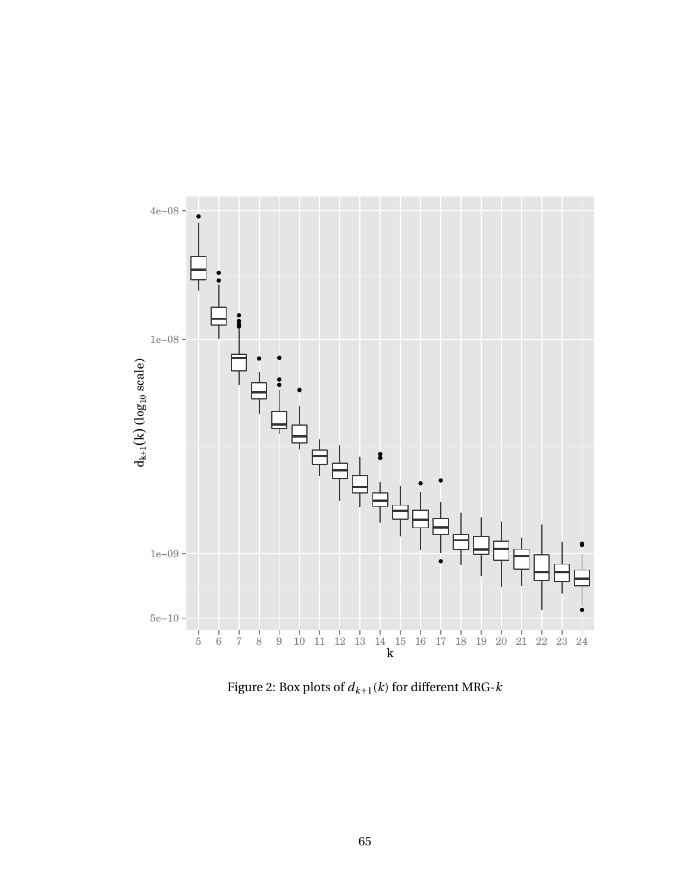Figure 2: Box plots of $d_{k+1}(k)$ for different MRG-$k$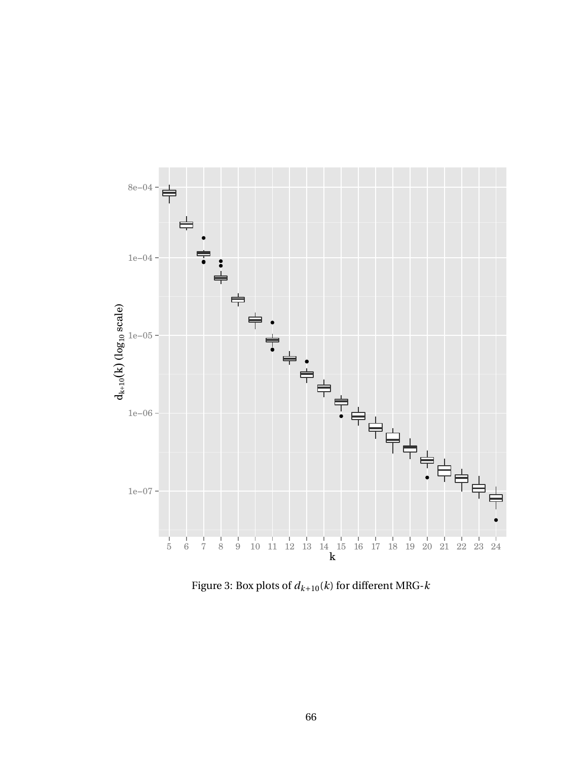Figure 3: Box plots of $d_{k+10}(k)$ for different MRG-$k$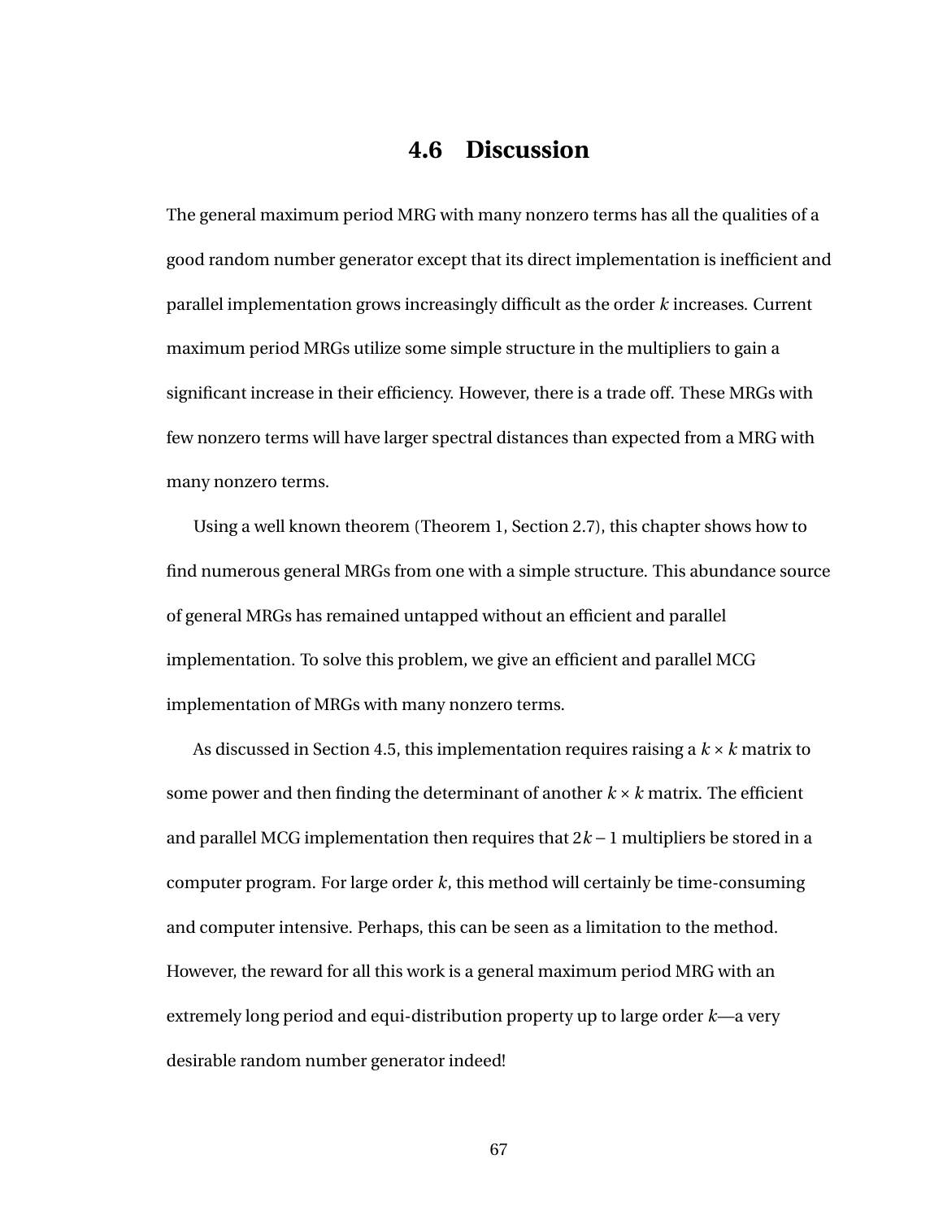## 4.6 Discussion

The general maximum period MRG with many nonzero terms has all the qualities of a good random number generator except that its direct implementation is inefficient and parallel implementation grows increasingly difficult as the order $k$ increases. Current maximum period MRGs utilize some simple structure in the multipliers to gain a significant increase in their efficiency. However, there is a trade off. These MRGs with few nonzero terms will have larger spectral distances than expected from a MRG with many nonzero terms.

Using a well known theorem (Theorem 1, Section 2.7), this chapter shows how to find numerous general MRGs from one with a simple structure. This abundance source of general MRGs has remained untapped without an efficient and parallel implementation. To solve this problem, we give an efficient and parallel MCG implementation of MRGs with many nonzero terms.

As discussed in Section 4.5, this implementation requires raising a $k \times k$ matrix to some power and then finding the determinant of another $k \times k$ matrix. The efficient and parallel MCG implementation then requires that $2k - 1$ multipliers be stored in a computer program. For large order $k$, this method will certainly be time-consuming and computer intensive. Perhaps, this can be seen as a limitation to the method. However, the reward for all this work is a general maximum period MRG with an extremely long period and equi-distribution property up to large order $k$—a very desirable random number generator indeed!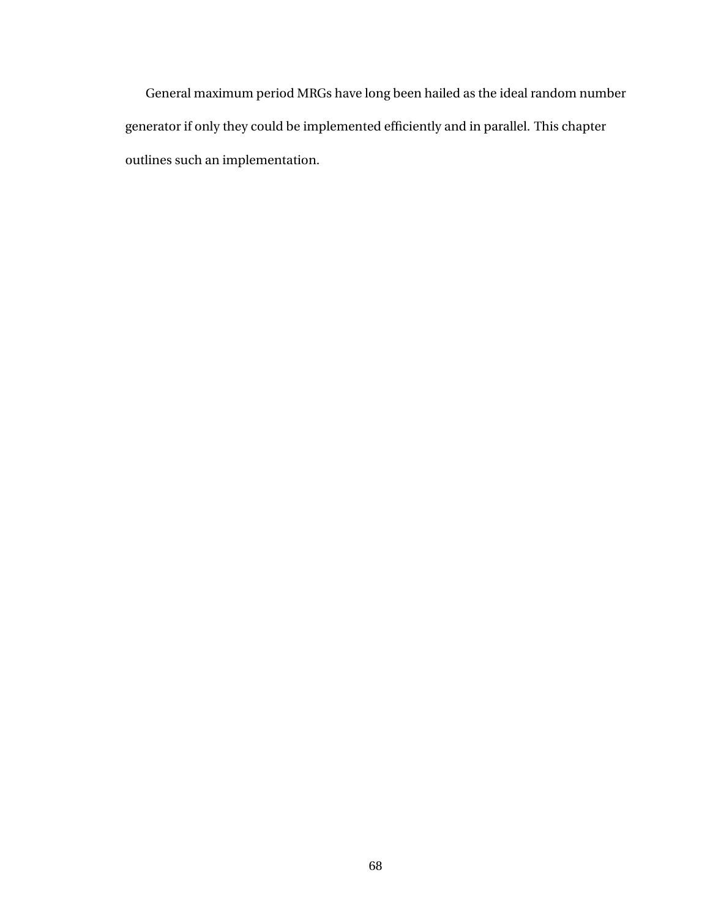General maximum period MRGs have long been hailed as the ideal random number generator if only they could be implemented efficiently and in parallel. This chapter outlines such an implementation.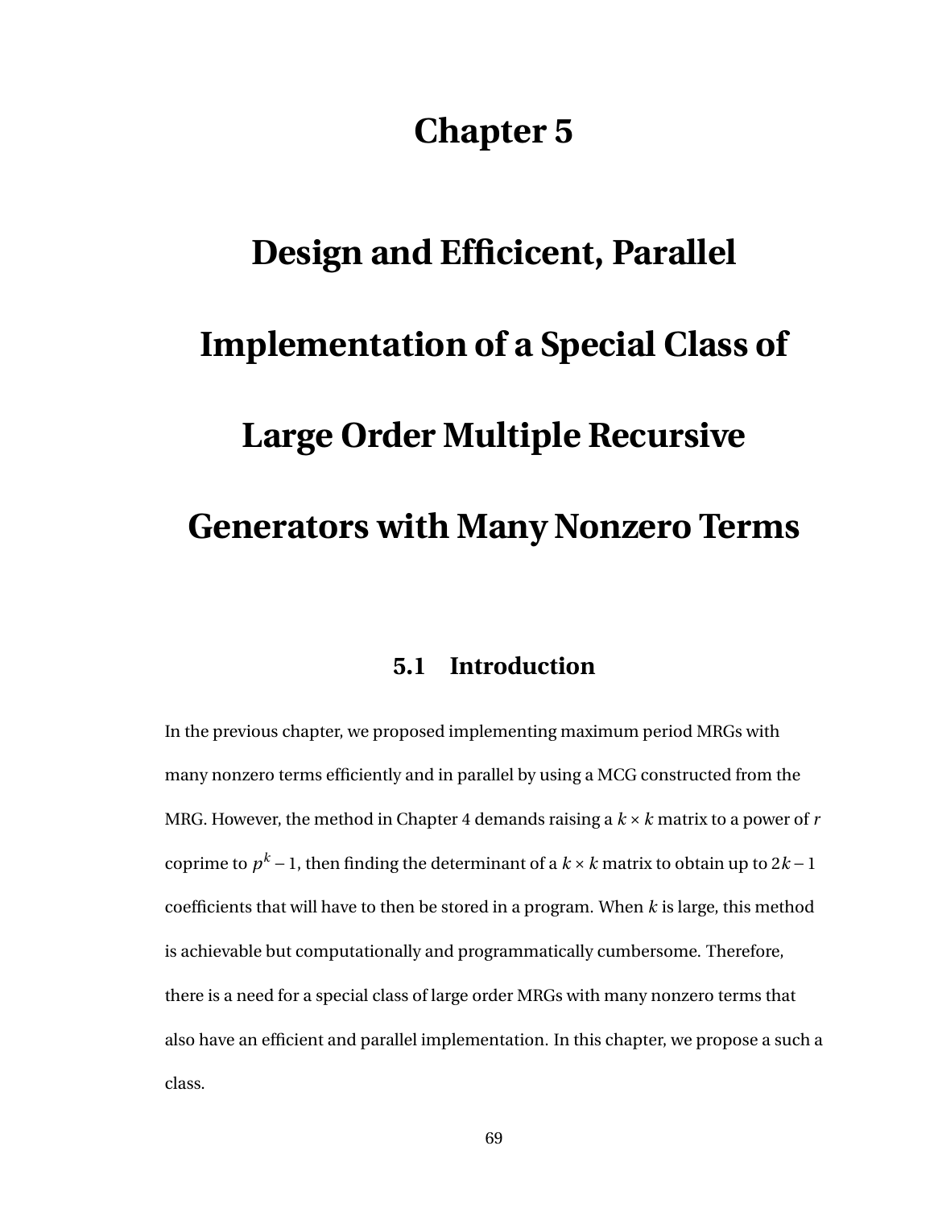# Chapter 5

# Design and Efficicent, Parallel Implementation of a Special Class of Large Order Multiple Recursive Generators with Many Nonzero Terms

## 5.1 Introduction

In the previous chapter, we proposed implementing maximum period MRGs with many nonzero terms efficiently and in parallel by using a MCG constructed from the MRG. However, the method in Chapter 4 demands raising a $k \times k$ matrix to a power of $r$ coprime to $p^k - 1$, then finding the determinant of a $k \times k$ matrix to obtain up to $2k - 1$ coefficients that will have to then be stored in a program. When $k$ is large, this method is achievable but computationally and programmatically cumbersome. Therefore, there is a need for a special class of large order MRGs with many nonzero terms that also have an efficient and parallel implementation. In this chapter, we propose a such a class.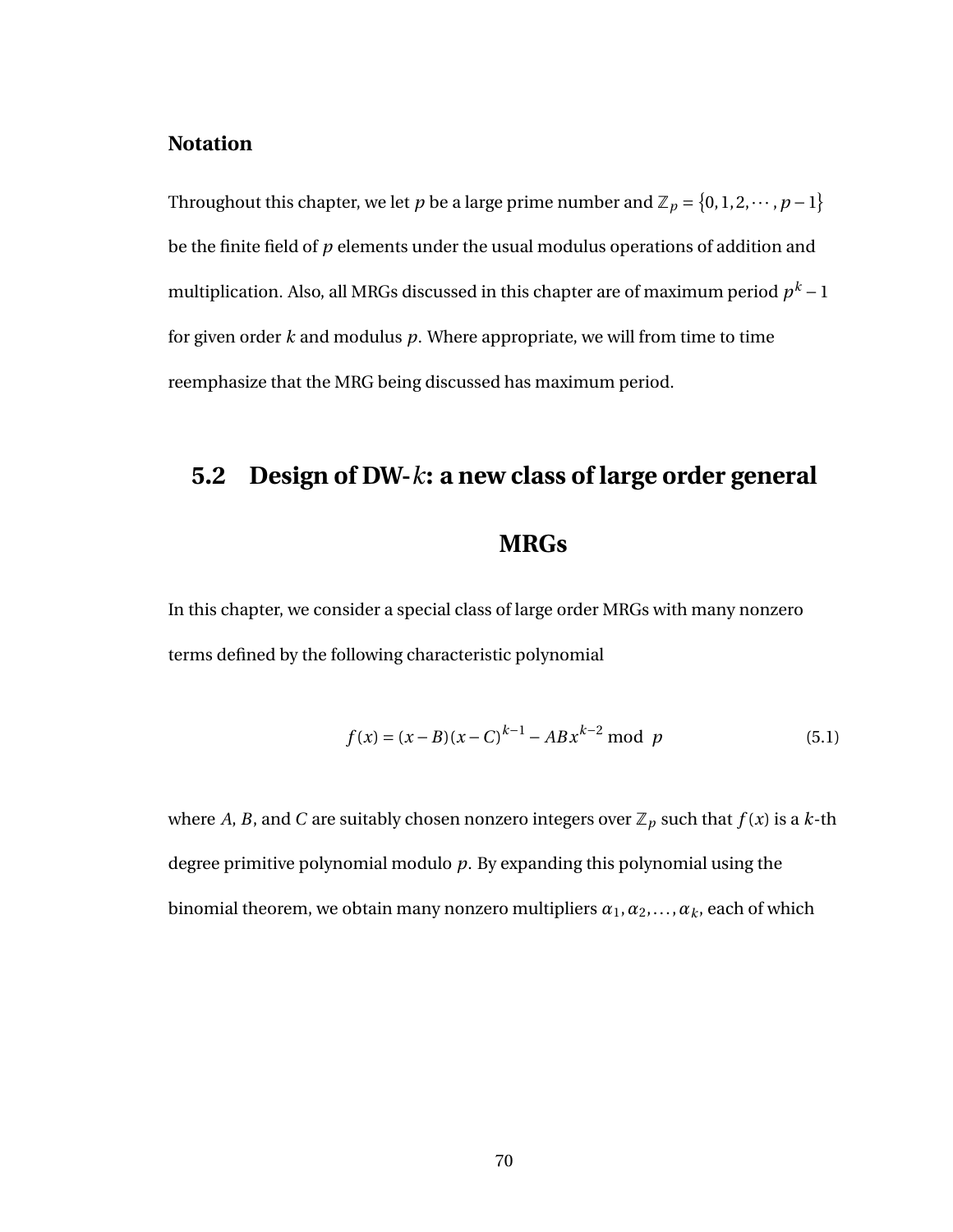### Notation

Throughout this chapter, we let $p$ be a large prime number and $\mathbb{Z}_p = \{0, 1, 2, \cdots, p-1\}$ be the finite field of $p$ elements under the usual modulus operations of addition and multiplication. Also, all MRGs discussed in this chapter are of maximum period $p^k - 1$ for given order $k$ and modulus $p$. Where appropriate, we will from time to time reemphasize that the MRG being discussed has maximum period.

## 5.2 Design of DW-$k$: a new class of large order general MRGs

In this chapter, we consider a special class of large order MRGs with many nonzero terms defined by the following characteristic polynomial

$$f(x) = (x - B)(x - C)^{k-1} - ABx^{k-2} \bmod p \tag{5.1}$$

where $A$, $B$, and $C$ are suitably chosen nonzero integers over $\mathbb{Z}_p$ such that $f(x)$ is a $k$-th degree primitive polynomial modulo $p$. By expanding this polynomial using the binomial theorem, we obtain many nonzero multipliers $\alpha_1, \alpha_2, \ldots, \alpha_k$, each of which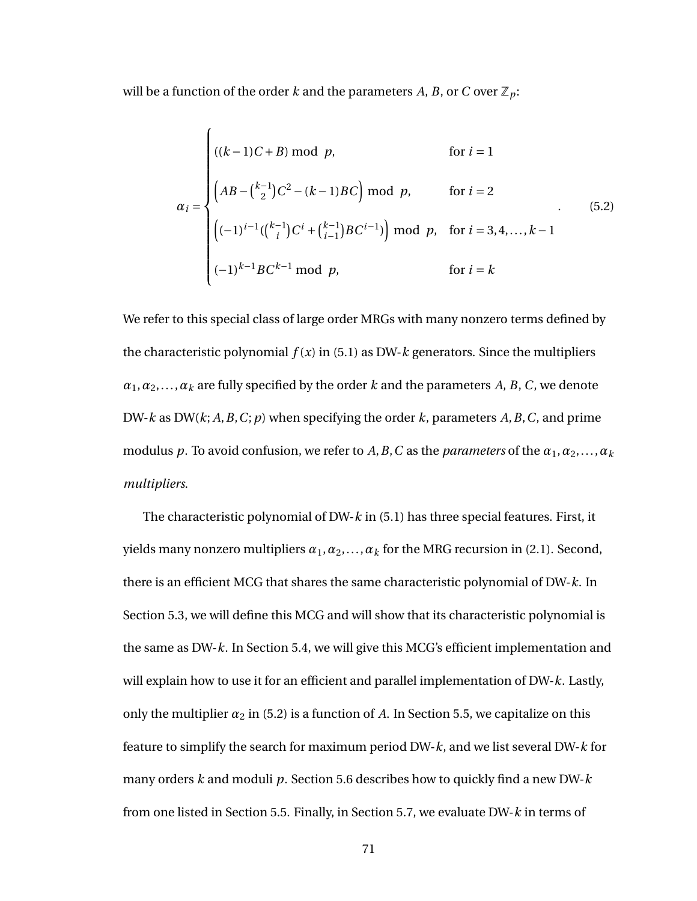will be a function of the order $k$ and the parameters $A$, $B$, or $C$ over $\mathbb{Z}_p$:

$$
\alpha_i = \begin{cases} ((k-1)C + B) \bmod p, & \text{for } i = 1 \\ \left(AB - \binom{k-1}{2}C^2 - (k-1)BC\right) \bmod p, & \text{for } i = 2 \\ \left((-1)^{i-1}(\binom{k-1}{i}C^i + \binom{k-1}{i-1}BC^{i-1})\right) \bmod p, & \text{for } i = 3, 4, \ldots, k-1 \\ (-1)^{k-1}BC^{k-1} \bmod p, & \text{for } i = k \end{cases} . \tag{5.2}
$$

We refer to this special class of large order MRGs with many nonzero terms defined by the characteristic polynomial $f(x)$ in (5.1) as DW-$k$ generators. Since the multipliers $\alpha_1, \alpha_2, \ldots, \alpha_k$ are fully specified by the order $k$ and the parameters $A$, $B$, $C$, we denote DW-$k$ as DW($k$; $A, B, C$; $p$) when specifying the order $k$, parameters $A, B, C$, and prime modulus $p$. To avoid confusion, we refer to $A, B, C$ as the *parameters* of the $\alpha_1, \alpha_2, \ldots, \alpha_k$ *multipliers*.

The characteristic polynomial of DW-$k$ in (5.1) has three special features. First, it yields many nonzero multipliers $\alpha_1, \alpha_2, \ldots, \alpha_k$ for the MRG recursion in (2.1). Second, there is an efficient MCG that shares the same characteristic polynomial of DW-$k$. In Section 5.3, we will define this MCG and will show that its characteristic polynomial is the same as DW-$k$. In Section 5.4, we will give this MCG's efficient implementation and will explain how to use it for an efficient and parallel implementation of DW-$k$. Lastly, only the multiplier $\alpha_2$ in (5.2) is a function of $A$. In Section 5.5, we capitalize on this feature to simplify the search for maximum period DW-$k$, and we list several DW-$k$ for many orders $k$ and moduli $p$. Section 5.6 describes how to quickly find a new DW-$k$ from one listed in Section 5.5. Finally, in Section 5.7, we evaluate DW-$k$ in terms of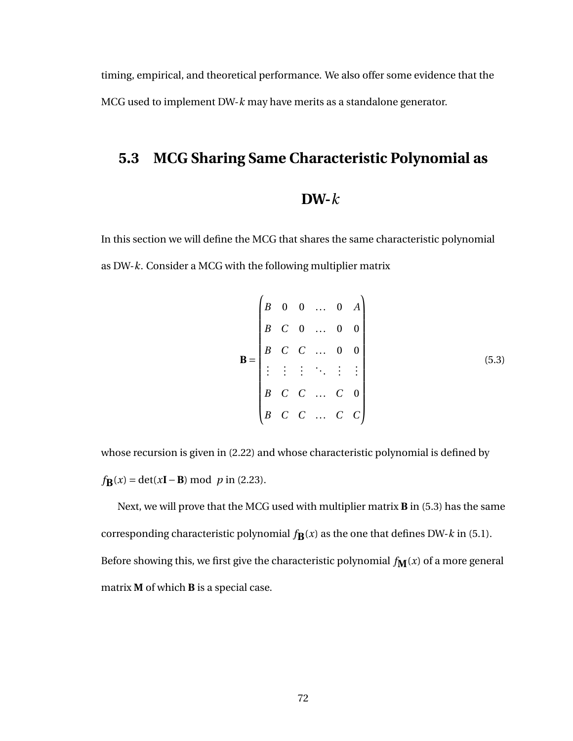timing, empirical, and theoretical performance. We also offer some evidence that the MCG used to implement DW-$k$ may have merits as a standalone generator.

## 5.3 MCG Sharing Same Characteristic Polynomial as DW-$k$

In this section we will define the MCG that shares the same characteristic polynomial as DW-$k$. Consider a MCG with the following multiplier matrix

$$\mathbf{B} = \begin{pmatrix} B & 0 & 0 & \dots & 0 & A \\ B & C & 0 & \dots & 0 & 0 \\ B & C & C & \dots & 0 & 0 \\ \vdots & \vdots & \vdots & \ddots & \vdots & \vdots \\ B & C & C & \dots & C & 0 \\ B & C & C & \dots & C & C \end{pmatrix} \tag{5.3}$$

whose recursion is given in (2.22) and whose characteristic polynomial is defined by $f_{\mathbf{B}}(x) = \det(x\mathbf{I} - \mathbf{B}) \bmod p$ in (2.23).

Next, we will prove that the MCG used with multiplier matrix $\mathbf{B}$ in (5.3) has the same corresponding characteristic polynomial $f_{\mathbf{B}}(x)$ as the one that defines DW-$k$ in (5.1). Before showing this, we first give the characteristic polynomial $f_{\mathbf{M}}(x)$ of a more general matrix $\mathbf{M}$ of which $\mathbf{B}$ is a special case.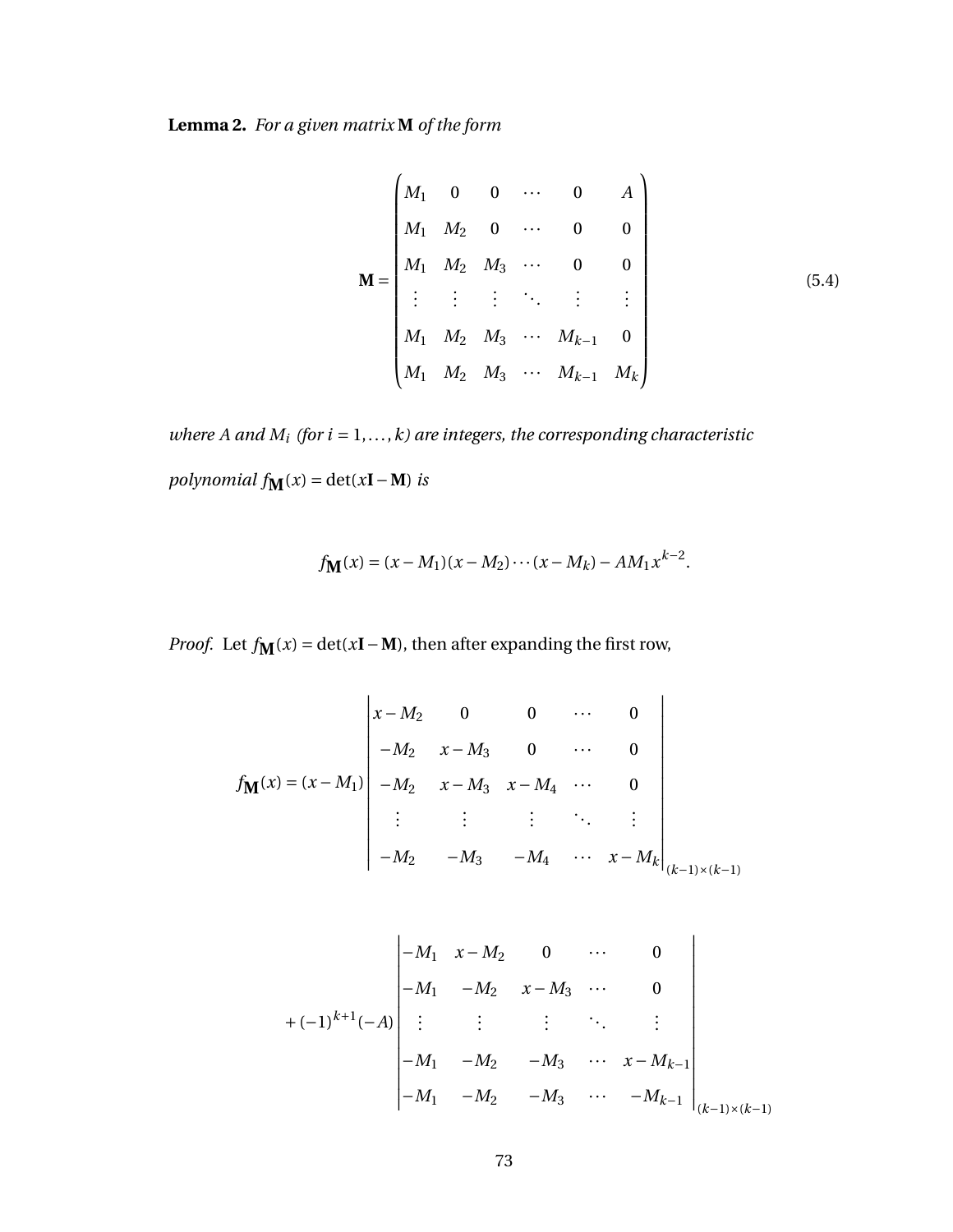**Lemma 2.** *For a given matrix* $\mathbf{M}$ *of the form*

$$
\mathbf{M} = \begin{pmatrix} M_1 & 0 & 0 & \cdots & 0 & A \\ M_1 & M_2 & 0 & \cdots & 0 & 0 \\ M_1 & M_2 & M_3 & \cdots & 0 & 0 \\ \vdots & \vdots & \vdots & \ddots & \vdots & \vdots \\ M_1 & M_2 & M_3 & \cdots & M_{k-1} & 0 \\ M_1 & M_2 & M_3 & \cdots & M_{k-1} & M_k \end{pmatrix} \tag{5.4}
$$

*where* $A$ *and* $M_i$ *(for* $i = 1, \ldots, k$*) are integers, the corresponding characteristic polynomial* $f_{\mathbf{M}}(x) = \det(x\mathbf{I} - \mathbf{M})$ *is*

$$
f_{\mathbf{M}}(x) = (x - M_1)(x - M_2)\cdots(x - M_k) - AM_1 x^{k-2}.
$$

*Proof.* Let $f_{\mathbf{M}}(x) = \det(x\mathbf{I} - \mathbf{M})$, then after expanding the first row,

$$
f_{\mathbf{M}}(x) = (x - M_1) \begin{vmatrix} x - M_2 & 0 & 0 & \cdots & 0 \\ -M_2 & x - M_3 & 0 & \cdots & 0 \\ -M_2 & x - M_3 & x - M_4 & \cdots & 0 \\ \vdots & \vdots & \vdots & \ddots & \vdots \\ -M_2 & -M_3 & -M_4 & \cdots & x - M_k \end{vmatrix}_{(k-1)\times(k-1)}
$$

$$
+ (-1)^{k+1}(-A) \begin{vmatrix} -M_1 & x - M_2 & 0 & \cdots & 0 \\ -M_1 & -M_2 & x - M_3 & \cdots & 0 \\ \vdots & \vdots & \vdots & \ddots & \vdots \\ -M_1 & -M_2 & -M_3 & \cdots & x - M_{k-1} \\ -M_1 & -M_2 & -M_3 & \cdots & -M_{k-1} \end{vmatrix}_{(k-1)\times(k-1)}
$$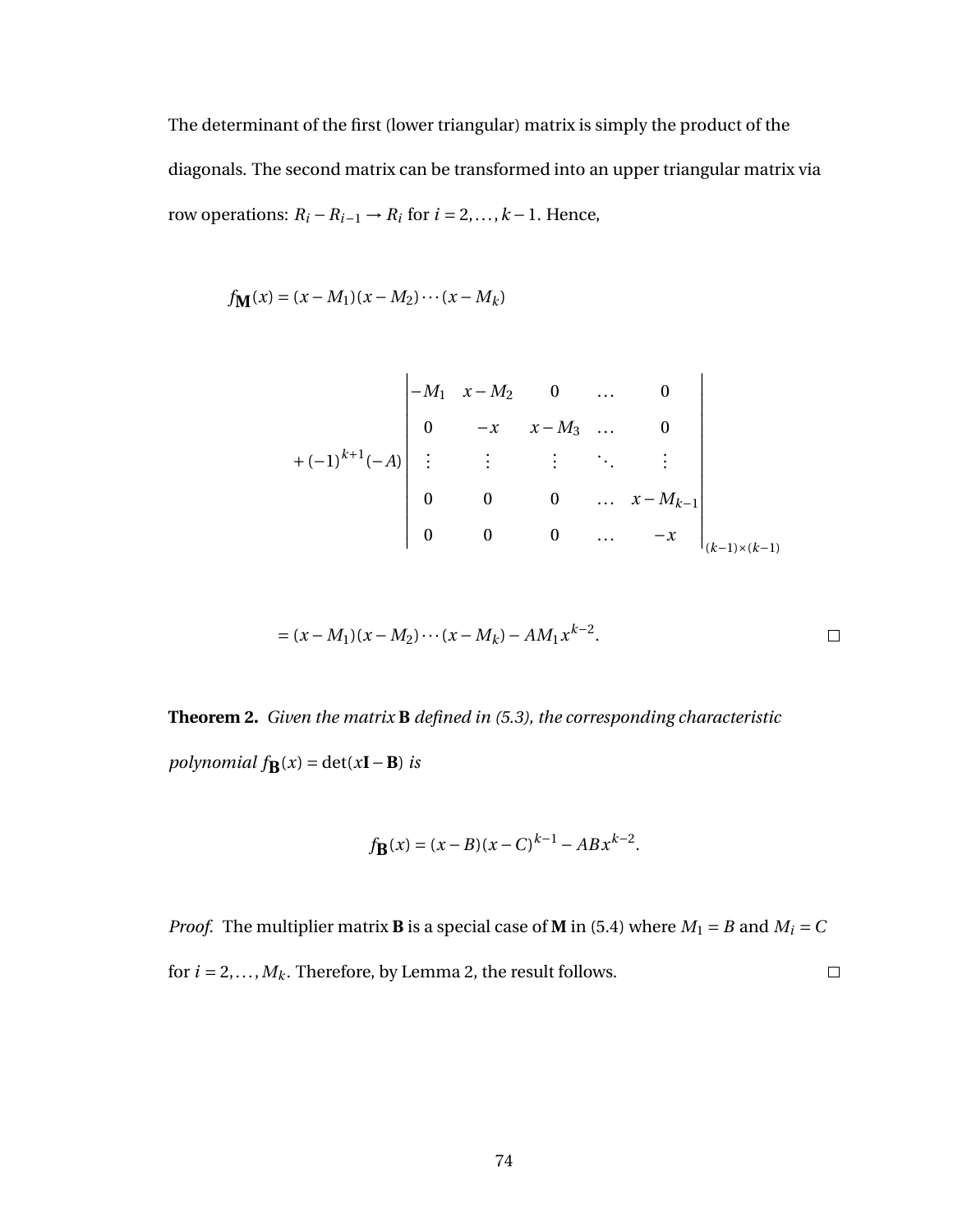The determinant of the first (lower triangular) matrix is simply the product of the diagonals. The second matrix can be transformed into an upper triangular matrix via row operations: $R_i - R_{i-1} \to R_i$ for $i = 2, \ldots, k-1$. Hence,

$$f_{\mathbf{M}}(x) = (x - M_1)(x - M_2)\cdots(x - M_k)$$

$$+ (-1)^{k+1}(-A) \begin{vmatrix} -M_1 & x - M_2 & 0 & \ldots & 0 \\ 0 & -x & x - M_3 & \ldots & 0 \\ \vdots & \vdots & \vdots & \ddots & \vdots \\ 0 & 0 & 0 & \ldots & x - M_{k-1} \\ 0 & 0 & 0 & \ldots & -x \end{vmatrix}_{(k-1)\times(k-1)}$$

$$= (x - M_1)(x - M_2)\cdots(x - M_k) - AM_1 x^{k-2}.$$

□

**Theorem 2.** *Given the matrix* $\mathbf{B}$ *defined in (5.3), the corresponding characteristic polynomial* $f_{\mathbf{B}}(x) = \det(x\mathbf{I} - \mathbf{B})$ *is*

$$f_{\mathbf{B}}(x) = (x - B)(x - C)^{k-1} - ABx^{k-2}.$$

*Proof.* The multiplier matrix $\mathbf{B}$ is a special case of $\mathbf{M}$ in (5.4) where $M_1 = B$ and $M_i = C$ for $i = 2, \ldots, M_k$. Therefore, by Lemma 2, the result follows. □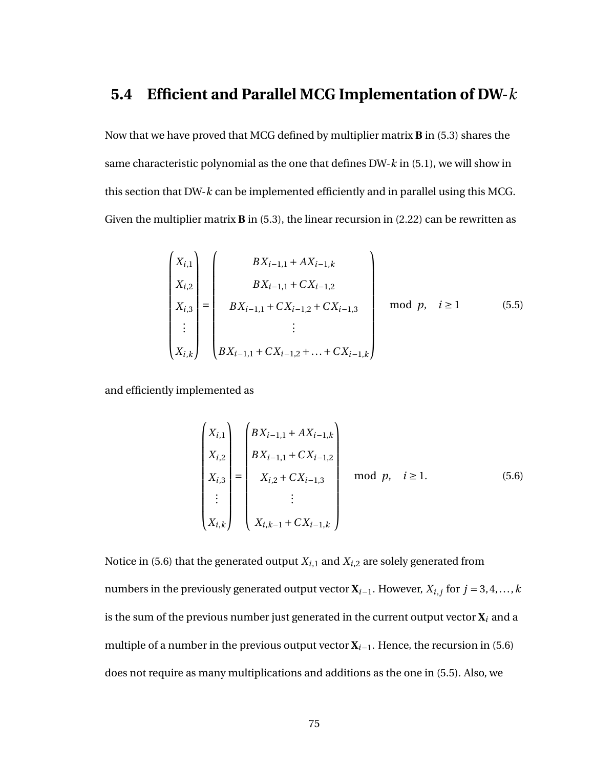## 5.4 Efficient and Parallel MCG Implementation of DW-$k$

Now that we have proved that MCG defined by multiplier matrix **B** in (5.3) shares the same characteristic polynomial as the one that defines DW-$k$ in (5.1), we will show in this section that DW-$k$ can be implemented efficiently and in parallel using this MCG. Given the multiplier matrix **B** in (5.3), the linear recursion in (2.22) can be rewritten as

$$
\begin{pmatrix} X_{i,1} \\ X_{i,2} \\ X_{i,3} \\ \vdots \\ X_{i,k} \end{pmatrix} = \begin{pmatrix} BX_{i-1,1} + AX_{i-1,k} \\ BX_{i-1,1} + CX_{i-1,2} \\ BX_{i-1,1} + CX_{i-1,2} + CX_{i-1,3} \\ \vdots \\ BX_{i-1,1} + CX_{i-1,2} + \ldots + CX_{i-1,k} \end{pmatrix} \mod p, \quad i \geq 1 \tag{5.5}
$$

and efficiently implemented as

$$
\begin{pmatrix} X_{i,1} \\ X_{i,2} \\ X_{i,3} \\ \vdots \\ X_{i,k} \end{pmatrix} = \begin{pmatrix} BX_{i-1,1} + AX_{i-1,k} \\ BX_{i-1,1} + CX_{i-1,2} \\ X_{i,2} + CX_{i-1,3} \\ \vdots \\ X_{i,k-1} + CX_{i-1,k} \end{pmatrix} \mod p, \quad i \geq 1. \tag{5.6}
$$

Notice in (5.6) that the generated output $X_{i,1}$ and $X_{i,2}$ are solely generated from numbers in the previously generated output vector $\mathbf{X}_{i-1}$. However, $X_{i,j}$ for $j = 3, 4, \ldots, k$ is the sum of the previous number just generated in the current output vector $\mathbf{X}_i$ and a multiple of a number in the previous output vector $\mathbf{X}_{i-1}$. Hence, the recursion in (5.6) does not require as many multiplications and additions as the one in (5.5). Also, we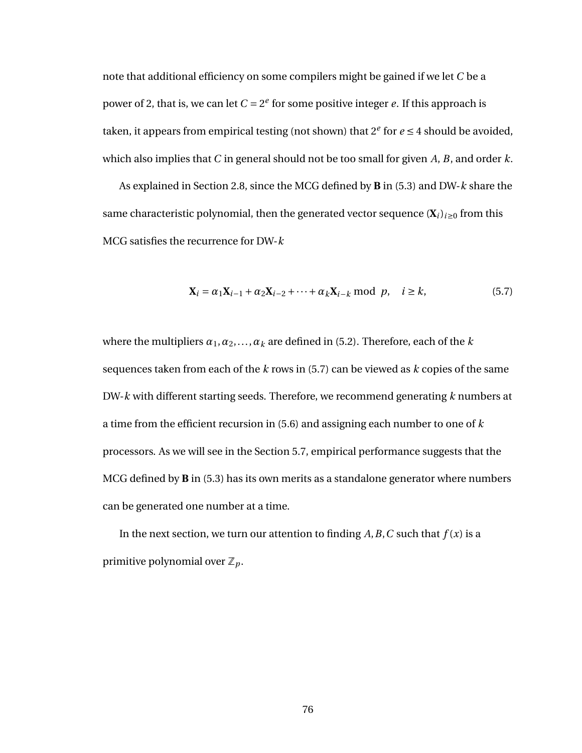note that additional efficiency on some compilers might be gained if we let $C$ be a power of 2, that is, we can let $C = 2^e$ for some positive integer $e$. If this approach is taken, it appears from empirical testing (not shown) that $2^e$ for $e \le 4$ should be avoided, which also implies that $C$ in general should not be too small for given $A$, $B$, and order $k$.

As explained in Section 2.8, since the MCG defined by $\mathbf{B}$ in (5.3) and DW-$k$ share the same characteristic polynomial, then the generated vector sequence $(\mathbf{X}_i)_{i\ge 0}$ from this MCG satisfies the recurrence for DW-$k$

$$\mathbf{X}_i = \alpha_1 \mathbf{X}_{i-1} + \alpha_2 \mathbf{X}_{i-2} + \cdots + \alpha_k \mathbf{X}_{i-k} \bmod p, \quad i \ge k, \tag{5.7}$$

where the multipliers $\alpha_1, \alpha_2, \ldots, \alpha_k$ are defined in (5.2). Therefore, each of the $k$ sequences taken from each of the $k$ rows in (5.7) can be viewed as $k$ copies of the same DW-$k$ with different starting seeds. Therefore, we recommend generating $k$ numbers at a time from the efficient recursion in (5.6) and assigning each number to one of $k$ processors. As we will see in the Section 5.7, empirical performance suggests that the MCG defined by $\mathbf{B}$ in (5.3) has its own merits as a standalone generator where numbers can be generated one number at a time.

In the next section, we turn our attention to finding $A, B, C$ such that $f(x)$ is a primitive polynomial over $\mathbb{Z}_p$.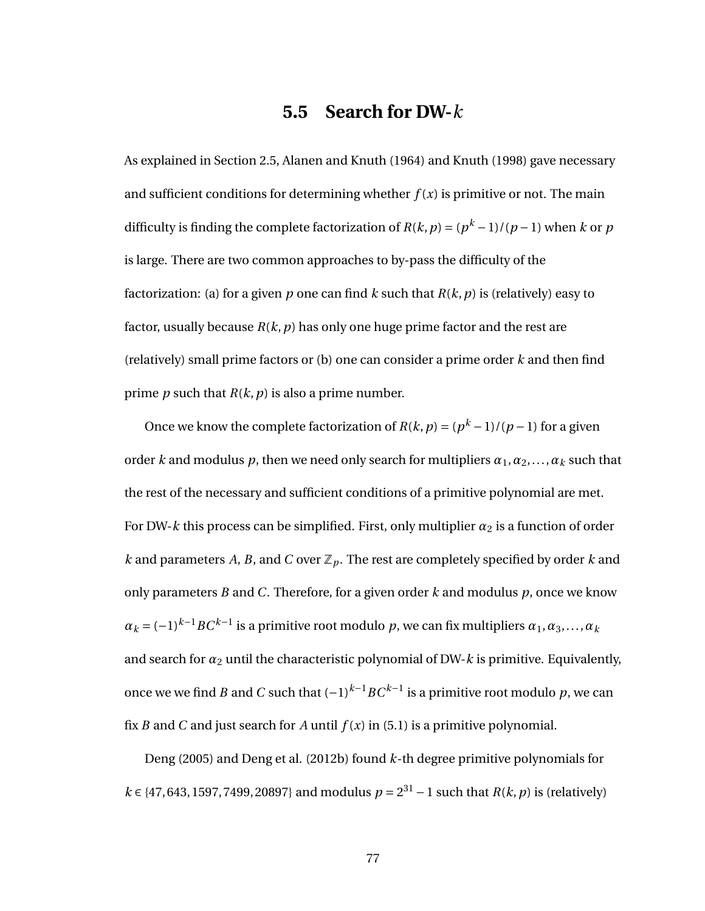## 5.5 Search for DW-$k$

As explained in Section 2.5, Alanen and Knuth (1964) and Knuth (1998) gave necessary and sufficient conditions for determining whether $f(x)$ is primitive or not. The main difficulty is finding the complete factorization of $R(k,p) = (p^k - 1)/(p-1)$ when $k$ or $p$ is large. There are two common approaches to by-pass the difficulty of the factorization: (a) for a given $p$ one can find $k$ such that $R(k,p)$ is (relatively) easy to factor, usually because $R(k,p)$ has only one huge prime factor and the rest are (relatively) small prime factors or (b) one can consider a prime order $k$ and then find prime $p$ such that $R(k,p)$ is also a prime number.

Once we know the complete factorization of $R(k,p) = (p^k - 1)/(p-1)$ for a given order $k$ and modulus $p$, then we need only search for multipliers $\alpha_1, \alpha_2, \ldots, \alpha_k$ such that the rest of the necessary and sufficient conditions of a primitive polynomial are met. For DW-$k$ this process can be simplified. First, only multiplier $\alpha_2$ is a function of order $k$ and parameters $A$, $B$, and $C$ over $\mathbb{Z}_p$. The rest are completely specified by order $k$ and only parameters $B$ and $C$. Therefore, for a given order $k$ and modulus $p$, once we know $\alpha_k = (-1)^{k-1}BC^{k-1}$ is a primitive root modulo $p$, we can fix multipliers $\alpha_1, \alpha_3, \ldots, \alpha_k$ and search for $\alpha_2$ until the characteristic polynomial of DW-$k$ is primitive. Equivalently, once we we find $B$ and $C$ such that $(-1)^{k-1}BC^{k-1}$ is a primitive root modulo $p$, we can fix $B$ and $C$ and just search for $A$ until $f(x)$ in (5.1) is a primitive polynomial.

Deng (2005) and Deng et al. (2012b) found $k$-th degree primitive polynomials for $k \in \{47, 643, 1597, 7499, 20897\}$ and modulus $p = 2^{31} - 1$ such that $R(k,p)$ is (relatively)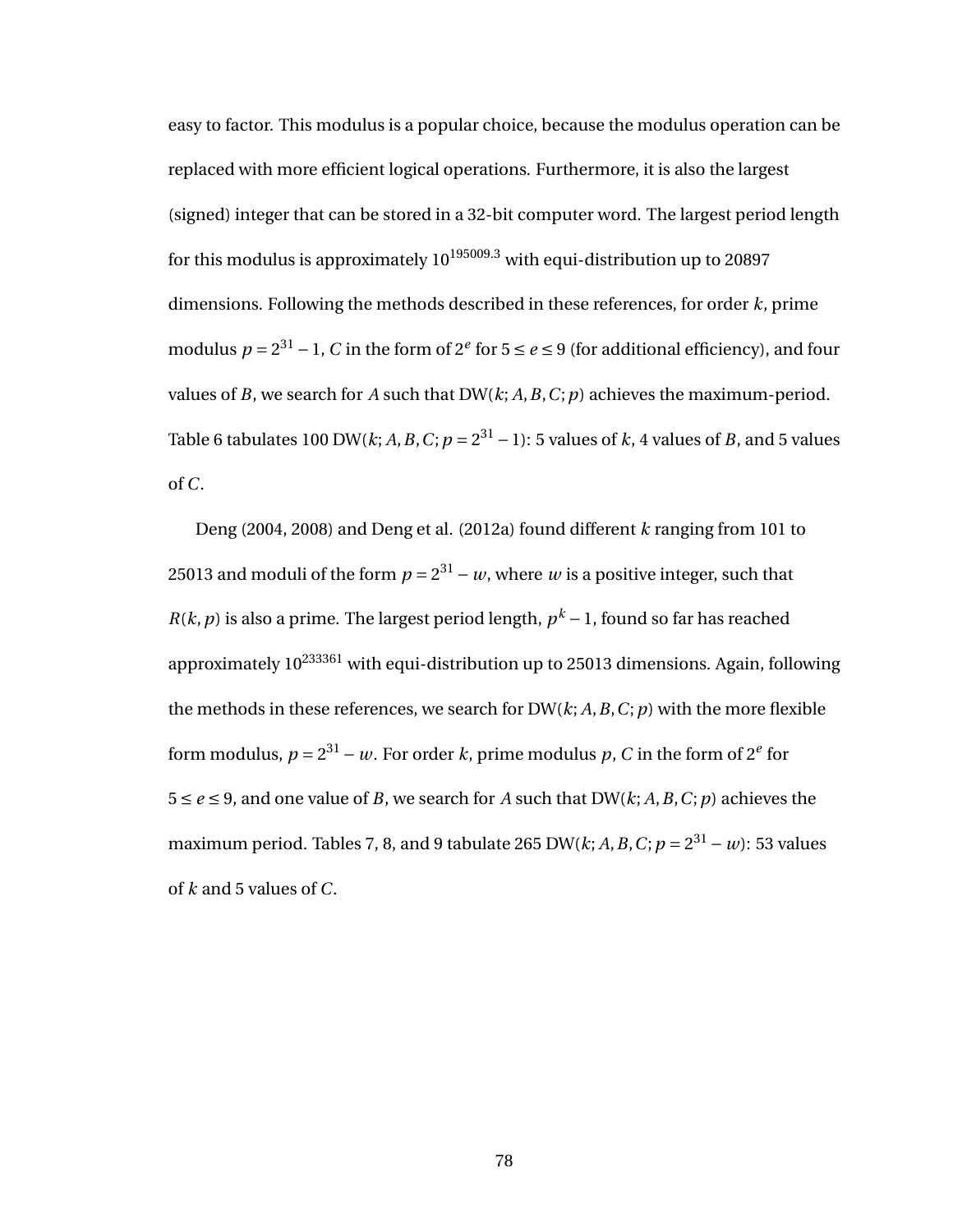easy to factor. This modulus is a popular choice, because the modulus operation can be replaced with more efficient logical operations. Furthermore, it is also the largest (signed) integer that can be stored in a 32-bit computer word. The largest period length for this modulus is approximately $10^{195009.3}$ with equi-distribution up to 20897 dimensions. Following the methods described in these references, for order $k$, prime modulus $p = 2^{31} - 1$, $C$ in the form of $2^e$ for $5 \leq e \leq 9$ (for additional efficiency), and four values of $B$, we search for $A$ such that DW($k; A, B, C; p$) achieves the maximum-period. Table 6 tabulates 100 DW($k; A, B, C; p = 2^{31} - 1$): 5 values of $k$, 4 values of $B$, and 5 values of $C$.

Deng (2004, 2008) and Deng et al. (2012a) found different $k$ ranging from 101 to 25013 and moduli of the form $p = 2^{31} - w$, where $w$ is a positive integer, such that $R(k, p)$ is also a prime. The largest period length, $p^k - 1$, found so far has reached approximately $10^{233361}$ with equi-distribution up to 25013 dimensions. Again, following the methods in these references, we search for DW($k; A, B, C; p$) with the more flexible form modulus, $p = 2^{31} - w$. For order $k$, prime modulus $p$, $C$ in the form of $2^e$ for $5 \leq e \leq 9$, and one value of $B$, we search for $A$ such that DW($k; A, B, C; p$) achieves the maximum period. Tables 7, 8, and 9 tabulate 265 DW($k; A, B, C; p = 2^{31} - w$): 53 values of $k$ and 5 values of $C$.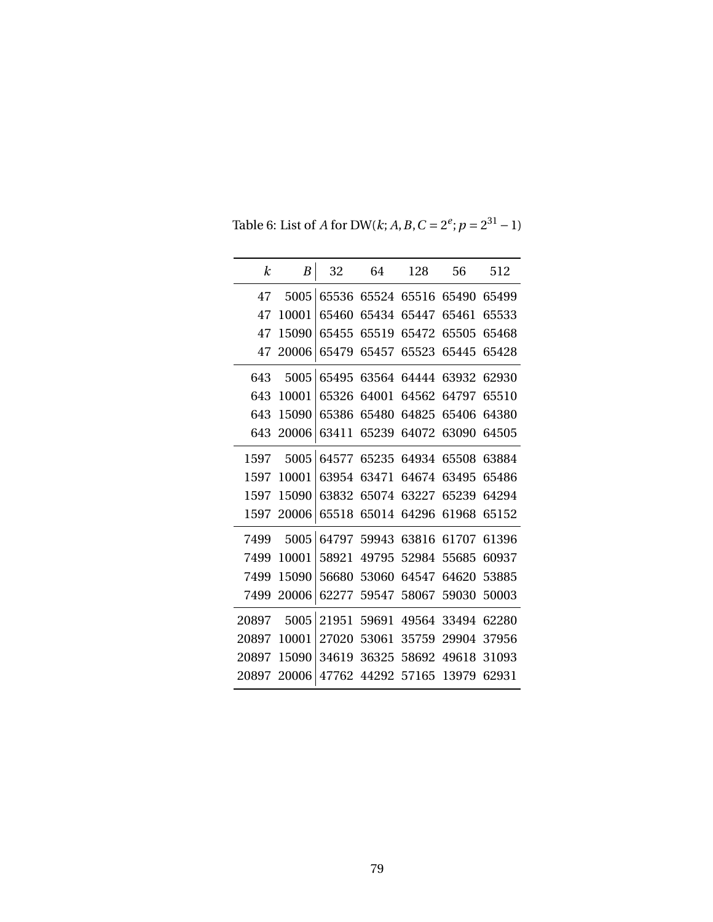Table 6: List of $A$ for DW($k$; $A, B, C = 2^e$; $p = 2^{31} - 1$)

| $k$ | $B$ | 32 | 64 | 128 | 56 | 512 |
|---|---|---|---|---|---|---|
| 47 | 5005 | 65536 | 65524 | 65516 | 65490 | 65499 |
| 47 | 10001 | 65460 | 65434 | 65447 | 65461 | 65533 |
| 47 | 15090 | 65455 | 65519 | 65472 | 65505 | 65468 |
| 47 | 20006 | 65479 | 65457 | 65523 | 65445 | 65428 |
| 643 | 5005 | 65495 | 63564 | 64444 | 63932 | 62930 |
| 643 | 10001 | 65326 | 64001 | 64562 | 64797 | 65510 |
| 643 | 15090 | 65386 | 65480 | 64825 | 65406 | 64380 |
| 643 | 20006 | 63411 | 65239 | 64072 | 63090 | 64505 |
| 1597 | 5005 | 64577 | 65235 | 64934 | 65508 | 63884 |
| 1597 | 10001 | 63954 | 63471 | 64674 | 63495 | 65486 |
| 1597 | 15090 | 63832 | 65074 | 63227 | 65239 | 64294 |
| 1597 | 20006 | 65518 | 65014 | 64296 | 61968 | 65152 |
| 7499 | 5005 | 64797 | 59943 | 63816 | 61707 | 61396 |
| 7499 | 10001 | 58921 | 49795 | 52984 | 55685 | 60937 |
| 7499 | 15090 | 56680 | 53060 | 64547 | 64620 | 53885 |
| 7499 | 20006 | 62277 | 59547 | 58067 | 59030 | 50003 |
| 20897 | 5005 | 21951 | 59691 | 49564 | 33494 | 62280 |
| 20897 | 10001 | 27020 | 53061 | 35759 | 29904 | 37956 |
| 20897 | 15090 | 34619 | 36325 | 58692 | 49618 | 31093 |
| 20897 | 20006 | 47762 | 44292 | 57165 | 13979 | 62931 |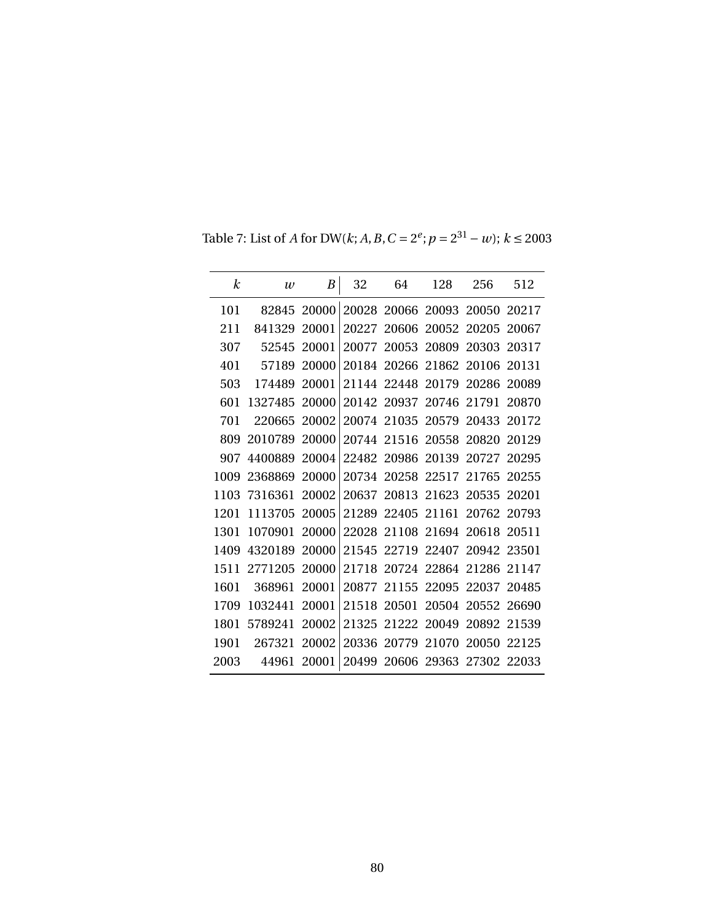Table 7: List of $A$ for $\mathrm{DW}(k; A, B, C = 2^e; p = 2^{31} - w)$; $k \leq 2003$

| $k$ | $w$ | $B$ | 32 | 64 | 128 | 256 | 512 |
|---|---|---|---|---|---|---|---|
| 101 | 82845 | 20000 | 20028 | 20066 | 20093 | 20050 | 20217 |
| 211 | 841329 | 20001 | 20227 | 20606 | 20052 | 20205 | 20067 |
| 307 | 52545 | 20001 | 20077 | 20053 | 20809 | 20303 | 20317 |
| 401 | 57189 | 20000 | 20184 | 20266 | 21862 | 20106 | 20131 |
| 503 | 174489 | 20001 | 21144 | 22448 | 20179 | 20286 | 20089 |
| 601 | 1327485 | 20000 | 20142 | 20937 | 20746 | 21791 | 20870 |
| 701 | 220665 | 20002 | 20074 | 21035 | 20579 | 20433 | 20172 |
| 809 | 2010789 | 20000 | 20744 | 21516 | 20558 | 20820 | 20129 |
| 907 | 4400889 | 20004 | 22482 | 20986 | 20139 | 20727 | 20295 |
| 1009 | 2368869 | 20000 | 20734 | 20258 | 22517 | 21765 | 20255 |
| 1103 | 7316361 | 20002 | 20637 | 20813 | 21623 | 20535 | 20201 |
| 1201 | 1113705 | 20005 | 21289 | 22405 | 21161 | 20762 | 20793 |
| 1301 | 1070901 | 20000 | 22028 | 21108 | 21694 | 20618 | 20511 |
| 1409 | 4320189 | 20000 | 21545 | 22719 | 22407 | 20942 | 23501 |
| 1511 | 2771205 | 20000 | 21718 | 20724 | 22864 | 21286 | 21147 |
| 1601 | 368961 | 20001 | 20877 | 21155 | 22095 | 22037 | 20485 |
| 1709 | 1032441 | 20001 | 21518 | 20501 | 20504 | 20552 | 26690 |
| 1801 | 5789241 | 20002 | 21325 | 21222 | 20049 | 20892 | 21539 |
| 1901 | 267321 | 20002 | 20336 | 20779 | 21070 | 20050 | 22125 |
| 2003 | 44961 | 20001 | 20499 | 20606 | 29363 | 27302 | 22033 |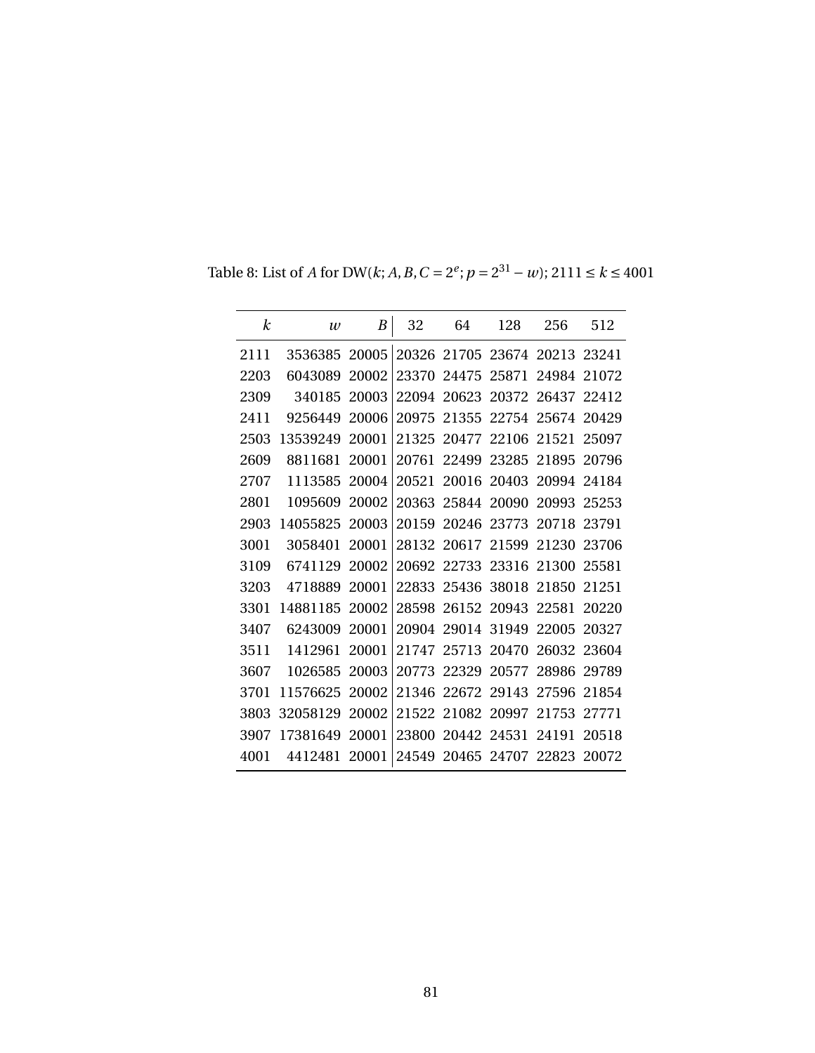Table 8: List of $A$ for $\mathrm{DW}(k; A, B, C = 2^e; p = 2^{31} - w)$; $2111 \le k \le 4001$

| $k$ | $w$ | $B$ | 32 | 64 | 128 | 256 | 512 |
|---|---|---|---|---|---|---|---|
| 2111 | 3536385 | 20005 | 20326 | 21705 | 23674 | 20213 | 23241 |
| 2203 | 6043089 | 20002 | 23370 | 24475 | 25871 | 24984 | 21072 |
| 2309 | 340185 | 20003 | 22094 | 20623 | 20372 | 26437 | 22412 |
| 2411 | 9256449 | 20006 | 20975 | 21355 | 22754 | 25674 | 20429 |
| 2503 | 13539249 | 20001 | 21325 | 20477 | 22106 | 21521 | 25097 |
| 2609 | 8811681 | 20001 | 20761 | 22499 | 23285 | 21895 | 20796 |
| 2707 | 1113585 | 20004 | 20521 | 20016 | 20403 | 20994 | 24184 |
| 2801 | 1095609 | 20002 | 20363 | 25844 | 20090 | 20993 | 25253 |
| 2903 | 14055825 | 20003 | 20159 | 20246 | 23773 | 20718 | 23791 |
| 3001 | 3058401 | 20001 | 28132 | 20617 | 21599 | 21230 | 23706 |
| 3109 | 6741129 | 20002 | 20692 | 22733 | 23316 | 21300 | 25581 |
| 3203 | 4718889 | 20001 | 22833 | 25436 | 38018 | 21850 | 21251 |
| 3301 | 14881185 | 20002 | 28598 | 26152 | 20943 | 22581 | 20220 |
| 3407 | 6243009 | 20001 | 20904 | 29014 | 31949 | 22005 | 20327 |
| 3511 | 1412961 | 20001 | 21747 | 25713 | 20470 | 26032 | 23604 |
| 3607 | 1026585 | 20003 | 20773 | 22329 | 20577 | 28986 | 29789 |
| 3701 | 11576625 | 20002 | 21346 | 22672 | 29143 | 27596 | 21854 |
| 3803 | 32058129 | 20002 | 21522 | 21082 | 20997 | 21753 | 27771 |
| 3907 | 17381649 | 20001 | 23800 | 20442 | 24531 | 24191 | 20518 |
| 4001 | 4412481 | 20001 | 24549 | 20465 | 24707 | 22823 | 20072 |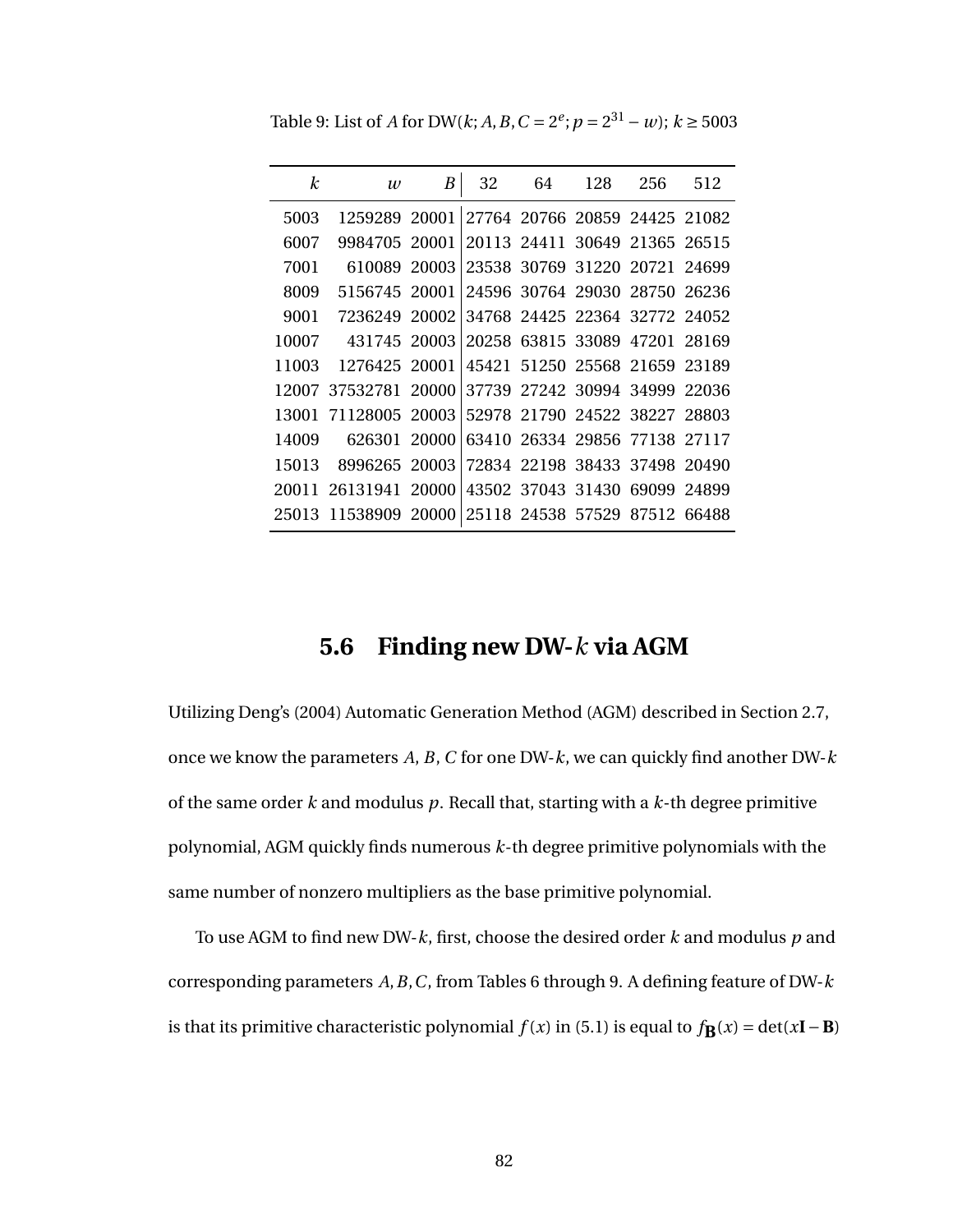Table 9: List of $A$ for DW($k$; $A, B, C = 2^e$; $p = 2^{31} - w$); $k \geq 5003$

| $k$ | $w$ | $B$ | 32 | 64 | 128 | 256 | 512 |
|---|---|---|---|---|---|---|---|
| 5003 | 1259289 | 20001 | 27764 | 20766 | 20859 | 24425 | 21082 |
| 6007 | 9984705 | 20001 | 20113 | 24411 | 30649 | 21365 | 26515 |
| 7001 | 610089 | 20003 | 23538 | 30769 | 31220 | 20721 | 24699 |
| 8009 | 5156745 | 20001 | 24596 | 30764 | 29030 | 28750 | 26236 |
| 9001 | 7236249 | 20002 | 34768 | 24425 | 22364 | 32772 | 24052 |
| 10007 | 431745 | 20003 | 20258 | 63815 | 33089 | 47201 | 28169 |
| 11003 | 1276425 | 20001 | 45421 | 51250 | 25568 | 21659 | 23189 |
| 12007 | 37532781 | 20000 | 37739 | 27242 | 30994 | 34999 | 22036 |
| 13001 | 71128005 | 20003 | 52978 | 21790 | 24522 | 38227 | 28803 |
| 14009 | 626301 | 20000 | 63410 | 26334 | 29856 | 77138 | 27117 |
| 15013 | 8996265 | 20003 | 72834 | 22198 | 38433 | 37498 | 20490 |
| 20011 | 26131941 | 20000 | 43502 | 37043 | 31430 | 69099 | 24899 |
| 25013 | 11538909 | 20000 | 25118 | 24538 | 57529 | 87512 | 66488 |

## 5.6 Finding new DW-$k$ via AGM

Utilizing Deng's (2004) Automatic Generation Method (AGM) described in Section 2.7, once we know the parameters $A$, $B$, $C$ for one DW-$k$, we can quickly find another DW-$k$ of the same order $k$ and modulus $p$. Recall that, starting with a $k$-th degree primitive polynomial, AGM quickly finds numerous $k$-th degree primitive polynomials with the same number of nonzero multipliers as the base primitive polynomial.

To use AGM to find new DW-$k$, first, choose the desired order $k$ and modulus $p$ and corresponding parameters $A, B, C$, from Tables 6 through 9. A defining feature of DW-$k$ is that its primitive characteristic polynomial $f(x)$ in (5.1) is equal to $f_{\mathbf{B}}(x) = \det(x\mathbf{I} - \mathbf{B})$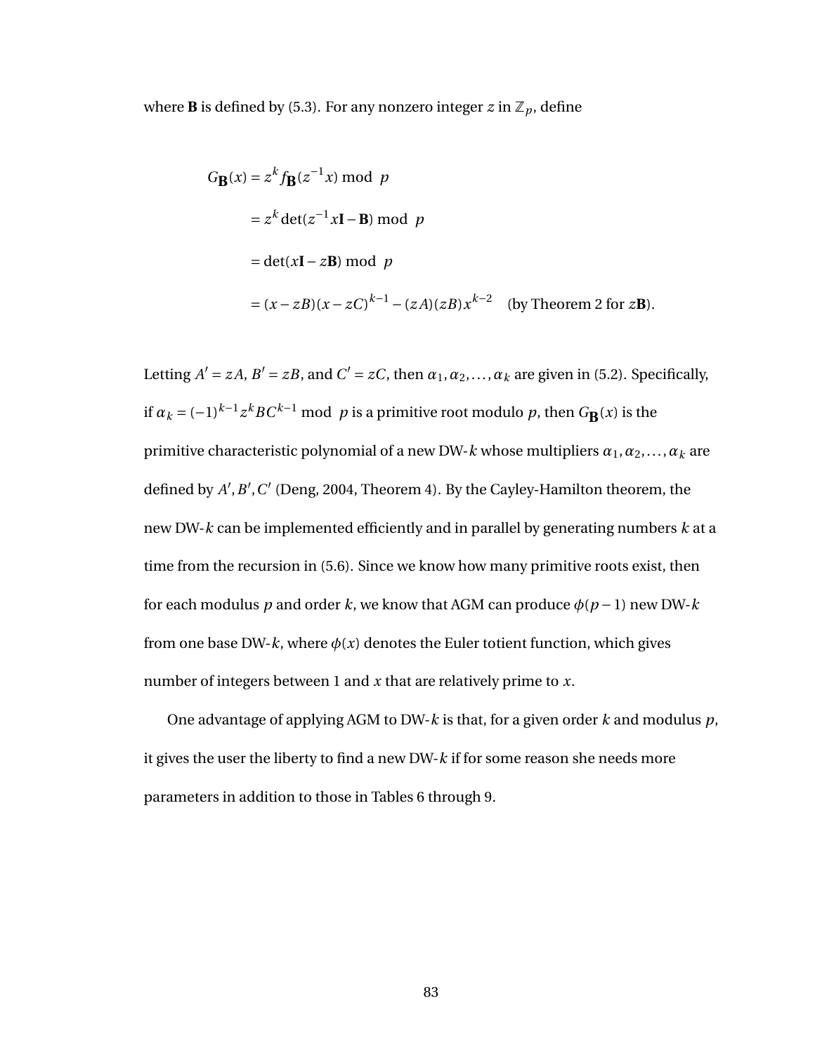where $\mathbf{B}$ is defined by (5.3). For any nonzero integer $z$ in $\mathbb{Z}_p$, define

$$
\begin{aligned}
G_{\mathbf{B}}(x) &= z^k f_{\mathbf{B}}(z^{-1}x) \bmod p \\
&= z^k \det(z^{-1}x\mathbf{I} - \mathbf{B}) \bmod p \\
&= \det(x\mathbf{I} - z\mathbf{B}) \bmod p \\
&= (x - zB)(x - zC)^{k-1} - (zA)(zB)x^{k-2} \quad \text{(by Theorem 2 for } z\mathbf{B}\text{)}.
\end{aligned}
$$

Letting $A' = zA$, $B' = zB$, and $C' = zC$, then $\alpha_1, \alpha_2, \ldots, \alpha_k$ are given in (5.2). Specifically, if $\alpha_k = (-1)^{k-1} z^k BC^{k-1} \bmod p$ is a primitive root modulo $p$, then $G_{\mathbf{B}}(x)$ is the primitive characteristic polynomial of a new DW-$k$ whose multipliers $\alpha_1, \alpha_2, \ldots, \alpha_k$ are defined by $A', B', C'$ (Deng, 2004, Theorem 4). By the Cayley-Hamilton theorem, the new DW-$k$ can be implemented efficiently and in parallel by generating numbers $k$ at a time from the recursion in (5.6). Since we know how many primitive roots exist, then for each modulus $p$ and order $k$, we know that AGM can produce $\phi(p-1)$ new DW-$k$ from one base DW-$k$, where $\phi(x)$ denotes the Euler totient function, which gives number of integers between 1 and $x$ that are relatively prime to $x$.

One advantage of applying AGM to DW-$k$ is that, for a given order $k$ and modulus $p$, it gives the user the liberty to find a new DW-$k$ if for some reason she needs more parameters in addition to those in Tables 6 through 9.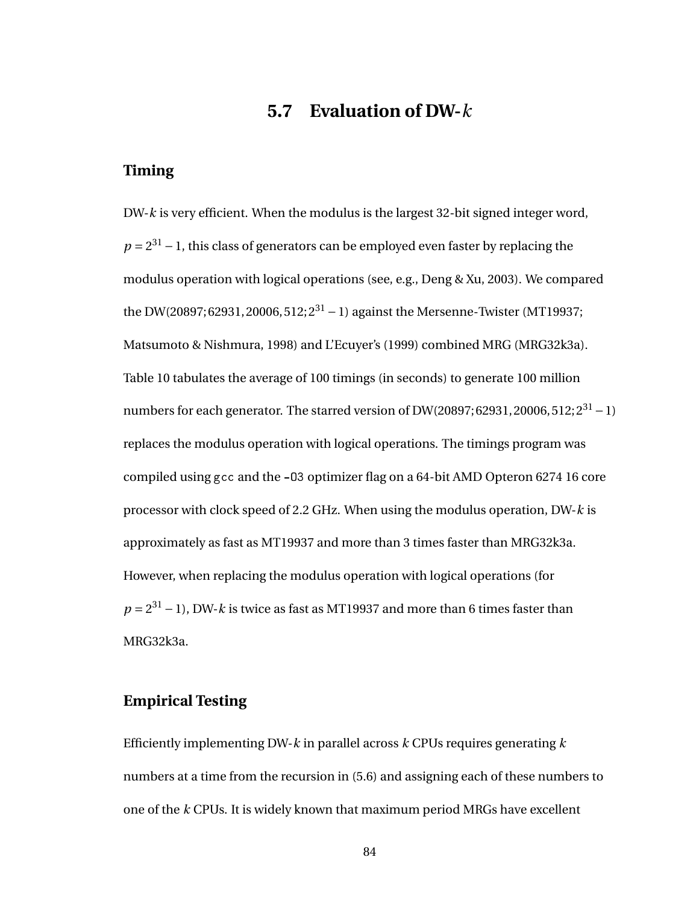## 5.7 Evaluation of DW-$k$

### Timing

DW-$k$ is very efficient. When the modulus is the largest 32-bit signed integer word, $p = 2^{31} - 1$, this class of generators can be employed even faster by replacing the modulus operation with logical operations (see, e.g., Deng & Xu, 2003). We compared the DW$(20897; 62931, 20006, 512; 2^{31} - 1)$ against the Mersenne-Twister (MT19937; Matsumoto & Nishmura, 1998) and L'Ecuyer's (1999) combined MRG (MRG32k3a). Table 10 tabulates the average of 100 timings (in seconds) to generate 100 million numbers for each generator. The starred version of DW$(20897; 62931, 20006, 512; 2^{31} - 1)$ replaces the modulus operation with logical operations. The timings program was compiled using `gcc` and the `-O3` optimizer flag on a 64-bit AMD Opteron 6274 16 core processor with clock speed of 2.2 GHz. When using the modulus operation, DW-$k$ is approximately as fast as MT19937 and more than 3 times faster than MRG32k3a. However, when replacing the modulus operation with logical operations (for $p = 2^{31} - 1$), DW-$k$ is twice as fast as MT19937 and more than 6 times faster than MRG32k3a.

### Empirical Testing

Efficiently implementing DW-$k$ in parallel across $k$ CPUs requires generating $k$ numbers at a time from the recursion in (5.6) and assigning each of these numbers to one of the $k$ CPUs. It is widely known that maximum period MRGs have excellent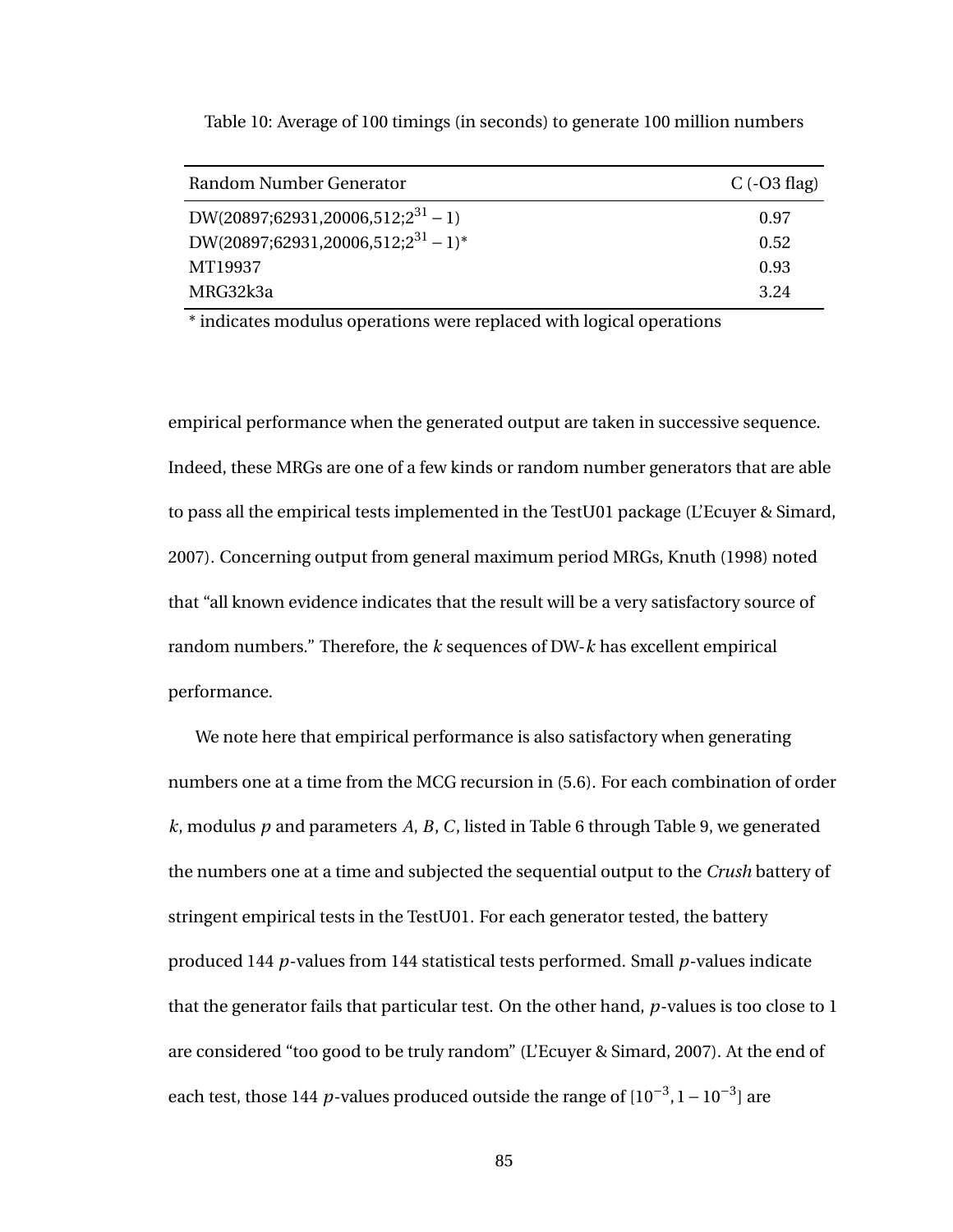Table 10: Average of 100 timings (in seconds) to generate 100 million numbers

| Random Number Generator | C (-O3 flag) |
|---|---|
| DW(20897;62931,20006,512;$2^{31}-1$) | 0.97 |
| DW(20897;62931,20006,512;$2^{31}-1$)* | 0.52 |
| MT19937 | 0.93 |
| MRG32k3a | 3.24 |

\* indicates modulus operations were replaced with logical operations

empirical performance when the generated output are taken in successive sequence. Indeed, these MRGs are one of a few kinds or random number generators that are able to pass all the empirical tests implemented in the TestU01 package (L'Ecuyer & Simard, 2007). Concerning output from general maximum period MRGs, Knuth (1998) noted that "all known evidence indicates that the result will be a very satisfactory source of random numbers." Therefore, the $k$ sequences of DW-$k$ has excellent empirical performance.

We note here that empirical performance is also satisfactory when generating numbers one at a time from the MCG recursion in (5.6). For each combination of order $k$, modulus $p$ and parameters $A$, $B$, $C$, listed in Table 6 through Table 9, we generated the numbers one at a time and subjected the sequential output to the *Crush* battery of stringent empirical tests in the TestU01. For each generator tested, the battery produced 144 $p$-values from 144 statistical tests performed. Small $p$-values indicate that the generator fails that particular test. On the other hand, $p$-values is too close to 1 are considered "too good to be truly random" (L'Ecuyer & Simard, 2007). At the end of each test, those 144 $p$-values produced outside the range of $[10^{-3}, 1-10^{-3}]$ are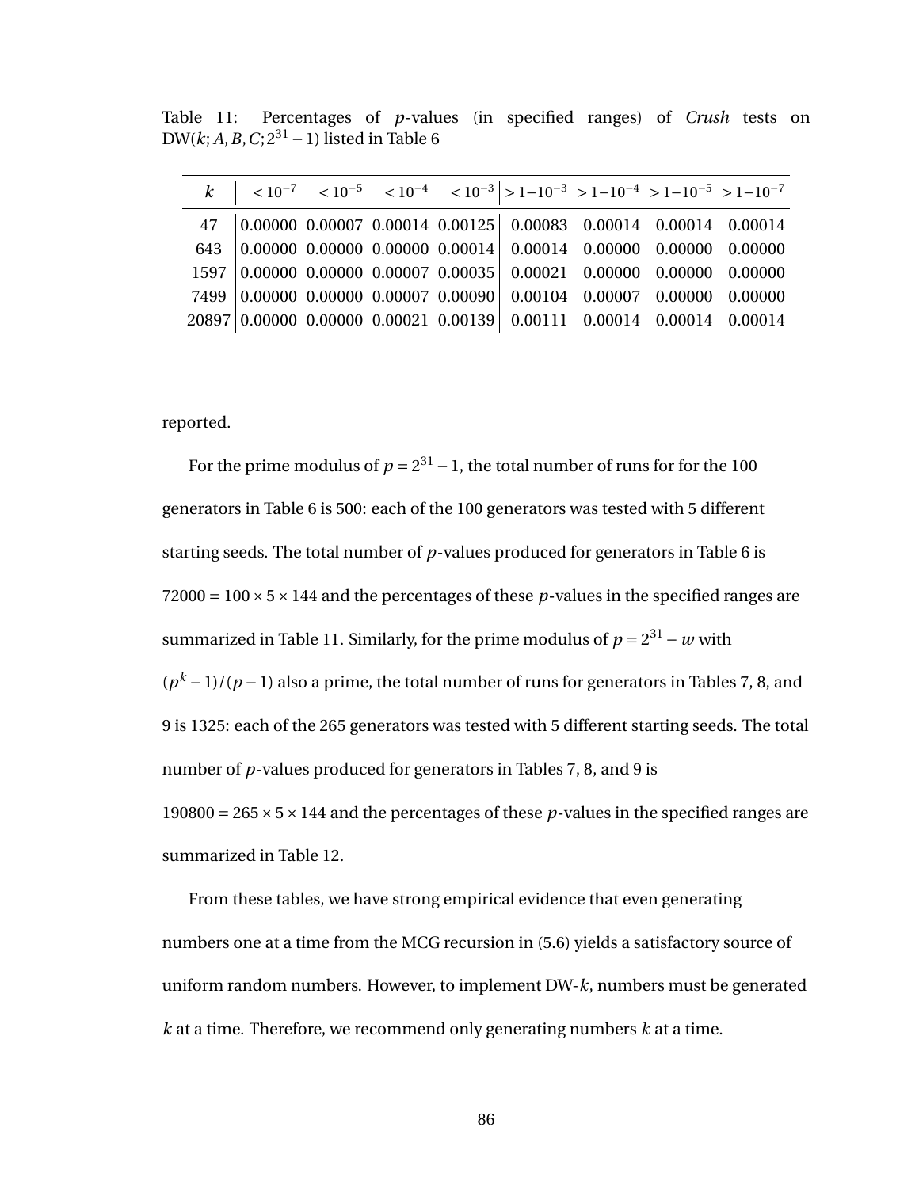Table 11: Percentages of $p$-values (in specified ranges) of *Crush* tests on DW($k; A, B, C; 2^{31}-1$) listed in Table 6

| $k$ | $< 10^{-7}$ | $< 10^{-5}$ | $< 10^{-4}$ | $< 10^{-3}$ | $> 1-10^{-3}$ | $> 1-10^{-4}$ | $> 1-10^{-5}$ | $> 1-10^{-7}$ |
|---|---|---|---|---|---|---|---|---|
| 47 | 0.00000 | 0.00007 | 0.00014 | 0.00125 | 0.00083 | 0.00014 | 0.00014 | 0.00014 |
| 643 | 0.00000 | 0.00000 | 0.00000 | 0.00014 | 0.00014 | 0.00000 | 0.00000 | 0.00000 |
| 1597 | 0.00000 | 0.00000 | 0.00007 | 0.00035 | 0.00021 | 0.00000 | 0.00000 | 0.00000 |
| 7499 | 0.00000 | 0.00000 | 0.00007 | 0.00090 | 0.00104 | 0.00007 | 0.00000 | 0.00000 |
| 20897 | 0.00000 | 0.00000 | 0.00021 | 0.00139 | 0.00111 | 0.00014 | 0.00014 | 0.00014 |

reported.

For the prime modulus of $p = 2^{31} - 1$, the total number of runs for for the 100 generators in Table 6 is 500: each of the 100 generators was tested with 5 different starting seeds. The total number of $p$-values produced for generators in Table 6 is $72000 = 100 \times 5 \times 144$ and the percentages of these $p$-values in the specified ranges are summarized in Table 11. Similarly, for the prime modulus of $p = 2^{31} - w$ with $(p^k - 1)/(p-1)$ also a prime, the total number of runs for generators in Tables 7, 8, and 9 is 1325: each of the 265 generators was tested with 5 different starting seeds. The total number of $p$-values produced for generators in Tables 7, 8, and 9 is $190800 = 265 \times 5 \times 144$ and the percentages of these $p$-values in the specified ranges are summarized in Table 12.

From these tables, we have strong empirical evidence that even generating numbers one at a time from the MCG recursion in (5.6) yields a satisfactory source of uniform random numbers. However, to implement DW-$k$, numbers must be generated $k$ at a time. Therefore, we recommend only generating numbers $k$ at a time.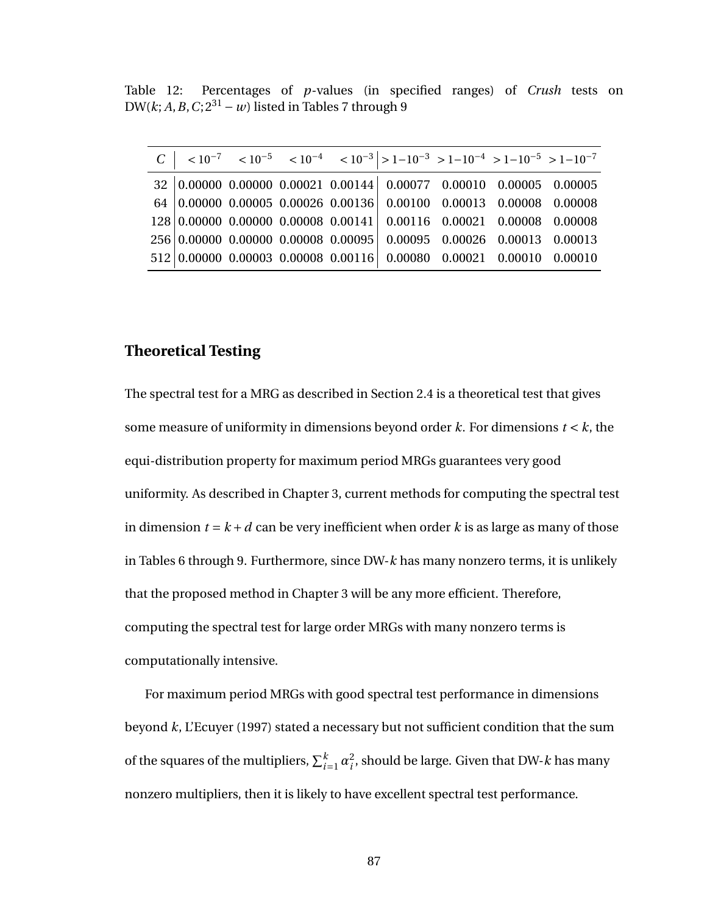Table 12: Percentages of $p$-values (in specified ranges) of *Crush* tests on DW($k; A, B, C; 2^{31} - w$) listed in Tables 7 through 9

| $C$ | $< 10^{-7}$ | $< 10^{-5}$ | $< 10^{-4}$ | $< 10^{-3}$ | $> 1-10^{-3}$ | $> 1-10^{-4}$ | $> 1-10^{-5}$ | $> 1-10^{-7}$ |
|---|---|---|---|---|---|---|---|---|
| 32 | 0.00000 | 0.00000 | 0.00021 | 0.00144 | 0.00077 | 0.00010 | 0.00005 | 0.00005 |
| 64 | 0.00000 | 0.00005 | 0.00026 | 0.00136 | 0.00100 | 0.00013 | 0.00008 | 0.00008 |
| 128 | 0.00000 | 0.00000 | 0.00008 | 0.00141 | 0.00116 | 0.00021 | 0.00008 | 0.00008 |
| 256 | 0.00000 | 0.00000 | 0.00008 | 0.00095 | 0.00095 | 0.00026 | 0.00013 | 0.00013 |
| 512 | 0.00000 | 0.00003 | 0.00008 | 0.00116 | 0.00080 | 0.00021 | 0.00010 | 0.00010 |

## Theoretical Testing

The spectral test for a MRG as described in Section 2.4 is a theoretical test that gives some measure of uniformity in dimensions beyond order $k$. For dimensions $t < k$, the equi-distribution property for maximum period MRGs guarantees very good uniformity. As described in Chapter 3, current methods for computing the spectral test in dimension $t = k + d$ can be very inefficient when order $k$ is as large as many of those in Tables 6 through 9. Furthermore, since DW-$k$ has many nonzero terms, it is unlikely that the proposed method in Chapter 3 will be any more efficient. Therefore, computing the spectral test for large order MRGs with many nonzero terms is computationally intensive.

For maximum period MRGs with good spectral test performance in dimensions beyond $k$, L'Ecuyer (1997) stated a necessary but not sufficient condition that the sum of the squares of the multipliers, $\sum_{i=1}^{k} \alpha_i^2$, should be large. Given that DW-$k$ has many nonzero multipliers, then it is likely to have excellent spectral test performance.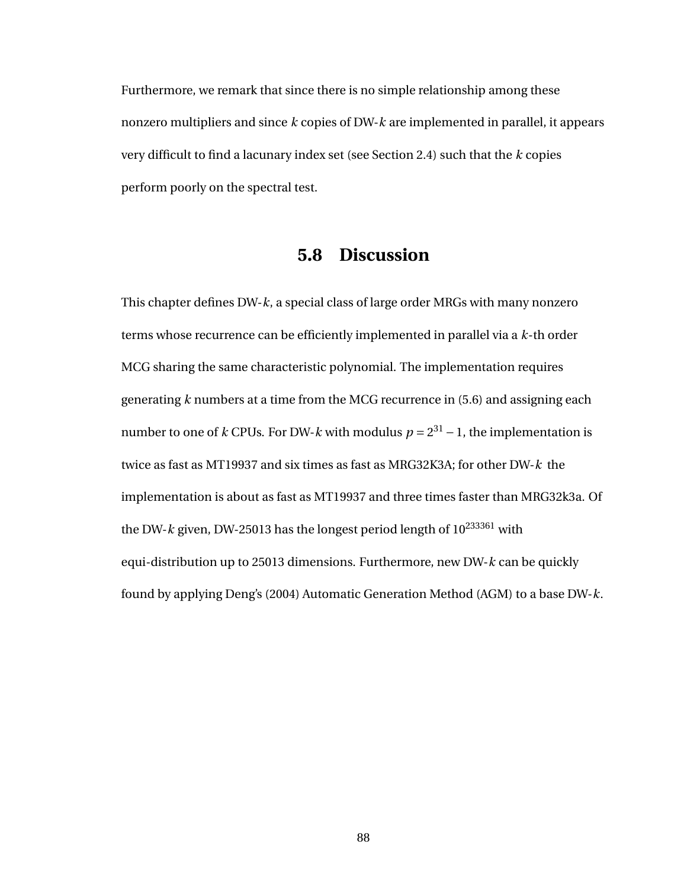Furthermore, we remark that since there is no simple relationship among these nonzero multipliers and since $k$ copies of DW-$k$ are implemented in parallel, it appears very difficult to find a lacunary index set (see Section 2.4) such that the $k$ copies perform poorly on the spectral test.

## 5.8 Discussion

This chapter defines DW-$k$, a special class of large order MRGs with many nonzero terms whose recurrence can be efficiently implemented in parallel via a $k$-th order MCG sharing the same characteristic polynomial. The implementation requires generating $k$ numbers at a time from the MCG recurrence in (5.6) and assigning each number to one of $k$ CPUs. For DW-$k$ with modulus $p = 2^{31} - 1$, the implementation is twice as fast as MT19937 and six times as fast as MRG32K3A; for other DW-$k$ the implementation is about as fast as MT19937 and three times faster than MRG32k3a. Of the DW-$k$ given, DW-25013 has the longest period length of $10^{233361}$ with equi-distribution up to 25013 dimensions. Furthermore, new DW-$k$ can be quickly found by applying Deng's (2004) Automatic Generation Method (AGM) to a base DW-$k$.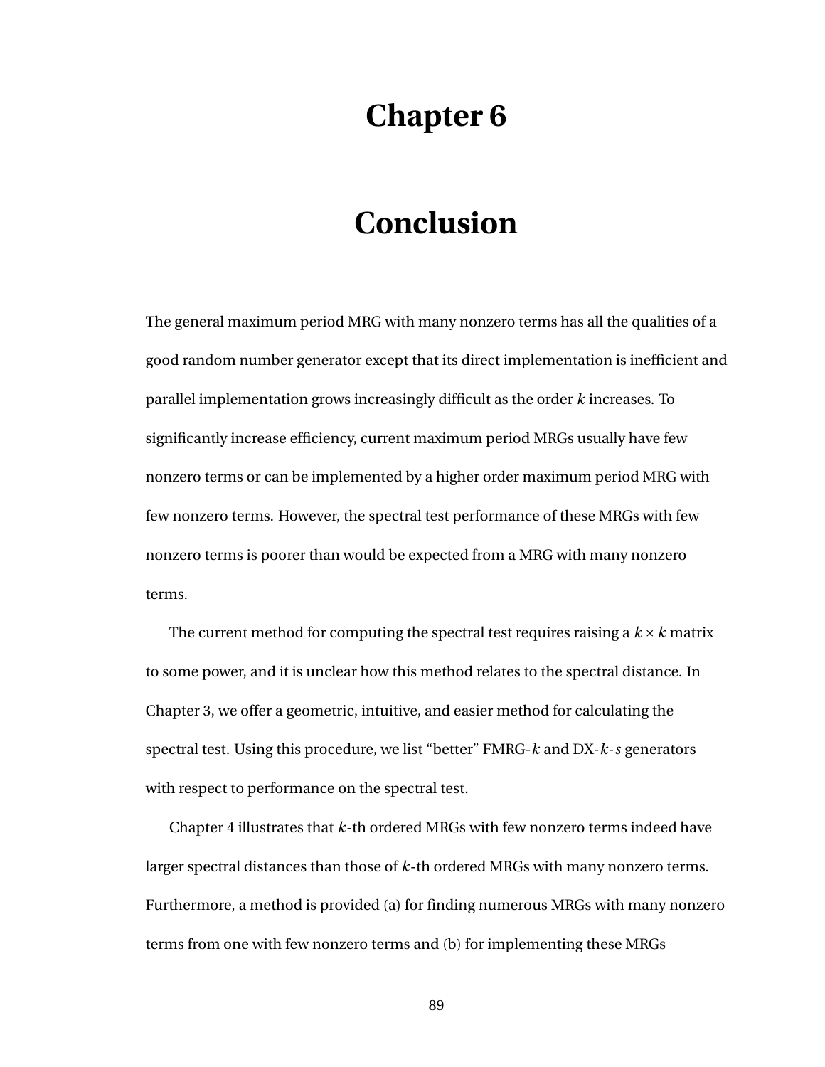# Chapter 6

# Conclusion

The general maximum period MRG with many nonzero terms has all the qualities of a good random number generator except that its direct implementation is inefficient and parallel implementation grows increasingly difficult as the order $k$ increases. To significantly increase efficiency, current maximum period MRGs usually have few nonzero terms or can be implemented by a higher order maximum period MRG with few nonzero terms. However, the spectral test performance of these MRGs with few nonzero terms is poorer than would be expected from a MRG with many nonzero terms.

The current method for computing the spectral test requires raising a $k \times k$ matrix to some power, and it is unclear how this method relates to the spectral distance. In Chapter 3, we offer a geometric, intuitive, and easier method for calculating the spectral test. Using this procedure, we list “better” FMRG-$k$ and DX-$k$-$s$ generators with respect to performance on the spectral test.

Chapter 4 illustrates that $k$-th ordered MRGs with few nonzero terms indeed have larger spectral distances than those of $k$-th ordered MRGs with many nonzero terms. Furthermore, a method is provided (a) for finding numerous MRGs with many nonzero terms from one with few nonzero terms and (b) for implementing these MRGs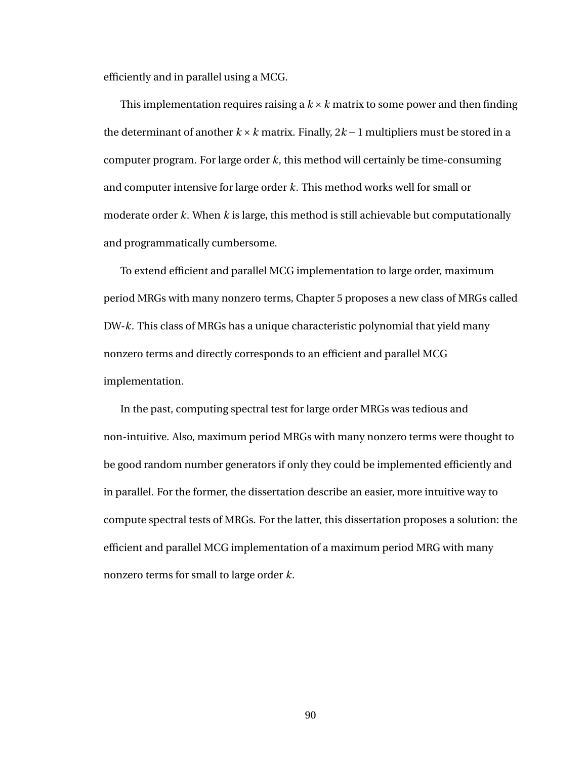efficiently and in parallel using a MCG.

This implementation requires raising a $k \times k$ matrix to some power and then finding the determinant of another $k \times k$ matrix. Finally, $2k - 1$ multipliers must be stored in a computer program. For large order $k$, this method will certainly be time-consuming and computer intensive for large order $k$. This method works well for small or moderate order $k$. When $k$ is large, this method is still achievable but computationally and programmatically cumbersome.

To extend efficient and parallel MCG implementation to large order, maximum period MRGs with many nonzero terms, Chapter 5 proposes a new class of MRGs called DW-$k$. This class of MRGs has a unique characteristic polynomial that yield many nonzero terms and directly corresponds to an efficient and parallel MCG implementation.

In the past, computing spectral test for large order MRGs was tedious and non-intuitive. Also, maximum period MRGs with many nonzero terms were thought to be good random number generators if only they could be implemented efficiently and in parallel. For the former, the dissertation describe an easier, more intuitive way to compute spectral tests of MRGs. For the latter, this dissertation proposes a solution: the efficient and parallel MCG implementation of a maximum period MRG with many nonzero terms for small to large order $k$.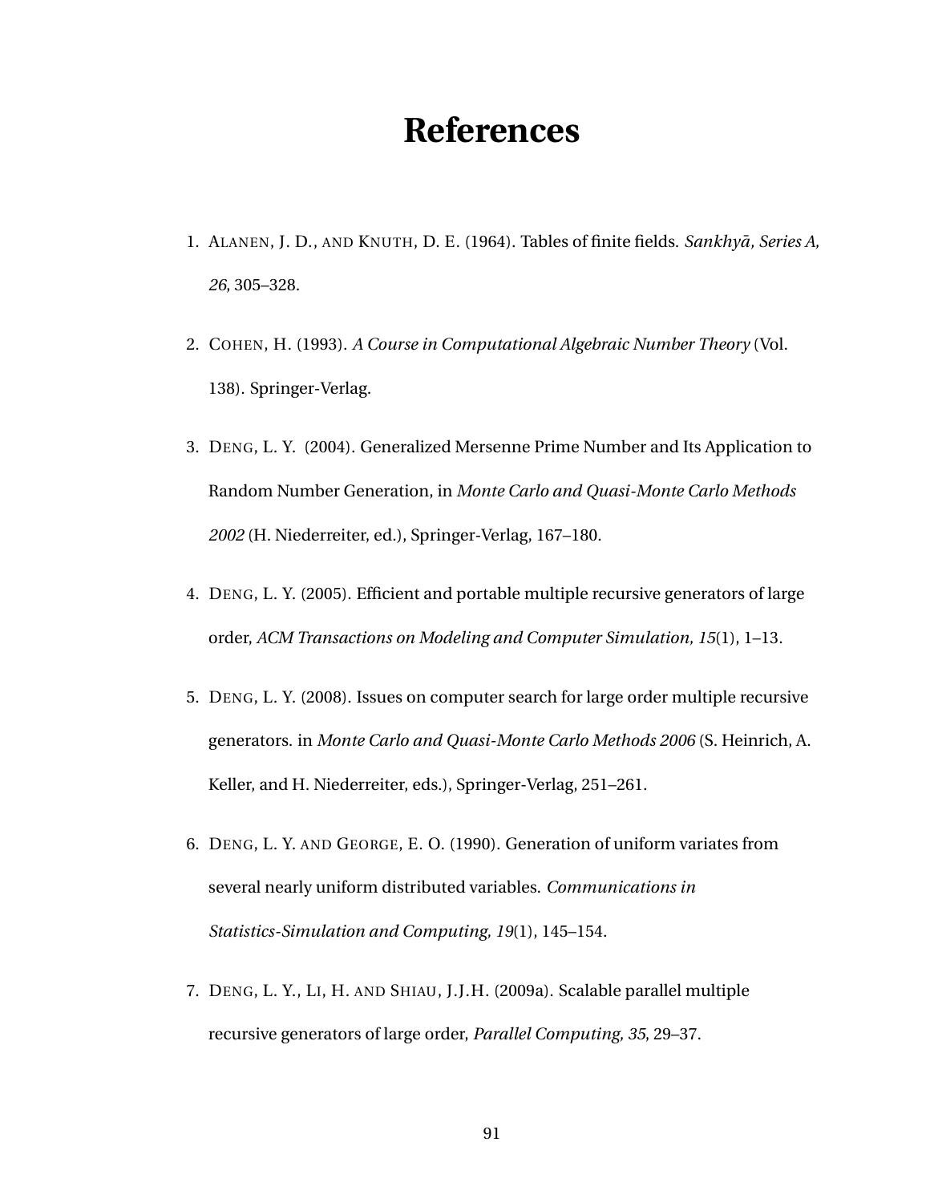# References

1. ALANEN, J. D., AND KNUTH, D. E. (1964). Tables of finite fields. *Sankhyā, Series A, 26*, 305–328.

2. COHEN, H. (1993). *A Course in Computational Algebraic Number Theory* (Vol. 138). Springer-Verlag.

3. DENG, L. Y. (2004). Generalized Mersenne Prime Number and Its Application to Random Number Generation, in *Monte Carlo and Quasi-Monte Carlo Methods 2002* (H. Niederreiter, ed.), Springer-Verlag, 167–180.

4. DENG, L. Y. (2005). Efficient and portable multiple recursive generators of large order, *ACM Transactions on Modeling and Computer Simulation, 15*(1), 1–13.

5. DENG, L. Y. (2008). Issues on computer search for large order multiple recursive generators. in *Monte Carlo and Quasi-Monte Carlo Methods 2006* (S. Heinrich, A. Keller, and H. Niederreiter, eds.), Springer-Verlag, 251–261.

6. DENG, L. Y. AND GEORGE, E. O. (1990). Generation of uniform variates from several nearly uniform distributed variables. *Communications in Statistics-Simulation and Computing, 19*(1), 145–154.

7. DENG, L. Y., LI, H. AND SHIAU, J.J.H. (2009a). Scalable parallel multiple recursive generators of large order, *Parallel Computing, 35*, 29–37.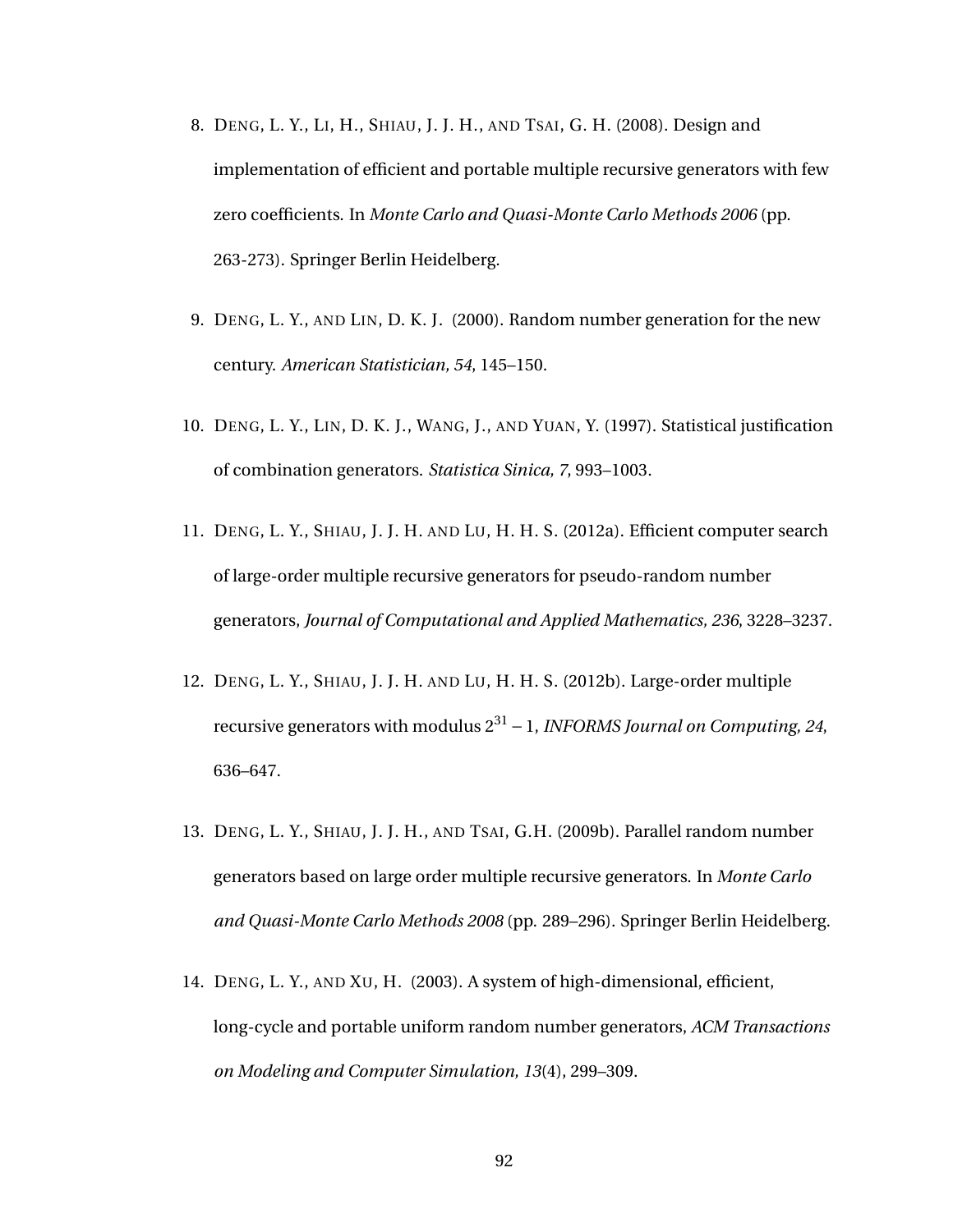8. DENG, L. Y., LI, H., SHIAU, J. J. H., AND TSAI, G. H. (2008). Design and implementation of efficient and portable multiple recursive generators with few zero coefficients. In *Monte Carlo and Quasi-Monte Carlo Methods 2006* (pp. 263-273). Springer Berlin Heidelberg.

9. DENG, L. Y., AND LIN, D. K. J. (2000). Random number generation for the new century. *American Statistician, 54*, 145–150.

10. DENG, L. Y., LIN, D. K. J., WANG, J., AND YUAN, Y. (1997). Statistical justification of combination generators. *Statistica Sinica, 7*, 993–1003.

11. DENG, L. Y., SHIAU, J. J. H. AND LU, H. H. S. (2012a). Efficient computer search of large-order multiple recursive generators for pseudo-random number generators, *Journal of Computational and Applied Mathematics, 236*, 3228–3237.

12. DENG, L. Y., SHIAU, J. J. H. AND LU, H. H. S. (2012b). Large-order multiple recursive generators with modulus $2^{31} - 1$, *INFORMS Journal on Computing, 24*, 636–647.

13. DENG, L. Y., SHIAU, J. J. H., AND TSAI, G.H. (2009b). Parallel random number generators based on large order multiple recursive generators. In *Monte Carlo and Quasi-Monte Carlo Methods 2008* (pp. 289–296). Springer Berlin Heidelberg.

14. DENG, L. Y., AND XU, H. (2003). A system of high-dimensional, efficient, long-cycle and portable uniform random number generators, *ACM Transactions on Modeling and Computer Simulation, 13*(4), 299–309.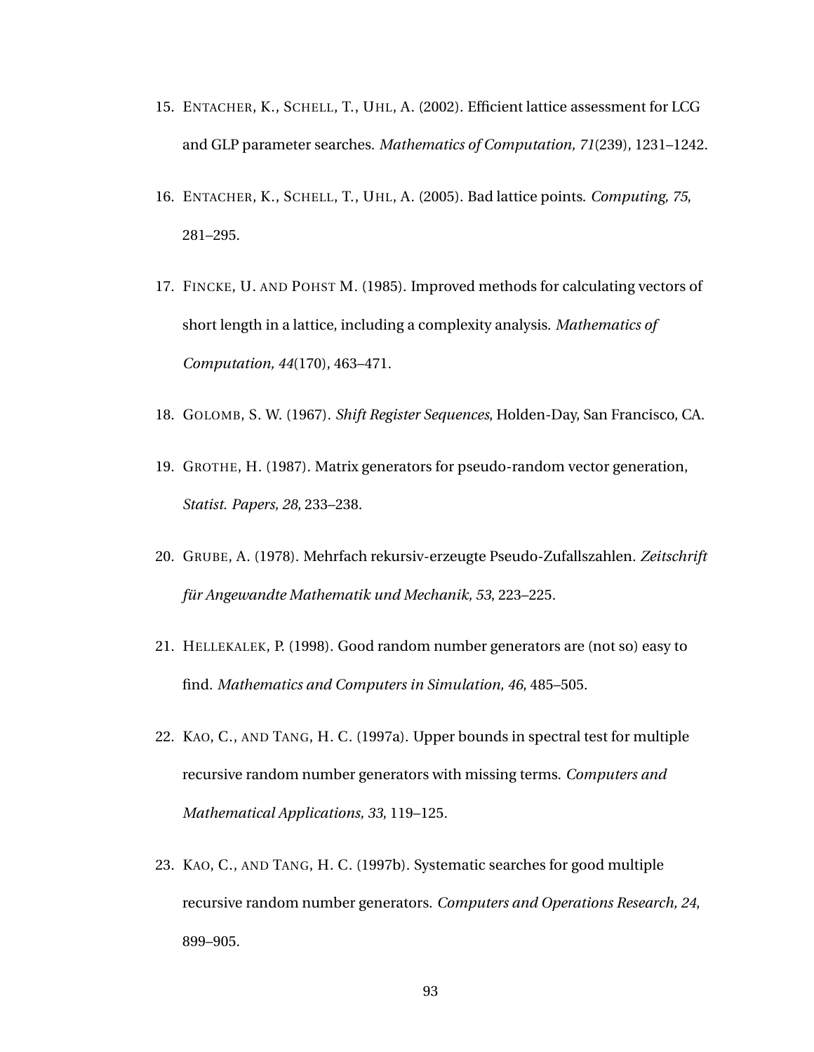15. ENTACHER, K., SCHELL, T., UHL, A. (2002). Efficient lattice assessment for LCG and GLP parameter searches. *Mathematics of Computation, 71*(239), 1231–1242.

16. ENTACHER, K., SCHELL, T., UHL, A. (2005). Bad lattice points. *Computing, 75*, 281–295.

17. FINCKE, U. AND POHST M. (1985). Improved methods for calculating vectors of short length in a lattice, including a complexity analysis. *Mathematics of Computation, 44*(170), 463–471.

18. GOLOMB, S. W. (1967). *Shift Register Sequences*, Holden-Day, San Francisco, CA.

19. GROTHE, H. (1987). Matrix generators for pseudo-random vector generation, *Statist. Papers, 28*, 233–238.

20. GRUBE, A. (1978). Mehrfach rekursiv-erzeugte Pseudo-Zufallszahlen. *Zeitschrift für Angewandte Mathematik und Mechanik, 53*, 223–225.

21. HELLEKALEK, P. (1998). Good random number generators are (not so) easy to find. *Mathematics and Computers in Simulation, 46*, 485–505.

22. KAO, C., AND TANG, H. C. (1997a). Upper bounds in spectral test for multiple recursive random number generators with missing terms. *Computers and Mathematical Applications, 33*, 119–125.

23. KAO, C., AND TANG, H. C. (1997b). Systematic searches for good multiple recursive random number generators. *Computers and Operations Research, 24*, 899–905.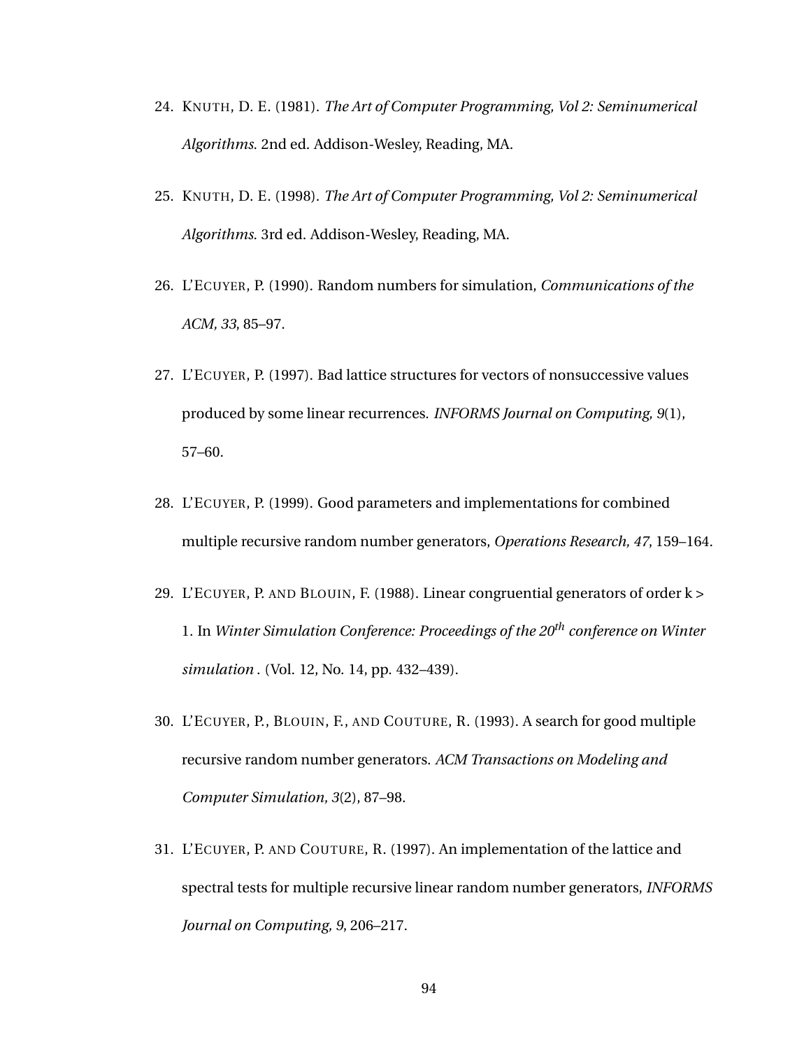24. KNUTH, D. E. (1981). *The Art of Computer Programming, Vol 2: Seminumerical Algorithms.* 2nd ed. Addison-Wesley, Reading, MA.

25. KNUTH, D. E. (1998). *The Art of Computer Programming, Vol 2: Seminumerical Algorithms.* 3rd ed. Addison-Wesley, Reading, MA.

26. L'ECUYER, P. (1990). Random numbers for simulation, *Communications of the ACM, 33*, 85–97.

27. L'ECUYER, P. (1997). Bad lattice structures for vectors of nonsuccessive values produced by some linear recurrences. *INFORMS Journal on Computing, 9*(1), 57–60.

28. L'ECUYER, P. (1999). Good parameters and implementations for combined multiple recursive random number generators, *Operations Research, 47*, 159–164.

29. L'ECUYER, P. AND BLOUIN, F. (1988). Linear congruential generators of order k > 1. In *Winter Simulation Conference: Proceedings of the 20$^{th}$ conference on Winter simulation* . (Vol. 12, No. 14, pp. 432–439).

30. L'ECUYER, P., BLOUIN, F., AND COUTURE, R. (1993). A search for good multiple recursive random number generators. *ACM Transactions on Modeling and Computer Simulation, 3*(2), 87–98.

31. L'ECUYER, P. AND COUTURE, R. (1997). An implementation of the lattice and spectral tests for multiple recursive linear random number generators, *INFORMS Journal on Computing, 9*, 206–217.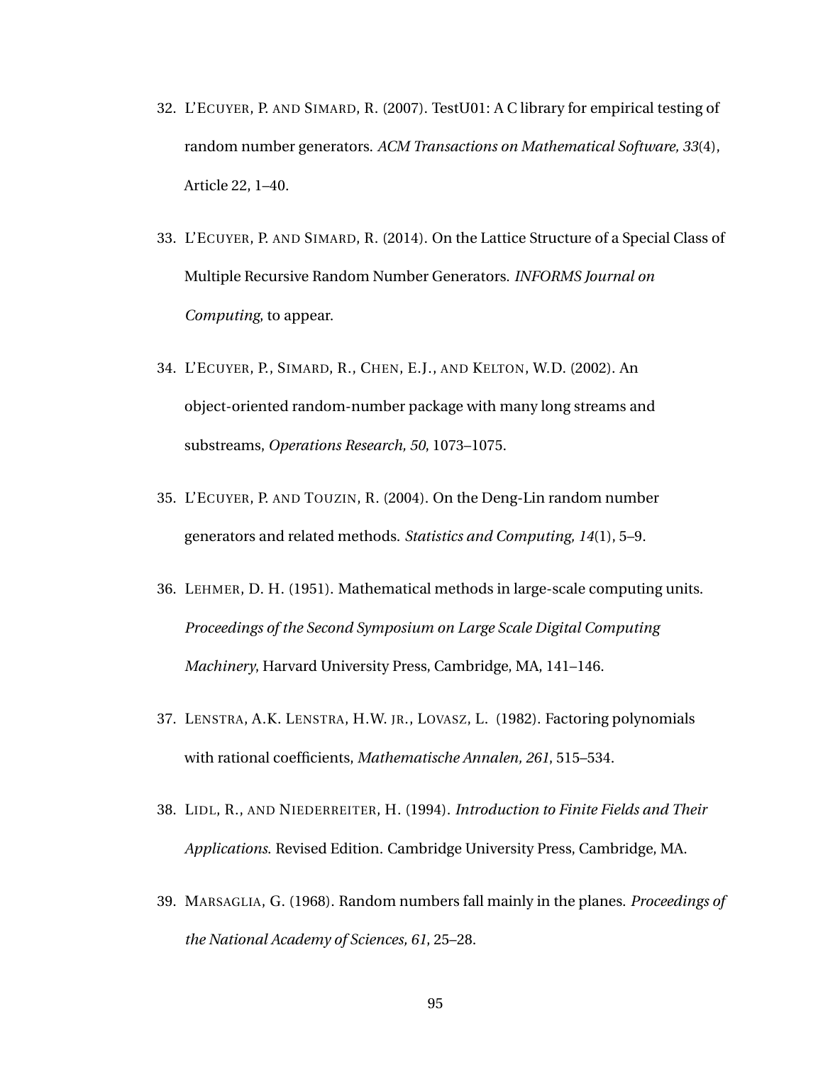32. L'Ecuyer, P. and Simard, R. (2007). TestU01: A C library for empirical testing of random number generators. *ACM Transactions on Mathematical Software, 33*(4), Article 22, 1–40.

33. L'Ecuyer, P. and Simard, R. (2014). On the Lattice Structure of a Special Class of Multiple Recursive Random Number Generators. *INFORMS Journal on Computing*, to appear.

34. L'Ecuyer, P., Simard, R., Chen, E.J., and Kelton, W.D. (2002). An object-oriented random-number package with many long streams and substreams, *Operations Research, 50*, 1073–1075.

35. L'Ecuyer, P. and Touzin, R. (2004). On the Deng-Lin random number generators and related methods. *Statistics and Computing, 14*(1), 5–9.

36. Lehmer, D. H. (1951). Mathematical methods in large-scale computing units. *Proceedings of the Second Symposium on Large Scale Digital Computing Machinery*, Harvard University Press, Cambridge, MA, 141–146.

37. Lenstra, A.K. Lenstra, H.W. jr., Lovasz, L. (1982). Factoring polynomials with rational coefficients, *Mathematische Annalen, 261*, 515–534.

38. Lidl, R., and Niederreiter, H. (1994). *Introduction to Finite Fields and Their Applications*. Revised Edition. Cambridge University Press, Cambridge, MA.

39. Marsaglia, G. (1968). Random numbers fall mainly in the planes. *Proceedings of the National Academy of Sciences, 61*, 25–28.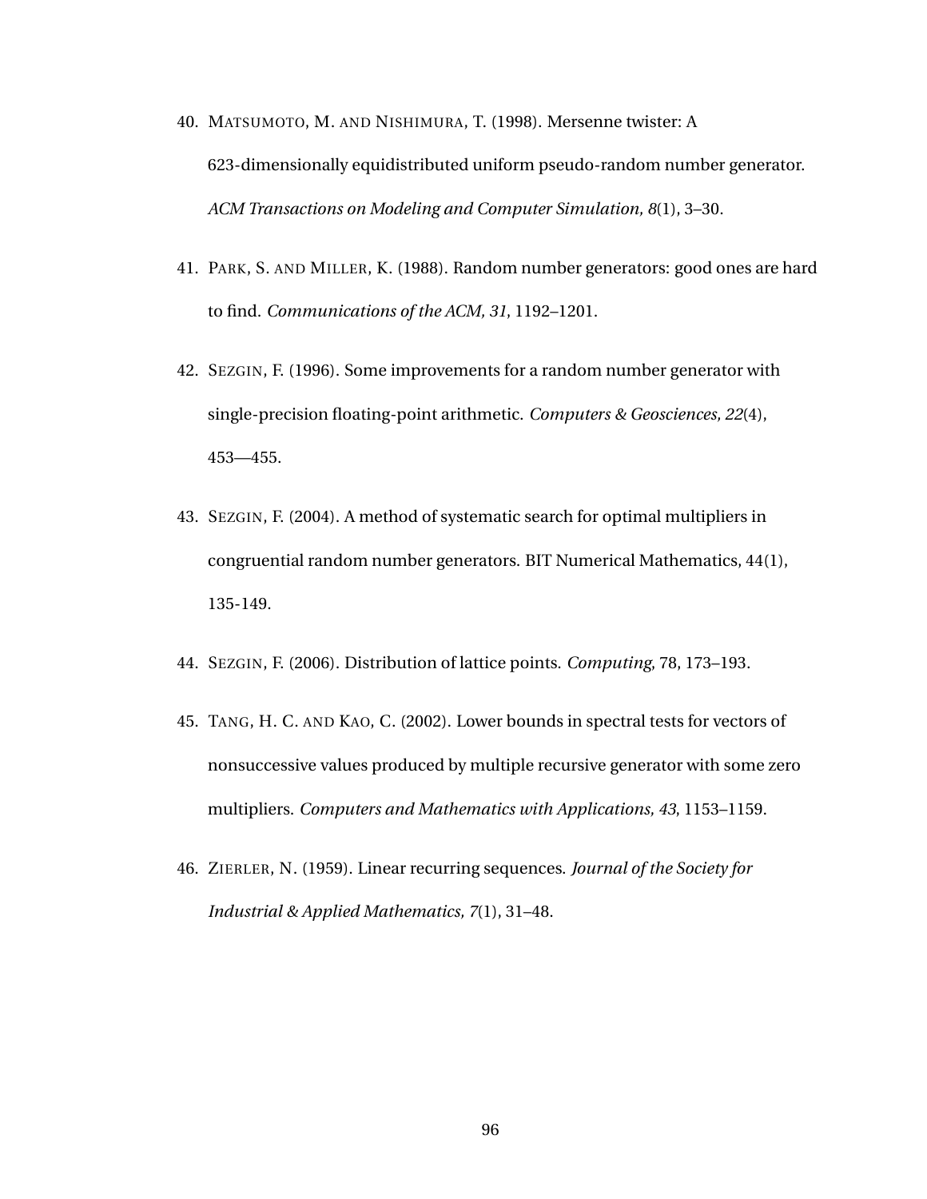40. MATSUMOTO, M. AND NISHIMURA, T. (1998). Mersenne twister: A 623-dimensionally equidistributed uniform pseudo-random number generator. *ACM Transactions on Modeling and Computer Simulation, 8*(1), 3–30.

41. PARK, S. AND MILLER, K. (1988). Random number generators: good ones are hard to find. *Communications of the ACM, 31*, 1192–1201.

42. SEZGIN, F. (1996). Some improvements for a random number generator with single-precision floating-point arithmetic. *Computers & Geosciences, 22*(4), 453—455.

43. SEZGIN, F. (2004). A method of systematic search for optimal multipliers in congruential random number generators. BIT Numerical Mathematics, 44(1), 135-149.

44. SEZGIN, F. (2006). Distribution of lattice points. *Computing*, 78, 173–193.

45. TANG, H. C. AND KAO, C. (2002). Lower bounds in spectral tests for vectors of nonsuccessive values produced by multiple recursive generator with some zero multipliers. *Computers and Mathematics with Applications, 43*, 1153–1159.

46. ZIERLER, N. (1959). Linear recurring sequences. *Journal of the Society for Industrial & Applied Mathematics, 7*(1), 31–48.